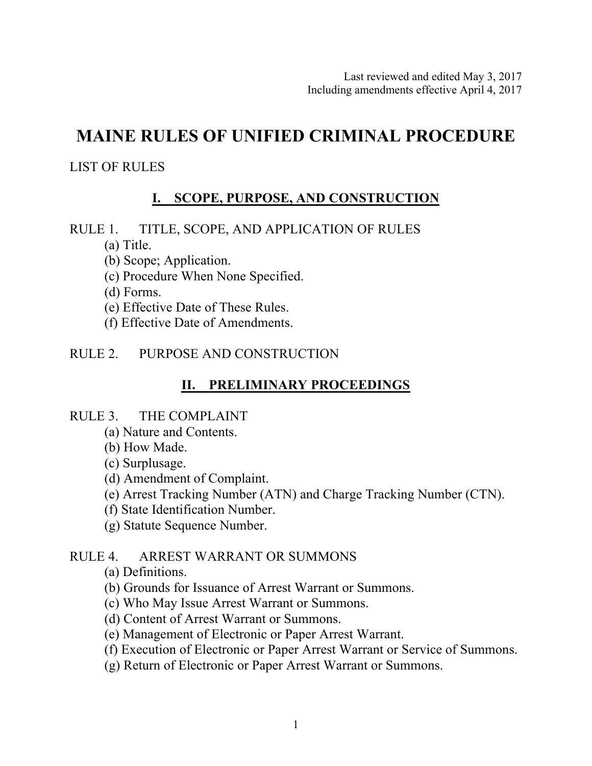Last reviewed and edited May 3, 2017
Including amendments effective April 4, 2017

# MAINE RULES OF UNIFIED CRIMINAL PROCEDURE

LIST OF RULES

## I. SCOPE, PURPOSE, AND CONSTRUCTION

RULE 1. TITLE, SCOPE, AND APPLICATION OF RULES

- (a) Title.
- (b) Scope; Application.
- (c) Procedure When None Specified.
- (d) Forms.
- (e) Effective Date of These Rules.
- (f) Effective Date of Amendments.

RULE 2. PURPOSE AND CONSTRUCTION

## II. PRELIMINARY PROCEEDINGS

RULE 3. THE COMPLAINT

- (a) Nature and Contents.
- (b) How Made.
- (c) Surplusage.
- (d) Amendment of Complaint.
- (e) Arrest Tracking Number (ATN) and Charge Tracking Number (CTN).
- (f) State Identification Number.
- (g) Statute Sequence Number.

RULE 4. ARREST WARRANT OR SUMMONS

- (a) Definitions.
- (b) Grounds for Issuance of Arrest Warrant or Summons.
- (c) Who May Issue Arrest Warrant or Summons.
- (d) Content of Arrest Warrant or Summons.
- (e) Management of Electronic or Paper Arrest Warrant.
- (f) Execution of Electronic or Paper Arrest Warrant or Service of Summons.
- (g) Return of Electronic or Paper Arrest Warrant or Summons.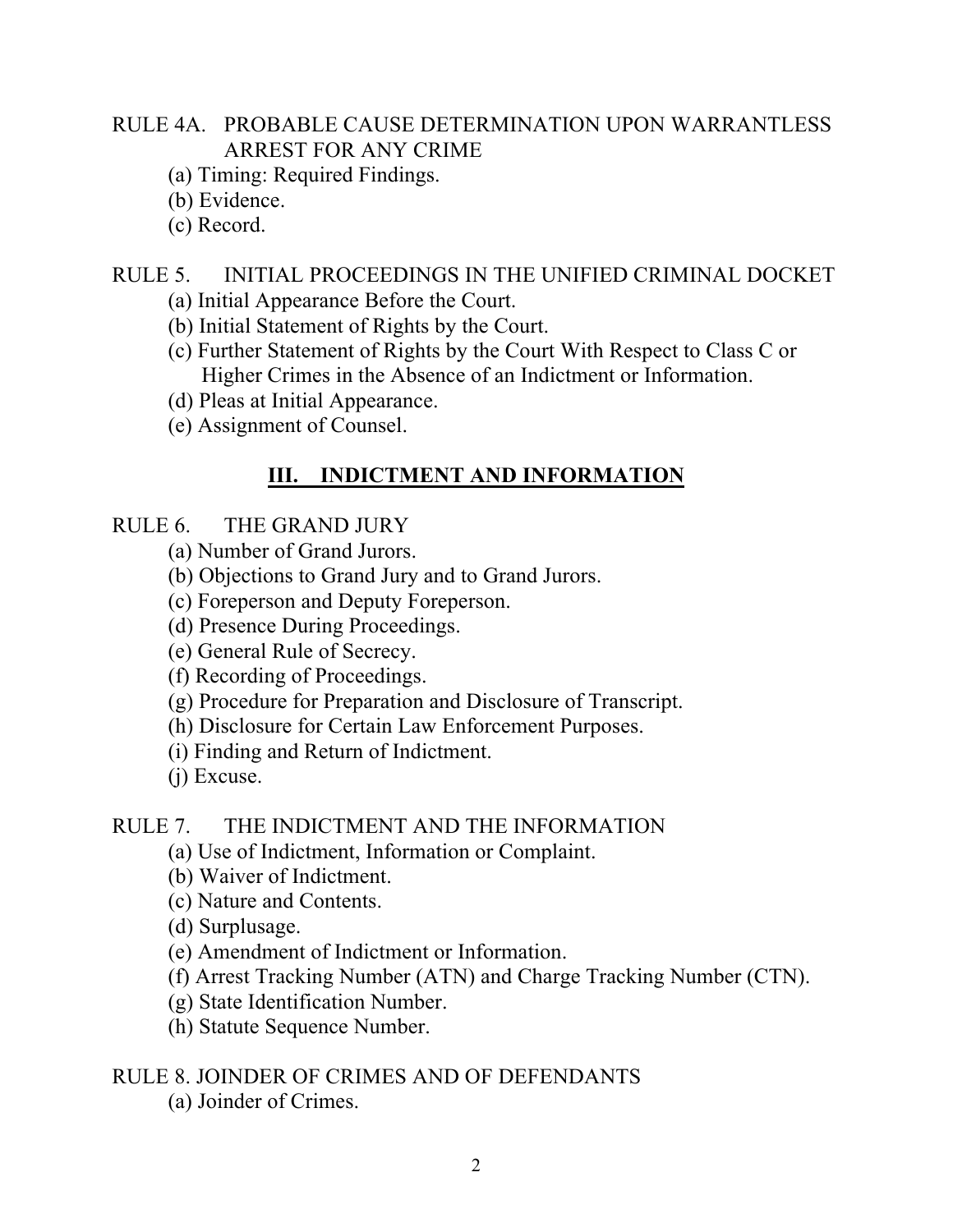RULE 4A. PROBABLE CAUSE DETERMINATION UPON WARRANTLESS ARREST FOR ANY CRIME

- (a) Timing: Required Findings.
- (b) Evidence.
- (c) Record.

RULE 5. INITIAL PROCEEDINGS IN THE UNIFIED CRIMINAL DOCKET

- (a) Initial Appearance Before the Court.
- (b) Initial Statement of Rights by the Court.
- (c) Further Statement of Rights by the Court With Respect to Class C or Higher Crimes in the Absence of an Indictment or Information.
- (d) Pleas at Initial Appearance.
- (e) Assignment of Counsel.

## III. INDICTMENT AND INFORMATION

RULE 6. THE GRAND JURY

- (a) Number of Grand Jurors.
- (b) Objections to Grand Jury and to Grand Jurors.
- (c) Foreperson and Deputy Foreperson.
- (d) Presence During Proceedings.
- (e) General Rule of Secrecy.
- (f) Recording of Proceedings.
- (g) Procedure for Preparation and Disclosure of Transcript.
- (h) Disclosure for Certain Law Enforcement Purposes.
- (i) Finding and Return of Indictment.
- (j) Excuse.

RULE 7. THE INDICTMENT AND THE INFORMATION

- (a) Use of Indictment, Information or Complaint.
- (b) Waiver of Indictment.
- (c) Nature and Contents.
- (d) Surplusage.
- (e) Amendment of Indictment or Information.
- (f) Arrest Tracking Number (ATN) and Charge Tracking Number (CTN).
- (g) State Identification Number.
- (h) Statute Sequence Number.

RULE 8. JOINDER OF CRIMES AND OF DEFENDANTS

- (a) Joinder of Crimes.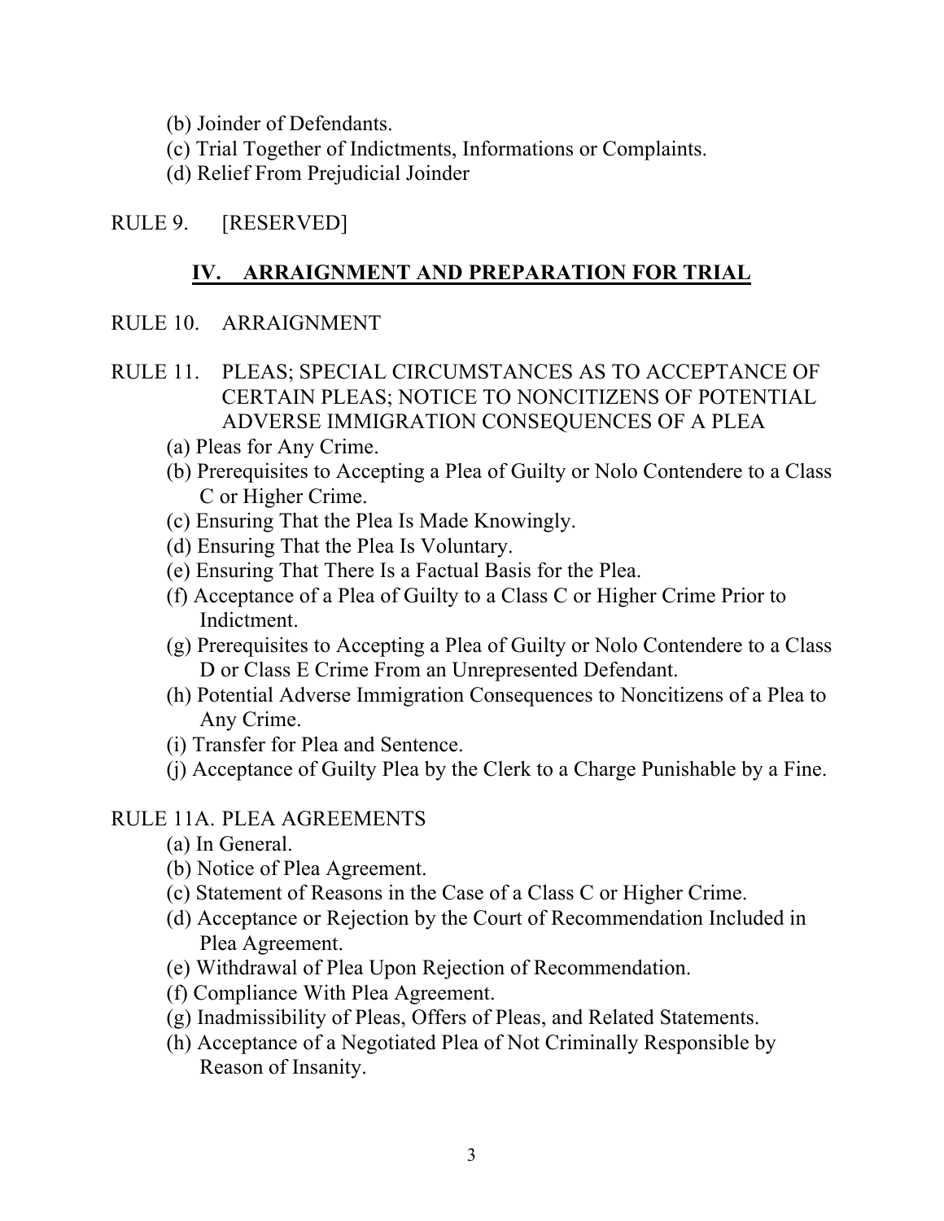(b) Joinder of Defendants.
(c) Trial Together of Indictments, Informations or Complaints.
(d) Relief From Prejudicial Joinder

RULE 9. [RESERVED]

## IV. ARRAIGNMENT AND PREPARATION FOR TRIAL

RULE 10. ARRAIGNMENT

RULE 11. PLEAS; SPECIAL CIRCUMSTANCES AS TO ACCEPTANCE OF CERTAIN PLEAS; NOTICE TO NONCITIZENS OF POTENTIAL ADVERSE IMMIGRATION CONSEQUENCES OF A PLEA

(a) Pleas for Any Crime.
(b) Prerequisites to Accepting a Plea of Guilty or Nolo Contendere to a Class C or Higher Crime.
(c) Ensuring That the Plea Is Made Knowingly.
(d) Ensuring That the Plea Is Voluntary.
(e) Ensuring That There Is a Factual Basis for the Plea.
(f) Acceptance of a Plea of Guilty to a Class C or Higher Crime Prior to Indictment.
(g) Prerequisites to Accepting a Plea of Guilty or Nolo Contendere to a Class D or Class E Crime From an Unrepresented Defendant.
(h) Potential Adverse Immigration Consequences to Noncitizens of a Plea to Any Crime.
(i) Transfer for Plea and Sentence.
(j) Acceptance of Guilty Plea by the Clerk to a Charge Punishable by a Fine.

RULE 11A. PLEA AGREEMENTS

(a) In General.
(b) Notice of Plea Agreement.
(c) Statement of Reasons in the Case of a Class C or Higher Crime.
(d) Acceptance or Rejection by the Court of Recommendation Included in Plea Agreement.
(e) Withdrawal of Plea Upon Rejection of Recommendation.
(f) Compliance With Plea Agreement.
(g) Inadmissibility of Pleas, Offers of Pleas, and Related Statements.
(h) Acceptance of a Negotiated Plea of Not Criminally Responsible by Reason of Insanity.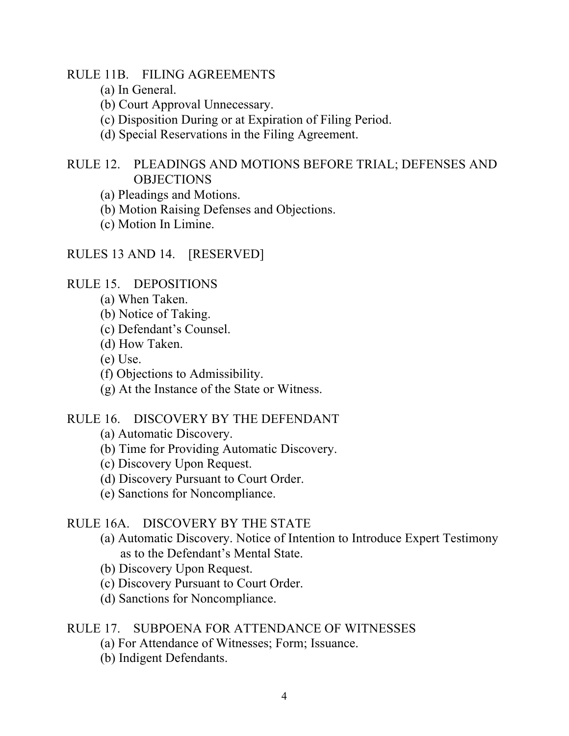RULE 11B. FILING AGREEMENTS

- (a) In General.
- (b) Court Approval Unnecessary.
- (c) Disposition During or at Expiration of Filing Period.
- (d) Special Reservations in the Filing Agreement.

RULE 12. PLEADINGS AND MOTIONS BEFORE TRIAL; DEFENSES AND OBJECTIONS

- (a) Pleadings and Motions.
- (b) Motion Raising Defenses and Objections.
- (c) Motion In Limine.

RULES 13 AND 14. [RESERVED]

RULE 15. DEPOSITIONS

- (a) When Taken.
- (b) Notice of Taking.
- (c) Defendant's Counsel.
- (d) How Taken.
- (e) Use.
- (f) Objections to Admissibility.
- (g) At the Instance of the State or Witness.

RULE 16. DISCOVERY BY THE DEFENDANT

- (a) Automatic Discovery.
- (b) Time for Providing Automatic Discovery.
- (c) Discovery Upon Request.
- (d) Discovery Pursuant to Court Order.
- (e) Sanctions for Noncompliance.

RULE 16A. DISCOVERY BY THE STATE

- (a) Automatic Discovery. Notice of Intention to Introduce Expert Testimony as to the Defendant's Mental State.
- (b) Discovery Upon Request.
- (c) Discovery Pursuant to Court Order.
- (d) Sanctions for Noncompliance.

RULE 17. SUBPOENA FOR ATTENDANCE OF WITNESSES

- (a) For Attendance of Witnesses; Form; Issuance.
- (b) Indigent Defendants.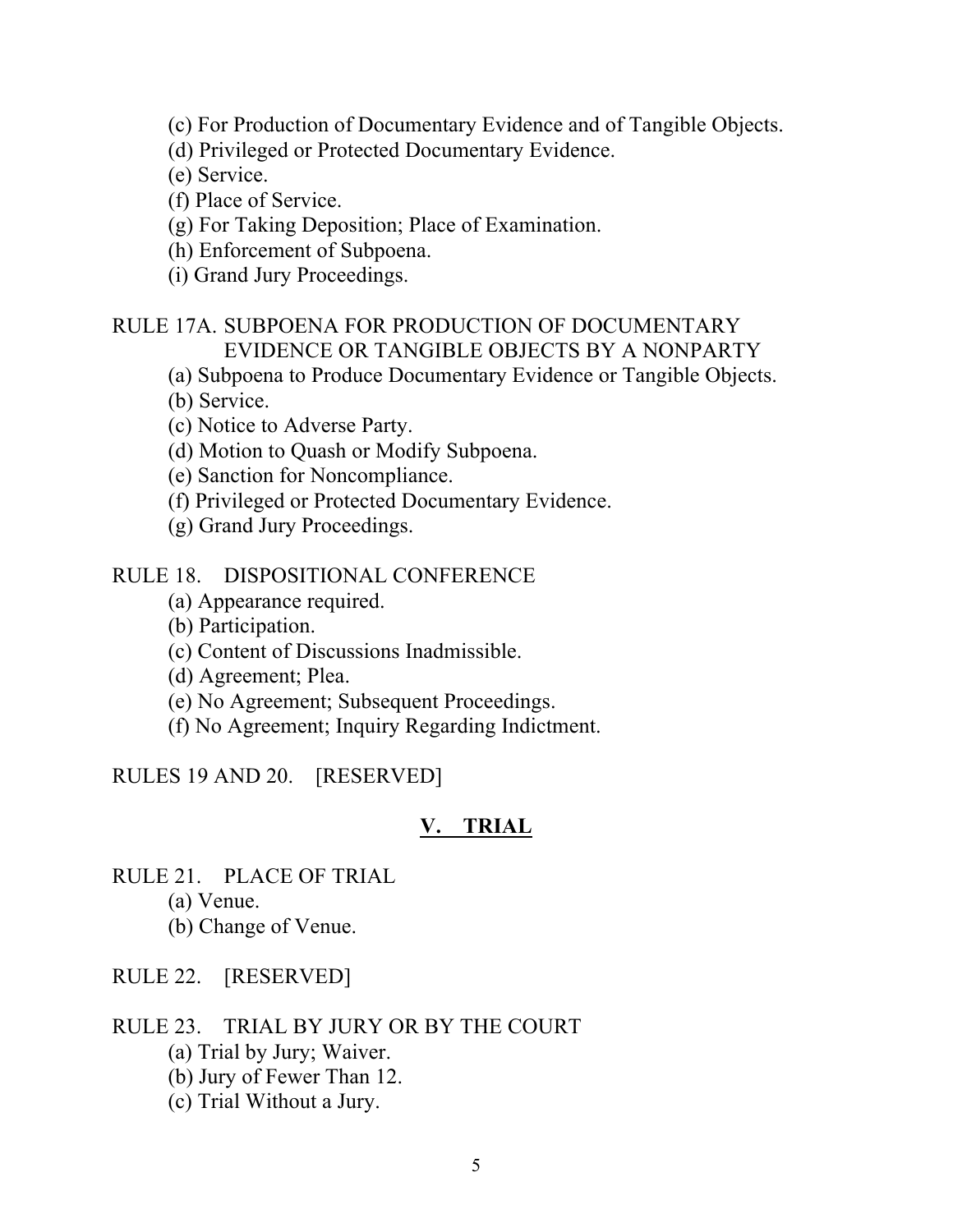(c) For Production of Documentary Evidence and of Tangible Objects.
(d) Privileged or Protected Documentary Evidence.
(e) Service.
(f) Place of Service.
(g) For Taking Deposition; Place of Examination.
(h) Enforcement of Subpoena.
(i) Grand Jury Proceedings.

RULE 17A. SUBPOENA FOR PRODUCTION OF DOCUMENTARY EVIDENCE OR TANGIBLE OBJECTS BY A NONPARTY
(a) Subpoena to Produce Documentary Evidence or Tangible Objects.
(b) Service.
(c) Notice to Adverse Party.
(d) Motion to Quash or Modify Subpoena.
(e) Sanction for Noncompliance.
(f) Privileged or Protected Documentary Evidence.
(g) Grand Jury Proceedings.

RULE 18. DISPOSITIONAL CONFERENCE
(a) Appearance required.
(b) Participation.
(c) Content of Discussions Inadmissible.
(d) Agreement; Plea.
(e) No Agreement; Subsequent Proceedings.
(f) No Agreement; Inquiry Regarding Indictment.

RULES 19 AND 20. [RESERVED]

## V. TRIAL

RULE 21. PLACE OF TRIAL
(a) Venue.
(b) Change of Venue.

RULE 22. [RESERVED]

RULE 23. TRIAL BY JURY OR BY THE COURT
(a) Trial by Jury; Waiver.
(b) Jury of Fewer Than 12.
(c) Trial Without a Jury.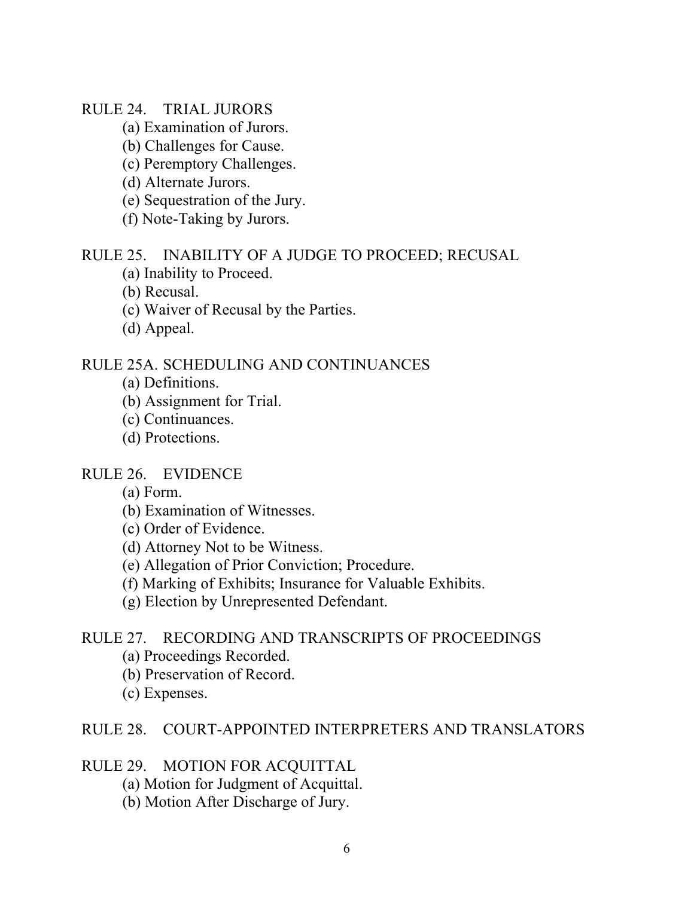RULE 24. TRIAL JURORS

- (a) Examination of Jurors.
- (b) Challenges for Cause.
- (c) Peremptory Challenges.
- (d) Alternate Jurors.
- (e) Sequestration of the Jury.
- (f) Note-Taking by Jurors.

RULE 25. INABILITY OF A JUDGE TO PROCEED; RECUSAL

- (a) Inability to Proceed.
- (b) Recusal.
- (c) Waiver of Recusal by the Parties.
- (d) Appeal.

RULE 25A. SCHEDULING AND CONTINUANCES

- (a) Definitions.
- (b) Assignment for Trial.
- (c) Continuances.
- (d) Protections.

RULE 26. EVIDENCE

- (a) Form.
- (b) Examination of Witnesses.
- (c) Order of Evidence.
- (d) Attorney Not to be Witness.
- (e) Allegation of Prior Conviction; Procedure.
- (f) Marking of Exhibits; Insurance for Valuable Exhibits.
- (g) Election by Unrepresented Defendant.

RULE 27. RECORDING AND TRANSCRIPTS OF PROCEEDINGS

- (a) Proceedings Recorded.
- (b) Preservation of Record.
- (c) Expenses.

RULE 28. COURT-APPOINTED INTERPRETERS AND TRANSLATORS

RULE 29. MOTION FOR ACQUITTAL

- (a) Motion for Judgment of Acquittal.
- (b) Motion After Discharge of Jury.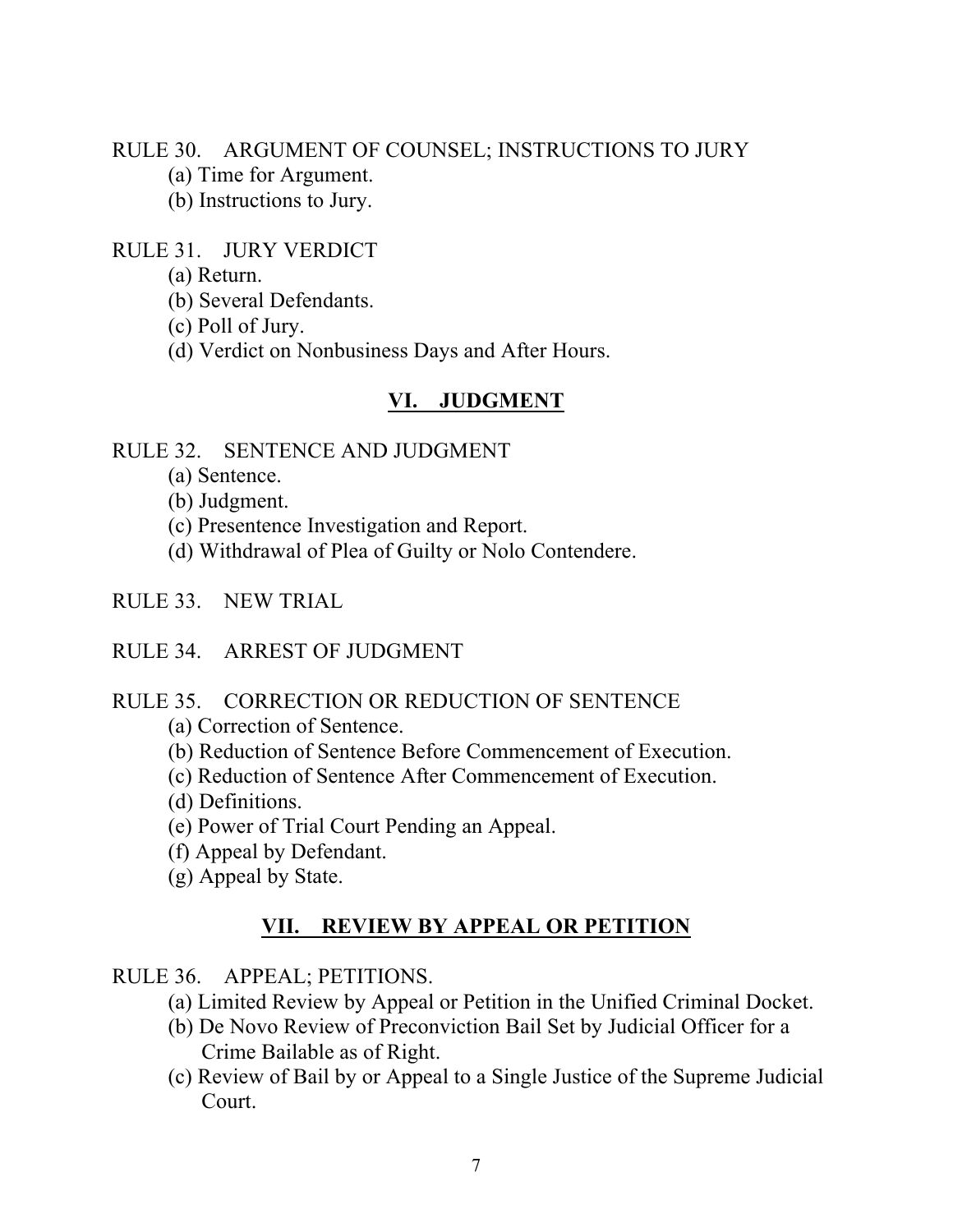RULE 30. ARGUMENT OF COUNSEL; INSTRUCTIONS TO JURY

- (a) Time for Argument.
- (b) Instructions to Jury.

RULE 31. JURY VERDICT

- (a) Return.
- (b) Several Defendants.
- (c) Poll of Jury.
- (d) Verdict on Nonbusiness Days and After Hours.

## VI. JUDGMENT

RULE 32. SENTENCE AND JUDGMENT

- (a) Sentence.
- (b) Judgment.
- (c) Presentence Investigation and Report.
- (d) Withdrawal of Plea of Guilty or Nolo Contendere.

RULE 33. NEW TRIAL

RULE 34. ARREST OF JUDGMENT

RULE 35. CORRECTION OR REDUCTION OF SENTENCE

- (a) Correction of Sentence.
- (b) Reduction of Sentence Before Commencement of Execution.
- (c) Reduction of Sentence After Commencement of Execution.
- (d) Definitions.
- (e) Power of Trial Court Pending an Appeal.
- (f) Appeal by Defendant.
- (g) Appeal by State.

## VII. REVIEW BY APPEAL OR PETITION

RULE 36. APPEAL; PETITIONS.

- (a) Limited Review by Appeal or Petition in the Unified Criminal Docket.
- (b) De Novo Review of Preconviction Bail Set by Judicial Officer for a Crime Bailable as of Right.
- (c) Review of Bail by or Appeal to a Single Justice of the Supreme Judicial Court.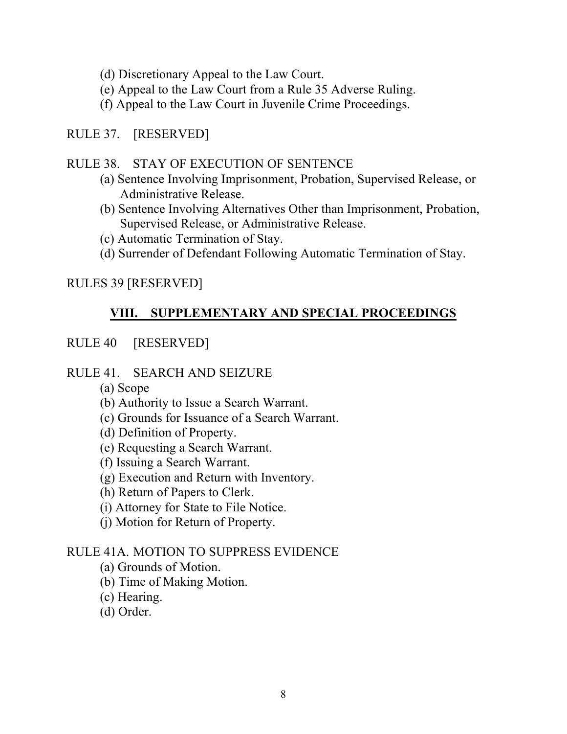(d) Discretionary Appeal to the Law Court.
(e) Appeal to the Law Court from a Rule 35 Adverse Ruling.
(f) Appeal to the Law Court in Juvenile Crime Proceedings.

RULE 37. [RESERVED]

RULE 38. STAY OF EXECUTION OF SENTENCE
(a) Sentence Involving Imprisonment, Probation, Supervised Release, or Administrative Release.
(b) Sentence Involving Alternatives Other than Imprisonment, Probation, Supervised Release, or Administrative Release.
(c) Automatic Termination of Stay.
(d) Surrender of Defendant Following Automatic Termination of Stay.

RULES 39 [RESERVED]

## VIII. SUPPLEMENTARY AND SPECIAL PROCEEDINGS

RULE 40 [RESERVED]

RULE 41. SEARCH AND SEIZURE
(a) Scope
(b) Authority to Issue a Search Warrant.
(c) Grounds for Issuance of a Search Warrant.
(d) Definition of Property.
(e) Requesting a Search Warrant.
(f) Issuing a Search Warrant.
(g) Execution and Return with Inventory.
(h) Return of Papers to Clerk.
(i) Attorney for State to File Notice.
(j) Motion for Return of Property.

RULE 41A. MOTION TO SUPPRESS EVIDENCE
(a) Grounds of Motion.
(b) Time of Making Motion.
(c) Hearing.
(d) Order.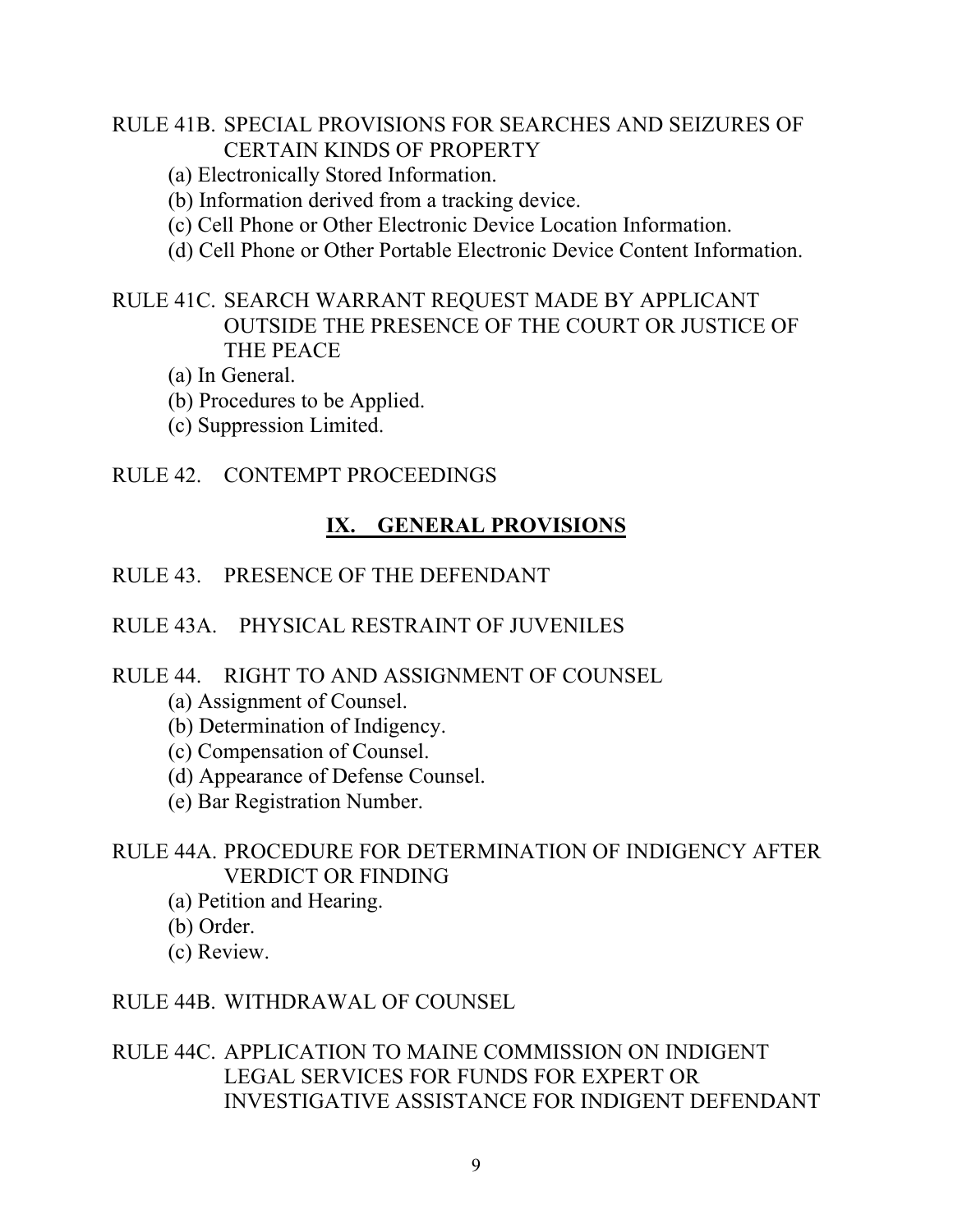RULE 41B. SPECIAL PROVISIONS FOR SEARCHES AND SEIZURES OF CERTAIN KINDS OF PROPERTY

- (a) Electronically Stored Information.
- (b) Information derived from a tracking device.
- (c) Cell Phone or Other Electronic Device Location Information.
- (d) Cell Phone or Other Portable Electronic Device Content Information.

RULE 41C. SEARCH WARRANT REQUEST MADE BY APPLICANT OUTSIDE THE PRESENCE OF THE COURT OR JUSTICE OF THE PEACE

- (a) In General.
- (b) Procedures to be Applied.
- (c) Suppression Limited.

RULE 42. CONTEMPT PROCEEDINGS

## IX. GENERAL PROVISIONS

RULE 43. PRESENCE OF THE DEFENDANT

RULE 43A. PHYSICAL RESTRAINT OF JUVENILES

RULE 44. RIGHT TO AND ASSIGNMENT OF COUNSEL

- (a) Assignment of Counsel.
- (b) Determination of Indigency.
- (c) Compensation of Counsel.
- (d) Appearance of Defense Counsel.
- (e) Bar Registration Number.

RULE 44A. PROCEDURE FOR DETERMINATION OF INDIGENCY AFTER VERDICT OR FINDING

- (a) Petition and Hearing.
- (b) Order.
- (c) Review.

RULE 44B. WITHDRAWAL OF COUNSEL

RULE 44C. APPLICATION TO MAINE COMMISSION ON INDIGENT LEGAL SERVICES FOR FUNDS FOR EXPERT OR INVESTIGATIVE ASSISTANCE FOR INDIGENT DEFENDANT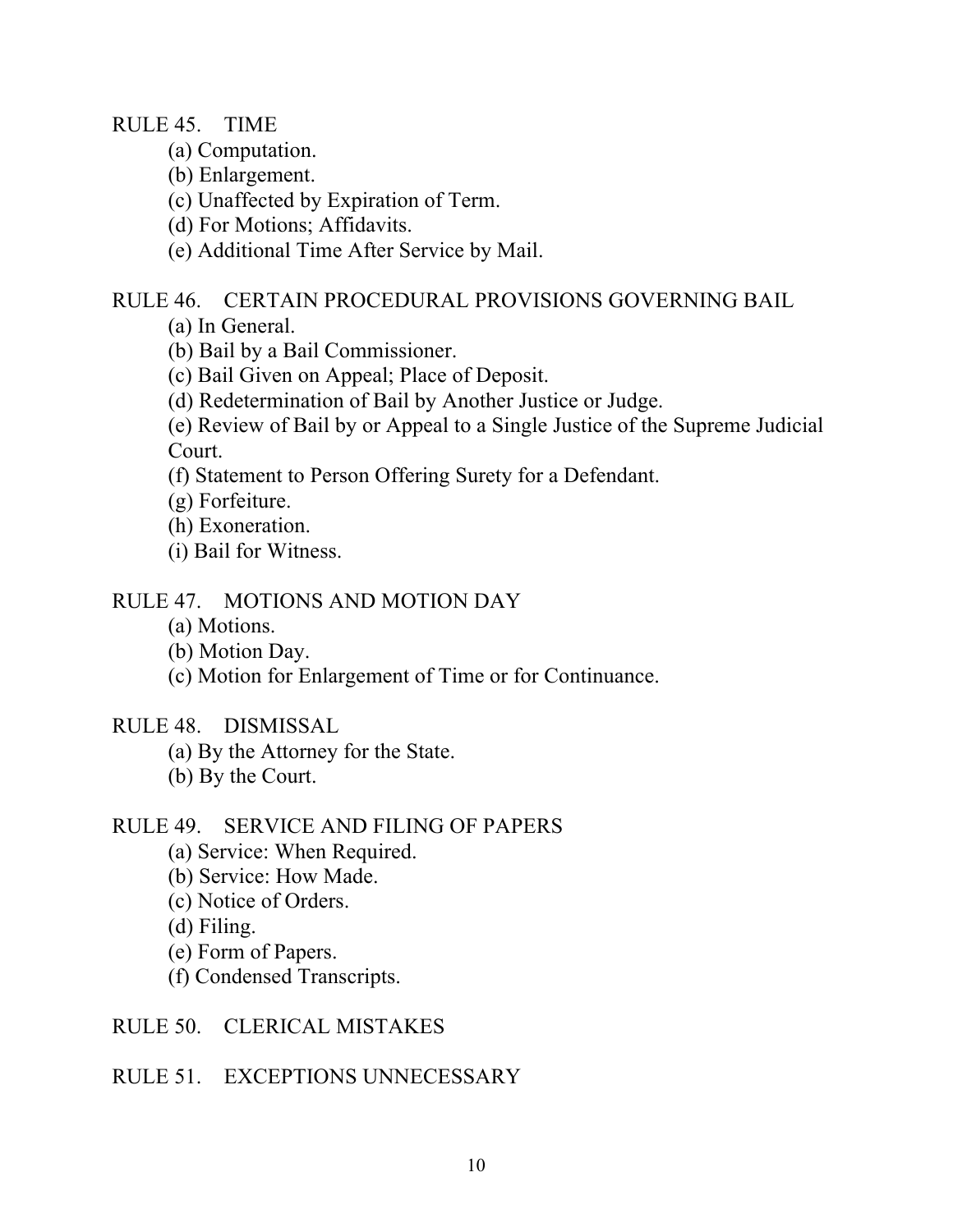RULE 45. TIME

- (a) Computation.
- (b) Enlargement.
- (c) Unaffected by Expiration of Term.
- (d) For Motions; Affidavits.
- (e) Additional Time After Service by Mail.

RULE 46. CERTAIN PROCEDURAL PROVISIONS GOVERNING BAIL

- (a) In General.
- (b) Bail by a Bail Commissioner.
- (c) Bail Given on Appeal; Place of Deposit.
- (d) Redetermination of Bail by Another Justice or Judge.
- (e) Review of Bail by or Appeal to a Single Justice of the Supreme Judicial Court.
- (f) Statement to Person Offering Surety for a Defendant.
- (g) Forfeiture.
- (h) Exoneration.
- (i) Bail for Witness.

RULE 47. MOTIONS AND MOTION DAY

- (a) Motions.
- (b) Motion Day.
- (c) Motion for Enlargement of Time or for Continuance.

RULE 48. DISMISSAL

- (a) By the Attorney for the State.
- (b) By the Court.

RULE 49. SERVICE AND FILING OF PAPERS

- (a) Service: When Required.
- (b) Service: How Made.
- (c) Notice of Orders.
- (d) Filing.
- (e) Form of Papers.
- (f) Condensed Transcripts.

RULE 50. CLERICAL MISTAKES

RULE 51. EXCEPTIONS UNNECESSARY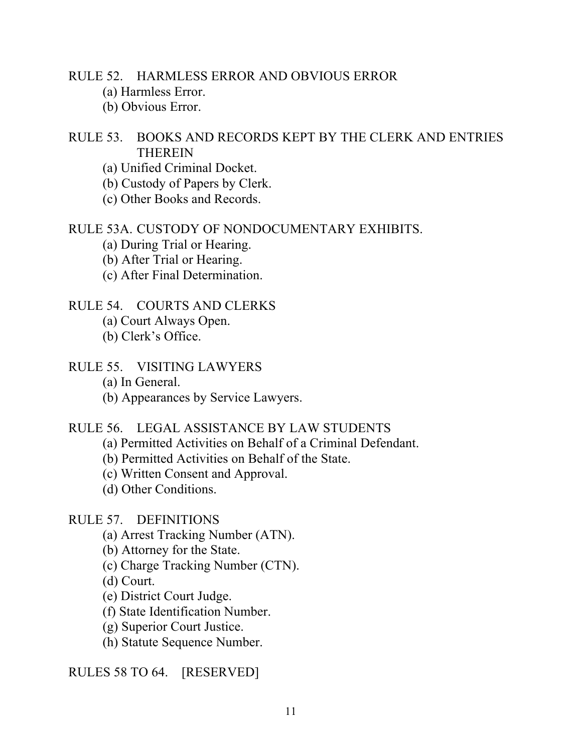RULE 52. HARMLESS ERROR AND OBVIOUS ERROR

- (a) Harmless Error.
- (b) Obvious Error.

RULE 53. BOOKS AND RECORDS KEPT BY THE CLERK AND ENTRIES THEREIN

- (a) Unified Criminal Docket.
- (b) Custody of Papers by Clerk.
- (c) Other Books and Records.

RULE 53A. CUSTODY OF NONDOCUMENTARY EXHIBITS.

- (a) During Trial or Hearing.
- (b) After Trial or Hearing.
- (c) After Final Determination.

RULE 54. COURTS AND CLERKS

- (a) Court Always Open.
- (b) Clerk's Office.

RULE 55. VISITING LAWYERS

- (a) In General.
- (b) Appearances by Service Lawyers.

RULE 56. LEGAL ASSISTANCE BY LAW STUDENTS

- (a) Permitted Activities on Behalf of a Criminal Defendant.
- (b) Permitted Activities on Behalf of the State.
- (c) Written Consent and Approval.
- (d) Other Conditions.

RULE 57. DEFINITIONS

- (a) Arrest Tracking Number (ATN).
- (b) Attorney for the State.
- (c) Charge Tracking Number (CTN).
- (d) Court.
- (e) District Court Judge.
- (f) State Identification Number.
- (g) Superior Court Justice.
- (h) Statute Sequence Number.

RULES 58 TO 64. [RESERVED]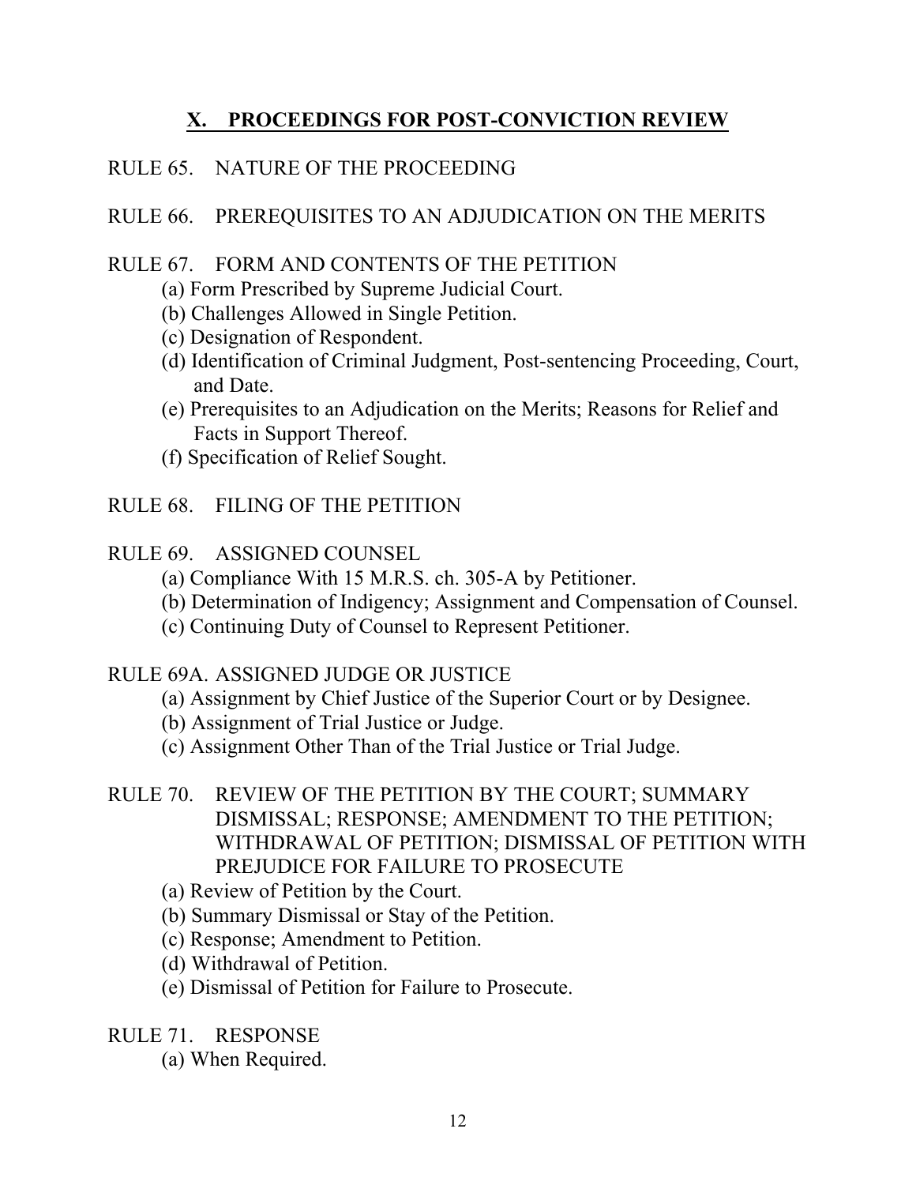## X. PROCEEDINGS FOR POST-CONVICTION REVIEW

RULE 65. NATURE OF THE PROCEEDING

RULE 66. PREREQUISITES TO AN ADJUDICATION ON THE MERITS

RULE 67. FORM AND CONTENTS OF THE PETITION

- (a) Form Prescribed by Supreme Judicial Court.
- (b) Challenges Allowed in Single Petition.
- (c) Designation of Respondent.
- (d) Identification of Criminal Judgment, Post-sentencing Proceeding, Court, and Date.
- (e) Prerequisites to an Adjudication on the Merits; Reasons for Relief and Facts in Support Thereof.
- (f) Specification of Relief Sought.

RULE 68. FILING OF THE PETITION

RULE 69. ASSIGNED COUNSEL

- (a) Compliance With 15 M.R.S. ch. 305-A by Petitioner.
- (b) Determination of Indigency; Assignment and Compensation of Counsel.
- (c) Continuing Duty of Counsel to Represent Petitioner.

RULE 69A. ASSIGNED JUDGE OR JUSTICE

- (a) Assignment by Chief Justice of the Superior Court or by Designee.
- (b) Assignment of Trial Justice or Judge.
- (c) Assignment Other Than of the Trial Justice or Trial Judge.

RULE 70. REVIEW OF THE PETITION BY THE COURT; SUMMARY DISMISSAL; RESPONSE; AMENDMENT TO THE PETITION; WITHDRAWAL OF PETITION; DISMISSAL OF PETITION WITH PREJUDICE FOR FAILURE TO PROSECUTE

- (a) Review of Petition by the Court.
- (b) Summary Dismissal or Stay of the Petition.
- (c) Response; Amendment to Petition.
- (d) Withdrawal of Petition.
- (e) Dismissal of Petition for Failure to Prosecute.

RULE 71. RESPONSE

- (a) When Required.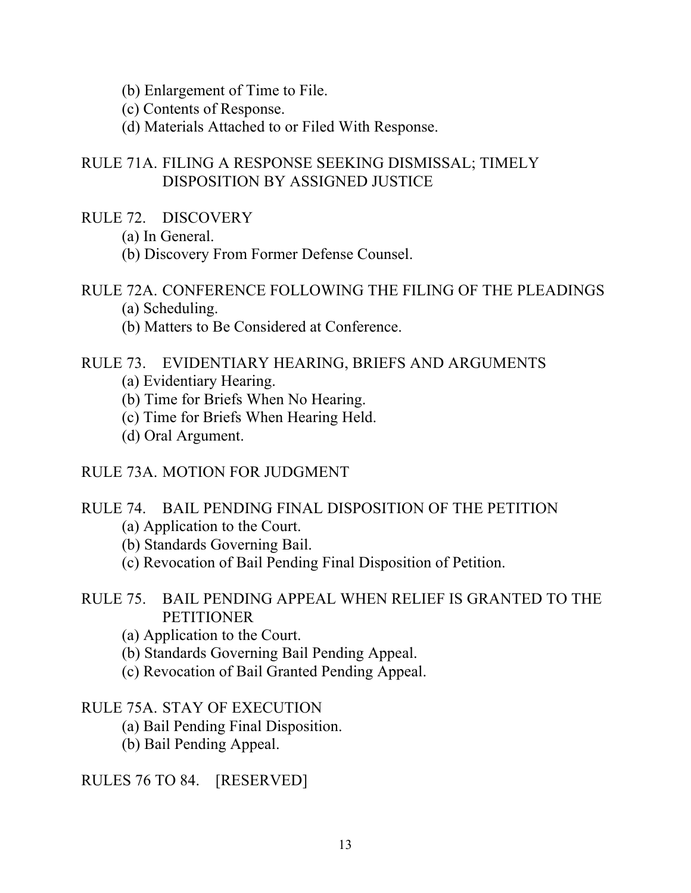(b) Enlargement of Time to File.
(c) Contents of Response.
(d) Materials Attached to or Filed With Response.

RULE 71A. FILING A RESPONSE SEEKING DISMISSAL; TIMELY DISPOSITION BY ASSIGNED JUSTICE

RULE 72. DISCOVERY
(a) In General.
(b) Discovery From Former Defense Counsel.

RULE 72A. CONFERENCE FOLLOWING THE FILING OF THE PLEADINGS
(a) Scheduling.
(b) Matters to Be Considered at Conference.

RULE 73. EVIDENTIARY HEARING, BRIEFS AND ARGUMENTS
(a) Evidentiary Hearing.
(b) Time for Briefs When No Hearing.
(c) Time for Briefs When Hearing Held.
(d) Oral Argument.

RULE 73A. MOTION FOR JUDGMENT

RULE 74. BAIL PENDING FINAL DISPOSITION OF THE PETITION
(a) Application to the Court.
(b) Standards Governing Bail.
(c) Revocation of Bail Pending Final Disposition of Petition.

RULE 75. BAIL PENDING APPEAL WHEN RELIEF IS GRANTED TO THE PETITIONER
(a) Application to the Court.
(b) Standards Governing Bail Pending Appeal.
(c) Revocation of Bail Granted Pending Appeal.

RULE 75A. STAY OF EXECUTION
(a) Bail Pending Final Disposition.
(b) Bail Pending Appeal.

RULES 76 TO 84. [RESERVED]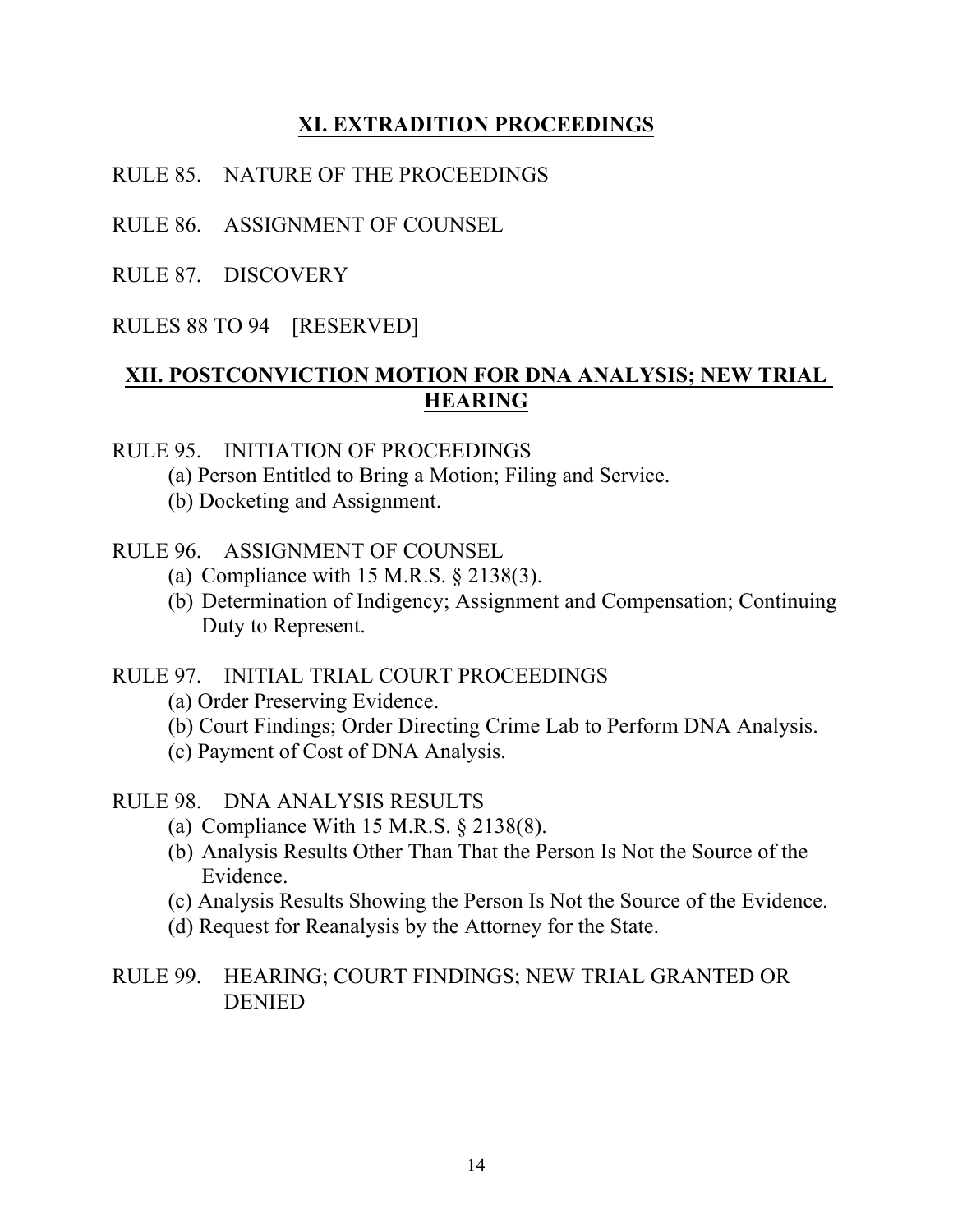## XI. EXTRADITION PROCEEDINGS

RULE 85. NATURE OF THE PROCEEDINGS

RULE 86. ASSIGNMENT OF COUNSEL

RULE 87. DISCOVERY

RULES 88 TO 94 [RESERVED]

## XII. POSTCONVICTION MOTION FOR DNA ANALYSIS; NEW TRIAL HEARING

RULE 95. INITIATION OF PROCEEDINGS

- (a) Person Entitled to Bring a Motion; Filing and Service.
- (b) Docketing and Assignment.

RULE 96. ASSIGNMENT OF COUNSEL

- (a) Compliance with 15 M.R.S. § 2138(3).
- (b) Determination of Indigency; Assignment and Compensation; Continuing Duty to Represent.

RULE 97. INITIAL TRIAL COURT PROCEEDINGS

- (a) Order Preserving Evidence.
- (b) Court Findings; Order Directing Crime Lab to Perform DNA Analysis.
- (c) Payment of Cost of DNA Analysis.

RULE 98. DNA ANALYSIS RESULTS

- (a) Compliance With 15 M.R.S. § 2138(8).
- (b) Analysis Results Other Than That the Person Is Not the Source of the Evidence.
- (c) Analysis Results Showing the Person Is Not the Source of the Evidence.
- (d) Request for Reanalysis by the Attorney for the State.

RULE 99. HEARING; COURT FINDINGS; NEW TRIAL GRANTED OR DENIED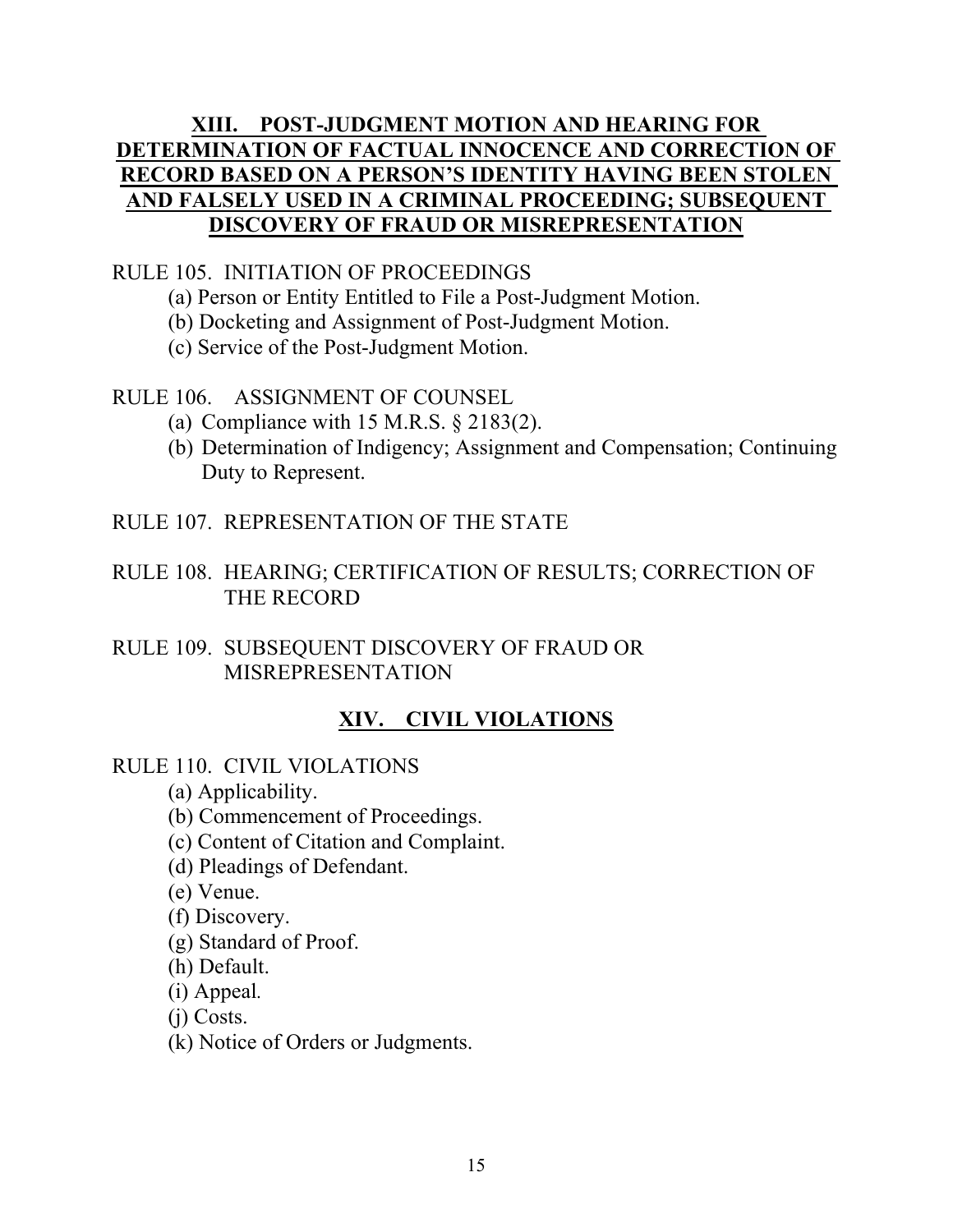## XIII. POST-JUDGMENT MOTION AND HEARING FOR DETERMINATION OF FACTUAL INNOCENCE AND CORRECTION OF RECORD BASED ON A PERSON'S IDENTITY HAVING BEEN STOLEN AND FALSELY USED IN A CRIMINAL PROCEEDING; SUBSEQUENT DISCOVERY OF FRAUD OR MISREPRESENTATION

RULE 105. INITIATION OF PROCEEDINGS

- (a) Person or Entity Entitled to File a Post-Judgment Motion.
- (b) Docketing and Assignment of Post-Judgment Motion.
- (c) Service of the Post-Judgment Motion.

RULE 106. ASSIGNMENT OF COUNSEL

- (a) Compliance with 15 M.R.S. § 2183(2).
- (b) Determination of Indigency; Assignment and Compensation; Continuing Duty to Represent.

RULE 107. REPRESENTATION OF THE STATE

RULE 108. HEARING; CERTIFICATION OF RESULTS; CORRECTION OF THE RECORD

RULE 109. SUBSEQUENT DISCOVERY OF FRAUD OR MISREPRESENTATION

## XIV. CIVIL VIOLATIONS

RULE 110. CIVIL VIOLATIONS

- (a) Applicability.
- (b) Commencement of Proceedings.
- (c) Content of Citation and Complaint.
- (d) Pleadings of Defendant.
- (e) Venue.
- (f) Discovery.
- (g) Standard of Proof.
- (h) Default.
- (i) Appeal.
- (j) Costs.
- (k) Notice of Orders or Judgments.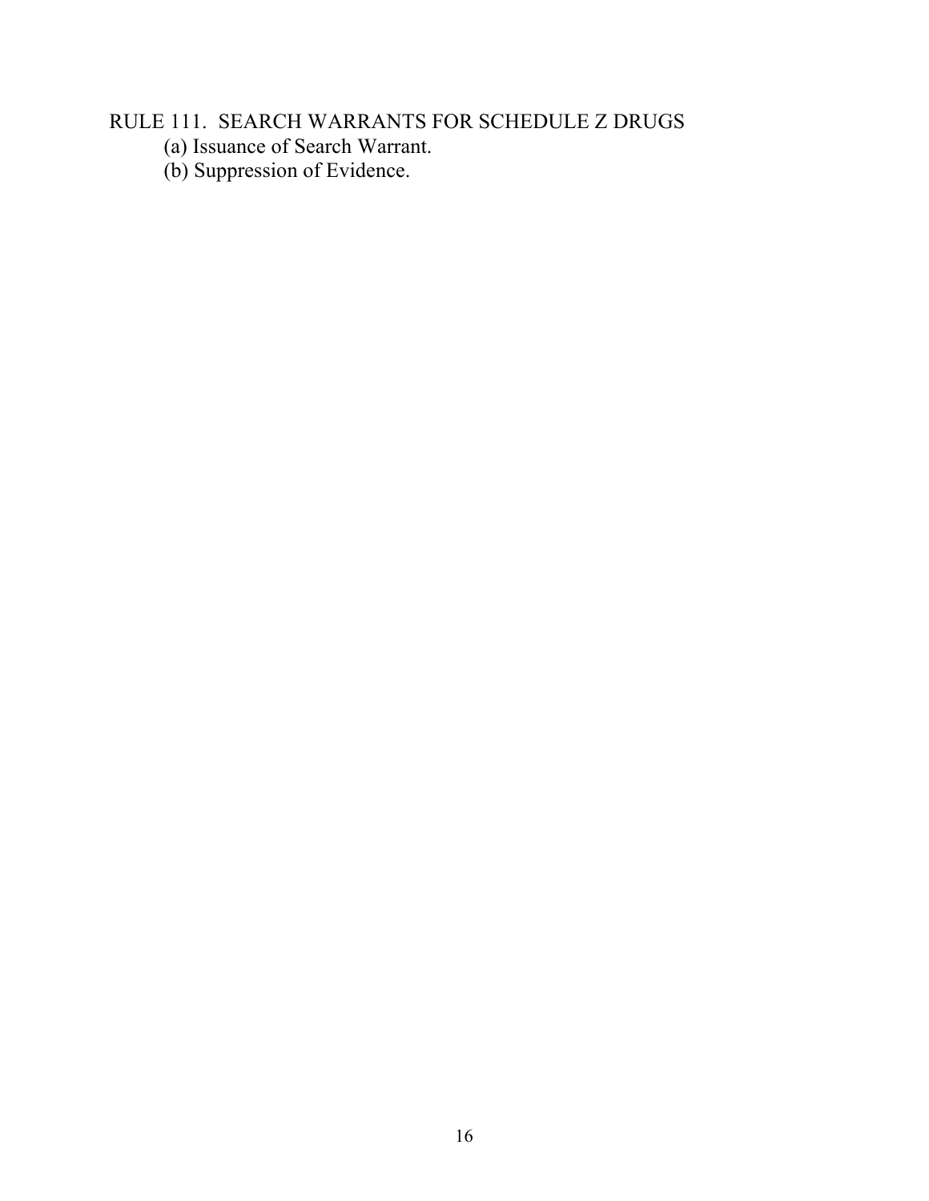## RULE 111. SEARCH WARRANTS FOR SCHEDULE Z DRUGS

(a) Issuance of Search Warrant.

(b) Suppression of Evidence.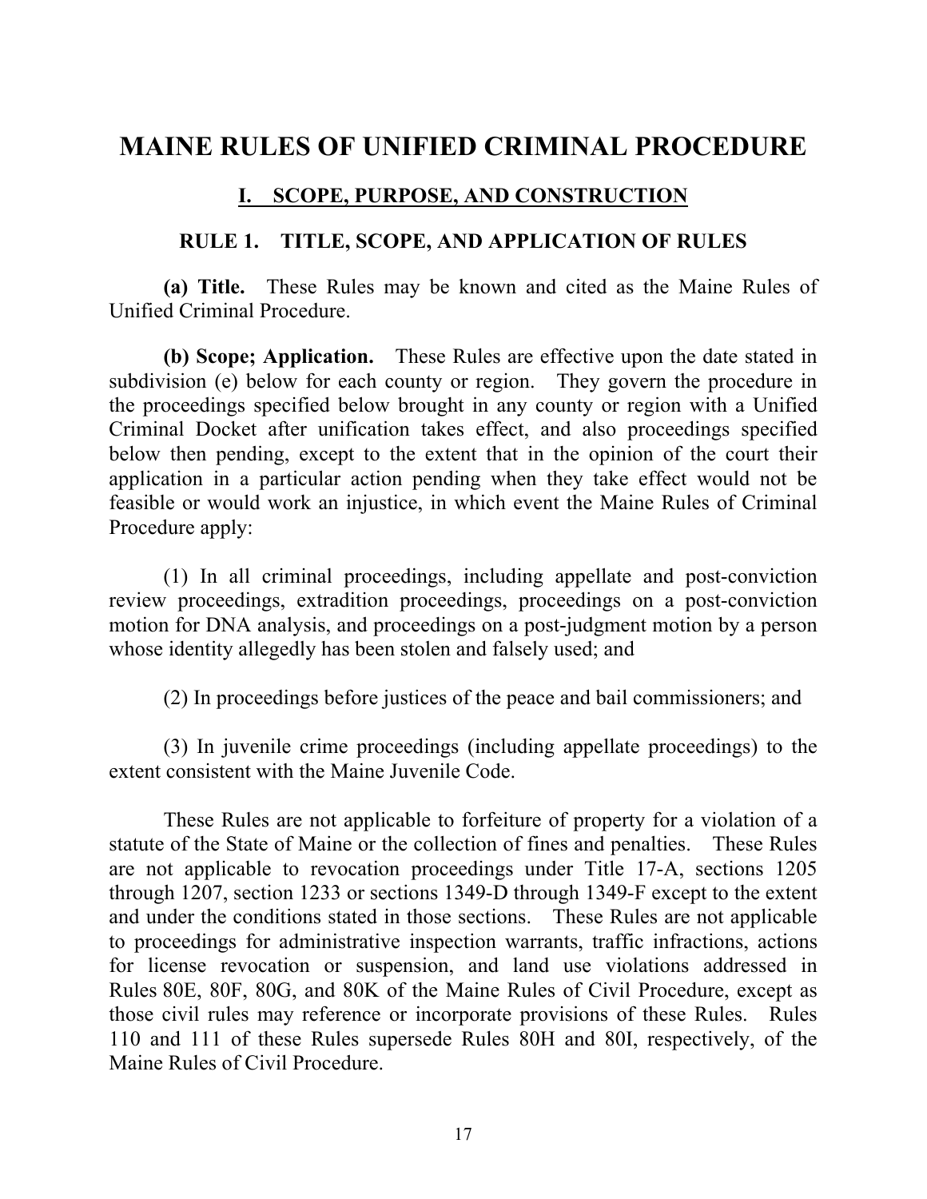# MAINE RULES OF UNIFIED CRIMINAL PROCEDURE

## I. SCOPE, PURPOSE, AND CONSTRUCTION

### RULE 1. TITLE, SCOPE, AND APPLICATION OF RULES

**(a) Title.** These Rules may be known and cited as the Maine Rules of Unified Criminal Procedure.

**(b) Scope; Application.** These Rules are effective upon the date stated in subdivision (e) below for each county or region. They govern the procedure in the proceedings specified below brought in any county or region with a Unified Criminal Docket after unification takes effect, and also proceedings specified below then pending, except to the extent that in the opinion of the court their application in a particular action pending when they take effect would not be feasible or would work an injustice, in which event the Maine Rules of Criminal Procedure apply:

(1) In all criminal proceedings, including appellate and post-conviction review proceedings, extradition proceedings, proceedings on a post-conviction motion for DNA analysis, and proceedings on a post-judgment motion by a person whose identity allegedly has been stolen and falsely used; and

(2) In proceedings before justices of the peace and bail commissioners; and

(3) In juvenile crime proceedings (including appellate proceedings) to the extent consistent with the Maine Juvenile Code.

These Rules are not applicable to forfeiture of property for a violation of a statute of the State of Maine or the collection of fines and penalties. These Rules are not applicable to revocation proceedings under Title 17-A, sections 1205 through 1207, section 1233 or sections 1349-D through 1349-F except to the extent and under the conditions stated in those sections. These Rules are not applicable to proceedings for administrative inspection warrants, traffic infractions, actions for license revocation or suspension, and land use violations addressed in Rules 80E, 80F, 80G, and 80K of the Maine Rules of Civil Procedure, except as those civil rules may reference or incorporate provisions of these Rules. Rules 110 and 111 of these Rules supersede Rules 80H and 80I, respectively, of the Maine Rules of Civil Procedure.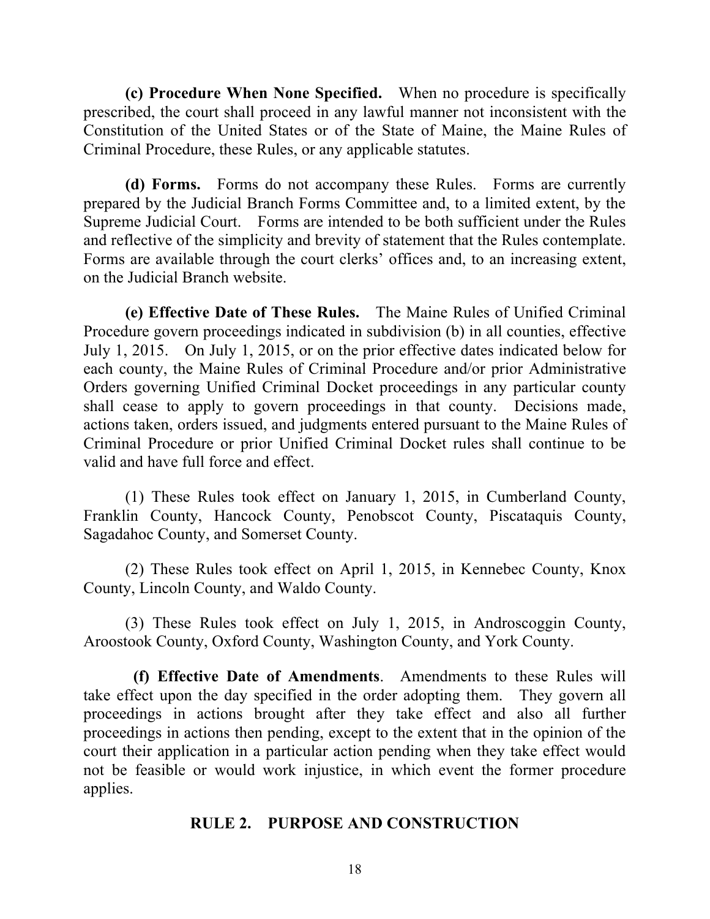**(c) Procedure When None Specified.** When no procedure is specifically prescribed, the court shall proceed in any lawful manner not inconsistent with the Constitution of the United States or of the State of Maine, the Maine Rules of Criminal Procedure, these Rules, or any applicable statutes.

**(d) Forms.** Forms do not accompany these Rules. Forms are currently prepared by the Judicial Branch Forms Committee and, to a limited extent, by the Supreme Judicial Court. Forms are intended to be both sufficient under the Rules and reflective of the simplicity and brevity of statement that the Rules contemplate. Forms are available through the court clerks' offices and, to an increasing extent, on the Judicial Branch website.

**(e) Effective Date of These Rules.** The Maine Rules of Unified Criminal Procedure govern proceedings indicated in subdivision (b) in all counties, effective July 1, 2015. On July 1, 2015, or on the prior effective dates indicated below for each county, the Maine Rules of Criminal Procedure and/or prior Administrative Orders governing Unified Criminal Docket proceedings in any particular county shall cease to apply to govern proceedings in that county. Decisions made, actions taken, orders issued, and judgments entered pursuant to the Maine Rules of Criminal Procedure or prior Unified Criminal Docket rules shall continue to be valid and have full force and effect.

(1) These Rules took effect on January 1, 2015, in Cumberland County, Franklin County, Hancock County, Penobscot County, Piscataquis County, Sagadahoc County, and Somerset County.

(2) These Rules took effect on April 1, 2015, in Kennebec County, Knox County, Lincoln County, and Waldo County.

(3) These Rules took effect on July 1, 2015, in Androscoggin County, Aroostook County, Oxford County, Washington County, and York County.

**(f) Effective Date of Amendments**. Amendments to these Rules will take effect upon the day specified in the order adopting them. They govern all proceedings in actions brought after they take effect and also all further proceedings in actions then pending, except to the extent that in the opinion of the court their application in a particular action pending when they take effect would not be feasible or would work injustice, in which event the former procedure applies.

## RULE 2. PURPOSE AND CONSTRUCTION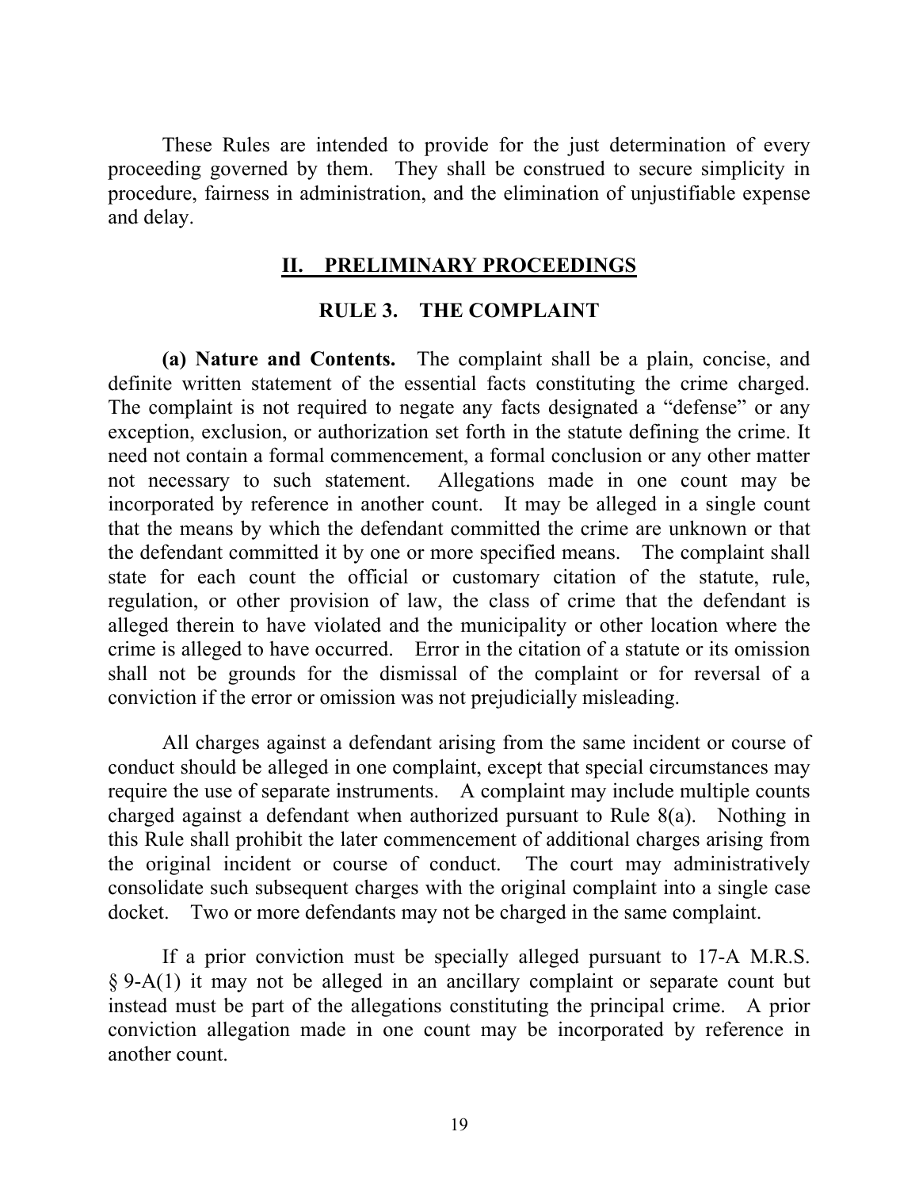These Rules are intended to provide for the just determination of every proceeding governed by them. They shall be construed to secure simplicity in procedure, fairness in administration, and the elimination of unjustifiable expense and delay.

## II. PRELIMINARY PROCEEDINGS

### RULE 3. THE COMPLAINT

**(a) Nature and Contents.** The complaint shall be a plain, concise, and definite written statement of the essential facts constituting the crime charged. The complaint is not required to negate any facts designated a "defense" or any exception, exclusion, or authorization set forth in the statute defining the crime. It need not contain a formal commencement, a formal conclusion or any other matter not necessary to such statement. Allegations made in one count may be incorporated by reference in another count. It may be alleged in a single count that the means by which the defendant committed the crime are unknown or that the defendant committed it by one or more specified means. The complaint shall state for each count the official or customary citation of the statute, rule, regulation, or other provision of law, the class of crime that the defendant is alleged therein to have violated and the municipality or other location where the crime is alleged to have occurred. Error in the citation of a statute or its omission shall not be grounds for the dismissal of the complaint or for reversal of a conviction if the error or omission was not prejudicially misleading.

All charges against a defendant arising from the same incident or course of conduct should be alleged in one complaint, except that special circumstances may require the use of separate instruments. A complaint may include multiple counts charged against a defendant when authorized pursuant to Rule 8(a). Nothing in this Rule shall prohibit the later commencement of additional charges arising from the original incident or course of conduct. The court may administratively consolidate such subsequent charges with the original complaint into a single case docket. Two or more defendants may not be charged in the same complaint.

If a prior conviction must be specially alleged pursuant to 17-A M.R.S. § 9-A(1) it may not be alleged in an ancillary complaint or separate count but instead must be part of the allegations constituting the principal crime. A prior conviction allegation made in one count may be incorporated by reference in another count.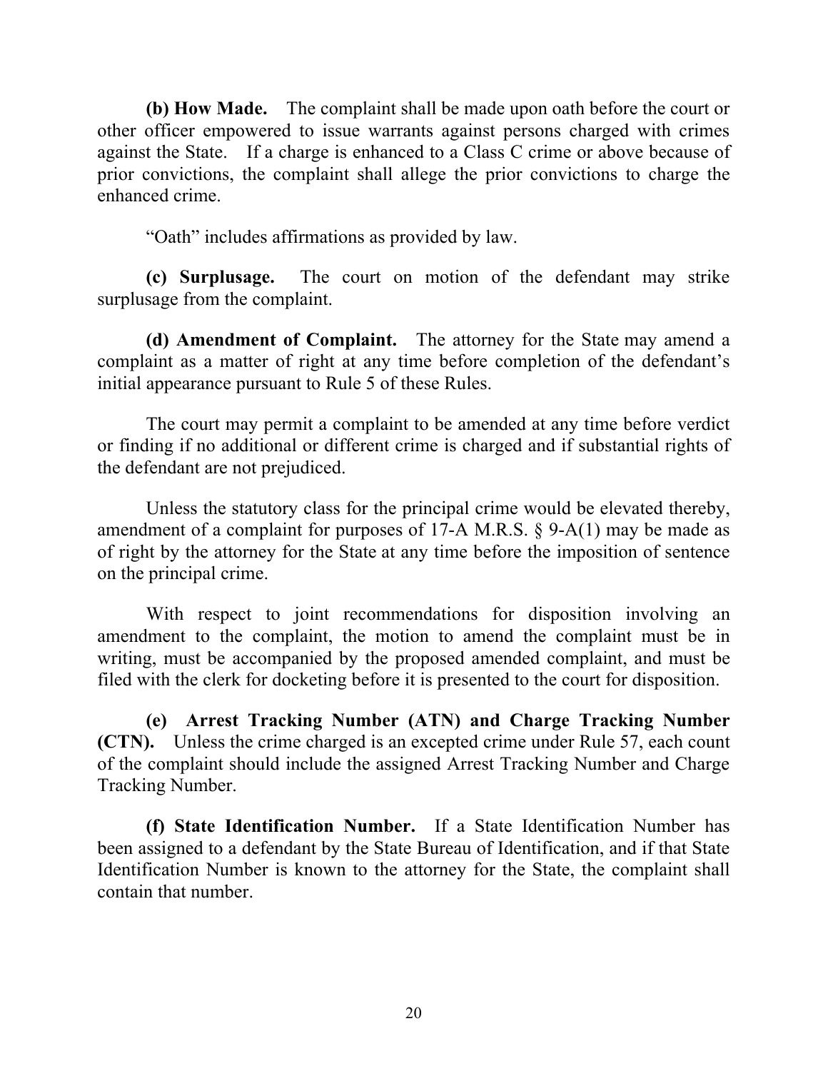**(b) How Made.** The complaint shall be made upon oath before the court or other officer empowered to issue warrants against persons charged with crimes against the State. If a charge is enhanced to a Class C crime or above because of prior convictions, the complaint shall allege the prior convictions to charge the enhanced crime.

"Oath" includes affirmations as provided by law.

**(c) Surplusage.** The court on motion of the defendant may strike surplusage from the complaint.

**(d) Amendment of Complaint.** The attorney for the State may amend a complaint as a matter of right at any time before completion of the defendant's initial appearance pursuant to Rule 5 of these Rules.

The court may permit a complaint to be amended at any time before verdict or finding if no additional or different crime is charged and if substantial rights of the defendant are not prejudiced.

Unless the statutory class for the principal crime would be elevated thereby, amendment of a complaint for purposes of 17-A M.R.S. § 9-A(1) may be made as of right by the attorney for the State at any time before the imposition of sentence on the principal crime.

With respect to joint recommendations for disposition involving an amendment to the complaint, the motion to amend the complaint must be in writing, must be accompanied by the proposed amended complaint, and must be filed with the clerk for docketing before it is presented to the court for disposition.

**(e) Arrest Tracking Number (ATN) and Charge Tracking Number (CTN).** Unless the crime charged is an excepted crime under Rule 57, each count of the complaint should include the assigned Arrest Tracking Number and Charge Tracking Number.

**(f) State Identification Number.** If a State Identification Number has been assigned to a defendant by the State Bureau of Identification, and if that State Identification Number is known to the attorney for the State, the complaint shall contain that number.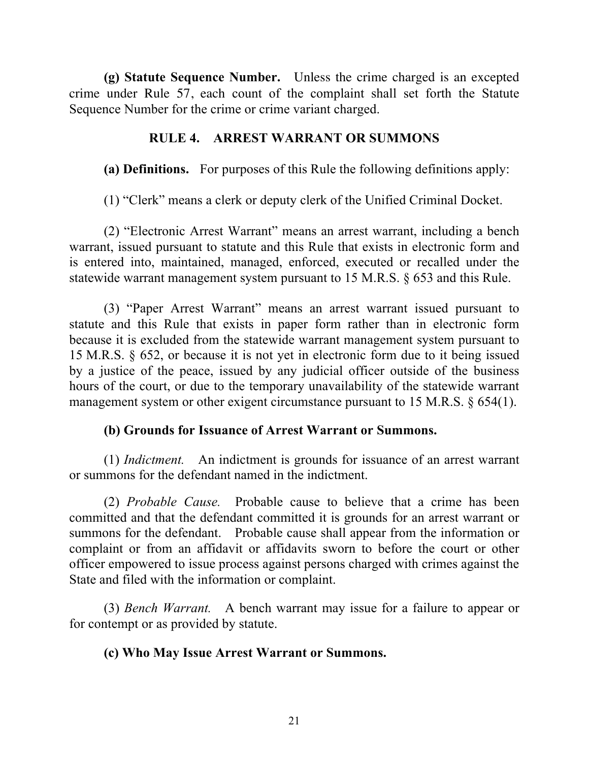**(g) Statute Sequence Number.** Unless the crime charged is an excepted crime under Rule 57, each count of the complaint shall set forth the Statute Sequence Number for the crime or crime variant charged.

## RULE 4. ARREST WARRANT OR SUMMONS

**(a) Definitions.** For purposes of this Rule the following definitions apply:

(1) "Clerk" means a clerk or deputy clerk of the Unified Criminal Docket.

(2) "Electronic Arrest Warrant" means an arrest warrant, including a bench warrant, issued pursuant to statute and this Rule that exists in electronic form and is entered into, maintained, managed, enforced, executed or recalled under the statewide warrant management system pursuant to 15 M.R.S. § 653 and this Rule.

(3) "Paper Arrest Warrant" means an arrest warrant issued pursuant to statute and this Rule that exists in paper form rather than in electronic form because it is excluded from the statewide warrant management system pursuant to 15 M.R.S. § 652, or because it is not yet in electronic form due to it being issued by a justice of the peace, issued by any judicial officer outside of the business hours of the court, or due to the temporary unavailability of the statewide warrant management system or other exigent circumstance pursuant to 15 M.R.S. § 654(1).

**(b) Grounds for Issuance of Arrest Warrant or Summons.**

(1) *Indictment.* An indictment is grounds for issuance of an arrest warrant or summons for the defendant named in the indictment.

(2) *Probable Cause.* Probable cause to believe that a crime has been committed and that the defendant committed it is grounds for an arrest warrant or summons for the defendant. Probable cause shall appear from the information or complaint or from an affidavit or affidavits sworn to before the court or other officer empowered to issue process against persons charged with crimes against the State and filed with the information or complaint.

(3) *Bench Warrant.* A bench warrant may issue for a failure to appear or for contempt or as provided by statute.

**(c) Who May Issue Arrest Warrant or Summons.**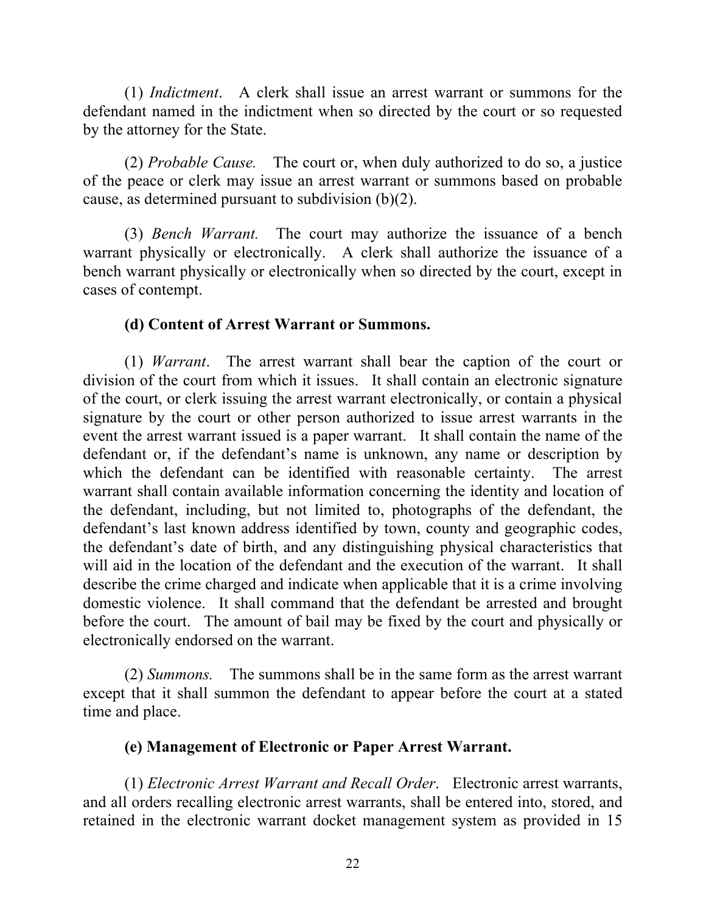(1) *Indictment*. A clerk shall issue an arrest warrant or summons for the defendant named in the indictment when so directed by the court or so requested by the attorney for the State.

(2) *Probable Cause.* The court or, when duly authorized to do so, a justice of the peace or clerk may issue an arrest warrant or summons based on probable cause, as determined pursuant to subdivision (b)(2).

(3) *Bench Warrant.* The court may authorize the issuance of a bench warrant physically or electronically. A clerk shall authorize the issuance of a bench warrant physically or electronically when so directed by the court, except in cases of contempt.

**(d) Content of Arrest Warrant or Summons.**

(1) *Warrant*. The arrest warrant shall bear the caption of the court or division of the court from which it issues. It shall contain an electronic signature of the court, or clerk issuing the arrest warrant electronically, or contain a physical signature by the court or other person authorized to issue arrest warrants in the event the arrest warrant issued is a paper warrant. It shall contain the name of the defendant or, if the defendant's name is unknown, any name or description by which the defendant can be identified with reasonable certainty. The arrest warrant shall contain available information concerning the identity and location of the defendant, including, but not limited to, photographs of the defendant, the defendant's last known address identified by town, county and geographic codes, the defendant's date of birth, and any distinguishing physical characteristics that will aid in the location of the defendant and the execution of the warrant. It shall describe the crime charged and indicate when applicable that it is a crime involving domestic violence. It shall command that the defendant be arrested and brought before the court. The amount of bail may be fixed by the court and physically or electronically endorsed on the warrant.

(2) *Summons.* The summons shall be in the same form as the arrest warrant except that it shall summon the defendant to appear before the court at a stated time and place.

**(e) Management of Electronic or Paper Arrest Warrant.**

(1) *Electronic Arrest Warrant and Recall Order*. Electronic arrest warrants, and all orders recalling electronic arrest warrants, shall be entered into, stored, and retained in the electronic warrant docket management system as provided in 15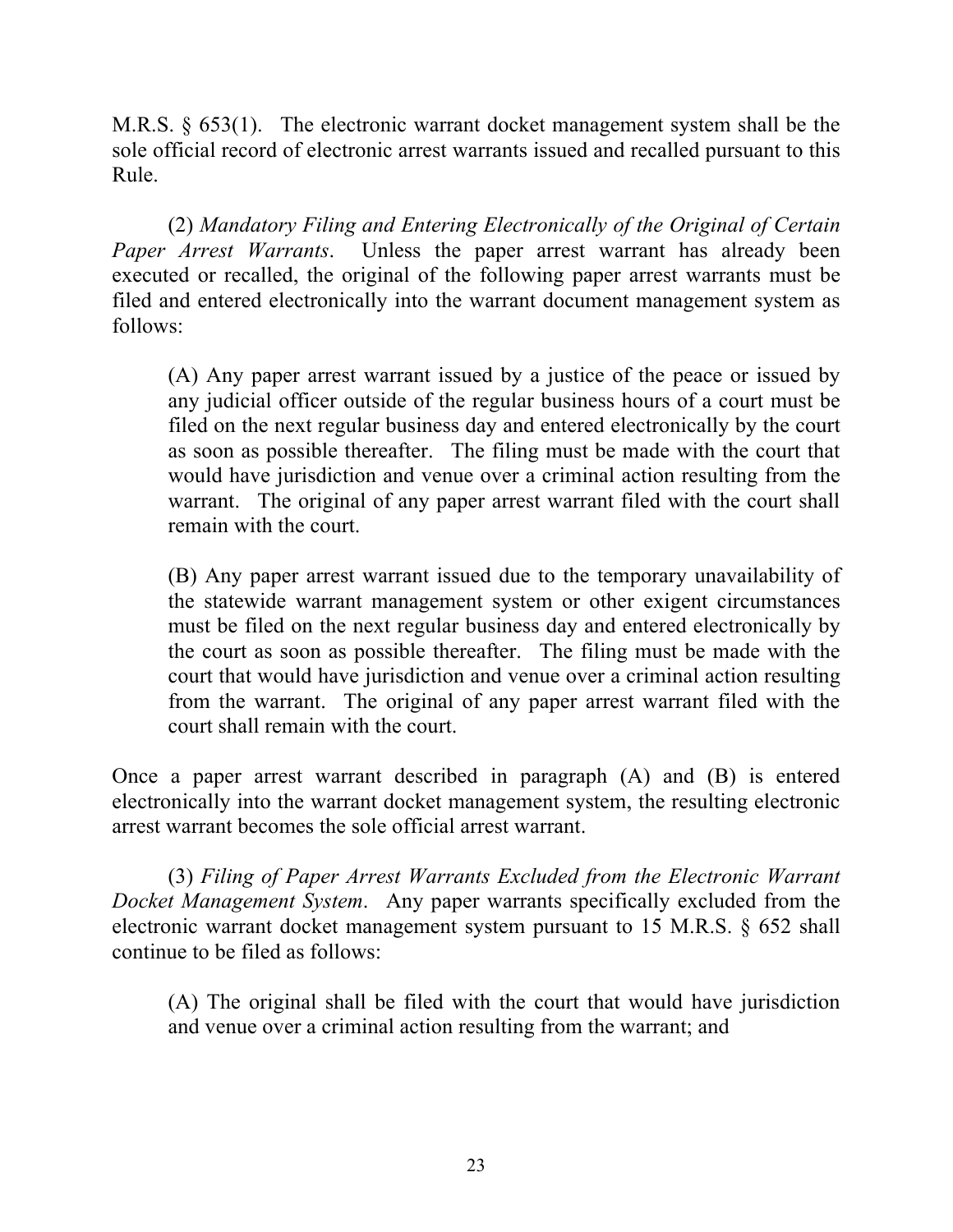M.R.S. § 653(1). The electronic warrant docket management system shall be the sole official record of electronic arrest warrants issued and recalled pursuant to this Rule.

(2) *Mandatory Filing and Entering Electronically of the Original of Certain Paper Arrest Warrants*. Unless the paper arrest warrant has already been executed or recalled, the original of the following paper arrest warrants must be filed and entered electronically into the warrant document management system as follows:

> (A) Any paper arrest warrant issued by a justice of the peace or issued by any judicial officer outside of the regular business hours of a court must be filed on the next regular business day and entered electronically by the court as soon as possible thereafter. The filing must be made with the court that would have jurisdiction and venue over a criminal action resulting from the warrant. The original of any paper arrest warrant filed with the court shall remain with the court.
>
> (B) Any paper arrest warrant issued due to the temporary unavailability of the statewide warrant management system or other exigent circumstances must be filed on the next regular business day and entered electronically by the court as soon as possible thereafter. The filing must be made with the court that would have jurisdiction and venue over a criminal action resulting from the warrant. The original of any paper arrest warrant filed with the court shall remain with the court.

Once a paper arrest warrant described in paragraph (A) and (B) is entered electronically into the warrant docket management system, the resulting electronic arrest warrant becomes the sole official arrest warrant.

(3) *Filing of Paper Arrest Warrants Excluded from the Electronic Warrant Docket Management System*. Any paper warrants specifically excluded from the electronic warrant docket management system pursuant to 15 M.R.S. § 652 shall continue to be filed as follows:

> (A) The original shall be filed with the court that would have jurisdiction and venue over a criminal action resulting from the warrant; and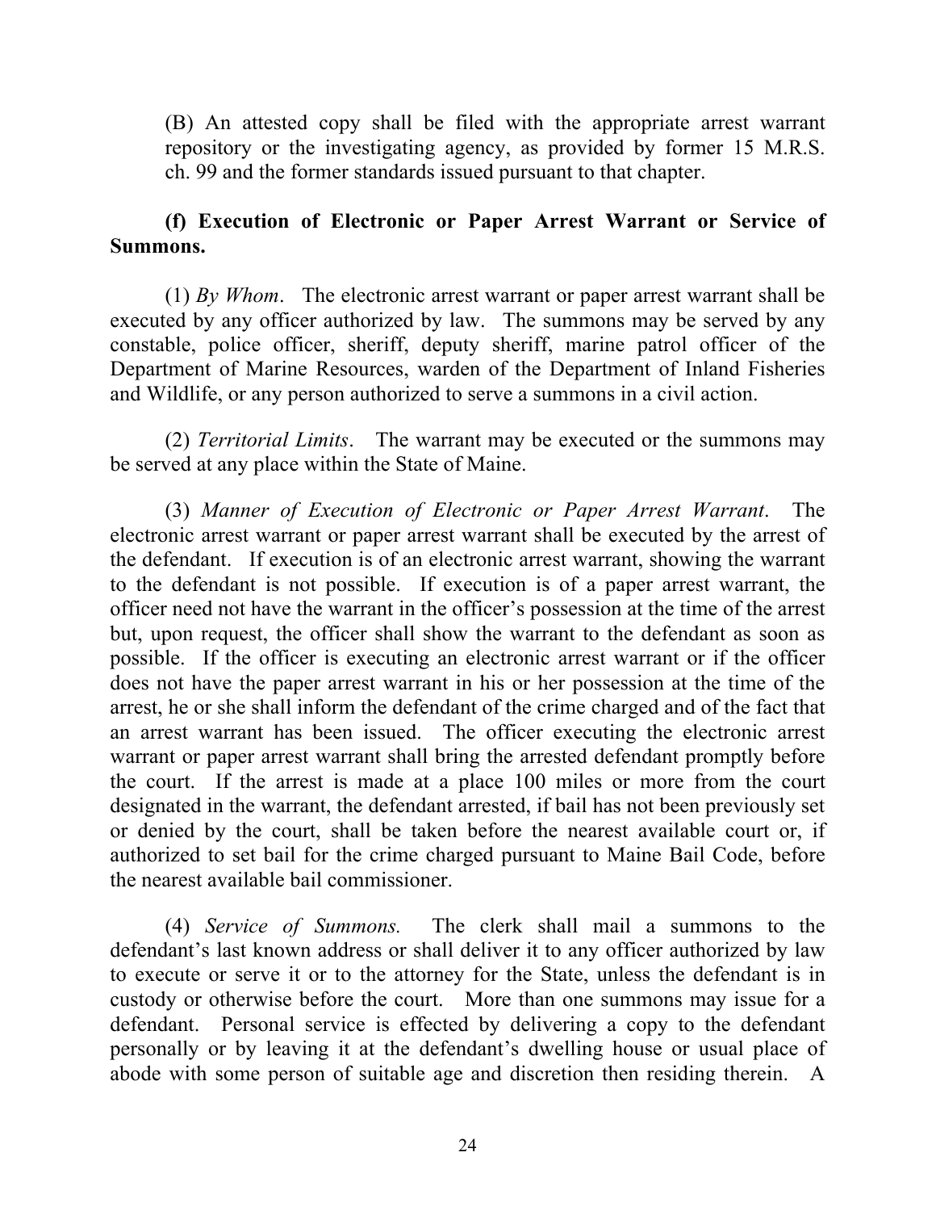(B) An attested copy shall be filed with the appropriate arrest warrant repository or the investigating agency, as provided by former 15 M.R.S. ch. 99 and the former standards issued pursuant to that chapter.

**(f) Execution of Electronic or Paper Arrest Warrant or Service of Summons.**

(1) *By Whom*. The electronic arrest warrant or paper arrest warrant shall be executed by any officer authorized by law. The summons may be served by any constable, police officer, sheriff, deputy sheriff, marine patrol officer of the Department of Marine Resources, warden of the Department of Inland Fisheries and Wildlife, or any person authorized to serve a summons in a civil action.

(2) *Territorial Limits*. The warrant may be executed or the summons may be served at any place within the State of Maine.

(3) *Manner of Execution of Electronic or Paper Arrest Warrant*. The electronic arrest warrant or paper arrest warrant shall be executed by the arrest of the defendant. If execution is of an electronic arrest warrant, showing the warrant to the defendant is not possible. If execution is of a paper arrest warrant, the officer need not have the warrant in the officer's possession at the time of the arrest but, upon request, the officer shall show the warrant to the defendant as soon as possible. If the officer is executing an electronic arrest warrant or if the officer does not have the paper arrest warrant in his or her possession at the time of the arrest, he or she shall inform the defendant of the crime charged and of the fact that an arrest warrant has been issued. The officer executing the electronic arrest warrant or paper arrest warrant shall bring the arrested defendant promptly before the court. If the arrest is made at a place 100 miles or more from the court designated in the warrant, the defendant arrested, if bail has not been previously set or denied by the court, shall be taken before the nearest available court or, if authorized to set bail for the crime charged pursuant to Maine Bail Code, before the nearest available bail commissioner.

(4) *Service of Summons.* The clerk shall mail a summons to the defendant's last known address or shall deliver it to any officer authorized by law to execute or serve it or to the attorney for the State, unless the defendant is in custody or otherwise before the court. More than one summons may issue for a defendant. Personal service is effected by delivering a copy to the defendant personally or by leaving it at the defendant's dwelling house or usual place of abode with some person of suitable age and discretion then residing therein. A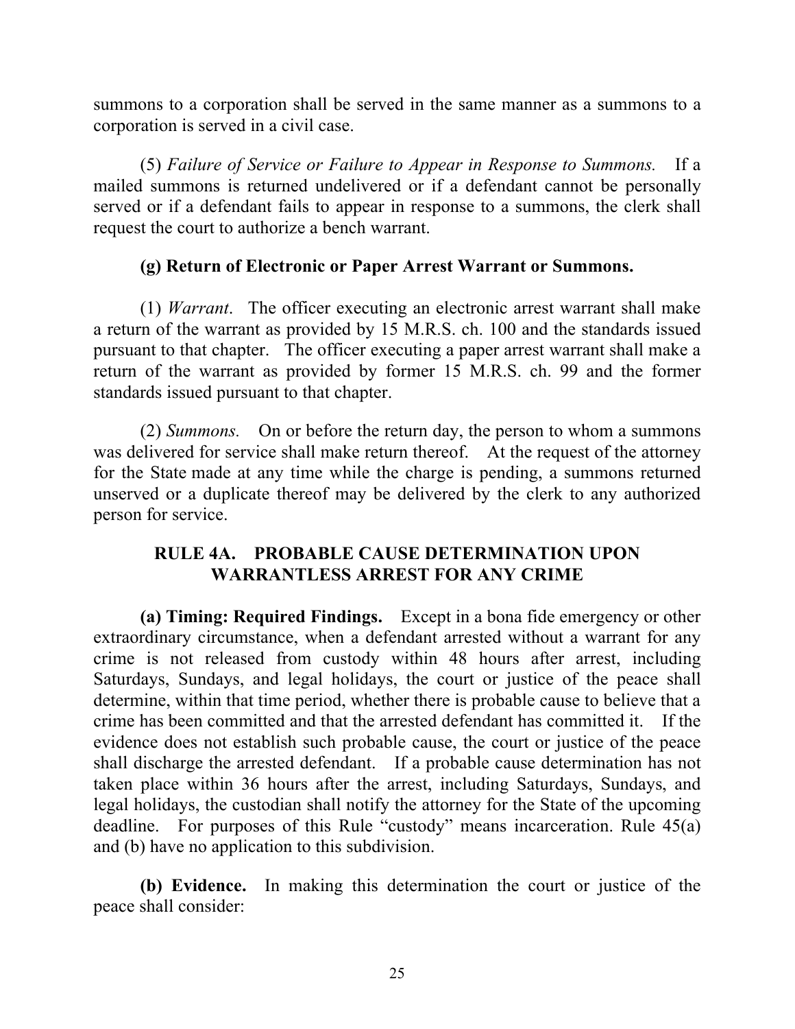summons to a corporation shall be served in the same manner as a summons to a corporation is served in a civil case.

(5) *Failure of Service or Failure to Appear in Response to Summons.* If a mailed summons is returned undelivered or if a defendant cannot be personally served or if a defendant fails to appear in response to a summons, the clerk shall request the court to authorize a bench warrant.

**(g) Return of Electronic or Paper Arrest Warrant or Summons.**

(1) *Warrant*. The officer executing an electronic arrest warrant shall make a return of the warrant as provided by 15 M.R.S. ch. 100 and the standards issued pursuant to that chapter. The officer executing a paper arrest warrant shall make a return of the warrant as provided by former 15 M.R.S. ch. 99 and the former standards issued pursuant to that chapter.

(2) *Summons.* On or before the return day, the person to whom a summons was delivered for service shall make return thereof. At the request of the attorney for the State made at any time while the charge is pending, a summons returned unserved or a duplicate thereof may be delivered by the clerk to any authorized person for service.

## RULE 4A. PROBABLE CAUSE DETERMINATION UPON WARRANTLESS ARREST FOR ANY CRIME

**(a) Timing: Required Findings.** Except in a bona fide emergency or other extraordinary circumstance, when a defendant arrested without a warrant for any crime is not released from custody within 48 hours after arrest, including Saturdays, Sundays, and legal holidays, the court or justice of the peace shall determine, within that time period, whether there is probable cause to believe that a crime has been committed and that the arrested defendant has committed it. If the evidence does not establish such probable cause, the court or justice of the peace shall discharge the arrested defendant. If a probable cause determination has not taken place within 36 hours after the arrest, including Saturdays, Sundays, and legal holidays, the custodian shall notify the attorney for the State of the upcoming deadline. For purposes of this Rule "custody" means incarceration. Rule 45(a) and (b) have no application to this subdivision.

**(b) Evidence.** In making this determination the court or justice of the peace shall consider: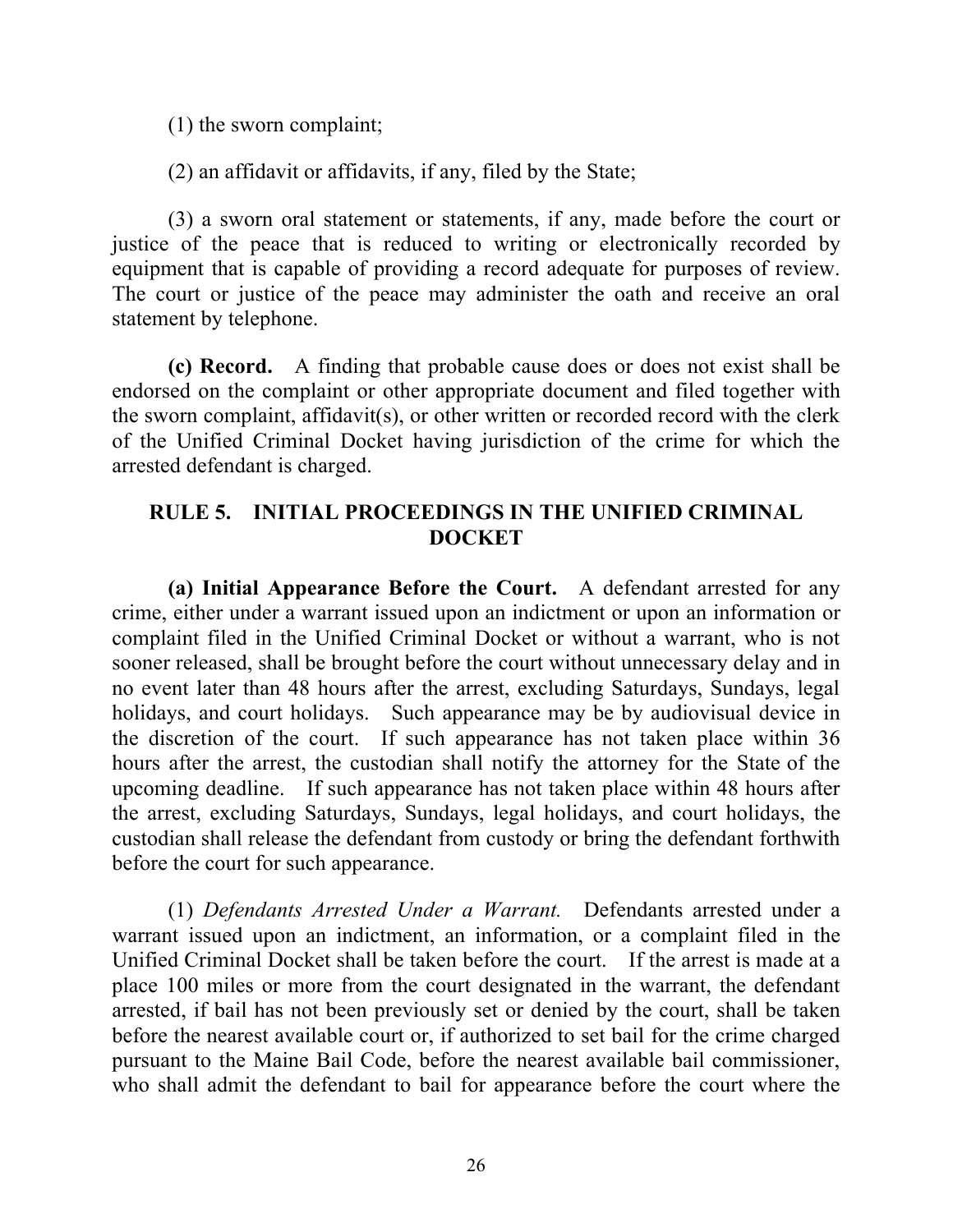(1) the sworn complaint;

(2) an affidavit or affidavits, if any, filed by the State;

(3) a sworn oral statement or statements, if any, made before the court or justice of the peace that is reduced to writing or electronically recorded by equipment that is capable of providing a record adequate for purposes of review. The court or justice of the peace may administer the oath and receive an oral statement by telephone.

**(c) Record.** A finding that probable cause does or does not exist shall be endorsed on the complaint or other appropriate document and filed together with the sworn complaint, affidavit(s), or other written or recorded record with the clerk of the Unified Criminal Docket having jurisdiction of the crime for which the arrested defendant is charged.

## RULE 5. INITIAL PROCEEDINGS IN THE UNIFIED CRIMINAL DOCKET

**(a) Initial Appearance Before the Court.** A defendant arrested for any crime, either under a warrant issued upon an indictment or upon an information or complaint filed in the Unified Criminal Docket or without a warrant, who is not sooner released, shall be brought before the court without unnecessary delay and in no event later than 48 hours after the arrest, excluding Saturdays, Sundays, legal holidays, and court holidays. Such appearance may be by audiovisual device in the discretion of the court. If such appearance has not taken place within 36 hours after the arrest, the custodian shall notify the attorney for the State of the upcoming deadline. If such appearance has not taken place within 48 hours after the arrest, excluding Saturdays, Sundays, legal holidays, and court holidays, the custodian shall release the defendant from custody or bring the defendant forthwith before the court for such appearance.

(1) *Defendants Arrested Under a Warrant.* Defendants arrested under a warrant issued upon an indictment, an information, or a complaint filed in the Unified Criminal Docket shall be taken before the court. If the arrest is made at a place 100 miles or more from the court designated in the warrant, the defendant arrested, if bail has not been previously set or denied by the court, shall be taken before the nearest available court or, if authorized to set bail for the crime charged pursuant to the Maine Bail Code, before the nearest available bail commissioner, who shall admit the defendant to bail for appearance before the court where the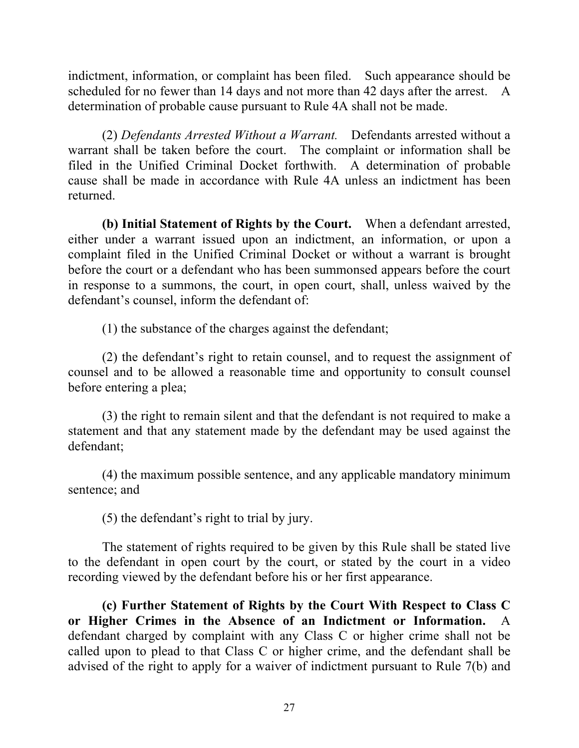indictment, information, or complaint has been filed. Such appearance should be scheduled for no fewer than 14 days and not more than 42 days after the arrest. A determination of probable cause pursuant to Rule 4A shall not be made.

(2) *Defendants Arrested Without a Warrant.* Defendants arrested without a warrant shall be taken before the court. The complaint or information shall be filed in the Unified Criminal Docket forthwith. A determination of probable cause shall be made in accordance with Rule 4A unless an indictment has been returned.

**(b) Initial Statement of Rights by the Court.** When a defendant arrested, either under a warrant issued upon an indictment, an information, or upon a complaint filed in the Unified Criminal Docket or without a warrant is brought before the court or a defendant who has been summonsed appears before the court in response to a summons, the court, in open court, shall, unless waived by the defendant's counsel, inform the defendant of:

(1) the substance of the charges against the defendant;

(2) the defendant's right to retain counsel, and to request the assignment of counsel and to be allowed a reasonable time and opportunity to consult counsel before entering a plea;

(3) the right to remain silent and that the defendant is not required to make a statement and that any statement made by the defendant may be used against the defendant;

(4) the maximum possible sentence, and any applicable mandatory minimum sentence; and

(5) the defendant's right to trial by jury.

The statement of rights required to be given by this Rule shall be stated live to the defendant in open court by the court, or stated by the court in a video recording viewed by the defendant before his or her first appearance.

**(c) Further Statement of Rights by the Court With Respect to Class C or Higher Crimes in the Absence of an Indictment or Information.** A defendant charged by complaint with any Class C or higher crime shall not be called upon to plead to that Class C or higher crime, and the defendant shall be advised of the right to apply for a waiver of indictment pursuant to Rule 7(b) and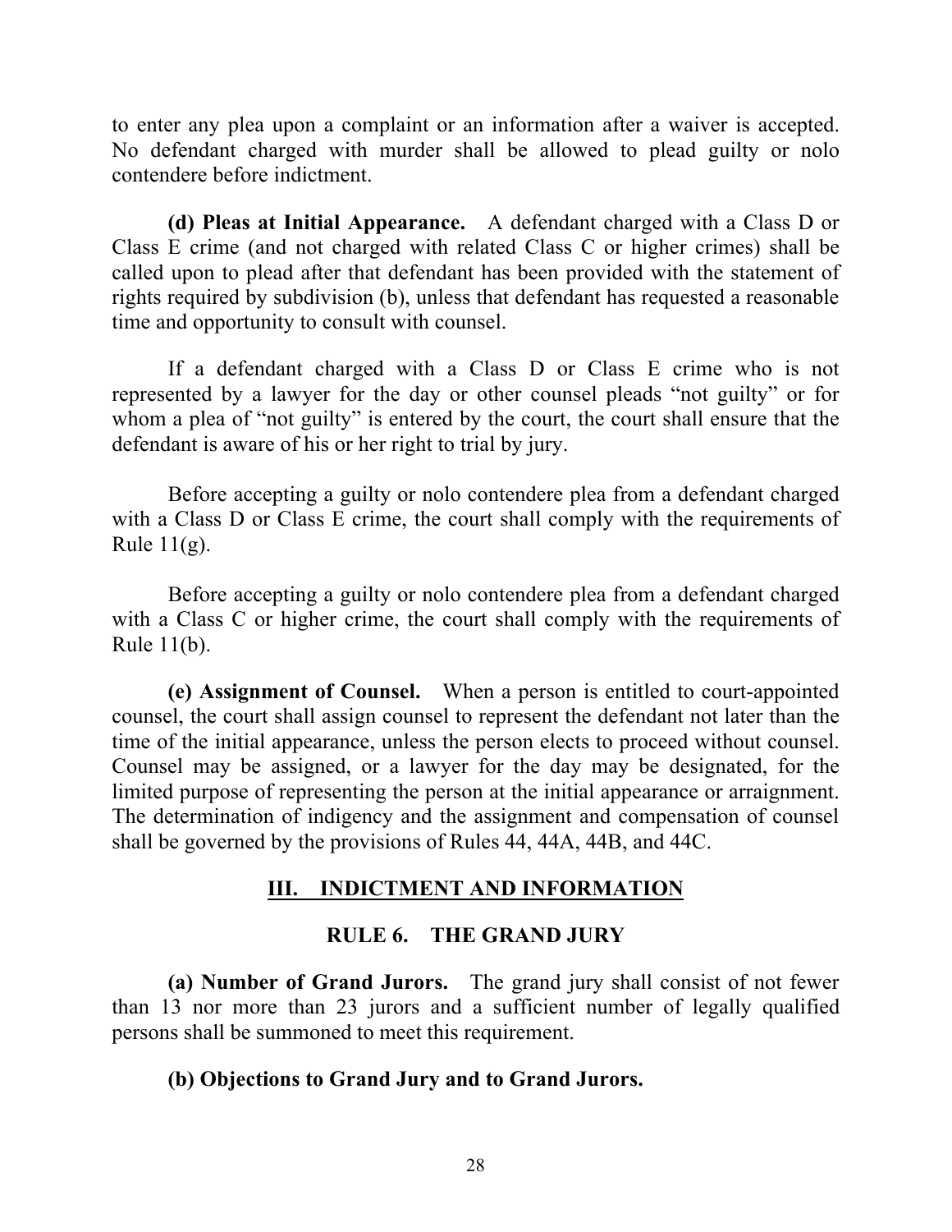to enter any plea upon a complaint or an information after a waiver is accepted. No defendant charged with murder shall be allowed to plead guilty or nolo contendere before indictment.

**(d) Pleas at Initial Appearance.** A defendant charged with a Class D or Class E crime (and not charged with related Class C or higher crimes) shall be called upon to plead after that defendant has been provided with the statement of rights required by subdivision (b), unless that defendant has requested a reasonable time and opportunity to consult with counsel.

If a defendant charged with a Class D or Class E crime who is not represented by a lawyer for the day or other counsel pleads "not guilty" or for whom a plea of "not guilty" is entered by the court, the court shall ensure that the defendant is aware of his or her right to trial by jury.

Before accepting a guilty or nolo contendere plea from a defendant charged with a Class D or Class E crime, the court shall comply with the requirements of Rule 11(g).

Before accepting a guilty or nolo contendere plea from a defendant charged with a Class C or higher crime, the court shall comply with the requirements of Rule 11(b).

**(e) Assignment of Counsel.** When a person is entitled to court-appointed counsel, the court shall assign counsel to represent the defendant not later than the time of the initial appearance, unless the person elects to proceed without counsel. Counsel may be assigned, or a lawyer for the day may be designated, for the limited purpose of representing the person at the initial appearance or arraignment. The determination of indigency and the assignment and compensation of counsel shall be governed by the provisions of Rules 44, 44A, 44B, and 44C.

## III. INDICTMENT AND INFORMATION

### RULE 6. THE GRAND JURY

**(a) Number of Grand Jurors.** The grand jury shall consist of not fewer than 13 nor more than 23 jurors and a sufficient number of legally qualified persons shall be summoned to meet this requirement.

**(b) Objections to Grand Jury and to Grand Jurors.**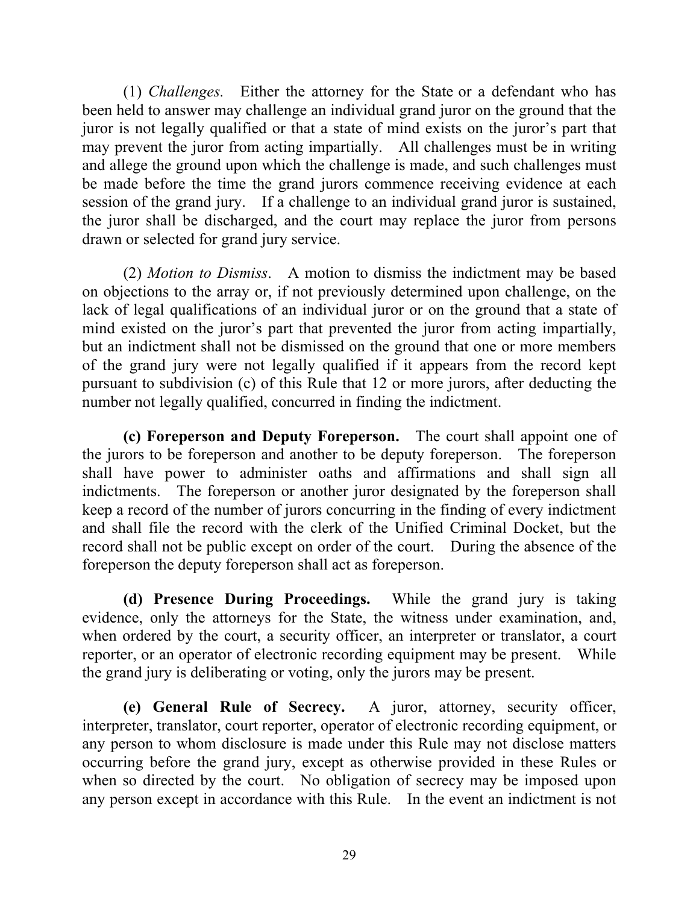(1) *Challenges.* Either the attorney for the State or a defendant who has been held to answer may challenge an individual grand juror on the ground that the juror is not legally qualified or that a state of mind exists on the juror's part that may prevent the juror from acting impartially. All challenges must be in writing and allege the ground upon which the challenge is made, and such challenges must be made before the time the grand jurors commence receiving evidence at each session of the grand jury. If a challenge to an individual grand juror is sustained, the juror shall be discharged, and the court may replace the juror from persons drawn or selected for grand jury service.

(2) *Motion to Dismiss*. A motion to dismiss the indictment may be based on objections to the array or, if not previously determined upon challenge, on the lack of legal qualifications of an individual juror or on the ground that a state of mind existed on the juror's part that prevented the juror from acting impartially, but an indictment shall not be dismissed on the ground that one or more members of the grand jury were not legally qualified if it appears from the record kept pursuant to subdivision (c) of this Rule that 12 or more jurors, after deducting the number not legally qualified, concurred in finding the indictment.

**(c) Foreperson and Deputy Foreperson.** The court shall appoint one of the jurors to be foreperson and another to be deputy foreperson. The foreperson shall have power to administer oaths and affirmations and shall sign all indictments. The foreperson or another juror designated by the foreperson shall keep a record of the number of jurors concurring in the finding of every indictment and shall file the record with the clerk of the Unified Criminal Docket, but the record shall not be public except on order of the court. During the absence of the foreperson the deputy foreperson shall act as foreperson.

**(d) Presence During Proceedings.** While the grand jury is taking evidence, only the attorneys for the State, the witness under examination, and, when ordered by the court, a security officer, an interpreter or translator, a court reporter, or an operator of electronic recording equipment may be present. While the grand jury is deliberating or voting, only the jurors may be present.

**(e) General Rule of Secrecy.** A juror, attorney, security officer, interpreter, translator, court reporter, operator of electronic recording equipment, or any person to whom disclosure is made under this Rule may not disclose matters occurring before the grand jury, except as otherwise provided in these Rules or when so directed by the court. No obligation of secrecy may be imposed upon any person except in accordance with this Rule. In the event an indictment is not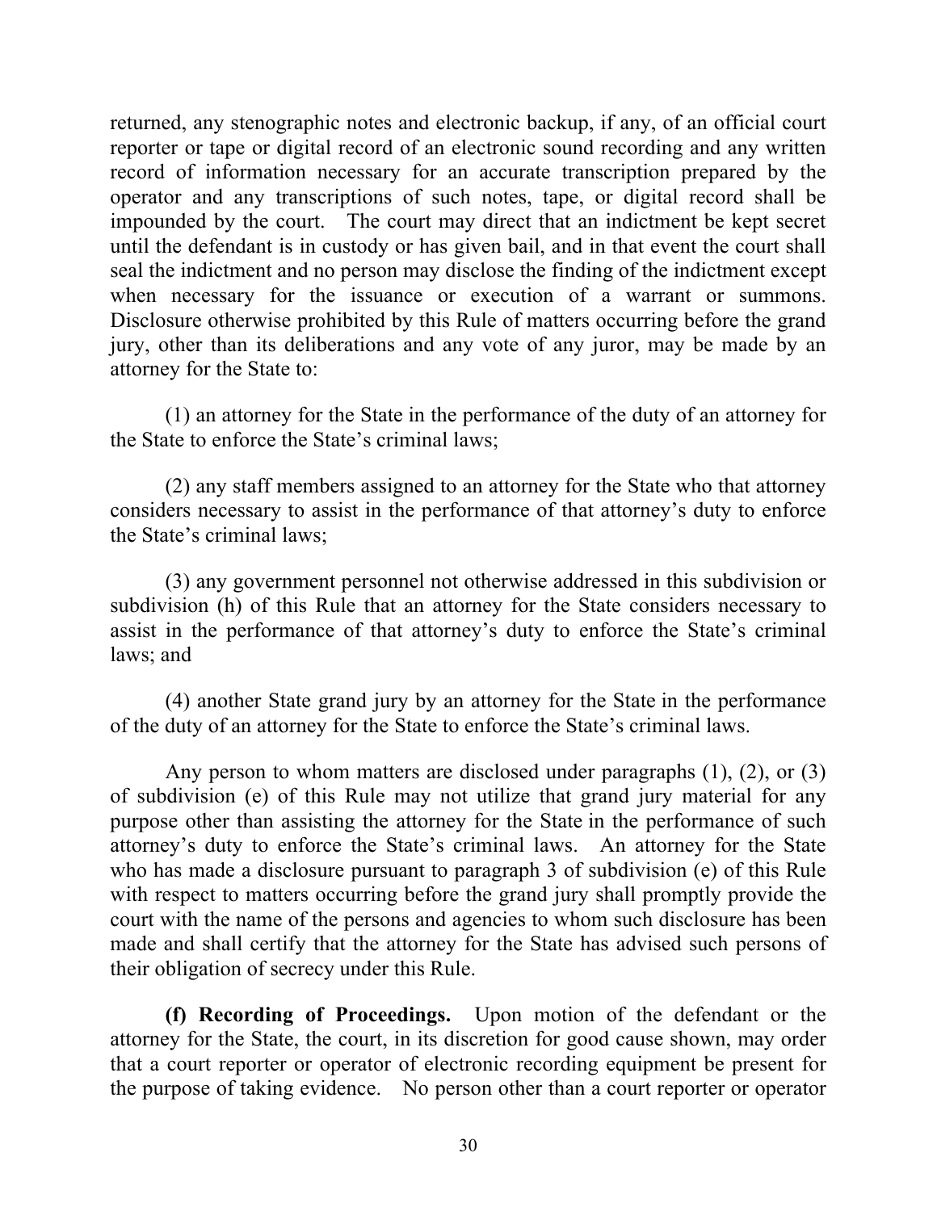returned, any stenographic notes and electronic backup, if any, of an official court reporter or tape or digital record of an electronic sound recording and any written record of information necessary for an accurate transcription prepared by the operator and any transcriptions of such notes, tape, or digital record shall be impounded by the court. The court may direct that an indictment be kept secret until the defendant is in custody or has given bail, and in that event the court shall seal the indictment and no person may disclose the finding of the indictment except when necessary for the issuance or execution of a warrant or summons. Disclosure otherwise prohibited by this Rule of matters occurring before the grand jury, other than its deliberations and any vote of any juror, may be made by an attorney for the State to:

(1) an attorney for the State in the performance of the duty of an attorney for the State to enforce the State's criminal laws;

(2) any staff members assigned to an attorney for the State who that attorney considers necessary to assist in the performance of that attorney's duty to enforce the State's criminal laws;

(3) any government personnel not otherwise addressed in this subdivision or subdivision (h) of this Rule that an attorney for the State considers necessary to assist in the performance of that attorney's duty to enforce the State's criminal laws; and

(4) another State grand jury by an attorney for the State in the performance of the duty of an attorney for the State to enforce the State's criminal laws.

Any person to whom matters are disclosed under paragraphs (1), (2), or (3) of subdivision (e) of this Rule may not utilize that grand jury material for any purpose other than assisting the attorney for the State in the performance of such attorney's duty to enforce the State's criminal laws. An attorney for the State who has made a disclosure pursuant to paragraph 3 of subdivision (e) of this Rule with respect to matters occurring before the grand jury shall promptly provide the court with the name of the persons and agencies to whom such disclosure has been made and shall certify that the attorney for the State has advised such persons of their obligation of secrecy under this Rule.

**(f) Recording of Proceedings.** Upon motion of the defendant or the attorney for the State, the court, in its discretion for good cause shown, may order that a court reporter or operator of electronic recording equipment be present for the purpose of taking evidence. No person other than a court reporter or operator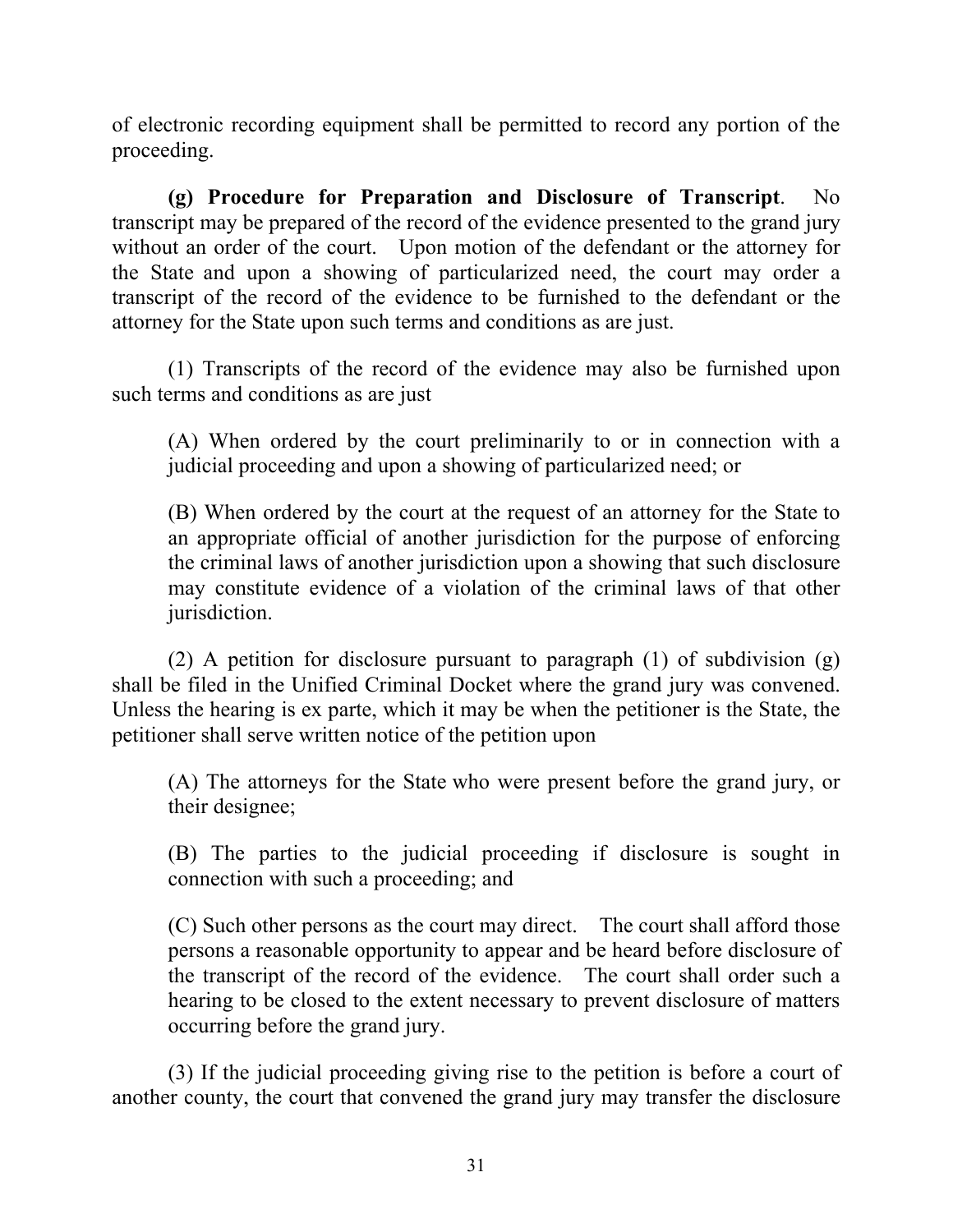of electronic recording equipment shall be permitted to record any portion of the proceeding.

**(g) Procedure for Preparation and Disclosure of Transcript**. No transcript may be prepared of the record of the evidence presented to the grand jury without an order of the court. Upon motion of the defendant or the attorney for the State and upon a showing of particularized need, the court may order a transcript of the record of the evidence to be furnished to the defendant or the attorney for the State upon such terms and conditions as are just.

(1) Transcripts of the record of the evidence may also be furnished upon such terms and conditions as are just

> (A) When ordered by the court preliminarily to or in connection with a judicial proceeding and upon a showing of particularized need; or
>
> (B) When ordered by the court at the request of an attorney for the State to an appropriate official of another jurisdiction for the purpose of enforcing the criminal laws of another jurisdiction upon a showing that such disclosure may constitute evidence of a violation of the criminal laws of that other jurisdiction.

(2) A petition for disclosure pursuant to paragraph (1) of subdivision (g) shall be filed in the Unified Criminal Docket where the grand jury was convened. Unless the hearing is ex parte, which it may be when the petitioner is the State, the petitioner shall serve written notice of the petition upon

> (A) The attorneys for the State who were present before the grand jury, or their designee;
>
> (B) The parties to the judicial proceeding if disclosure is sought in connection with such a proceeding; and
>
> (C) Such other persons as the court may direct. The court shall afford those persons a reasonable opportunity to appear and be heard before disclosure of the transcript of the record of the evidence. The court shall order such a hearing to be closed to the extent necessary to prevent disclosure of matters occurring before the grand jury.

(3) If the judicial proceeding giving rise to the petition is before a court of another county, the court that convened the grand jury may transfer the disclosure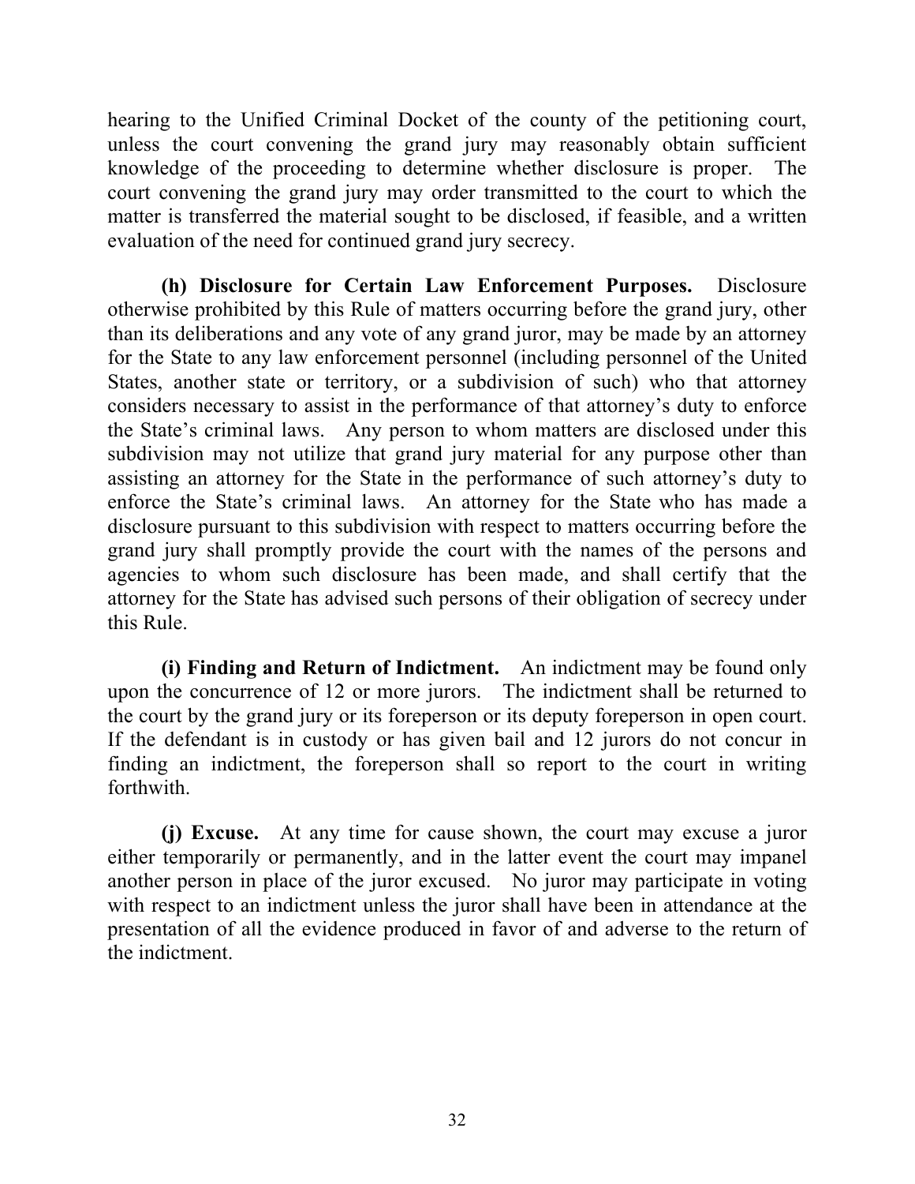hearing to the Unified Criminal Docket of the county of the petitioning court, unless the court convening the grand jury may reasonably obtain sufficient knowledge of the proceeding to determine whether disclosure is proper. The court convening the grand jury may order transmitted to the court to which the matter is transferred the material sought to be disclosed, if feasible, and a written evaluation of the need for continued grand jury secrecy.

**(h) Disclosure for Certain Law Enforcement Purposes.** Disclosure otherwise prohibited by this Rule of matters occurring before the grand jury, other than its deliberations and any vote of any grand juror, may be made by an attorney for the State to any law enforcement personnel (including personnel of the United States, another state or territory, or a subdivision of such) who that attorney considers necessary to assist in the performance of that attorney's duty to enforce the State's criminal laws. Any person to whom matters are disclosed under this subdivision may not utilize that grand jury material for any purpose other than assisting an attorney for the State in the performance of such attorney's duty to enforce the State's criminal laws. An attorney for the State who has made a disclosure pursuant to this subdivision with respect to matters occurring before the grand jury shall promptly provide the court with the names of the persons and agencies to whom such disclosure has been made, and shall certify that the attorney for the State has advised such persons of their obligation of secrecy under this Rule.

**(i) Finding and Return of Indictment.** An indictment may be found only upon the concurrence of 12 or more jurors. The indictment shall be returned to the court by the grand jury or its foreperson or its deputy foreperson in open court. If the defendant is in custody or has given bail and 12 jurors do not concur in finding an indictment, the foreperson shall so report to the court in writing forthwith.

**(j) Excuse.** At any time for cause shown, the court may excuse a juror either temporarily or permanently, and in the latter event the court may impanel another person in place of the juror excused. No juror may participate in voting with respect to an indictment unless the juror shall have been in attendance at the presentation of all the evidence produced in favor of and adverse to the return of the indictment.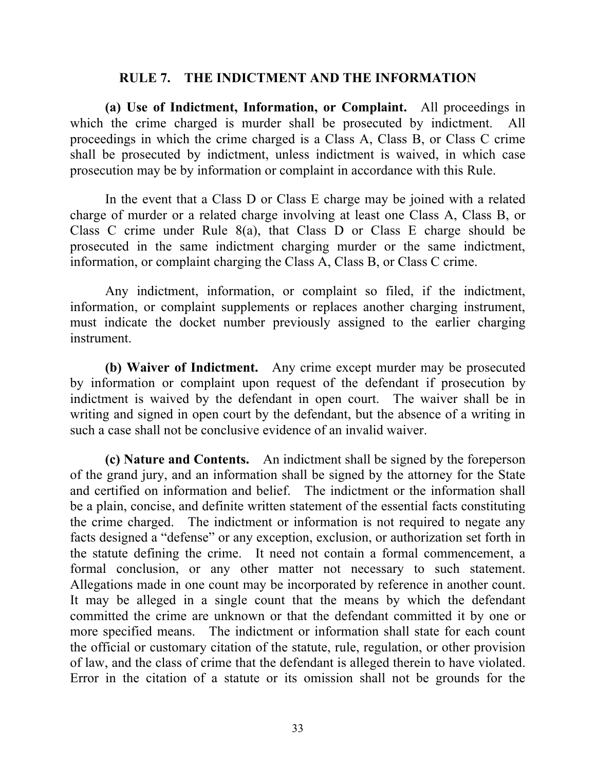## RULE 7. THE INDICTMENT AND THE INFORMATION

**(a) Use of Indictment, Information, or Complaint.** All proceedings in which the crime charged is murder shall be prosecuted by indictment. All proceedings in which the crime charged is a Class A, Class B, or Class C crime shall be prosecuted by indictment, unless indictment is waived, in which case prosecution may be by information or complaint in accordance with this Rule.

In the event that a Class D or Class E charge may be joined with a related charge of murder or a related charge involving at least one Class A, Class B, or Class C crime under Rule 8(a), that Class D or Class E charge should be prosecuted in the same indictment charging murder or the same indictment, information, or complaint charging the Class A, Class B, or Class C crime.

Any indictment, information, or complaint so filed, if the indictment, information, or complaint supplements or replaces another charging instrument, must indicate the docket number previously assigned to the earlier charging instrument.

**(b) Waiver of Indictment.** Any crime except murder may be prosecuted by information or complaint upon request of the defendant if prosecution by indictment is waived by the defendant in open court. The waiver shall be in writing and signed in open court by the defendant, but the absence of a writing in such a case shall not be conclusive evidence of an invalid waiver.

**(c) Nature and Contents.** An indictment shall be signed by the foreperson of the grand jury, and an information shall be signed by the attorney for the State and certified on information and belief. The indictment or the information shall be a plain, concise, and definite written statement of the essential facts constituting the crime charged. The indictment or information is not required to negate any facts designed a "defense" or any exception, exclusion, or authorization set forth in the statute defining the crime. It need not contain a formal commencement, a formal conclusion, or any other matter not necessary to such statement. Allegations made in one count may be incorporated by reference in another count. It may be alleged in a single count that the means by which the defendant committed the crime are unknown or that the defendant committed it by one or more specified means. The indictment or information shall state for each count the official or customary citation of the statute, rule, regulation, or other provision of law, and the class of crime that the defendant is alleged therein to have violated. Error in the citation of a statute or its omission shall not be grounds for the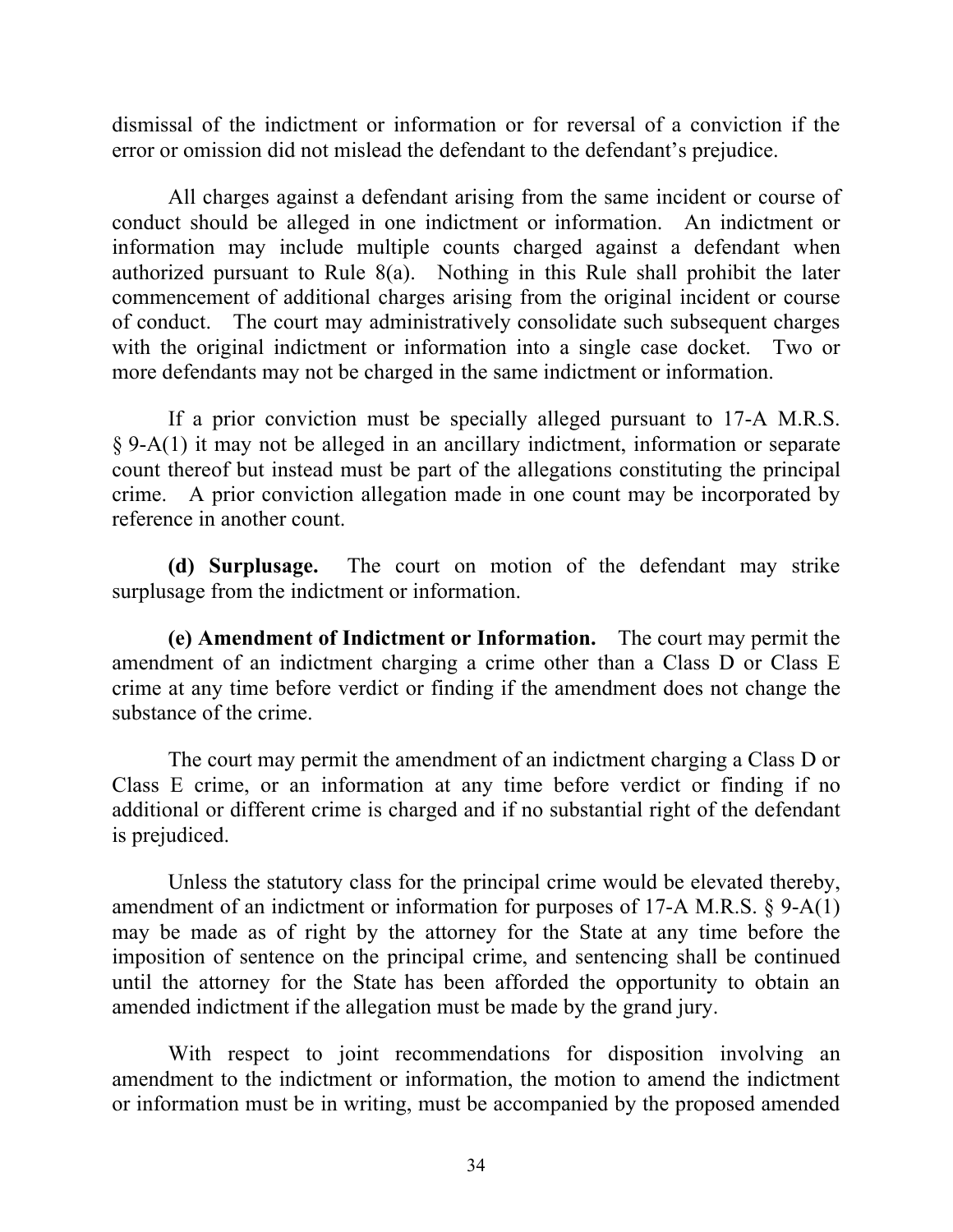dismissal of the indictment or information or for reversal of a conviction if the error or omission did not mislead the defendant to the defendant's prejudice.

All charges against a defendant arising from the same incident or course of conduct should be alleged in one indictment or information. An indictment or information may include multiple counts charged against a defendant when authorized pursuant to Rule 8(a). Nothing in this Rule shall prohibit the later commencement of additional charges arising from the original incident or course of conduct. The court may administratively consolidate such subsequent charges with the original indictment or information into a single case docket. Two or more defendants may not be charged in the same indictment or information.

If a prior conviction must be specially alleged pursuant to 17-A M.R.S. § 9-A(1) it may not be alleged in an ancillary indictment, information or separate count thereof but instead must be part of the allegations constituting the principal crime. A prior conviction allegation made in one count may be incorporated by reference in another count.

**(d) Surplusage.** The court on motion of the defendant may strike surplusage from the indictment or information.

**(e) Amendment of Indictment or Information.** The court may permit the amendment of an indictment charging a crime other than a Class D or Class E crime at any time before verdict or finding if the amendment does not change the substance of the crime.

The court may permit the amendment of an indictment charging a Class D or Class E crime, or an information at any time before verdict or finding if no additional or different crime is charged and if no substantial right of the defendant is prejudiced.

Unless the statutory class for the principal crime would be elevated thereby, amendment of an indictment or information for purposes of 17-A M.R.S. § 9-A(1) may be made as of right by the attorney for the State at any time before the imposition of sentence on the principal crime, and sentencing shall be continued until the attorney for the State has been afforded the opportunity to obtain an amended indictment if the allegation must be made by the grand jury.

With respect to joint recommendations for disposition involving an amendment to the indictment or information, the motion to amend the indictment or information must be in writing, must be accompanied by the proposed amended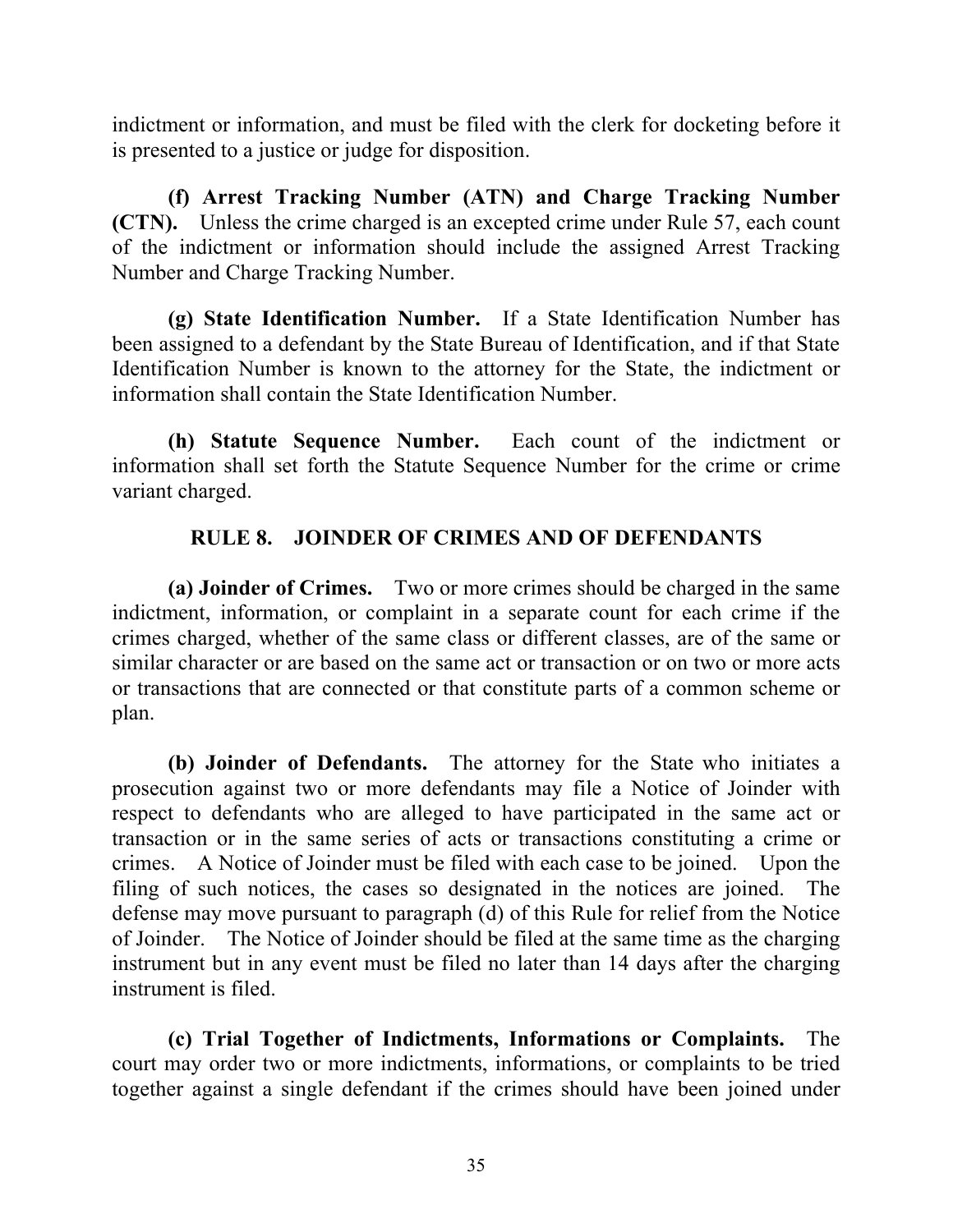indictment or information, and must be filed with the clerk for docketing before it is presented to a justice or judge for disposition.

**(f) Arrest Tracking Number (ATN) and Charge Tracking Number (CTN).** Unless the crime charged is an excepted crime under Rule 57, each count of the indictment or information should include the assigned Arrest Tracking Number and Charge Tracking Number.

**(g) State Identification Number.** If a State Identification Number has been assigned to a defendant by the State Bureau of Identification, and if that State Identification Number is known to the attorney for the State, the indictment or information shall contain the State Identification Number.

**(h) Statute Sequence Number.** Each count of the indictment or information shall set forth the Statute Sequence Number for the crime or crime variant charged.

## RULE 8. JOINDER OF CRIMES AND OF DEFENDANTS

**(a) Joinder of Crimes.** Two or more crimes should be charged in the same indictment, information, or complaint in a separate count for each crime if the crimes charged, whether of the same class or different classes, are of the same or similar character or are based on the same act or transaction or on two or more acts or transactions that are connected or that constitute parts of a common scheme or plan.

**(b) Joinder of Defendants.** The attorney for the State who initiates a prosecution against two or more defendants may file a Notice of Joinder with respect to defendants who are alleged to have participated in the same act or transaction or in the same series of acts or transactions constituting a crime or crimes. A Notice of Joinder must be filed with each case to be joined. Upon the filing of such notices, the cases so designated in the notices are joined. The defense may move pursuant to paragraph (d) of this Rule for relief from the Notice of Joinder. The Notice of Joinder should be filed at the same time as the charging instrument but in any event must be filed no later than 14 days after the charging instrument is filed.

**(c) Trial Together of Indictments, Informations or Complaints.** The court may order two or more indictments, informations, or complaints to be tried together against a single defendant if the crimes should have been joined under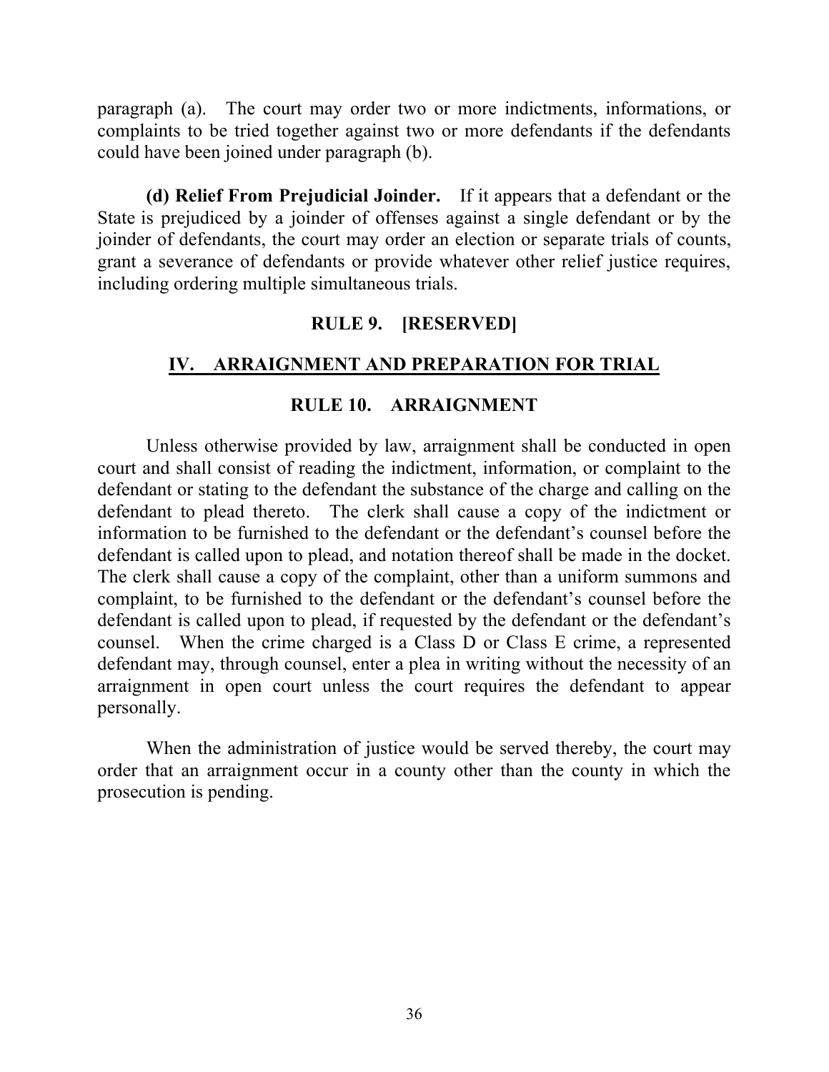paragraph (a). The court may order two or more indictments, informations, or complaints to be tried together against two or more defendants if the defendants could have been joined under paragraph (b).

**(d) Relief From Prejudicial Joinder.** If it appears that a defendant or the State is prejudiced by a joinder of offenses against a single defendant or by the joinder of defendants, the court may order an election or separate trials of counts, grant a severance of defendants or provide whatever other relief justice requires, including ordering multiple simultaneous trials.

### RULE 9. [RESERVED]

## IV. ARRAIGNMENT AND PREPARATION FOR TRIAL

### RULE 10. ARRAIGNMENT

Unless otherwise provided by law, arraignment shall be conducted in open court and shall consist of reading the indictment, information, or complaint to the defendant or stating to the defendant the substance of the charge and calling on the defendant to plead thereto. The clerk shall cause a copy of the indictment or information to be furnished to the defendant or the defendant's counsel before the defendant is called upon to plead, and notation thereof shall be made in the docket. The clerk shall cause a copy of the complaint, other than a uniform summons and complaint, to be furnished to the defendant or the defendant's counsel before the defendant is called upon to plead, if requested by the defendant or the defendant's counsel. When the crime charged is a Class D or Class E crime, a represented defendant may, through counsel, enter a plea in writing without the necessity of an arraignment in open court unless the court requires the defendant to appear personally.

When the administration of justice would be served thereby, the court may order that an arraignment occur in a county other than the county in which the prosecution is pending.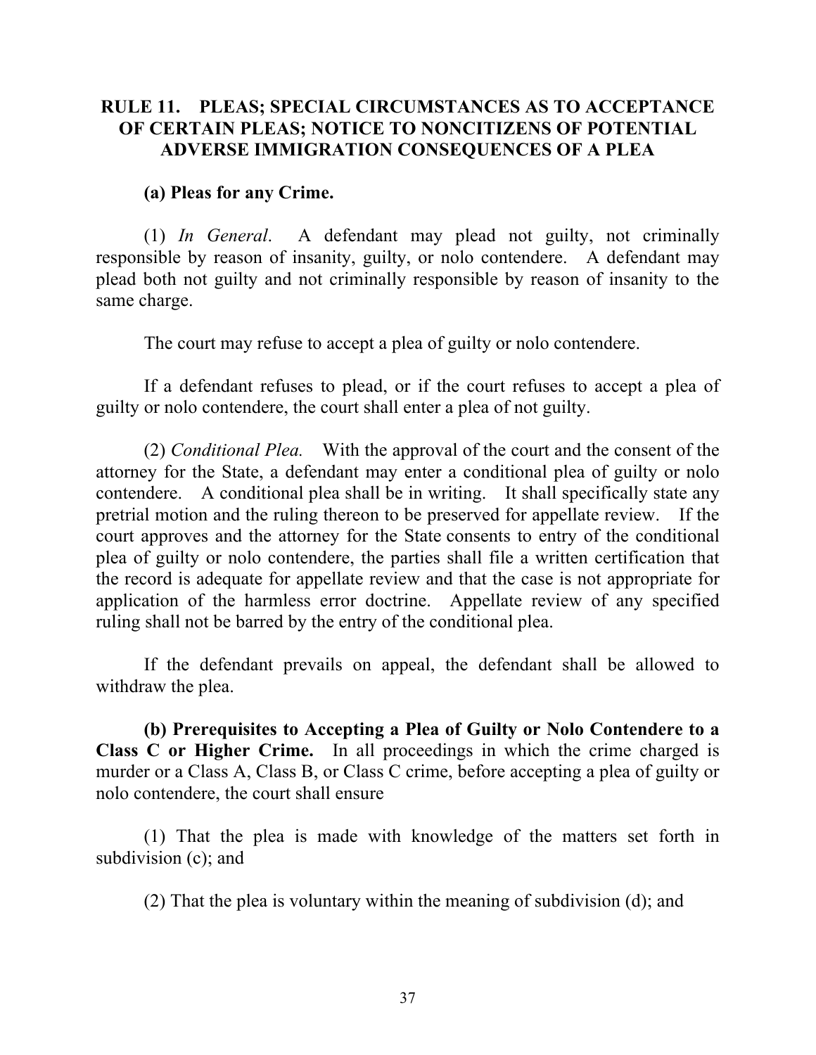## RULE 11. PLEAS; SPECIAL CIRCUMSTANCES AS TO ACCEPTANCE OF CERTAIN PLEAS; NOTICE TO NONCITIZENS OF POTENTIAL ADVERSE IMMIGRATION CONSEQUENCES OF A PLEA

**(a) Pleas for any Crime.**

(1) *In General*. A defendant may plead not guilty, not criminally responsible by reason of insanity, guilty, or nolo contendere. A defendant may plead both not guilty and not criminally responsible by reason of insanity to the same charge.

The court may refuse to accept a plea of guilty or nolo contendere.

If a defendant refuses to plead, or if the court refuses to accept a plea of guilty or nolo contendere, the court shall enter a plea of not guilty.

(2) *Conditional Plea.* With the approval of the court and the consent of the attorney for the State, a defendant may enter a conditional plea of guilty or nolo contendere. A conditional plea shall be in writing. It shall specifically state any pretrial motion and the ruling thereon to be preserved for appellate review. If the court approves and the attorney for the State consents to entry of the conditional plea of guilty or nolo contendere, the parties shall file a written certification that the record is adequate for appellate review and that the case is not appropriate for application of the harmless error doctrine. Appellate review of any specified ruling shall not be barred by the entry of the conditional plea.

If the defendant prevails on appeal, the defendant shall be allowed to withdraw the plea.

**(b) Prerequisites to Accepting a Plea of Guilty or Nolo Contendere to a Class C or Higher Crime.** In all proceedings in which the crime charged is murder or a Class A, Class B, or Class C crime, before accepting a plea of guilty or nolo contendere, the court shall ensure

(1) That the plea is made with knowledge of the matters set forth in subdivision (c); and

(2) That the plea is voluntary within the meaning of subdivision (d); and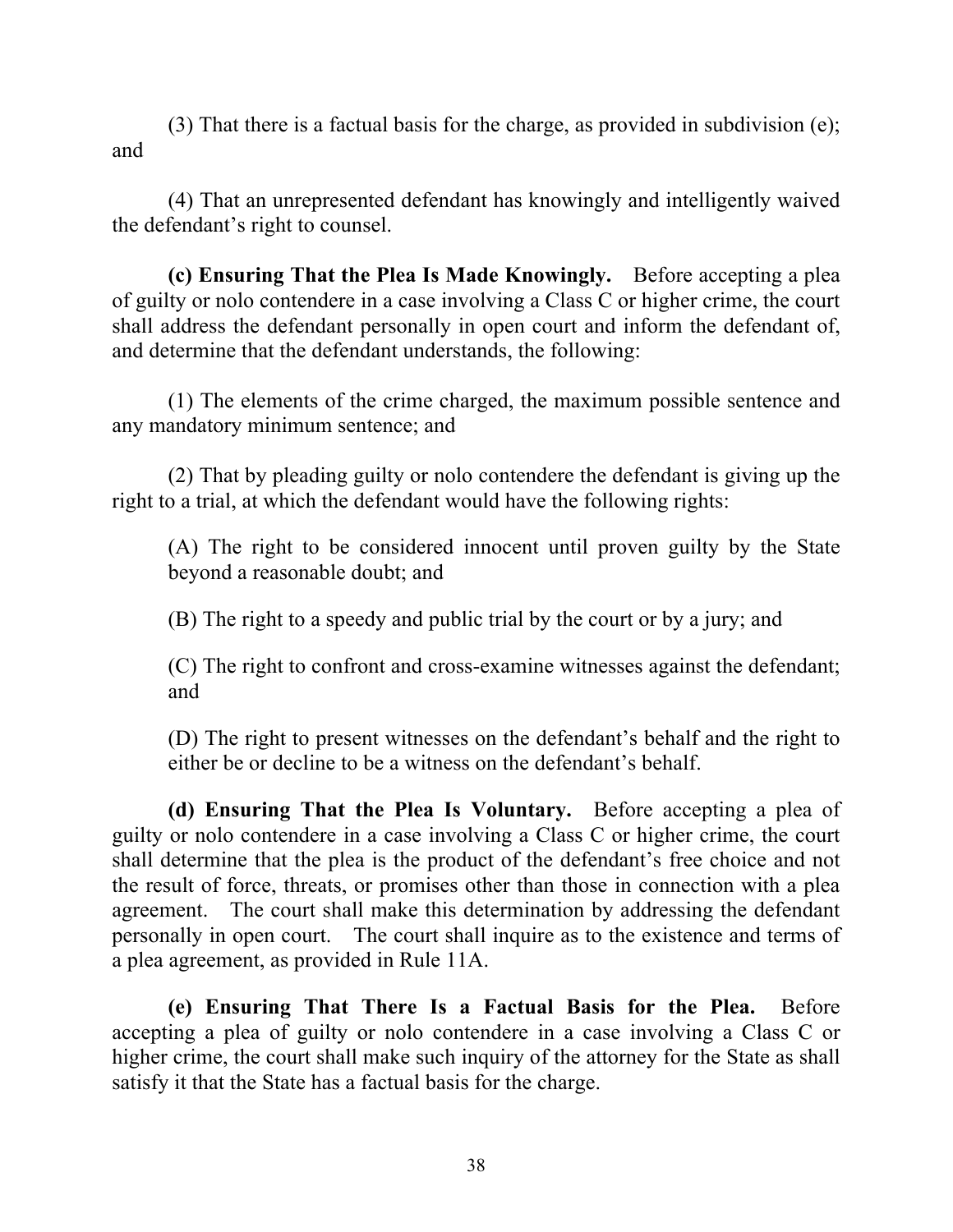(3) That there is a factual basis for the charge, as provided in subdivision (e); and

(4) That an unrepresented defendant has knowingly and intelligently waived the defendant's right to counsel.

**(c) Ensuring That the Plea Is Made Knowingly.** Before accepting a plea of guilty or nolo contendere in a case involving a Class C or higher crime, the court shall address the defendant personally in open court and inform the defendant of, and determine that the defendant understands, the following:

(1) The elements of the crime charged, the maximum possible sentence and any mandatory minimum sentence; and

(2) That by pleading guilty or nolo contendere the defendant is giving up the right to a trial, at which the defendant would have the following rights:

> (A) The right to be considered innocent until proven guilty by the State beyond a reasonable doubt; and
>
> (B) The right to a speedy and public trial by the court or by a jury; and
>
> (C) The right to confront and cross-examine witnesses against the defendant; and
>
> (D) The right to present witnesses on the defendant's behalf and the right to either be or decline to be a witness on the defendant's behalf.

**(d) Ensuring That the Plea Is Voluntary.** Before accepting a plea of guilty or nolo contendere in a case involving a Class C or higher crime, the court shall determine that the plea is the product of the defendant's free choice and not the result of force, threats, or promises other than those in connection with a plea agreement. The court shall make this determination by addressing the defendant personally in open court. The court shall inquire as to the existence and terms of a plea agreement, as provided in Rule 11A.

**(e) Ensuring That There Is a Factual Basis for the Plea.** Before accepting a plea of guilty or nolo contendere in a case involving a Class C or higher crime, the court shall make such inquiry of the attorney for the State as shall satisfy it that the State has a factual basis for the charge.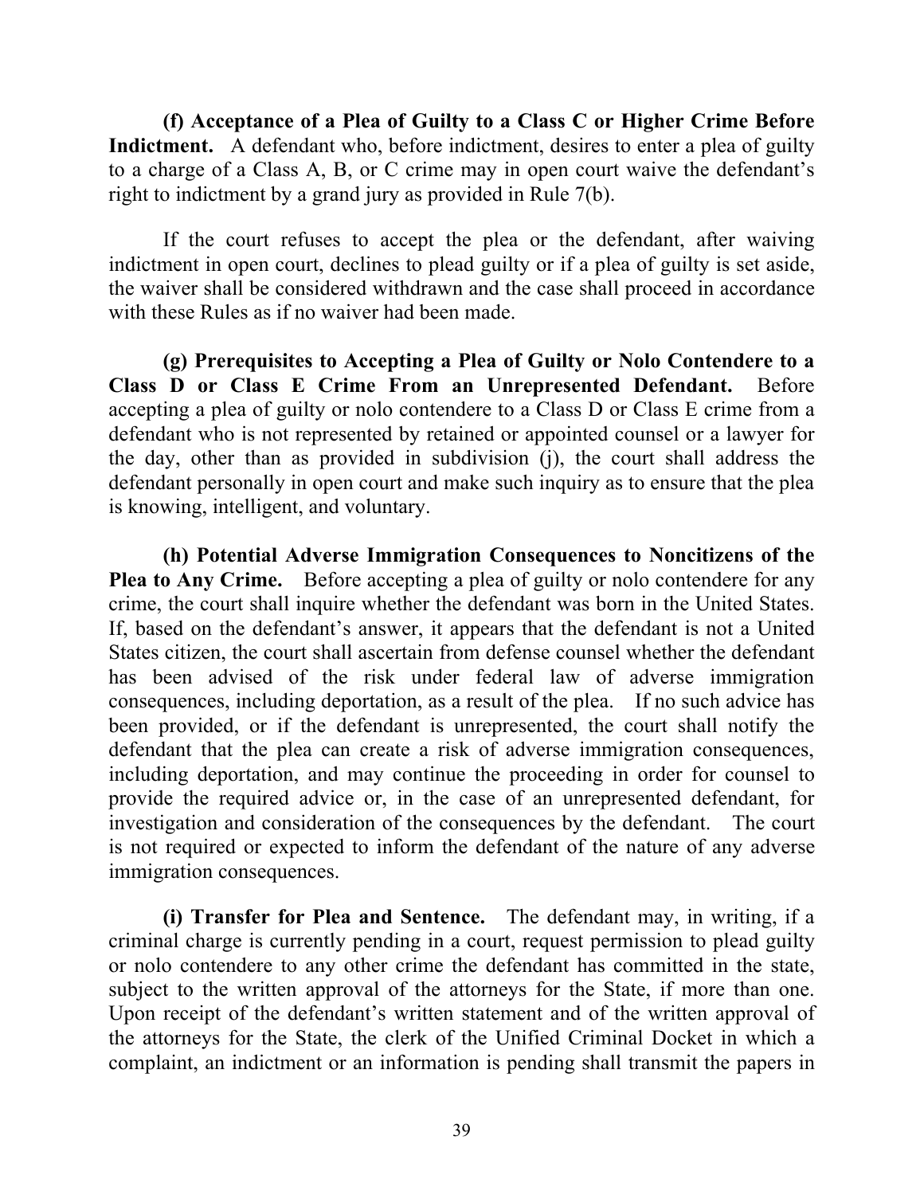**(f) Acceptance of a Plea of Guilty to a Class C or Higher Crime Before Indictment.** A defendant who, before indictment, desires to enter a plea of guilty to a charge of a Class A, B, or C crime may in open court waive the defendant's right to indictment by a grand jury as provided in Rule 7(b).

If the court refuses to accept the plea or the defendant, after waiving indictment in open court, declines to plead guilty or if a plea of guilty is set aside, the waiver shall be considered withdrawn and the case shall proceed in accordance with these Rules as if no waiver had been made.

**(g) Prerequisites to Accepting a Plea of Guilty or Nolo Contendere to a Class D or Class E Crime From an Unrepresented Defendant.** Before accepting a plea of guilty or nolo contendere to a Class D or Class E crime from a defendant who is not represented by retained or appointed counsel or a lawyer for the day, other than as provided in subdivision (j), the court shall address the defendant personally in open court and make such inquiry as to ensure that the plea is knowing, intelligent, and voluntary.

**(h) Potential Adverse Immigration Consequences to Noncitizens of the Plea to Any Crime.** Before accepting a plea of guilty or nolo contendere for any crime, the court shall inquire whether the defendant was born in the United States. If, based on the defendant's answer, it appears that the defendant is not a United States citizen, the court shall ascertain from defense counsel whether the defendant has been advised of the risk under federal law of adverse immigration consequences, including deportation, as a result of the plea. If no such advice has been provided, or if the defendant is unrepresented, the court shall notify the defendant that the plea can create a risk of adverse immigration consequences, including deportation, and may continue the proceeding in order for counsel to provide the required advice or, in the case of an unrepresented defendant, for investigation and consideration of the consequences by the defendant. The court is not required or expected to inform the defendant of the nature of any adverse immigration consequences.

**(i) Transfer for Plea and Sentence.** The defendant may, in writing, if a criminal charge is currently pending in a court, request permission to plead guilty or nolo contendere to any other crime the defendant has committed in the state, subject to the written approval of the attorneys for the State, if more than one. Upon receipt of the defendant's written statement and of the written approval of the attorneys for the State, the clerk of the Unified Criminal Docket in which a complaint, an indictment or an information is pending shall transmit the papers in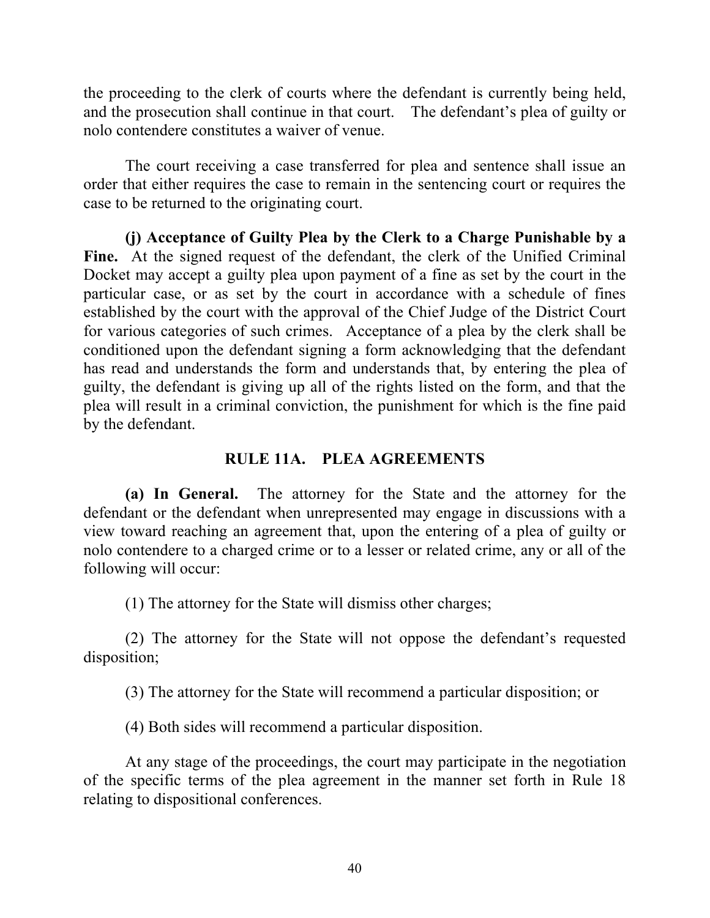the proceeding to the clerk of courts where the defendant is currently being held, and the prosecution shall continue in that court. The defendant's plea of guilty or nolo contendere constitutes a waiver of venue.

The court receiving a case transferred for plea and sentence shall issue an order that either requires the case to remain in the sentencing court or requires the case to be returned to the originating court.

**(j) Acceptance of Guilty Plea by the Clerk to a Charge Punishable by a Fine.** At the signed request of the defendant, the clerk of the Unified Criminal Docket may accept a guilty plea upon payment of a fine as set by the court in the particular case, or as set by the court in accordance with a schedule of fines established by the court with the approval of the Chief Judge of the District Court for various categories of such crimes. Acceptance of a plea by the clerk shall be conditioned upon the defendant signing a form acknowledging that the defendant has read and understands the form and understands that, by entering the plea of guilty, the defendant is giving up all of the rights listed on the form, and that the plea will result in a criminal conviction, the punishment for which is the fine paid by the defendant.

## RULE 11A. PLEA AGREEMENTS

**(a) In General.** The attorney for the State and the attorney for the defendant or the defendant when unrepresented may engage in discussions with a view toward reaching an agreement that, upon the entering of a plea of guilty or nolo contendere to a charged crime or to a lesser or related crime, any or all of the following will occur:

(1) The attorney for the State will dismiss other charges;

(2) The attorney for the State will not oppose the defendant's requested disposition;

(3) The attorney for the State will recommend a particular disposition; or

(4) Both sides will recommend a particular disposition.

At any stage of the proceedings, the court may participate in the negotiation of the specific terms of the plea agreement in the manner set forth in Rule 18 relating to dispositional conferences.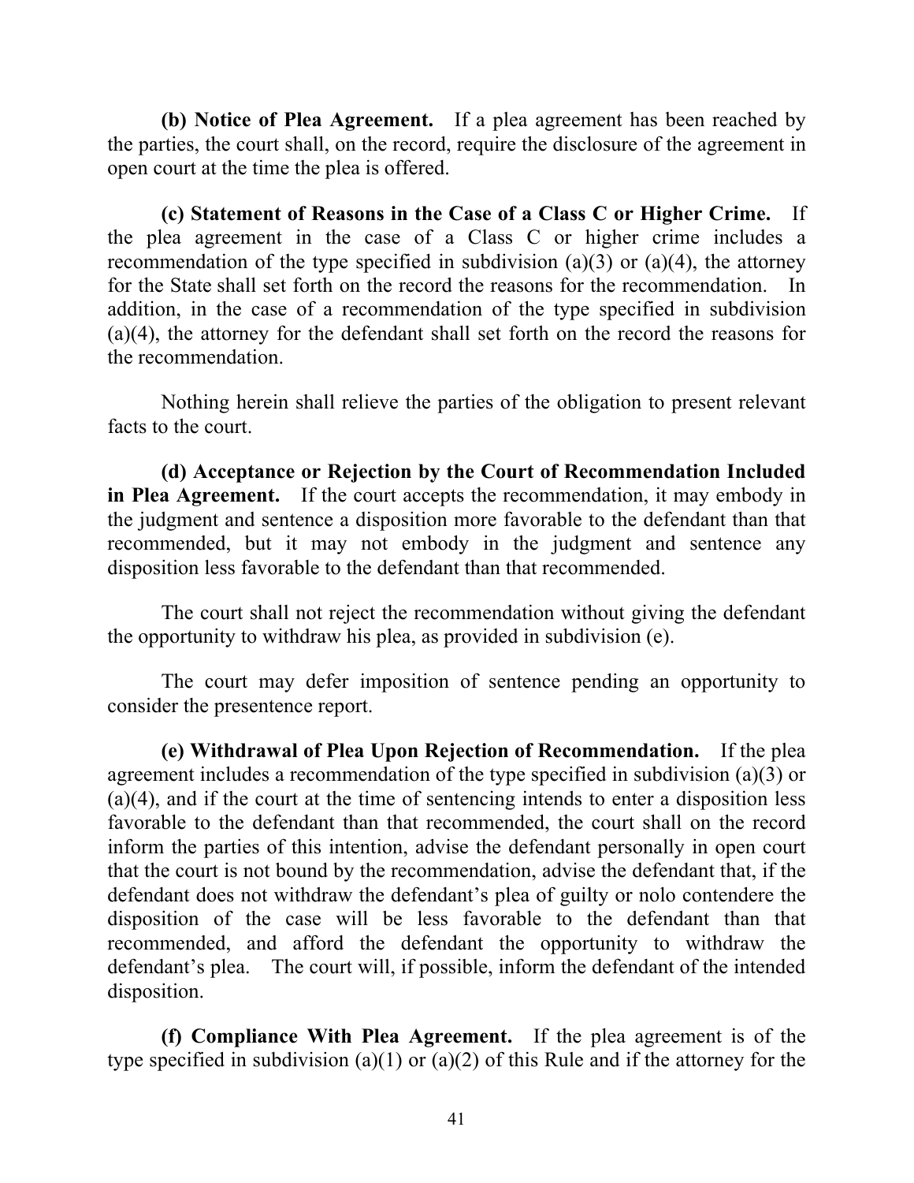**(b) Notice of Plea Agreement.** If a plea agreement has been reached by the parties, the court shall, on the record, require the disclosure of the agreement in open court at the time the plea is offered.

**(c) Statement of Reasons in the Case of a Class C or Higher Crime.** If the plea agreement in the case of a Class C or higher crime includes a recommendation of the type specified in subdivision (a)(3) or (a)(4), the attorney for the State shall set forth on the record the reasons for the recommendation. In addition, in the case of a recommendation of the type specified in subdivision (a)(4), the attorney for the defendant shall set forth on the record the reasons for the recommendation.

Nothing herein shall relieve the parties of the obligation to present relevant facts to the court.

**(d) Acceptance or Rejection by the Court of Recommendation Included in Plea Agreement.** If the court accepts the recommendation, it may embody in the judgment and sentence a disposition more favorable to the defendant than that recommended, but it may not embody in the judgment and sentence any disposition less favorable to the defendant than that recommended.

The court shall not reject the recommendation without giving the defendant the opportunity to withdraw his plea, as provided in subdivision (e).

The court may defer imposition of sentence pending an opportunity to consider the presentence report.

**(e) Withdrawal of Plea Upon Rejection of Recommendation.** If the plea agreement includes a recommendation of the type specified in subdivision (a)(3) or (a)(4), and if the court at the time of sentencing intends to enter a disposition less favorable to the defendant than that recommended, the court shall on the record inform the parties of this intention, advise the defendant personally in open court that the court is not bound by the recommendation, advise the defendant that, if the defendant does not withdraw the defendant's plea of guilty or nolo contendere the disposition of the case will be less favorable to the defendant than that recommended, and afford the defendant the opportunity to withdraw the defendant's plea. The court will, if possible, inform the defendant of the intended disposition.

**(f) Compliance With Plea Agreement.** If the plea agreement is of the type specified in subdivision (a)(1) or (a)(2) of this Rule and if the attorney for the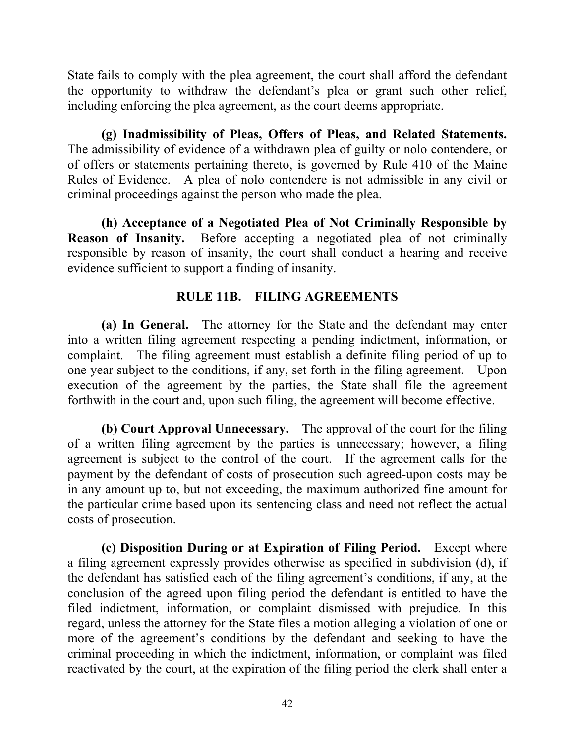State fails to comply with the plea agreement, the court shall afford the defendant the opportunity to withdraw the defendant's plea or grant such other relief, including enforcing the plea agreement, as the court deems appropriate.

**(g) Inadmissibility of Pleas, Offers of Pleas, and Related Statements.** The admissibility of evidence of a withdrawn plea of guilty or nolo contendere, or of offers or statements pertaining thereto, is governed by Rule 410 of the Maine Rules of Evidence. A plea of nolo contendere is not admissible in any civil or criminal proceedings against the person who made the plea.

**(h) Acceptance of a Negotiated Plea of Not Criminally Responsible by Reason of Insanity.** Before accepting a negotiated plea of not criminally responsible by reason of insanity, the court shall conduct a hearing and receive evidence sufficient to support a finding of insanity.

## RULE 11B. FILING AGREEMENTS

**(a) In General.** The attorney for the State and the defendant may enter into a written filing agreement respecting a pending indictment, information, or complaint. The filing agreement must establish a definite filing period of up to one year subject to the conditions, if any, set forth in the filing agreement. Upon execution of the agreement by the parties, the State shall file the agreement forthwith in the court and, upon such filing, the agreement will become effective.

**(b) Court Approval Unnecessary.** The approval of the court for the filing of a written filing agreement by the parties is unnecessary; however, a filing agreement is subject to the control of the court. If the agreement calls for the payment by the defendant of costs of prosecution such agreed-upon costs may be in any amount up to, but not exceeding, the maximum authorized fine amount for the particular crime based upon its sentencing class and need not reflect the actual costs of prosecution.

**(c) Disposition During or at Expiration of Filing Period.** Except where a filing agreement expressly provides otherwise as specified in subdivision (d), if the defendant has satisfied each of the filing agreement's conditions, if any, at the conclusion of the agreed upon filing period the defendant is entitled to have the filed indictment, information, or complaint dismissed with prejudice. In this regard, unless the attorney for the State files a motion alleging a violation of one or more of the agreement's conditions by the defendant and seeking to have the criminal proceeding in which the indictment, information, or complaint was filed reactivated by the court, at the expiration of the filing period the clerk shall enter a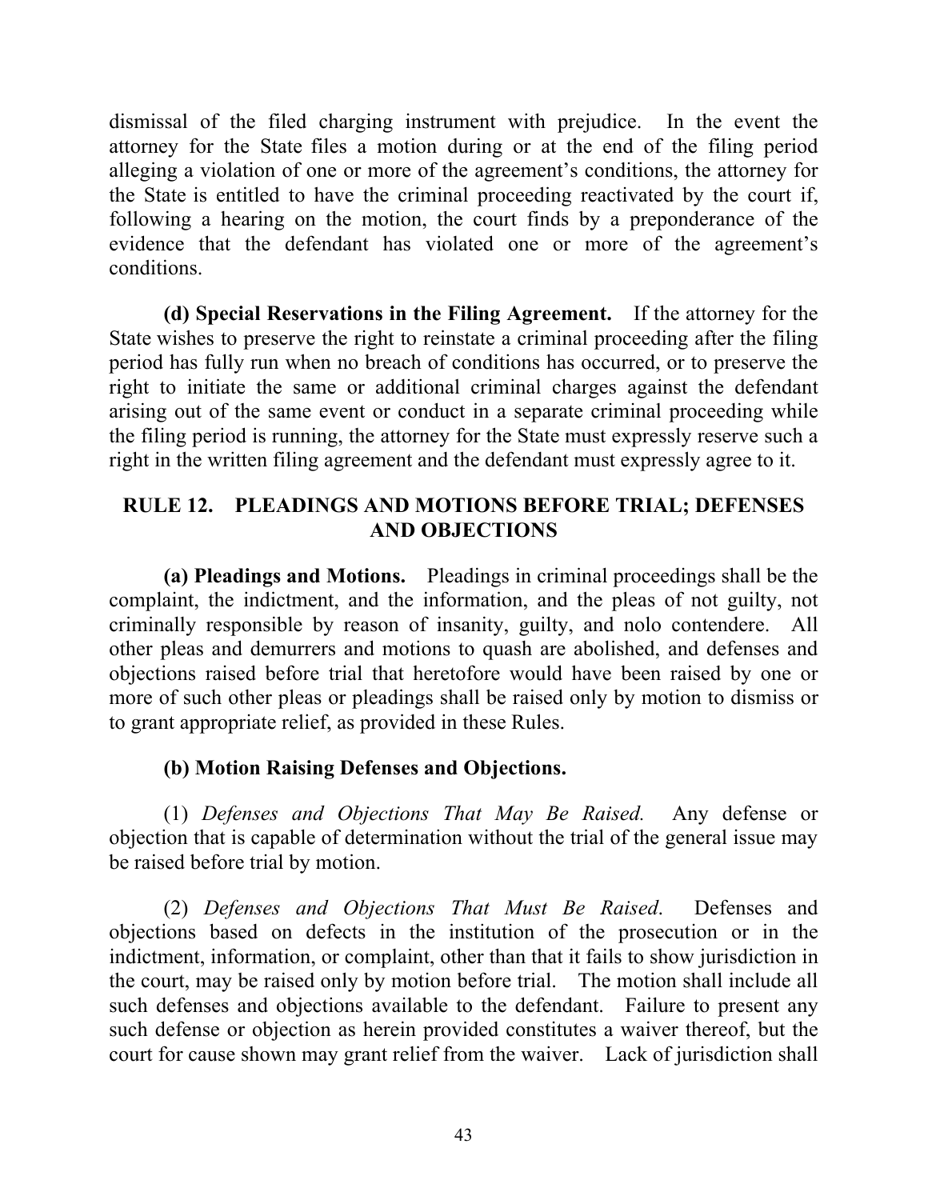dismissal of the filed charging instrument with prejudice. In the event the attorney for the State files a motion during or at the end of the filing period alleging a violation of one or more of the agreement's conditions, the attorney for the State is entitled to have the criminal proceeding reactivated by the court if, following a hearing on the motion, the court finds by a preponderance of the evidence that the defendant has violated one or more of the agreement's conditions.

**(d) Special Reservations in the Filing Agreement.** If the attorney for the State wishes to preserve the right to reinstate a criminal proceeding after the filing period has fully run when no breach of conditions has occurred, or to preserve the right to initiate the same or additional criminal charges against the defendant arising out of the same event or conduct in a separate criminal proceeding while the filing period is running, the attorney for the State must expressly reserve such a right in the written filing agreement and the defendant must expressly agree to it.

## RULE 12. PLEADINGS AND MOTIONS BEFORE TRIAL; DEFENSES AND OBJECTIONS

**(a) Pleadings and Motions.** Pleadings in criminal proceedings shall be the complaint, the indictment, and the information, and the pleas of not guilty, not criminally responsible by reason of insanity, guilty, and nolo contendere. All other pleas and demurrers and motions to quash are abolished, and defenses and objections raised before trial that heretofore would have been raised by one or more of such other pleas or pleadings shall be raised only by motion to dismiss or to grant appropriate relief, as provided in these Rules.

**(b) Motion Raising Defenses and Objections.**

(1) *Defenses and Objections That May Be Raised.* Any defense or objection that is capable of determination without the trial of the general issue may be raised before trial by motion.

(2) *Defenses and Objections That Must Be Raised.* Defenses and objections based on defects in the institution of the prosecution or in the indictment, information, or complaint, other than that it fails to show jurisdiction in the court, may be raised only by motion before trial. The motion shall include all such defenses and objections available to the defendant. Failure to present any such defense or objection as herein provided constitutes a waiver thereof, but the court for cause shown may grant relief from the waiver. Lack of jurisdiction shall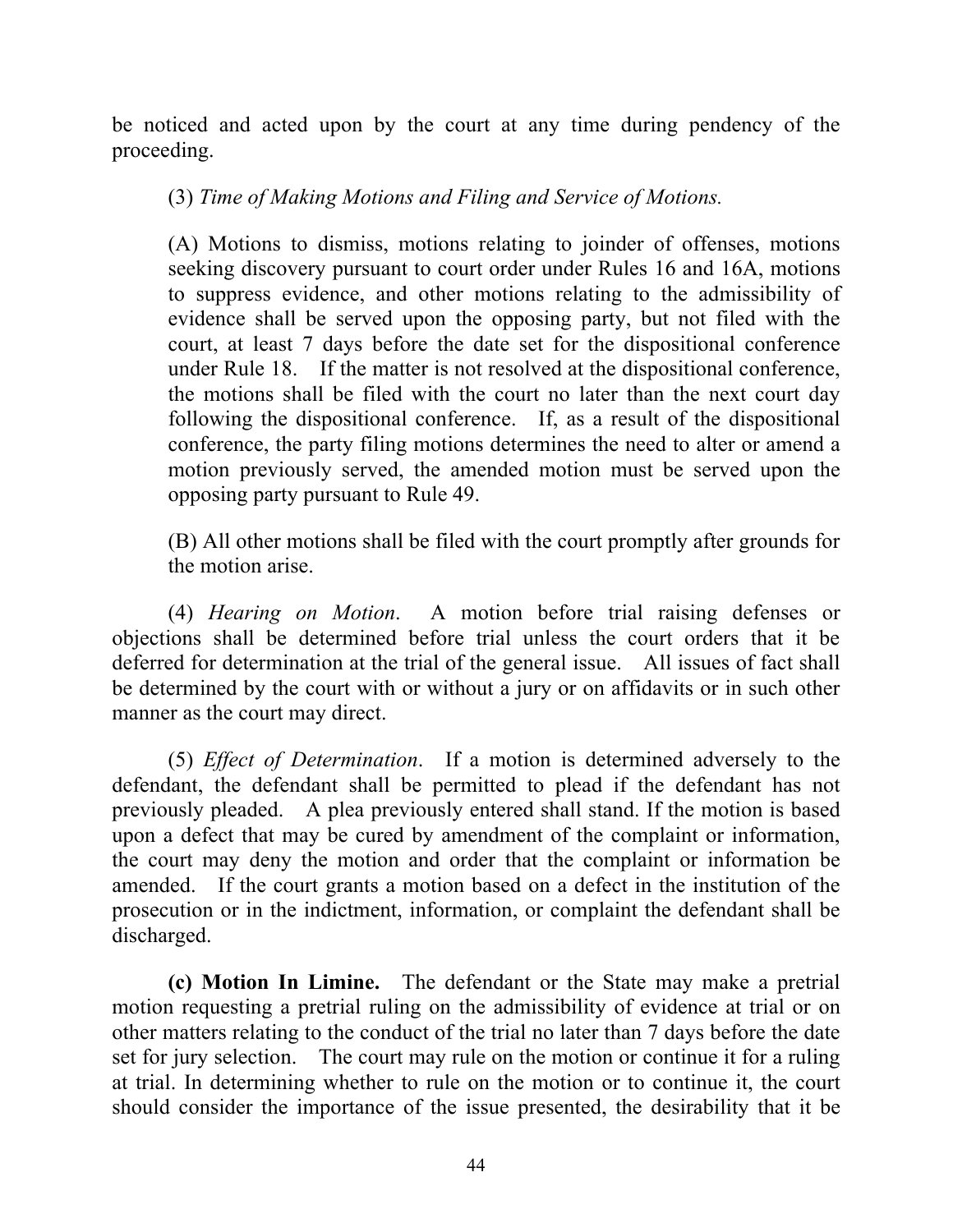be noticed and acted upon by the court at any time during pendency of the proceeding.

(3) *Time of Making Motions and Filing and Service of Motions.*

(A) Motions to dismiss, motions relating to joinder of offenses, motions seeking discovery pursuant to court order under Rules 16 and 16A, motions to suppress evidence, and other motions relating to the admissibility of evidence shall be served upon the opposing party, but not filed with the court, at least 7 days before the date set for the dispositional conference under Rule 18. If the matter is not resolved at the dispositional conference, the motions shall be filed with the court no later than the next court day following the dispositional conference. If, as a result of the dispositional conference, the party filing motions determines the need to alter or amend a motion previously served, the amended motion must be served upon the opposing party pursuant to Rule 49.

(B) All other motions shall be filed with the court promptly after grounds for the motion arise.

(4) *Hearing on Motion*. A motion before trial raising defenses or objections shall be determined before trial unless the court orders that it be deferred for determination at the trial of the general issue. All issues of fact shall be determined by the court with or without a jury or on affidavits or in such other manner as the court may direct.

(5) *Effect of Determination*. If a motion is determined adversely to the defendant, the defendant shall be permitted to plead if the defendant has not previously pleaded. A plea previously entered shall stand. If the motion is based upon a defect that may be cured by amendment of the complaint or information, the court may deny the motion and order that the complaint or information be amended. If the court grants a motion based on a defect in the institution of the prosecution or in the indictment, information, or complaint the defendant shall be discharged.

**(c) Motion In Limine.** The defendant or the State may make a pretrial motion requesting a pretrial ruling on the admissibility of evidence at trial or on other matters relating to the conduct of the trial no later than 7 days before the date set for jury selection. The court may rule on the motion or continue it for a ruling at trial. In determining whether to rule on the motion or to continue it, the court should consider the importance of the issue presented, the desirability that it be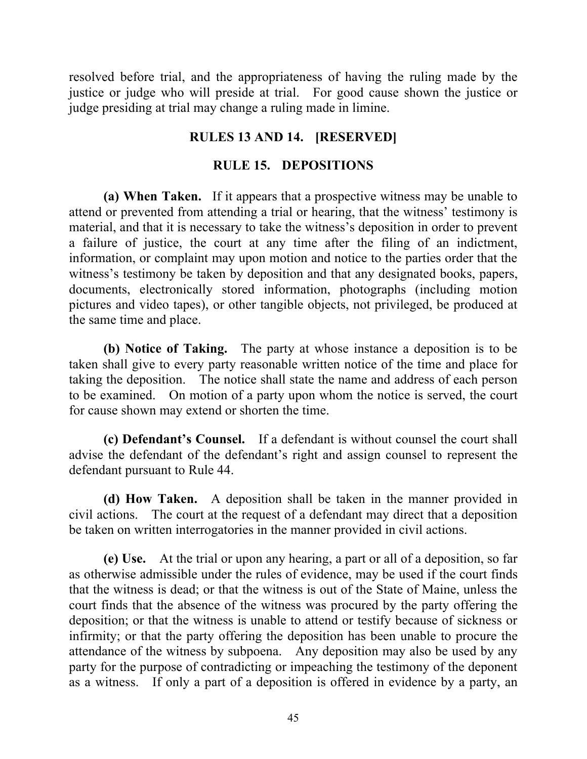resolved before trial, and the appropriateness of having the ruling made by the justice or judge who will preside at trial. For good cause shown the justice or judge presiding at trial may change a ruling made in limine.

## RULES 13 AND 14. [RESERVED]

## RULE 15. DEPOSITIONS

**(a) When Taken.** If it appears that a prospective witness may be unable to attend or prevented from attending a trial or hearing, that the witness' testimony is material, and that it is necessary to take the witness's deposition in order to prevent a failure of justice, the court at any time after the filing of an indictment, information, or complaint may upon motion and notice to the parties order that the witness's testimony be taken by deposition and that any designated books, papers, documents, electronically stored information, photographs (including motion pictures and video tapes), or other tangible objects, not privileged, be produced at the same time and place.

**(b) Notice of Taking.** The party at whose instance a deposition is to be taken shall give to every party reasonable written notice of the time and place for taking the deposition. The notice shall state the name and address of each person to be examined. On motion of a party upon whom the notice is served, the court for cause shown may extend or shorten the time.

**(c) Defendant's Counsel.** If a defendant is without counsel the court shall advise the defendant of the defendant's right and assign counsel to represent the defendant pursuant to Rule 44.

**(d) How Taken.** A deposition shall be taken in the manner provided in civil actions. The court at the request of a defendant may direct that a deposition be taken on written interrogatories in the manner provided in civil actions.

**(e) Use.** At the trial or upon any hearing, a part or all of a deposition, so far as otherwise admissible under the rules of evidence, may be used if the court finds that the witness is dead; or that the witness is out of the State of Maine, unless the court finds that the absence of the witness was procured by the party offering the deposition; or that the witness is unable to attend or testify because of sickness or infirmity; or that the party offering the deposition has been unable to procure the attendance of the witness by subpoena. Any deposition may also be used by any party for the purpose of contradicting or impeaching the testimony of the deponent as a witness. If only a part of a deposition is offered in evidence by a party, an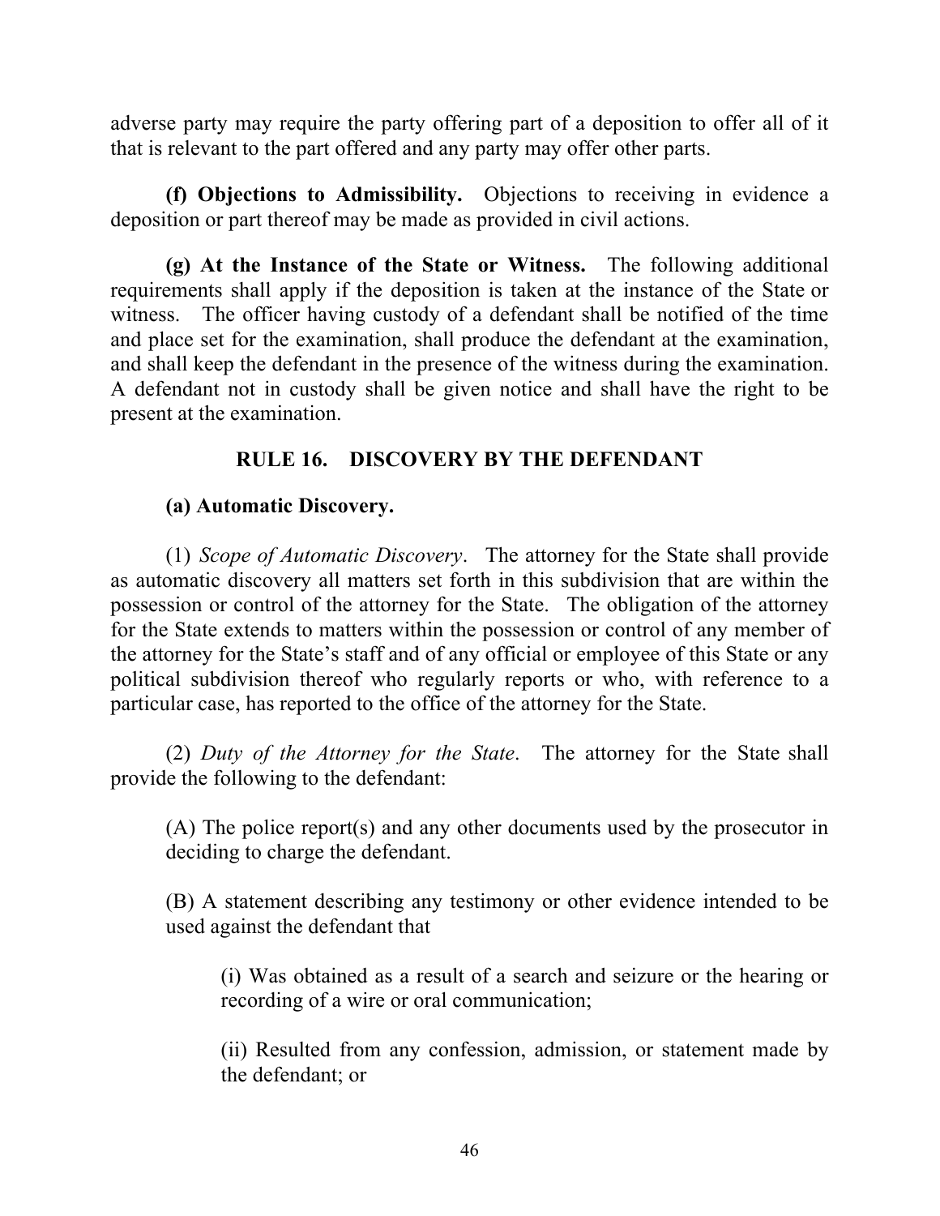adverse party may require the party offering part of a deposition to offer all of it that is relevant to the part offered and any party may offer other parts.

**(f) Objections to Admissibility.** Objections to receiving in evidence a deposition or part thereof may be made as provided in civil actions.

**(g) At the Instance of the State or Witness.** The following additional requirements shall apply if the deposition is taken at the instance of the State or witness. The officer having custody of a defendant shall be notified of the time and place set for the examination, shall produce the defendant at the examination, and shall keep the defendant in the presence of the witness during the examination. A defendant not in custody shall be given notice and shall have the right to be present at the examination.

## RULE 16. DISCOVERY BY THE DEFENDANT

**(a) Automatic Discovery.**

(1) *Scope of Automatic Discovery*. The attorney for the State shall provide as automatic discovery all matters set forth in this subdivision that are within the possession or control of the attorney for the State. The obligation of the attorney for the State extends to matters within the possession or control of any member of the attorney for the State's staff and of any official or employee of this State or any political subdivision thereof who regularly reports or who, with reference to a particular case, has reported to the office of the attorney for the State.

(2) *Duty of the Attorney for the State*. The attorney for the State shall provide the following to the defendant:

(A) The police report(s) and any other documents used by the prosecutor in deciding to charge the defendant.

(B) A statement describing any testimony or other evidence intended to be used against the defendant that

(i) Was obtained as a result of a search and seizure or the hearing or recording of a wire or oral communication;

(ii) Resulted from any confession, admission, or statement made by the defendant; or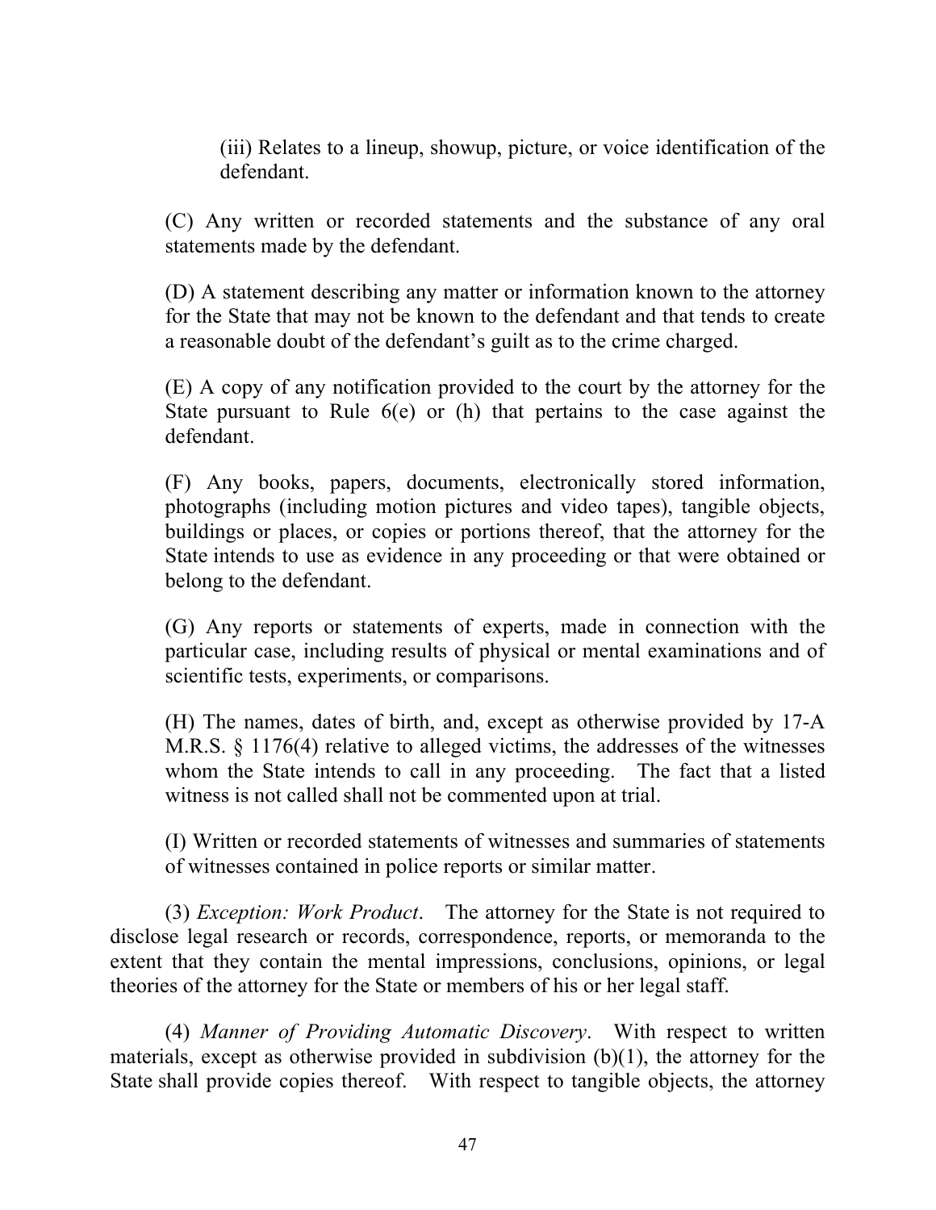(iii) Relates to a lineup, showup, picture, or voice identification of the defendant.

(C) Any written or recorded statements and the substance of any oral statements made by the defendant.

(D) A statement describing any matter or information known to the attorney for the State that may not be known to the defendant and that tends to create a reasonable doubt of the defendant's guilt as to the crime charged.

(E) A copy of any notification provided to the court by the attorney for the State pursuant to Rule 6(e) or (h) that pertains to the case against the defendant.

(F) Any books, papers, documents, electronically stored information, photographs (including motion pictures and video tapes), tangible objects, buildings or places, or copies or portions thereof, that the attorney for the State intends to use as evidence in any proceeding or that were obtained or belong to the defendant.

(G) Any reports or statements of experts, made in connection with the particular case, including results of physical or mental examinations and of scientific tests, experiments, or comparisons.

(H) The names, dates of birth, and, except as otherwise provided by 17-A M.R.S. § 1176(4) relative to alleged victims, the addresses of the witnesses whom the State intends to call in any proceeding. The fact that a listed witness is not called shall not be commented upon at trial.

(I) Written or recorded statements of witnesses and summaries of statements of witnesses contained in police reports or similar matter.

(3) *Exception: Work Product*. The attorney for the State is not required to disclose legal research or records, correspondence, reports, or memoranda to the extent that they contain the mental impressions, conclusions, opinions, or legal theories of the attorney for the State or members of his or her legal staff.

(4) *Manner of Providing Automatic Discovery*. With respect to written materials, except as otherwise provided in subdivision (b)(1), the attorney for the State shall provide copies thereof. With respect to tangible objects, the attorney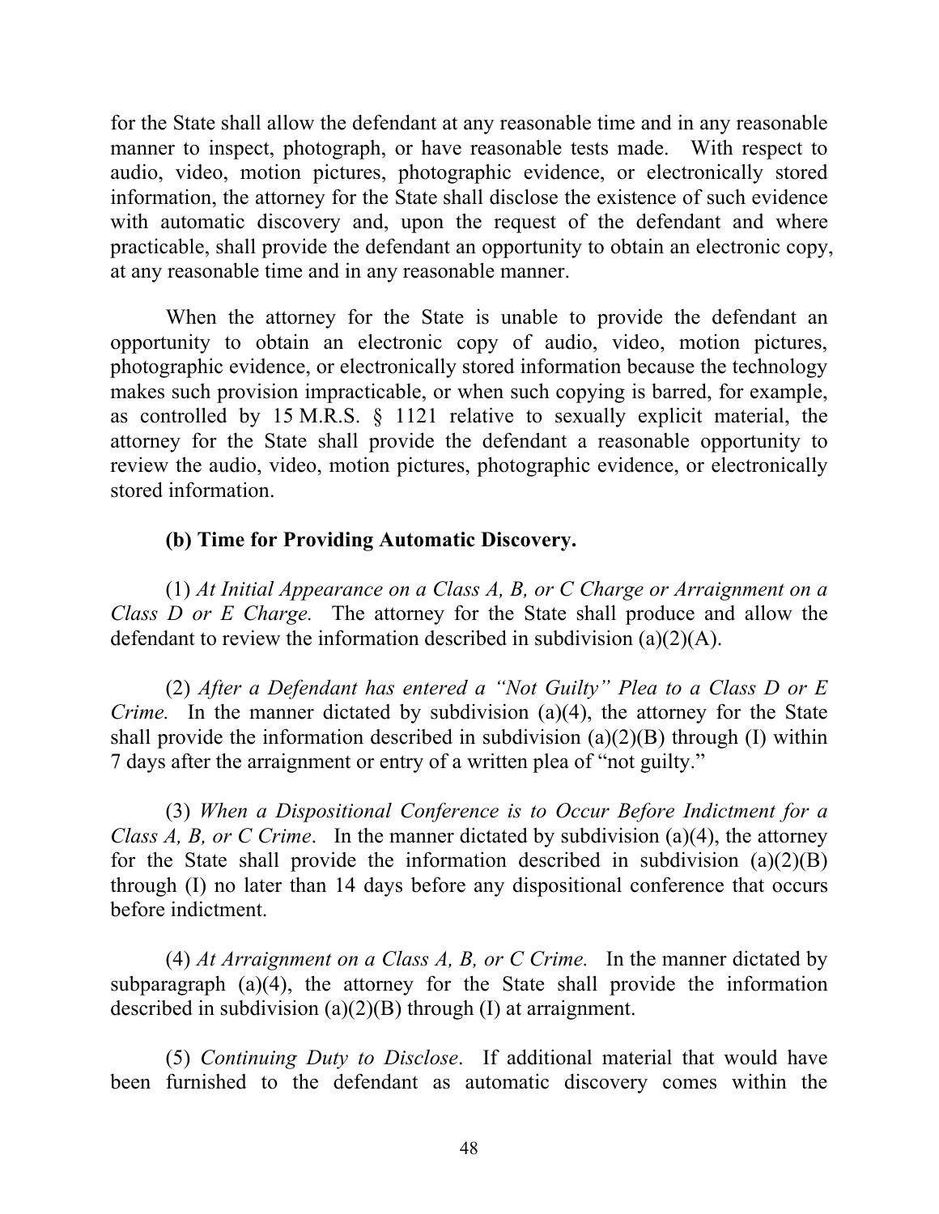for the State shall allow the defendant at any reasonable time and in any reasonable manner to inspect, photograph, or have reasonable tests made. With respect to audio, video, motion pictures, photographic evidence, or electronically stored information, the attorney for the State shall disclose the existence of such evidence with automatic discovery and, upon the request of the defendant and where practicable, shall provide the defendant an opportunity to obtain an electronic copy, at any reasonable time and in any reasonable manner.

When the attorney for the State is unable to provide the defendant an opportunity to obtain an electronic copy of audio, video, motion pictures, photographic evidence, or electronically stored information because the technology makes such provision impracticable, or when such copying is barred, for example, as controlled by 15 M.R.S. § 1121 relative to sexually explicit material, the attorney for the State shall provide the defendant a reasonable opportunity to review the audio, video, motion pictures, photographic evidence, or electronically stored information.

**(b) Time for Providing Automatic Discovery.**

(1) *At Initial Appearance on a Class A, B, or C Charge or Arraignment on a Class D or E Charge.* The attorney for the State shall produce and allow the defendant to review the information described in subdivision (a)(2)(A).

(2) *After a Defendant has entered a "Not Guilty" Plea to a Class D or E Crime.* In the manner dictated by subdivision (a)(4), the attorney for the State shall provide the information described in subdivision (a)(2)(B) through (I) within 7 days after the arraignment or entry of a written plea of "not guilty."

(3) *When a Dispositional Conference is to Occur Before Indictment for a Class A, B, or C Crime*. In the manner dictated by subdivision (a)(4), the attorney for the State shall provide the information described in subdivision (a)(2)(B) through (I) no later than 14 days before any dispositional conference that occurs before indictment.

(4) *At Arraignment on a Class A, B, or C Crime.* In the manner dictated by subparagraph (a)(4), the attorney for the State shall provide the information described in subdivision (a)(2)(B) through (I) at arraignment.

(5) *Continuing Duty to Disclose*. If additional material that would have been furnished to the defendant as automatic discovery comes within the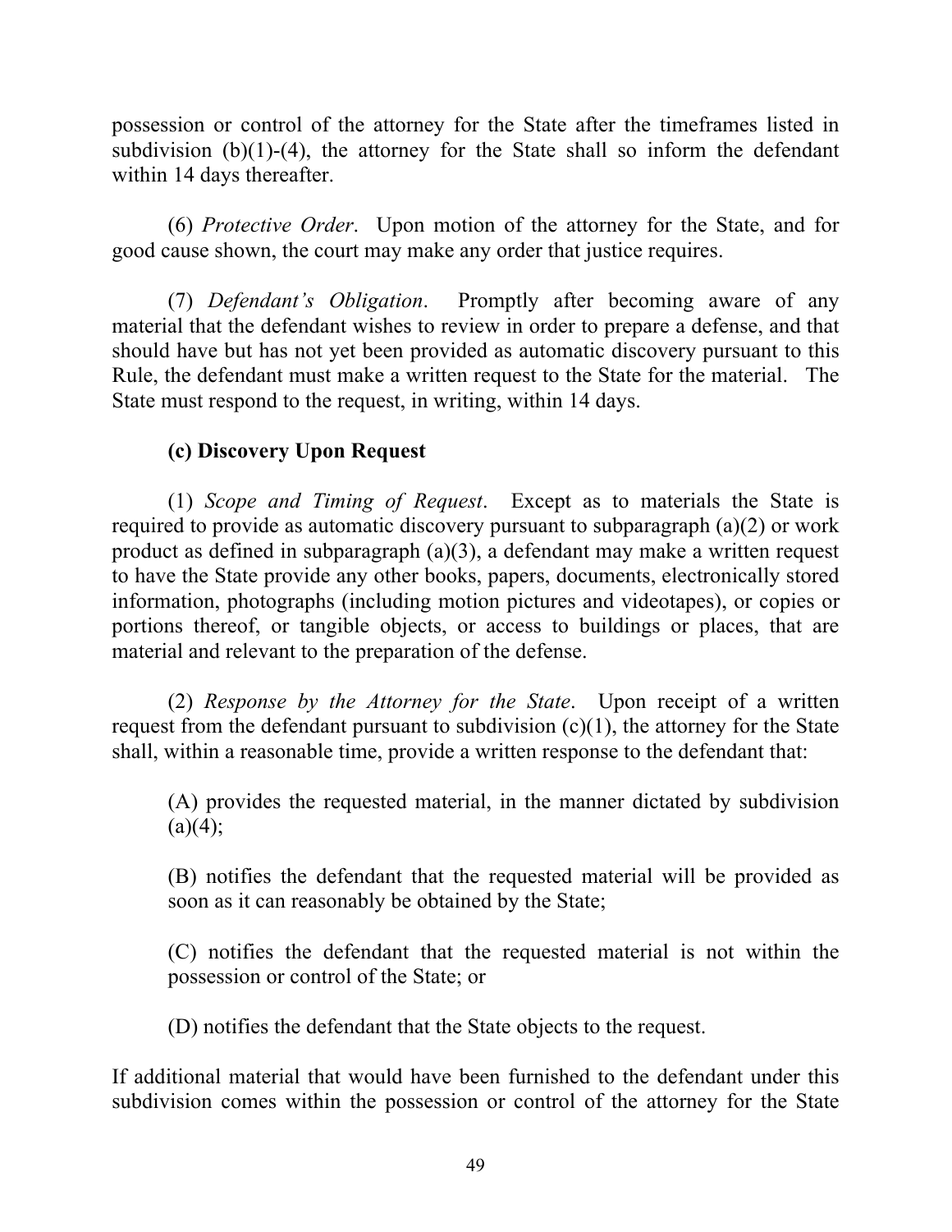possession or control of the attorney for the State after the timeframes listed in subdivision (b)(1)-(4), the attorney for the State shall so inform the defendant within 14 days thereafter.

(6) *Protective Order*. Upon motion of the attorney for the State, and for good cause shown, the court may make any order that justice requires.

(7) *Defendant's Obligation*. Promptly after becoming aware of any material that the defendant wishes to review in order to prepare a defense, and that should have but has not yet been provided as automatic discovery pursuant to this Rule, the defendant must make a written request to the State for the material. The State must respond to the request, in writing, within 14 days.

**(c) Discovery Upon Request**

(1) *Scope and Timing of Request*. Except as to materials the State is required to provide as automatic discovery pursuant to subparagraph (a)(2) or work product as defined in subparagraph (a)(3), a defendant may make a written request to have the State provide any other books, papers, documents, electronically stored information, photographs (including motion pictures and videotapes), or copies or portions thereof, or tangible objects, or access to buildings or places, that are material and relevant to the preparation of the defense.

(2) *Response by the Attorney for the State*. Upon receipt of a written request from the defendant pursuant to subdivision (c)(1), the attorney for the State shall, within a reasonable time, provide a written response to the defendant that:

(A) provides the requested material, in the manner dictated by subdivision (a)(4);

(B) notifies the defendant that the requested material will be provided as soon as it can reasonably be obtained by the State;

(C) notifies the defendant that the requested material is not within the possession or control of the State; or

(D) notifies the defendant that the State objects to the request.

If additional material that would have been furnished to the defendant under this subdivision comes within the possession or control of the attorney for the State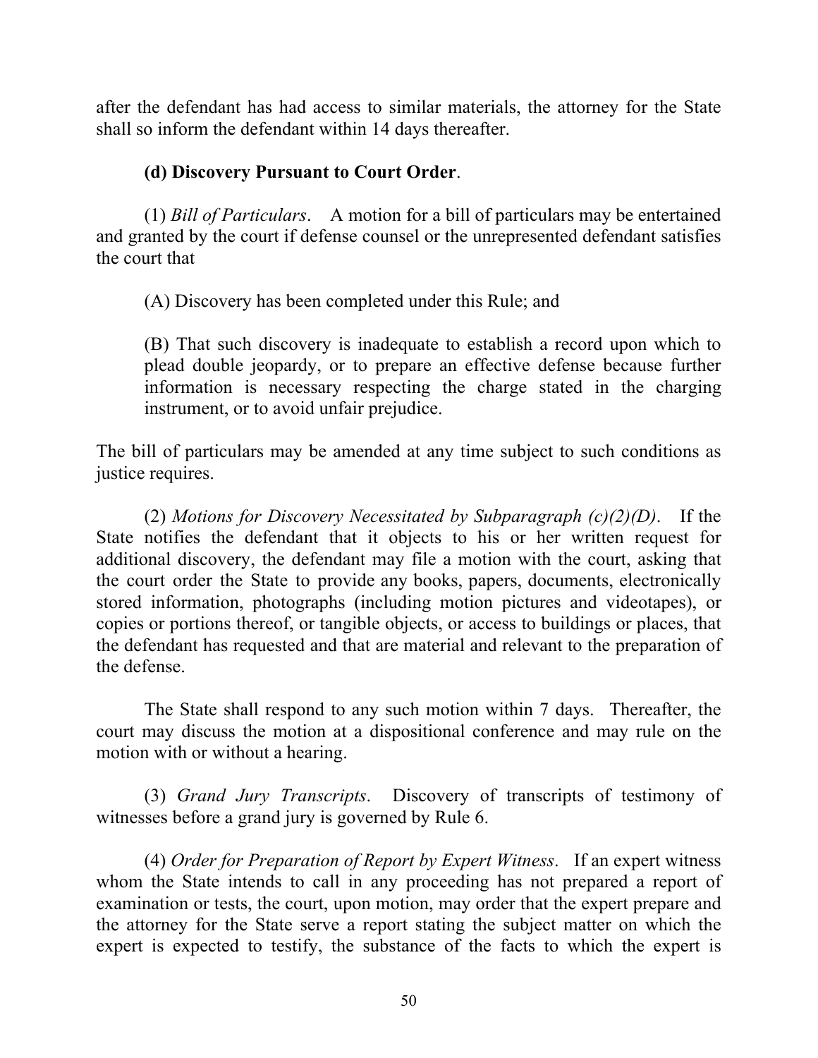after the defendant has had access to similar materials, the attorney for the State shall so inform the defendant within 14 days thereafter.

**(d) Discovery Pursuant to Court Order**.

(1) *Bill of Particulars*. A motion for a bill of particulars may be entertained and granted by the court if defense counsel or the unrepresented defendant satisfies the court that

(A) Discovery has been completed under this Rule; and

(B) That such discovery is inadequate to establish a record upon which to plead double jeopardy, or to prepare an effective defense because further information is necessary respecting the charge stated in the charging instrument, or to avoid unfair prejudice.

The bill of particulars may be amended at any time subject to such conditions as justice requires.

(2) *Motions for Discovery Necessitated by Subparagraph (c)(2)(D)*. If the State notifies the defendant that it objects to his or her written request for additional discovery, the defendant may file a motion with the court, asking that the court order the State to provide any books, papers, documents, electronically stored information, photographs (including motion pictures and videotapes), or copies or portions thereof, or tangible objects, or access to buildings or places, that the defendant has requested and that are material and relevant to the preparation of the defense.

The State shall respond to any such motion within 7 days. Thereafter, the court may discuss the motion at a dispositional conference and may rule on the motion with or without a hearing.

(3) *Grand Jury Transcripts*. Discovery of transcripts of testimony of witnesses before a grand jury is governed by Rule 6.

(4) *Order for Preparation of Report by Expert Witness*. If an expert witness whom the State intends to call in any proceeding has not prepared a report of examination or tests, the court, upon motion, may order that the expert prepare and the attorney for the State serve a report stating the subject matter on which the expert is expected to testify, the substance of the facts to which the expert is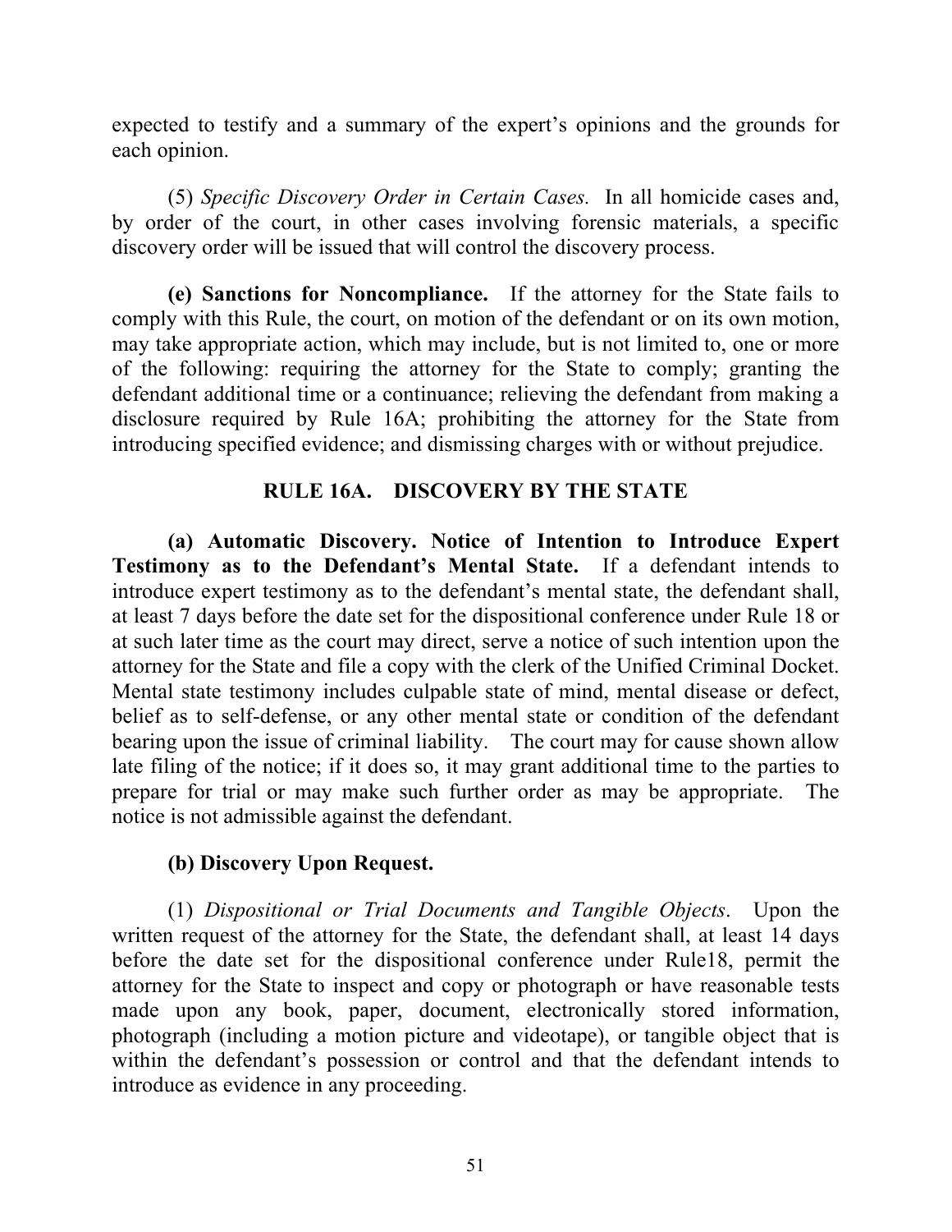expected to testify and a summary of the expert's opinions and the grounds for each opinion.

(5) *Specific Discovery Order in Certain Cases.* In all homicide cases and, by order of the court, in other cases involving forensic materials, a specific discovery order will be issued that will control the discovery process.

**(e) Sanctions for Noncompliance.** If the attorney for the State fails to comply with this Rule, the court, on motion of the defendant or on its own motion, may take appropriate action, which may include, but is not limited to, one or more of the following: requiring the attorney for the State to comply; granting the defendant additional time or a continuance; relieving the defendant from making a disclosure required by Rule 16A; prohibiting the attorney for the State from introducing specified evidence; and dismissing charges with or without prejudice.

## RULE 16A. DISCOVERY BY THE STATE

**(a) Automatic Discovery. Notice of Intention to Introduce Expert Testimony as to the Defendant's Mental State.** If a defendant intends to introduce expert testimony as to the defendant's mental state, the defendant shall, at least 7 days before the date set for the dispositional conference under Rule 18 or at such later time as the court may direct, serve a notice of such intention upon the attorney for the State and file a copy with the clerk of the Unified Criminal Docket. Mental state testimony includes culpable state of mind, mental disease or defect, belief as to self-defense, or any other mental state or condition of the defendant bearing upon the issue of criminal liability. The court may for cause shown allow late filing of the notice; if it does so, it may grant additional time to the parties to prepare for trial or may make such further order as may be appropriate. The notice is not admissible against the defendant.

**(b) Discovery Upon Request.**

(1) *Dispositional or Trial Documents and Tangible Objects*. Upon the written request of the attorney for the State, the defendant shall, at least 14 days before the date set for the dispositional conference under Rule18, permit the attorney for the State to inspect and copy or photograph or have reasonable tests made upon any book, paper, document, electronically stored information, photograph (including a motion picture and videotape), or tangible object that is within the defendant's possession or control and that the defendant intends to introduce as evidence in any proceeding.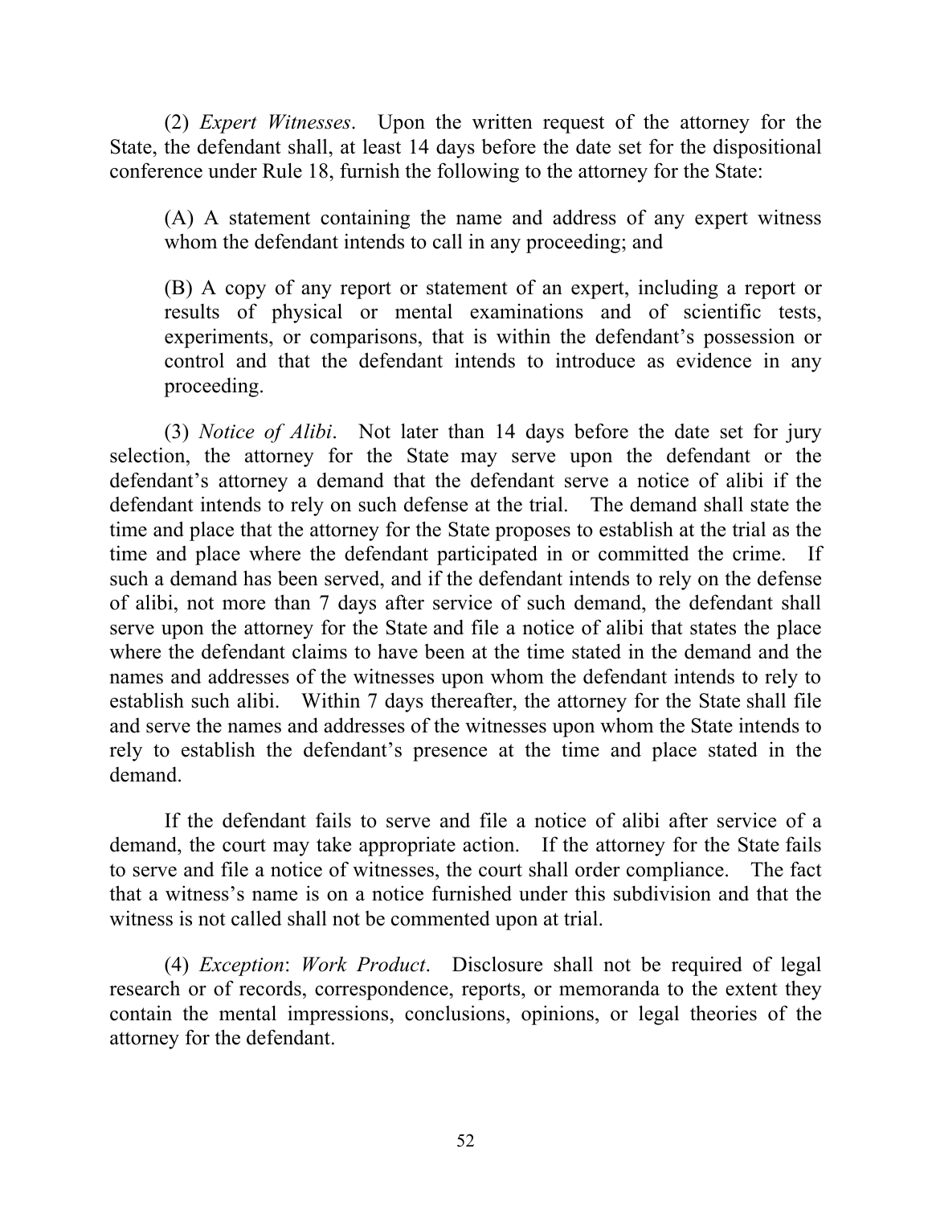(2) *Expert Witnesses*. Upon the written request of the attorney for the State, the defendant shall, at least 14 days before the date set for the dispositional conference under Rule 18, furnish the following to the attorney for the State:

> (A) A statement containing the name and address of any expert witness whom the defendant intends to call in any proceeding; and
>
> (B) A copy of any report or statement of an expert, including a report or results of physical or mental examinations and of scientific tests, experiments, or comparisons, that is within the defendant's possession or control and that the defendant intends to introduce as evidence in any proceeding.

(3) *Notice of Alibi*. Not later than 14 days before the date set for jury selection, the attorney for the State may serve upon the defendant or the defendant's attorney a demand that the defendant serve a notice of alibi if the defendant intends to rely on such defense at the trial. The demand shall state the time and place that the attorney for the State proposes to establish at the trial as the time and place where the defendant participated in or committed the crime. If such a demand has been served, and if the defendant intends to rely on the defense of alibi, not more than 7 days after service of such demand, the defendant shall serve upon the attorney for the State and file a notice of alibi that states the place where the defendant claims to have been at the time stated in the demand and the names and addresses of the witnesses upon whom the defendant intends to rely to establish such alibi. Within 7 days thereafter, the attorney for the State shall file and serve the names and addresses of the witnesses upon whom the State intends to rely to establish the defendant's presence at the time and place stated in the demand.

If the defendant fails to serve and file a notice of alibi after service of a demand, the court may take appropriate action. If the attorney for the State fails to serve and file a notice of witnesses, the court shall order compliance. The fact that a witness's name is on a notice furnished under this subdivision and that the witness is not called shall not be commented upon at trial.

(4) *Exception*: *Work Product*. Disclosure shall not be required of legal research or of records, correspondence, reports, or memoranda to the extent they contain the mental impressions, conclusions, opinions, or legal theories of the attorney for the defendant.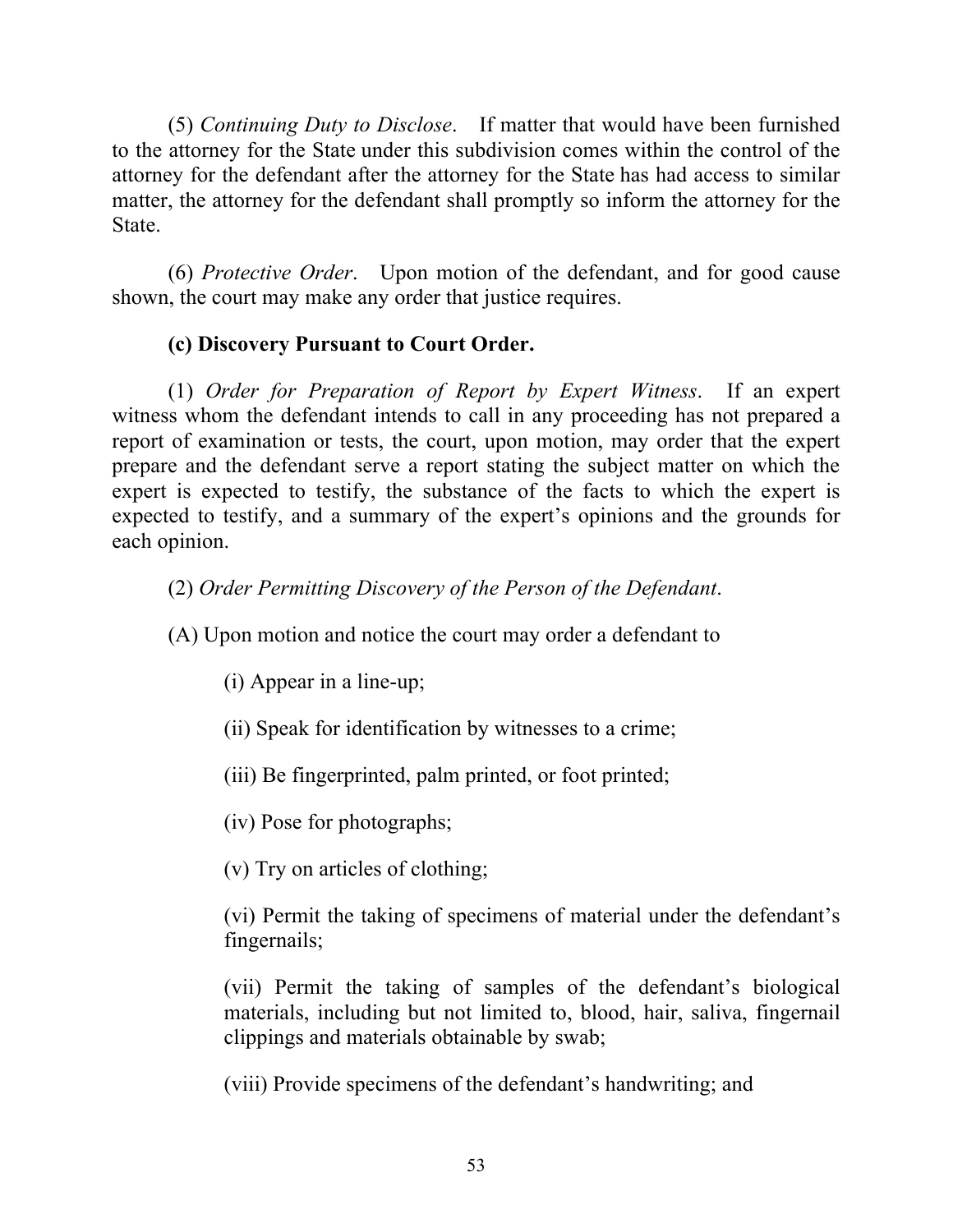(5) *Continuing Duty to Disclose*. If matter that would have been furnished to the attorney for the State under this subdivision comes within the control of the attorney for the defendant after the attorney for the State has had access to similar matter, the attorney for the defendant shall promptly so inform the attorney for the State.

(6) *Protective Order*. Upon motion of the defendant, and for good cause shown, the court may make any order that justice requires.

**(c) Discovery Pursuant to Court Order.**

(1) *Order for Preparation of Report by Expert Witness*. If an expert witness whom the defendant intends to call in any proceeding has not prepared a report of examination or tests, the court, upon motion, may order that the expert prepare and the defendant serve a report stating the subject matter on which the expert is expected to testify, the substance of the facts to which the expert is expected to testify, and a summary of the expert's opinions and the grounds for each opinion.

(2) *Order Permitting Discovery of the Person of the Defendant*.

(A) Upon motion and notice the court may order a defendant to

(i) Appear in a line-up;

(ii) Speak for identification by witnesses to a crime;

(iii) Be fingerprinted, palm printed, or foot printed;

(iv) Pose for photographs;

(v) Try on articles of clothing;

(vi) Permit the taking of specimens of material under the defendant's fingernails;

(vii) Permit the taking of samples of the defendant's biological materials, including but not limited to, blood, hair, saliva, fingernail clippings and materials obtainable by swab;

(viii) Provide specimens of the defendant's handwriting; and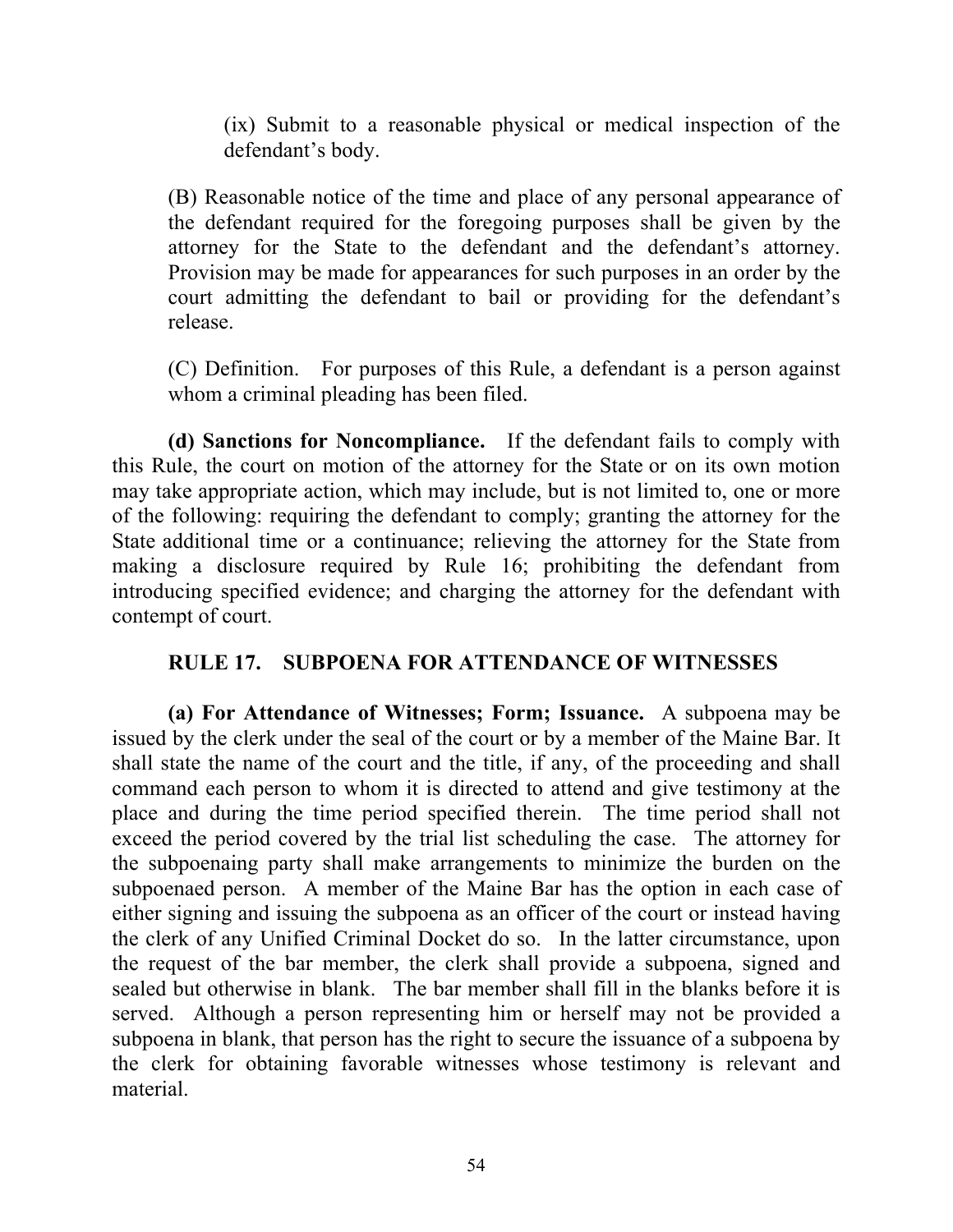(ix) Submit to a reasonable physical or medical inspection of the defendant's body.

(B) Reasonable notice of the time and place of any personal appearance of the defendant required for the foregoing purposes shall be given by the attorney for the State to the defendant and the defendant's attorney. Provision may be made for appearances for such purposes in an order by the court admitting the defendant to bail or providing for the defendant's release.

(C) Definition. For purposes of this Rule, a defendant is a person against whom a criminal pleading has been filed.

**(d) Sanctions for Noncompliance.** If the defendant fails to comply with this Rule, the court on motion of the attorney for the State or on its own motion may take appropriate action, which may include, but is not limited to, one or more of the following: requiring the defendant to comply; granting the attorney for the State additional time or a continuance; relieving the attorney for the State from making a disclosure required by Rule 16; prohibiting the defendant from introducing specified evidence; and charging the attorney for the defendant with contempt of court.

## RULE 17. SUBPOENA FOR ATTENDANCE OF WITNESSES

**(a) For Attendance of Witnesses; Form; Issuance.** A subpoena may be issued by the clerk under the seal of the court or by a member of the Maine Bar. It shall state the name of the court and the title, if any, of the proceeding and shall command each person to whom it is directed to attend and give testimony at the place and during the time period specified therein. The time period shall not exceed the period covered by the trial list scheduling the case. The attorney for the subpoenaing party shall make arrangements to minimize the burden on the subpoenaed person. A member of the Maine Bar has the option in each case of either signing and issuing the subpoena as an officer of the court or instead having the clerk of any Unified Criminal Docket do so. In the latter circumstance, upon the request of the bar member, the clerk shall provide a subpoena, signed and sealed but otherwise in blank. The bar member shall fill in the blanks before it is served. Although a person representing him or herself may not be provided a subpoena in blank, that person has the right to secure the issuance of a subpoena by the clerk for obtaining favorable witnesses whose testimony is relevant and material.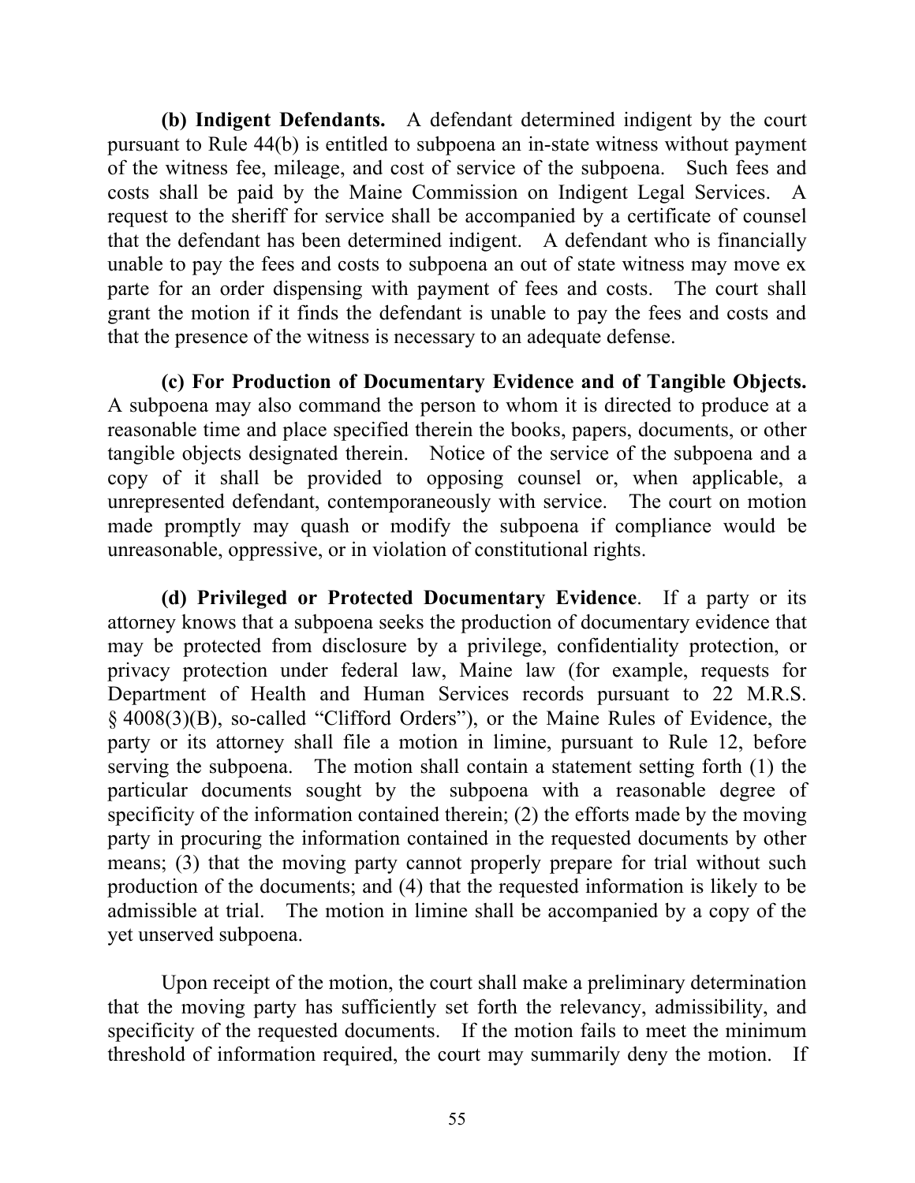**(b) Indigent Defendants.** A defendant determined indigent by the court pursuant to Rule 44(b) is entitled to subpoena an in-state witness without payment of the witness fee, mileage, and cost of service of the subpoena. Such fees and costs shall be paid by the Maine Commission on Indigent Legal Services. A request to the sheriff for service shall be accompanied by a certificate of counsel that the defendant has been determined indigent. A defendant who is financially unable to pay the fees and costs to subpoena an out of state witness may move ex parte for an order dispensing with payment of fees and costs. The court shall grant the motion if it finds the defendant is unable to pay the fees and costs and that the presence of the witness is necessary to an adequate defense.

**(c) For Production of Documentary Evidence and of Tangible Objects.** A subpoena may also command the person to whom it is directed to produce at a reasonable time and place specified therein the books, papers, documents, or other tangible objects designated therein. Notice of the service of the subpoena and a copy of it shall be provided to opposing counsel or, when applicable, a unrepresented defendant, contemporaneously with service. The court on motion made promptly may quash or modify the subpoena if compliance would be unreasonable, oppressive, or in violation of constitutional rights.

**(d) Privileged or Protected Documentary Evidence**. If a party or its attorney knows that a subpoena seeks the production of documentary evidence that may be protected from disclosure by a privilege, confidentiality protection, or privacy protection under federal law, Maine law (for example, requests for Department of Health and Human Services records pursuant to 22 M.R.S. § 4008(3)(B), so-called "Clifford Orders"), or the Maine Rules of Evidence, the party or its attorney shall file a motion in limine, pursuant to Rule 12, before serving the subpoena. The motion shall contain a statement setting forth (1) the particular documents sought by the subpoena with a reasonable degree of specificity of the information contained therein; (2) the efforts made by the moving party in procuring the information contained in the requested documents by other means; (3) that the moving party cannot properly prepare for trial without such production of the documents; and (4) that the requested information is likely to be admissible at trial. The motion in limine shall be accompanied by a copy of the yet unserved subpoena.

Upon receipt of the motion, the court shall make a preliminary determination that the moving party has sufficiently set forth the relevancy, admissibility, and specificity of the requested documents. If the motion fails to meet the minimum threshold of information required, the court may summarily deny the motion. If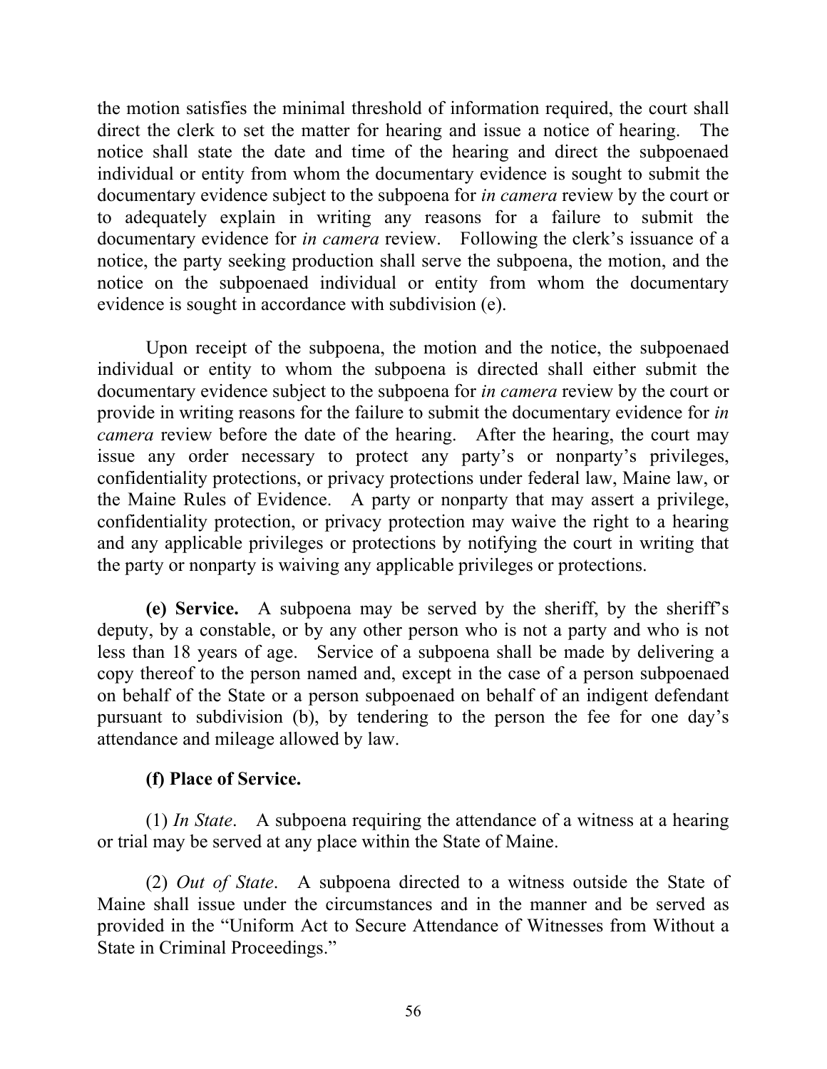the motion satisfies the minimal threshold of information required, the court shall direct the clerk to set the matter for hearing and issue a notice of hearing. The notice shall state the date and time of the hearing and direct the subpoenaed individual or entity from whom the documentary evidence is sought to submit the documentary evidence subject to the subpoena for *in camera* review by the court or to adequately explain in writing any reasons for a failure to submit the documentary evidence for *in camera* review. Following the clerk's issuance of a notice, the party seeking production shall serve the subpoena, the motion, and the notice on the subpoenaed individual or entity from whom the documentary evidence is sought in accordance with subdivision (e).

Upon receipt of the subpoena, the motion and the notice, the subpoenaed individual or entity to whom the subpoena is directed shall either submit the documentary evidence subject to the subpoena for *in camera* review by the court or provide in writing reasons for the failure to submit the documentary evidence for *in camera* review before the date of the hearing. After the hearing, the court may issue any order necessary to protect any party's or nonparty's privileges, confidentiality protections, or privacy protections under federal law, Maine law, or the Maine Rules of Evidence. A party or nonparty that may assert a privilege, confidentiality protection, or privacy protection may waive the right to a hearing and any applicable privileges or protections by notifying the court in writing that the party or nonparty is waiving any applicable privileges or protections.

**(e) Service.** A subpoena may be served by the sheriff, by the sheriff's deputy, by a constable, or by any other person who is not a party and who is not less than 18 years of age. Service of a subpoena shall be made by delivering a copy thereof to the person named and, except in the case of a person subpoenaed on behalf of the State or a person subpoenaed on behalf of an indigent defendant pursuant to subdivision (b), by tendering to the person the fee for one day's attendance and mileage allowed by law.

**(f) Place of Service.**

(1) *In State*. A subpoena requiring the attendance of a witness at a hearing or trial may be served at any place within the State of Maine.

(2) *Out of State*. A subpoena directed to a witness outside the State of Maine shall issue under the circumstances and in the manner and be served as provided in the "Uniform Act to Secure Attendance of Witnesses from Without a State in Criminal Proceedings."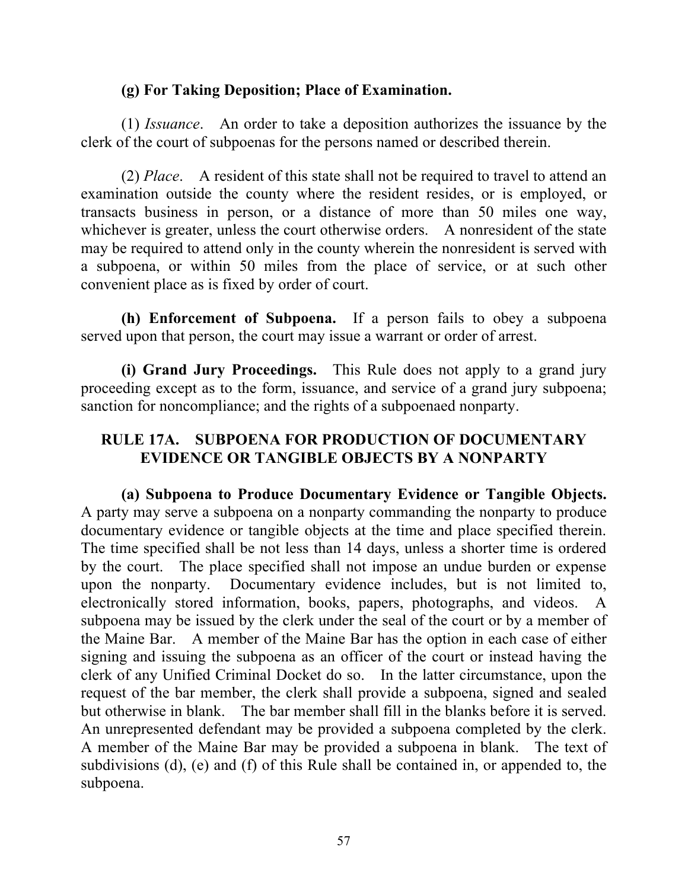**(g) For Taking Deposition; Place of Examination.**

(1) *Issuance*. An order to take a deposition authorizes the issuance by the clerk of the court of subpoenas for the persons named or described therein.

(2) *Place*. A resident of this state shall not be required to travel to attend an examination outside the county where the resident resides, or is employed, or transacts business in person, or a distance of more than 50 miles one way, whichever is greater, unless the court otherwise orders. A nonresident of the state may be required to attend only in the county wherein the nonresident is served with a subpoena, or within 50 miles from the place of service, or at such other convenient place as is fixed by order of court.

**(h) Enforcement of Subpoena.** If a person fails to obey a subpoena served upon that person, the court may issue a warrant or order of arrest.

**(i) Grand Jury Proceedings.** This Rule does not apply to a grand jury proceeding except as to the form, issuance, and service of a grand jury subpoena; sanction for noncompliance; and the rights of a subpoenaed nonparty.

## RULE 17A. SUBPOENA FOR PRODUCTION OF DOCUMENTARY EVIDENCE OR TANGIBLE OBJECTS BY A NONPARTY

**(a) Subpoena to Produce Documentary Evidence or Tangible Objects.** A party may serve a subpoena on a nonparty commanding the nonparty to produce documentary evidence or tangible objects at the time and place specified therein. The time specified shall be not less than 14 days, unless a shorter time is ordered by the court. The place specified shall not impose an undue burden or expense upon the nonparty. Documentary evidence includes, but is not limited to, electronically stored information, books, papers, photographs, and videos. A subpoena may be issued by the clerk under the seal of the court or by a member of the Maine Bar. A member of the Maine Bar has the option in each case of either signing and issuing the subpoena as an officer of the court or instead having the clerk of any Unified Criminal Docket do so. In the latter circumstance, upon the request of the bar member, the clerk shall provide a subpoena, signed and sealed but otherwise in blank. The bar member shall fill in the blanks before it is served. An unrepresented defendant may be provided a subpoena completed by the clerk. A member of the Maine Bar may be provided a subpoena in blank. The text of subdivisions (d), (e) and (f) of this Rule shall be contained in, or appended to, the subpoena.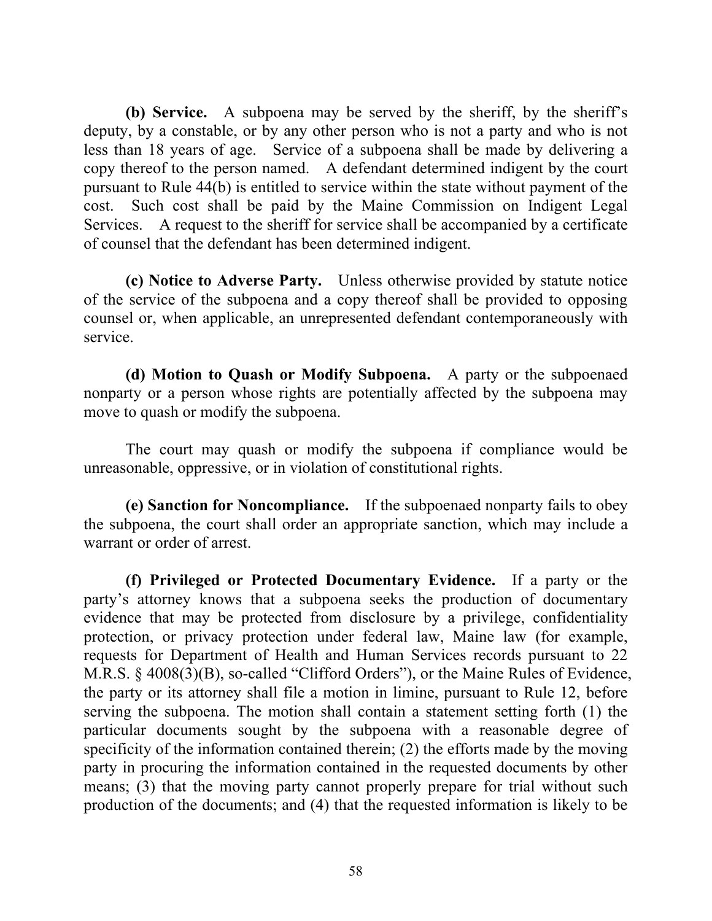**(b) Service.** A subpoena may be served by the sheriff, by the sheriff's deputy, by a constable, or by any other person who is not a party and who is not less than 18 years of age. Service of a subpoena shall be made by delivering a copy thereof to the person named. A defendant determined indigent by the court pursuant to Rule 44(b) is entitled to service within the state without payment of the cost. Such cost shall be paid by the Maine Commission on Indigent Legal Services. A request to the sheriff for service shall be accompanied by a certificate of counsel that the defendant has been determined indigent.

**(c) Notice to Adverse Party.** Unless otherwise provided by statute notice of the service of the subpoena and a copy thereof shall be provided to opposing counsel or, when applicable, an unrepresented defendant contemporaneously with service.

**(d) Motion to Quash or Modify Subpoena.** A party or the subpoenaed nonparty or a person whose rights are potentially affected by the subpoena may move to quash or modify the subpoena.

The court may quash or modify the subpoena if compliance would be unreasonable, oppressive, or in violation of constitutional rights.

**(e) Sanction for Noncompliance.** If the subpoenaed nonparty fails to obey the subpoena, the court shall order an appropriate sanction, which may include a warrant or order of arrest.

**(f) Privileged or Protected Documentary Evidence.** If a party or the party's attorney knows that a subpoena seeks the production of documentary evidence that may be protected from disclosure by a privilege, confidentiality protection, or privacy protection under federal law, Maine law (for example, requests for Department of Health and Human Services records pursuant to 22 M.R.S. § 4008(3)(B), so-called "Clifford Orders"), or the Maine Rules of Evidence, the party or its attorney shall file a motion in limine, pursuant to Rule 12, before serving the subpoena. The motion shall contain a statement setting forth (1) the particular documents sought by the subpoena with a reasonable degree of specificity of the information contained therein; (2) the efforts made by the moving party in procuring the information contained in the requested documents by other means; (3) that the moving party cannot properly prepare for trial without such production of the documents; and (4) that the requested information is likely to be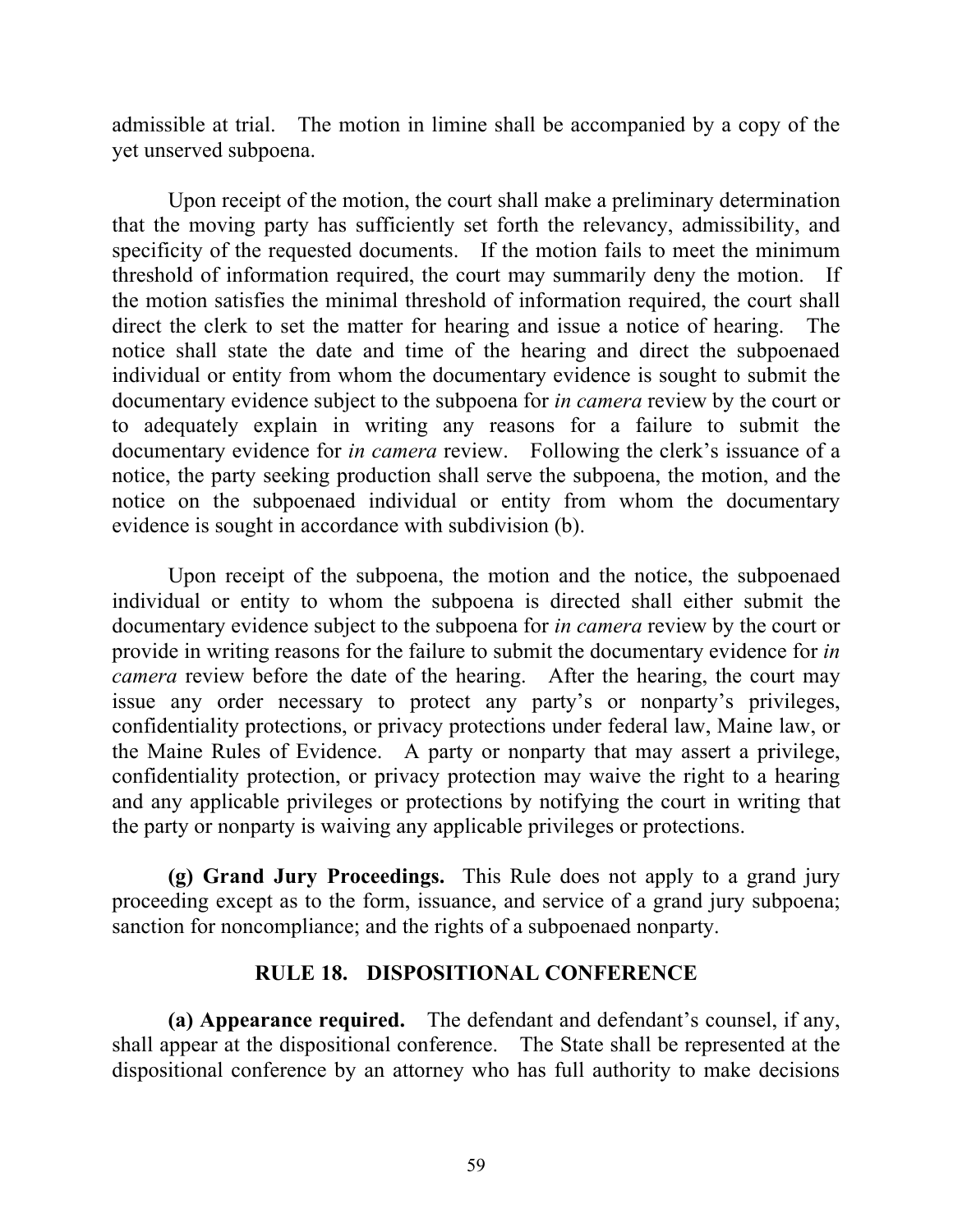admissible at trial. The motion in limine shall be accompanied by a copy of the yet unserved subpoena.

Upon receipt of the motion, the court shall make a preliminary determination that the moving party has sufficiently set forth the relevancy, admissibility, and specificity of the requested documents. If the motion fails to meet the minimum threshold of information required, the court may summarily deny the motion. If the motion satisfies the minimal threshold of information required, the court shall direct the clerk to set the matter for hearing and issue a notice of hearing. The notice shall state the date and time of the hearing and direct the subpoenaed individual or entity from whom the documentary evidence is sought to submit the documentary evidence subject to the subpoena for *in camera* review by the court or to adequately explain in writing any reasons for a failure to submit the documentary evidence for *in camera* review. Following the clerk's issuance of a notice, the party seeking production shall serve the subpoena, the motion, and the notice on the subpoenaed individual or entity from whom the documentary evidence is sought in accordance with subdivision (b).

Upon receipt of the subpoena, the motion and the notice, the subpoenaed individual or entity to whom the subpoena is directed shall either submit the documentary evidence subject to the subpoena for *in camera* review by the court or provide in writing reasons for the failure to submit the documentary evidence for *in camera* review before the date of the hearing. After the hearing, the court may issue any order necessary to protect any party's or nonparty's privileges, confidentiality protections, or privacy protections under federal law, Maine law, or the Maine Rules of Evidence. A party or nonparty that may assert a privilege, confidentiality protection, or privacy protection may waive the right to a hearing and any applicable privileges or protections by notifying the court in writing that the party or nonparty is waiving any applicable privileges or protections.

**(g) Grand Jury Proceedings.** This Rule does not apply to a grand jury proceeding except as to the form, issuance, and service of a grand jury subpoena; sanction for noncompliance; and the rights of a subpoenaed nonparty.

## RULE 18. DISPOSITIONAL CONFERENCE

**(a) Appearance required.** The defendant and defendant's counsel, if any, shall appear at the dispositional conference. The State shall be represented at the dispositional conference by an attorney who has full authority to make decisions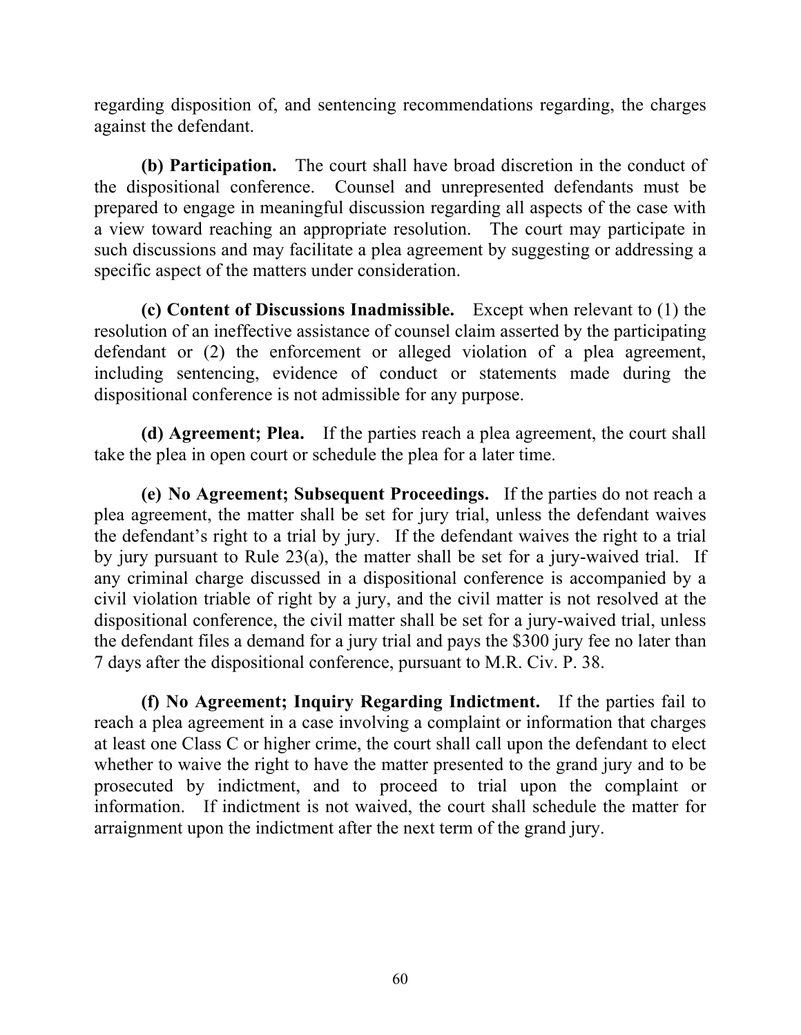regarding disposition of, and sentencing recommendations regarding, the charges against the defendant.

**(b) Participation.** The court shall have broad discretion in the conduct of the dispositional conference. Counsel and unrepresented defendants must be prepared to engage in meaningful discussion regarding all aspects of the case with a view toward reaching an appropriate resolution. The court may participate in such discussions and may facilitate a plea agreement by suggesting or addressing a specific aspect of the matters under consideration.

**(c) Content of Discussions Inadmissible.** Except when relevant to (1) the resolution of an ineffective assistance of counsel claim asserted by the participating defendant or (2) the enforcement or alleged violation of a plea agreement, including sentencing, evidence of conduct or statements made during the dispositional conference is not admissible for any purpose.

**(d) Agreement; Plea.** If the parties reach a plea agreement, the court shall take the plea in open court or schedule the plea for a later time.

**(e) No Agreement; Subsequent Proceedings.** If the parties do not reach a plea agreement, the matter shall be set for jury trial, unless the defendant waives the defendant's right to a trial by jury. If the defendant waives the right to a trial by jury pursuant to Rule 23(a), the matter shall be set for a jury-waived trial. If any criminal charge discussed in a dispositional conference is accompanied by a civil violation triable of right by a jury, and the civil matter is not resolved at the dispositional conference, the civil matter shall be set for a jury-waived trial, unless the defendant files a demand for a jury trial and pays the $300 jury fee no later than 7 days after the dispositional conference, pursuant to M.R. Civ. P. 38.

**(f) No Agreement; Inquiry Regarding Indictment.** If the parties fail to reach a plea agreement in a case involving a complaint or information that charges at least one Class C or higher crime, the court shall call upon the defendant to elect whether to waive the right to have the matter presented to the grand jury and to be prosecuted by indictment, and to proceed to trial upon the complaint or information. If indictment is not waived, the court shall schedule the matter for arraignment upon the indictment after the next term of the grand jury.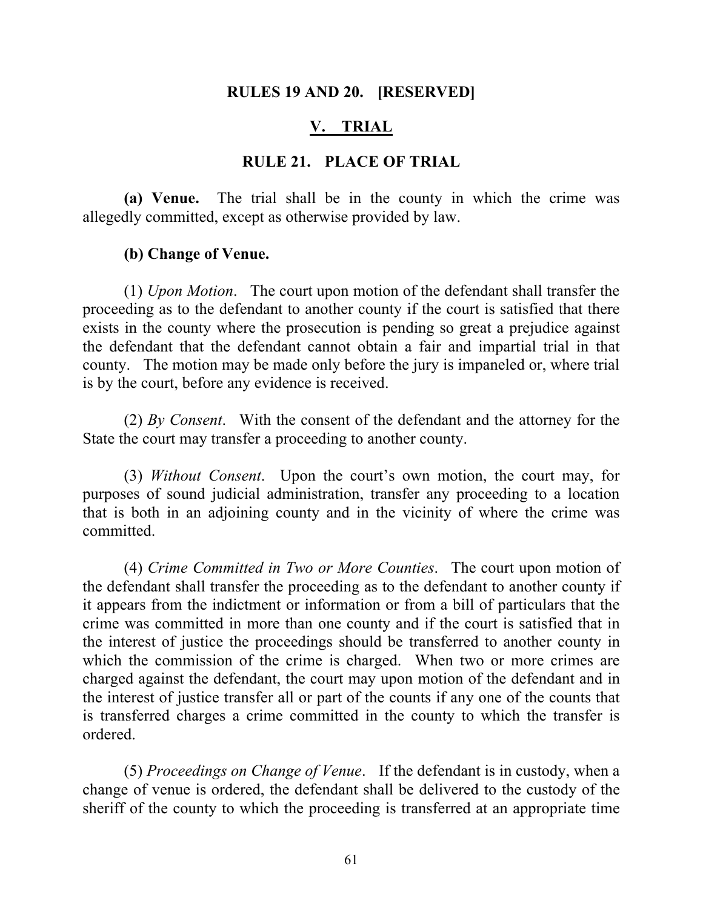## RULES 19 AND 20. [RESERVED]

## V. TRIAL

### RULE 21. PLACE OF TRIAL

**(a) Venue.** The trial shall be in the county in which the crime was allegedly committed, except as otherwise provided by law.

**(b) Change of Venue.**

(1) *Upon Motion*. The court upon motion of the defendant shall transfer the proceeding as to the defendant to another county if the court is satisfied that there exists in the county where the prosecution is pending so great a prejudice against the defendant that the defendant cannot obtain a fair and impartial trial in that county. The motion may be made only before the jury is impaneled or, where trial is by the court, before any evidence is received.

(2) *By Consent*. With the consent of the defendant and the attorney for the State the court may transfer a proceeding to another county.

(3) *Without Consent*. Upon the court's own motion, the court may, for purposes of sound judicial administration, transfer any proceeding to a location that is both in an adjoining county and in the vicinity of where the crime was committed.

(4) *Crime Committed in Two or More Counties*. The court upon motion of the defendant shall transfer the proceeding as to the defendant to another county if it appears from the indictment or information or from a bill of particulars that the crime was committed in more than one county and if the court is satisfied that in the interest of justice the proceedings should be transferred to another county in which the commission of the crime is charged. When two or more crimes are charged against the defendant, the court may upon motion of the defendant and in the interest of justice transfer all or part of the counts if any one of the counts that is transferred charges a crime committed in the county to which the transfer is ordered.

(5) *Proceedings on Change of Venue*. If the defendant is in custody, when a change of venue is ordered, the defendant shall be delivered to the custody of the sheriff of the county to which the proceeding is transferred at an appropriate time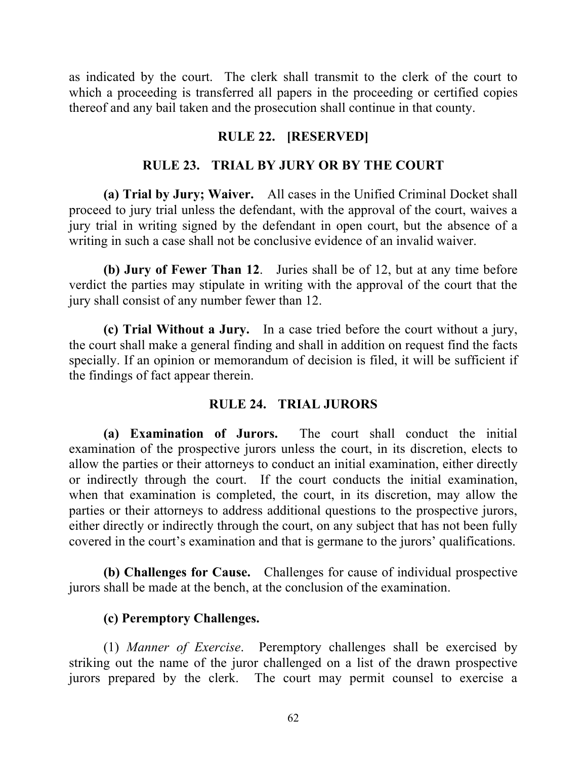as indicated by the court. The clerk shall transmit to the clerk of the court to which a proceeding is transferred all papers in the proceeding or certified copies thereof and any bail taken and the prosecution shall continue in that county.

## RULE 22. [RESERVED]

## RULE 23. TRIAL BY JURY OR BY THE COURT

**(a) Trial by Jury; Waiver.** All cases in the Unified Criminal Docket shall proceed to jury trial unless the defendant, with the approval of the court, waives a jury trial in writing signed by the defendant in open court, but the absence of a writing in such a case shall not be conclusive evidence of an invalid waiver.

**(b) Jury of Fewer Than 12**. Juries shall be of 12, but at any time before verdict the parties may stipulate in writing with the approval of the court that the jury shall consist of any number fewer than 12.

**(c) Trial Without a Jury.** In a case tried before the court without a jury, the court shall make a general finding and shall in addition on request find the facts specially. If an opinion or memorandum of decision is filed, it will be sufficient if the findings of fact appear therein.

## RULE 24. TRIAL JURORS

**(a) Examination of Jurors.** The court shall conduct the initial examination of the prospective jurors unless the court, in its discretion, elects to allow the parties or their attorneys to conduct an initial examination, either directly or indirectly through the court. If the court conducts the initial examination, when that examination is completed, the court, in its discretion, may allow the parties or their attorneys to address additional questions to the prospective jurors, either directly or indirectly through the court, on any subject that has not been fully covered in the court's examination and that is germane to the jurors' qualifications.

**(b) Challenges for Cause.** Challenges for cause of individual prospective jurors shall be made at the bench, at the conclusion of the examination.

**(c) Peremptory Challenges.**

(1) *Manner of Exercise*. Peremptory challenges shall be exercised by striking out the name of the juror challenged on a list of the drawn prospective jurors prepared by the clerk. The court may permit counsel to exercise a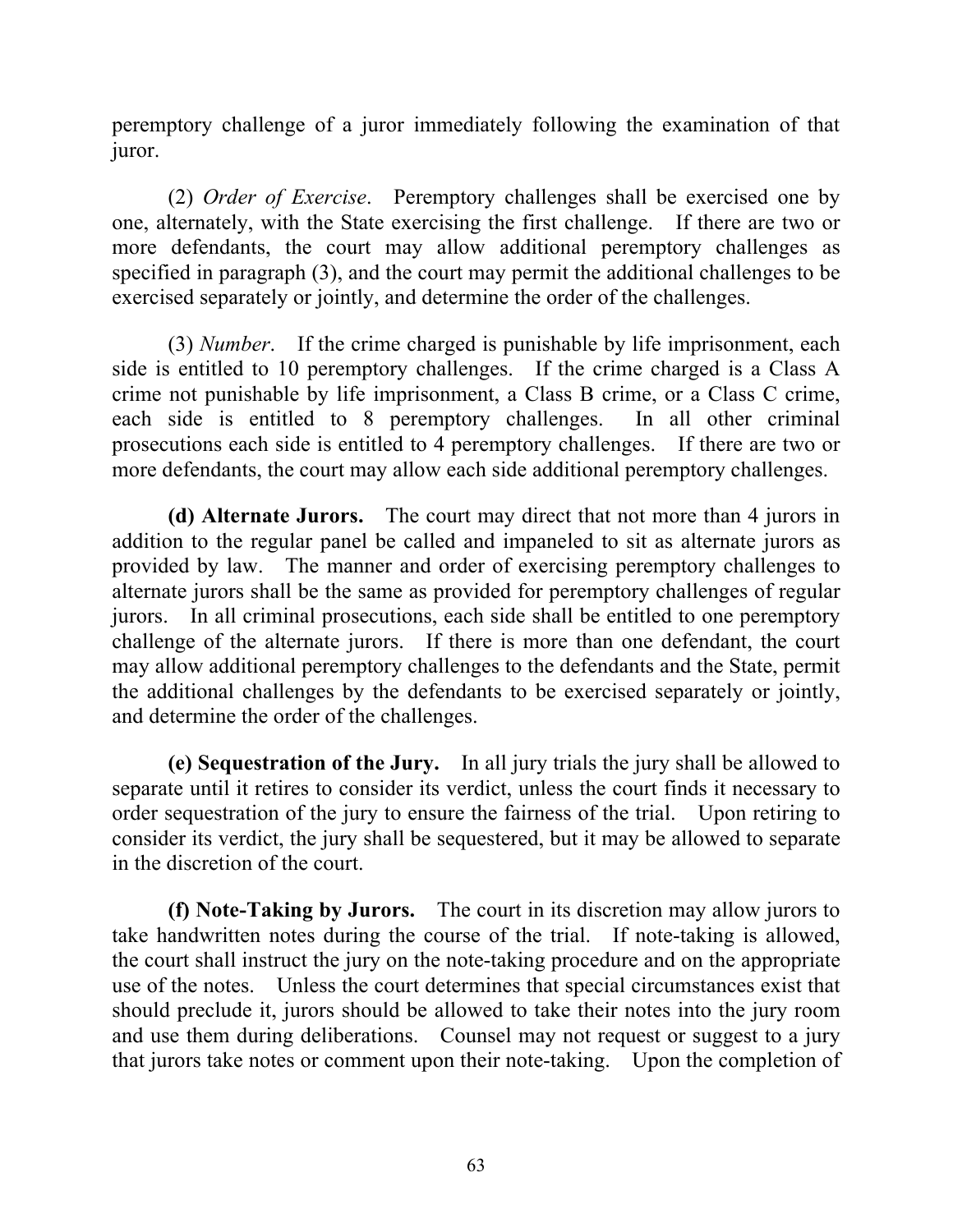peremptory challenge of a juror immediately following the examination of that juror.

(2) *Order of Exercise*. Peremptory challenges shall be exercised one by one, alternately, with the State exercising the first challenge. If there are two or more defendants, the court may allow additional peremptory challenges as specified in paragraph (3), and the court may permit the additional challenges to be exercised separately or jointly, and determine the order of the challenges.

(3) *Number*. If the crime charged is punishable by life imprisonment, each side is entitled to 10 peremptory challenges. If the crime charged is a Class A crime not punishable by life imprisonment, a Class B crime, or a Class C crime, each side is entitled to 8 peremptory challenges. In all other criminal prosecutions each side is entitled to 4 peremptory challenges. If there are two or more defendants, the court may allow each side additional peremptory challenges.

**(d) Alternate Jurors.** The court may direct that not more than 4 jurors in addition to the regular panel be called and impaneled to sit as alternate jurors as provided by law. The manner and order of exercising peremptory challenges to alternate jurors shall be the same as provided for peremptory challenges of regular jurors. In all criminal prosecutions, each side shall be entitled to one peremptory challenge of the alternate jurors. If there is more than one defendant, the court may allow additional peremptory challenges to the defendants and the State, permit the additional challenges by the defendants to be exercised separately or jointly, and determine the order of the challenges.

**(e) Sequestration of the Jury.** In all jury trials the jury shall be allowed to separate until it retires to consider its verdict, unless the court finds it necessary to order sequestration of the jury to ensure the fairness of the trial. Upon retiring to consider its verdict, the jury shall be sequestered, but it may be allowed to separate in the discretion of the court.

**(f) Note-Taking by Jurors.** The court in its discretion may allow jurors to take handwritten notes during the course of the trial. If note-taking is allowed, the court shall instruct the jury on the note-taking procedure and on the appropriate use of the notes. Unless the court determines that special circumstances exist that should preclude it, jurors should be allowed to take their notes into the jury room and use them during deliberations. Counsel may not request or suggest to a jury that jurors take notes or comment upon their note-taking. Upon the completion of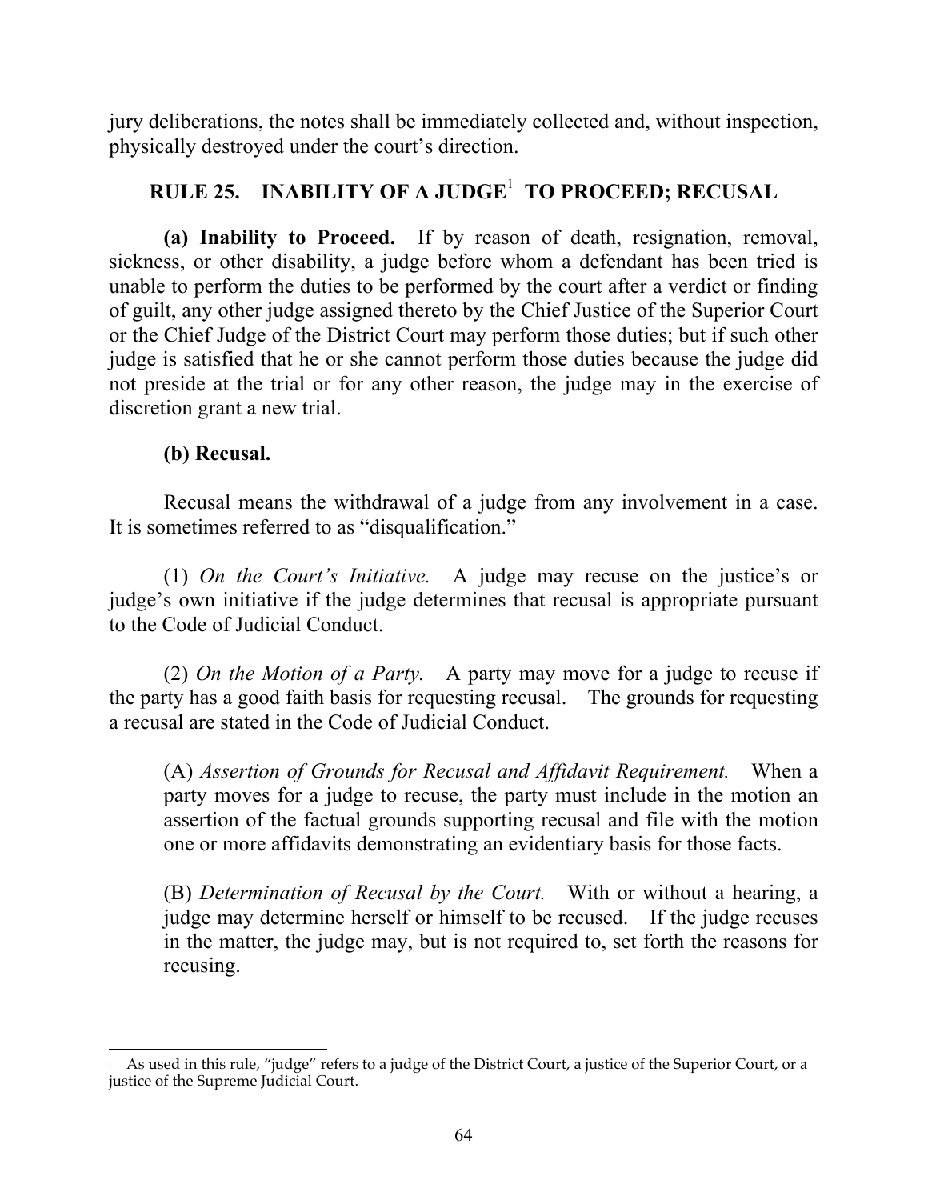jury deliberations, the notes shall be immediately collected and, without inspection, physically destroyed under the court's direction.

## RULE 25. INABILITY OF A JUDGE[1] TO PROCEED; RECUSAL

**(a) Inability to Proceed.** If by reason of death, resignation, removal, sickness, or other disability, a judge before whom a defendant has been tried is unable to perform the duties to be performed by the court after a verdict or finding of guilt, any other judge assigned thereto by the Chief Justice of the Superior Court or the Chief Judge of the District Court may perform those duties; but if such other judge is satisfied that he or she cannot perform those duties because the judge did not preside at the trial or for any other reason, the judge may in the exercise of discretion grant a new trial.

**(b) Recusal.**

Recusal means the withdrawal of a judge from any involvement in a case. It is sometimes referred to as "disqualification."

(1) *On the Court's Initiative.* A judge may recuse on the justice's or judge's own initiative if the judge determines that recusal is appropriate pursuant to the Code of Judicial Conduct.

(2) *On the Motion of a Party.* A party may move for a judge to recuse if the party has a good faith basis for requesting recusal. The grounds for requesting a recusal are stated in the Code of Judicial Conduct.

> (A) *Assertion of Grounds for Recusal and Affidavit Requirement.* When a party moves for a judge to recuse, the party must include in the motion an assertion of the factual grounds supporting recusal and file with the motion one or more affidavits demonstrating an evidentiary basis for those facts.
>
> (B) *Determination of Recusal by the Court.* With or without a hearing, a judge may determine herself or himself to be recused. If the judge recuses in the matter, the judge may, but is not required to, set forth the reasons for recusing.

---

[1] As used in this rule, "judge" refers to a judge of the District Court, a justice of the Superior Court, or a justice of the Supreme Judicial Court.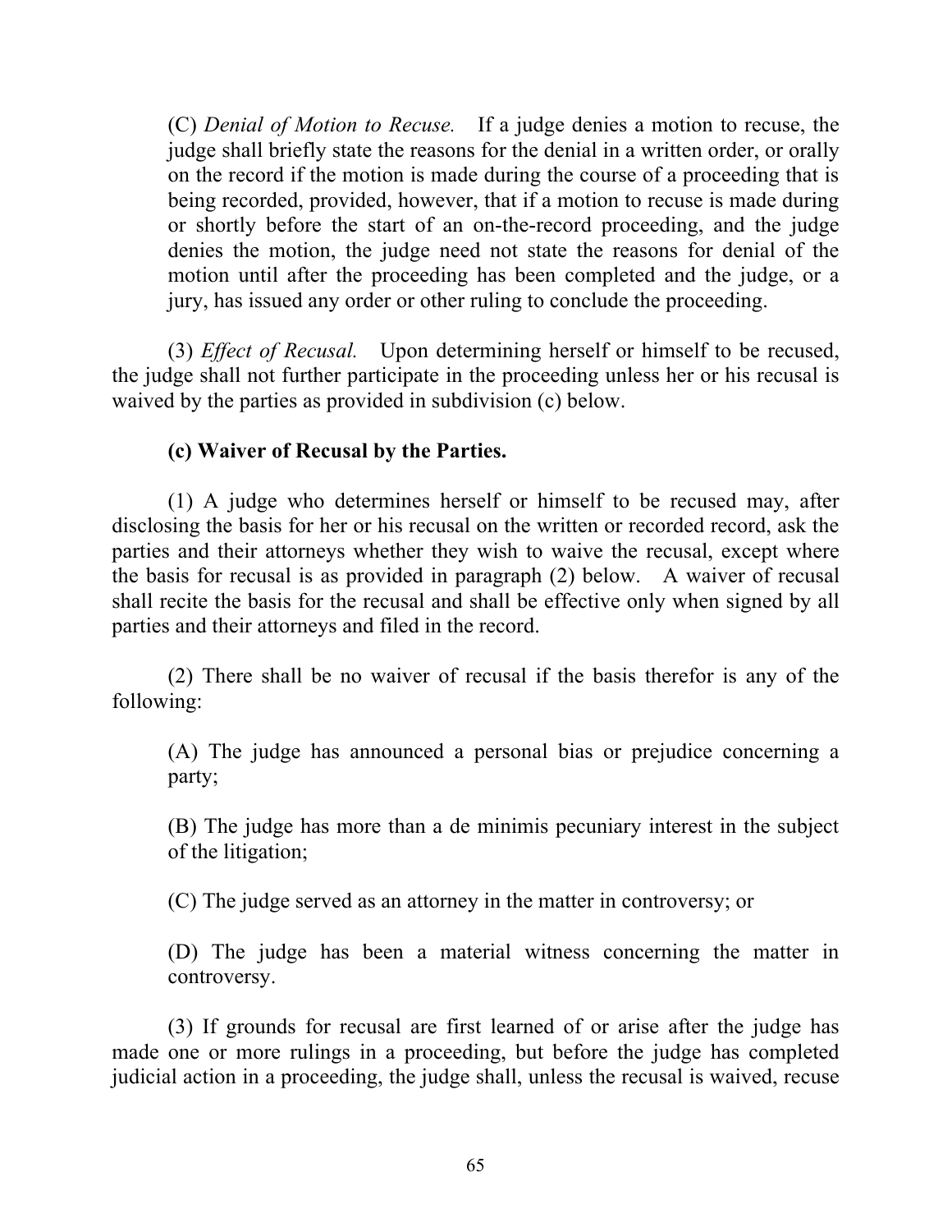(C) *Denial of Motion to Recuse.* If a judge denies a motion to recuse, the judge shall briefly state the reasons for the denial in a written order, or orally on the record if the motion is made during the course of a proceeding that is being recorded, provided, however, that if a motion to recuse is made during or shortly before the start of an on-the-record proceeding, and the judge denies the motion, the judge need not state the reasons for denial of the motion until after the proceeding has been completed and the judge, or a jury, has issued any order or other ruling to conclude the proceeding.

(3) *Effect of Recusal.* Upon determining herself or himself to be recused, the judge shall not further participate in the proceeding unless her or his recusal is waived by the parties as provided in subdivision (c) below.

**(c) Waiver of Recusal by the Parties.**

(1) A judge who determines herself or himself to be recused may, after disclosing the basis for her or his recusal on the written or recorded record, ask the parties and their attorneys whether they wish to waive the recusal, except where the basis for recusal is as provided in paragraph (2) below. A waiver of recusal shall recite the basis for the recusal and shall be effective only when signed by all parties and their attorneys and filed in the record.

(2) There shall be no waiver of recusal if the basis therefor is any of the following:

(A) The judge has announced a personal bias or prejudice concerning a party;

(B) The judge has more than a de minimis pecuniary interest in the subject of the litigation;

(C) The judge served as an attorney in the matter in controversy; or

(D) The judge has been a material witness concerning the matter in controversy.

(3) If grounds for recusal are first learned of or arise after the judge has made one or more rulings in a proceeding, but before the judge has completed judicial action in a proceeding, the judge shall, unless the recusal is waived, recuse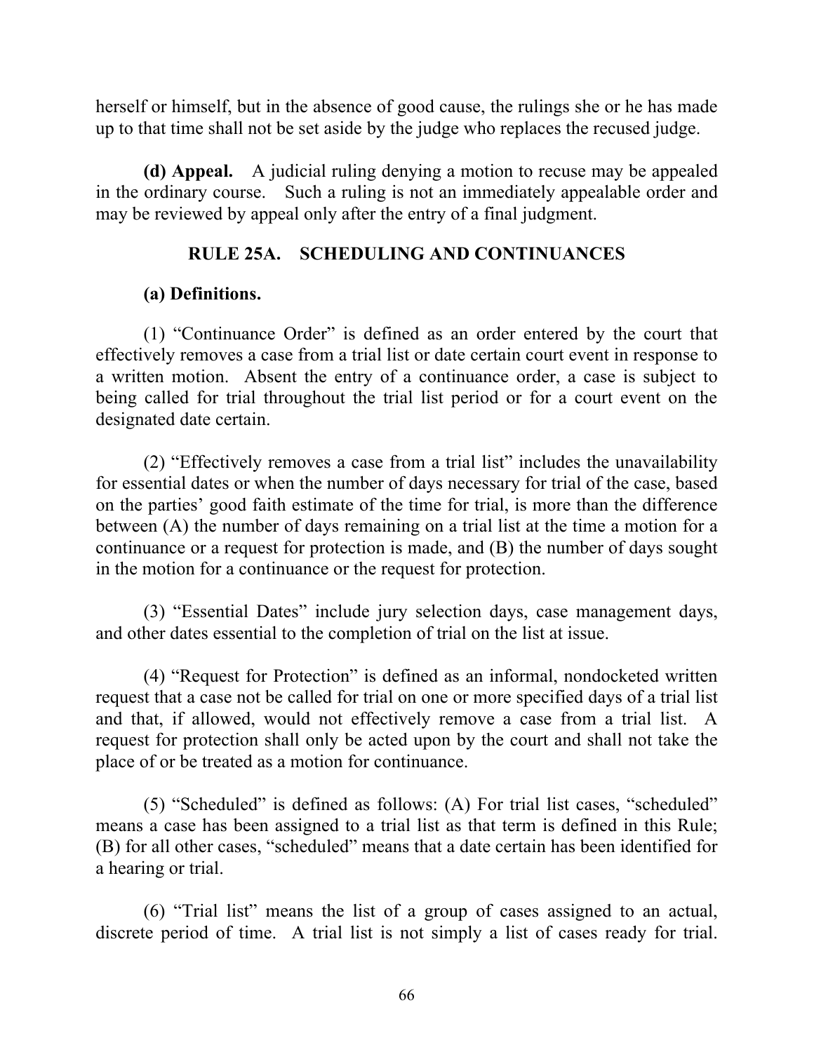herself or himself, but in the absence of good cause, the rulings she or he has made up to that time shall not be set aside by the judge who replaces the recused judge.

**(d) Appeal.** A judicial ruling denying a motion to recuse may be appealed in the ordinary course. Such a ruling is not an immediately appealable order and may be reviewed by appeal only after the entry of a final judgment.

## RULE 25A. SCHEDULING AND CONTINUANCES

**(a) Definitions.**

(1) "Continuance Order" is defined as an order entered by the court that effectively removes a case from a trial list or date certain court event in response to a written motion. Absent the entry of a continuance order, a case is subject to being called for trial throughout the trial list period or for a court event on the designated date certain.

(2) "Effectively removes a case from a trial list" includes the unavailability for essential dates or when the number of days necessary for trial of the case, based on the parties' good faith estimate of the time for trial, is more than the difference between (A) the number of days remaining on a trial list at the time a motion for a continuance or a request for protection is made, and (B) the number of days sought in the motion for a continuance or the request for protection.

(3) "Essential Dates" include jury selection days, case management days, and other dates essential to the completion of trial on the list at issue.

(4) "Request for Protection" is defined as an informal, nondocketed written request that a case not be called for trial on one or more specified days of a trial list and that, if allowed, would not effectively remove a case from a trial list. A request for protection shall only be acted upon by the court and shall not take the place of or be treated as a motion for continuance.

(5) "Scheduled" is defined as follows: (A) For trial list cases, "scheduled" means a case has been assigned to a trial list as that term is defined in this Rule; (B) for all other cases, "scheduled" means that a date certain has been identified for a hearing or trial.

(6) "Trial list" means the list of a group of cases assigned to an actual, discrete period of time. A trial list is not simply a list of cases ready for trial.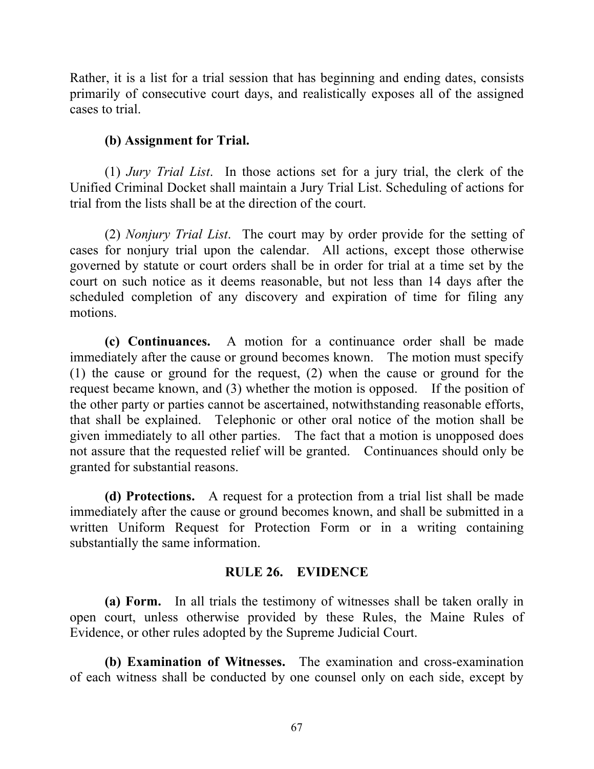Rather, it is a list for a trial session that has beginning and ending dates, consists primarily of consecutive court days, and realistically exposes all of the assigned cases to trial.

**(b) Assignment for Trial.**

(1) *Jury Trial List*. In those actions set for a jury trial, the clerk of the Unified Criminal Docket shall maintain a Jury Trial List. Scheduling of actions for trial from the lists shall be at the direction of the court.

(2) *Nonjury Trial List*. The court may by order provide for the setting of cases for nonjury trial upon the calendar. All actions, except those otherwise governed by statute or court orders shall be in order for trial at a time set by the court on such notice as it deems reasonable, but not less than 14 days after the scheduled completion of any discovery and expiration of time for filing any motions.

**(c) Continuances.** A motion for a continuance order shall be made immediately after the cause or ground becomes known. The motion must specify (1) the cause or ground for the request, (2) when the cause or ground for the request became known, and (3) whether the motion is opposed. If the position of the other party or parties cannot be ascertained, notwithstanding reasonable efforts, that shall be explained. Telephonic or other oral notice of the motion shall be given immediately to all other parties. The fact that a motion is unopposed does not assure that the requested relief will be granted. Continuances should only be granted for substantial reasons.

**(d) Protections.** A request for a protection from a trial list shall be made immediately after the cause or ground becomes known, and shall be submitted in a written Uniform Request for Protection Form or in a writing containing substantially the same information.

## RULE 26. EVIDENCE

**(a) Form.** In all trials the testimony of witnesses shall be taken orally in open court, unless otherwise provided by these Rules, the Maine Rules of Evidence, or other rules adopted by the Supreme Judicial Court.

**(b) Examination of Witnesses.** The examination and cross-examination of each witness shall be conducted by one counsel only on each side, except by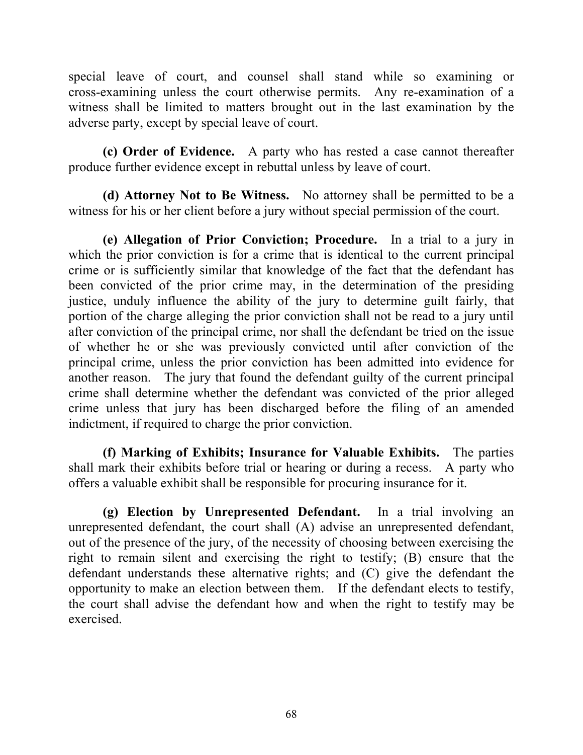special leave of court, and counsel shall stand while so examining or cross-examining unless the court otherwise permits. Any re-examination of a witness shall be limited to matters brought out in the last examination by the adverse party, except by special leave of court.

**(c) Order of Evidence.** A party who has rested a case cannot thereafter produce further evidence except in rebuttal unless by leave of court.

**(d) Attorney Not to Be Witness.** No attorney shall be permitted to be a witness for his or her client before a jury without special permission of the court.

**(e) Allegation of Prior Conviction; Procedure.** In a trial to a jury in which the prior conviction is for a crime that is identical to the current principal crime or is sufficiently similar that knowledge of the fact that the defendant has been convicted of the prior crime may, in the determination of the presiding justice, unduly influence the ability of the jury to determine guilt fairly, that portion of the charge alleging the prior conviction shall not be read to a jury until after conviction of the principal crime, nor shall the defendant be tried on the issue of whether he or she was previously convicted until after conviction of the principal crime, unless the prior conviction has been admitted into evidence for another reason. The jury that found the defendant guilty of the current principal crime shall determine whether the defendant was convicted of the prior alleged crime unless that jury has been discharged before the filing of an amended indictment, if required to charge the prior conviction.

**(f) Marking of Exhibits; Insurance for Valuable Exhibits.** The parties shall mark their exhibits before trial or hearing or during a recess. A party who offers a valuable exhibit shall be responsible for procuring insurance for it.

**(g) Election by Unrepresented Defendant.** In a trial involving an unrepresented defendant, the court shall (A) advise an unrepresented defendant, out of the presence of the jury, of the necessity of choosing between exercising the right to remain silent and exercising the right to testify; (B) ensure that the defendant understands these alternative rights; and (C) give the defendant the opportunity to make an election between them. If the defendant elects to testify, the court shall advise the defendant how and when the right to testify may be exercised.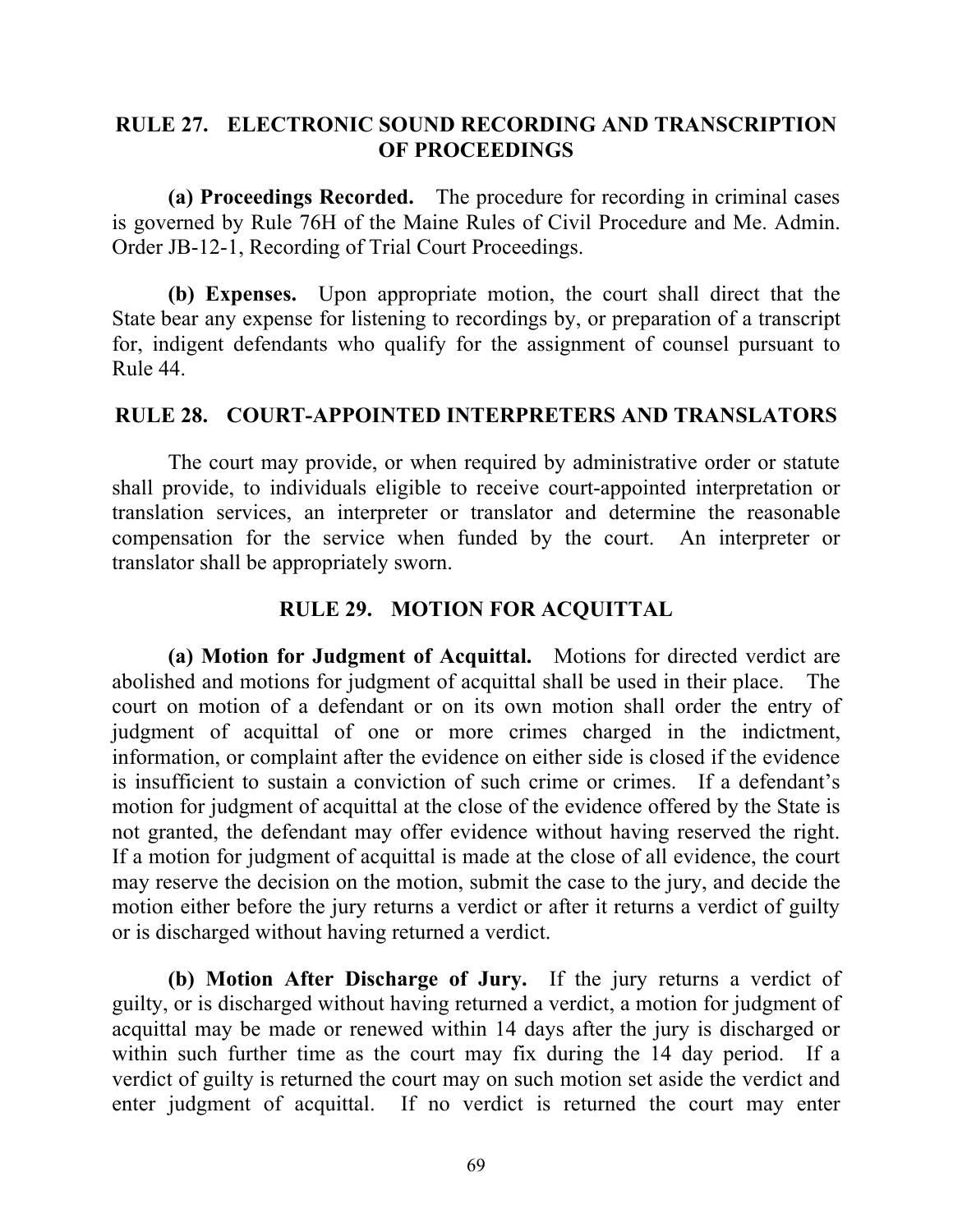## RULE 27. ELECTRONIC SOUND RECORDING AND TRANSCRIPTION OF PROCEEDINGS

**(a) Proceedings Recorded.** The procedure for recording in criminal cases is governed by Rule 76H of the Maine Rules of Civil Procedure and Me. Admin. Order JB-12-1, Recording of Trial Court Proceedings.

**(b) Expenses.** Upon appropriate motion, the court shall direct that the State bear any expense for listening to recordings by, or preparation of a transcript for, indigent defendants who qualify for the assignment of counsel pursuant to Rule 44.

## RULE 28. COURT-APPOINTED INTERPRETERS AND TRANSLATORS

The court may provide, or when required by administrative order or statute shall provide, to individuals eligible to receive court-appointed interpretation or translation services, an interpreter or translator and determine the reasonable compensation for the service when funded by the court. An interpreter or translator shall be appropriately sworn.

## RULE 29. MOTION FOR ACQUITTAL

**(a) Motion for Judgment of Acquittal.** Motions for directed verdict are abolished and motions for judgment of acquittal shall be used in their place. The court on motion of a defendant or on its own motion shall order the entry of judgment of acquittal of one or more crimes charged in the indictment, information, or complaint after the evidence on either side is closed if the evidence is insufficient to sustain a conviction of such crime or crimes. If a defendant's motion for judgment of acquittal at the close of the evidence offered by the State is not granted, the defendant may offer evidence without having reserved the right. If a motion for judgment of acquittal is made at the close of all evidence, the court may reserve the decision on the motion, submit the case to the jury, and decide the motion either before the jury returns a verdict or after it returns a verdict of guilty or is discharged without having returned a verdict.

**(b) Motion After Discharge of Jury.** If the jury returns a verdict of guilty, or is discharged without having returned a verdict, a motion for judgment of acquittal may be made or renewed within 14 days after the jury is discharged or within such further time as the court may fix during the 14 day period. If a verdict of guilty is returned the court may on such motion set aside the verdict and enter judgment of acquittal. If no verdict is returned the court may enter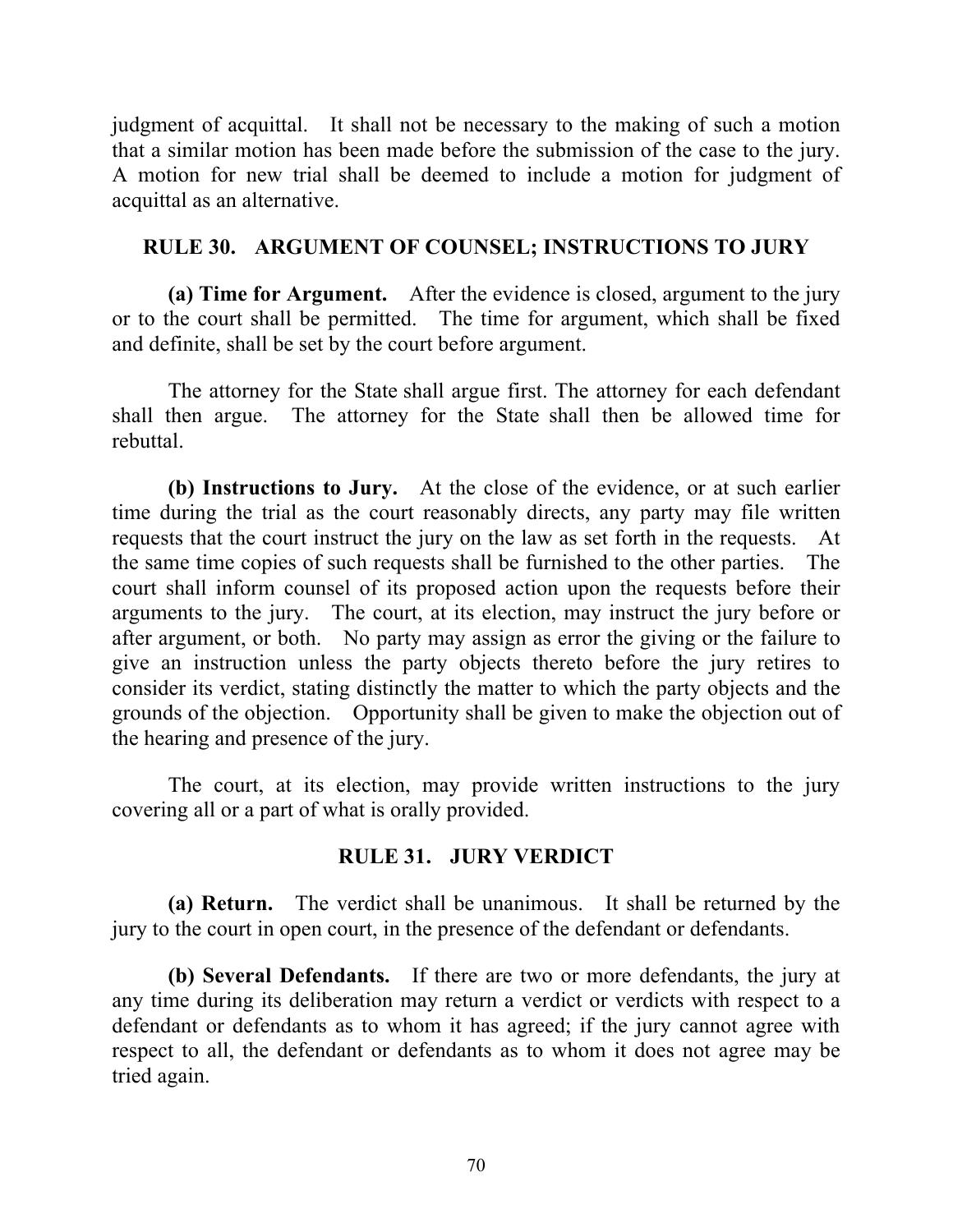judgment of acquittal. It shall not be necessary to the making of such a motion that a similar motion has been made before the submission of the case to the jury. A motion for new trial shall be deemed to include a motion for judgment of acquittal as an alternative.

## RULE 30. ARGUMENT OF COUNSEL; INSTRUCTIONS TO JURY

**(a) Time for Argument.** After the evidence is closed, argument to the jury or to the court shall be permitted. The time for argument, which shall be fixed and definite, shall be set by the court before argument.

The attorney for the State shall argue first. The attorney for each defendant shall then argue. The attorney for the State shall then be allowed time for rebuttal.

**(b) Instructions to Jury.** At the close of the evidence, or at such earlier time during the trial as the court reasonably directs, any party may file written requests that the court instruct the jury on the law as set forth in the requests. At the same time copies of such requests shall be furnished to the other parties. The court shall inform counsel of its proposed action upon the requests before their arguments to the jury. The court, at its election, may instruct the jury before or after argument, or both. No party may assign as error the giving or the failure to give an instruction unless the party objects thereto before the jury retires to consider its verdict, stating distinctly the matter to which the party objects and the grounds of the objection. Opportunity shall be given to make the objection out of the hearing and presence of the jury.

The court, at its election, may provide written instructions to the jury covering all or a part of what is orally provided.

## RULE 31. JURY VERDICT

**(a) Return.** The verdict shall be unanimous. It shall be returned by the jury to the court in open court, in the presence of the defendant or defendants.

**(b) Several Defendants.** If there are two or more defendants, the jury at any time during its deliberation may return a verdict or verdicts with respect to a defendant or defendants as to whom it has agreed; if the jury cannot agree with respect to all, the defendant or defendants as to whom it does not agree may be tried again.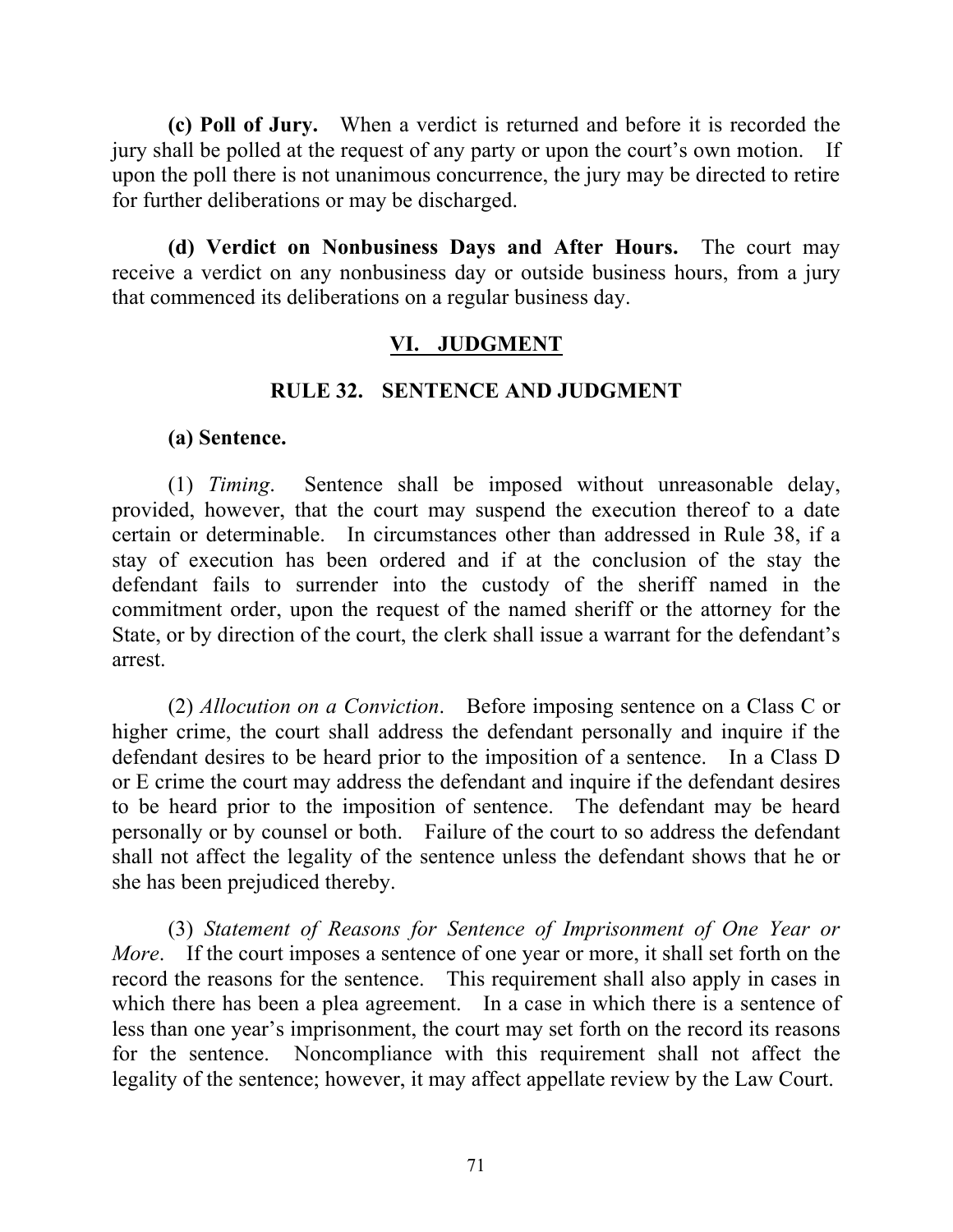**(c) Poll of Jury.** When a verdict is returned and before it is recorded the jury shall be polled at the request of any party or upon the court's own motion. If upon the poll there is not unanimous concurrence, the jury may be directed to retire for further deliberations or may be discharged.

**(d) Verdict on Nonbusiness Days and After Hours.** The court may receive a verdict on any nonbusiness day or outside business hours, from a jury that commenced its deliberations on a regular business day.

## VI. JUDGMENT

### RULE 32. SENTENCE AND JUDGMENT

**(a) Sentence.**

(1) *Timing*. Sentence shall be imposed without unreasonable delay, provided, however, that the court may suspend the execution thereof to a date certain or determinable. In circumstances other than addressed in Rule 38, if a stay of execution has been ordered and if at the conclusion of the stay the defendant fails to surrender into the custody of the sheriff named in the commitment order, upon the request of the named sheriff or the attorney for the State, or by direction of the court, the clerk shall issue a warrant for the defendant's arrest.

(2) *Allocution on a Conviction*. Before imposing sentence on a Class C or higher crime, the court shall address the defendant personally and inquire if the defendant desires to be heard prior to the imposition of a sentence. In a Class D or E crime the court may address the defendant and inquire if the defendant desires to be heard prior to the imposition of sentence. The defendant may be heard personally or by counsel or both. Failure of the court to so address the defendant shall not affect the legality of the sentence unless the defendant shows that he or she has been prejudiced thereby.

(3) *Statement of Reasons for Sentence of Imprisonment of One Year or More*. If the court imposes a sentence of one year or more, it shall set forth on the record the reasons for the sentence. This requirement shall also apply in cases in which there has been a plea agreement. In a case in which there is a sentence of less than one year's imprisonment, the court may set forth on the record its reasons for the sentence. Noncompliance with this requirement shall not affect the legality of the sentence; however, it may affect appellate review by the Law Court.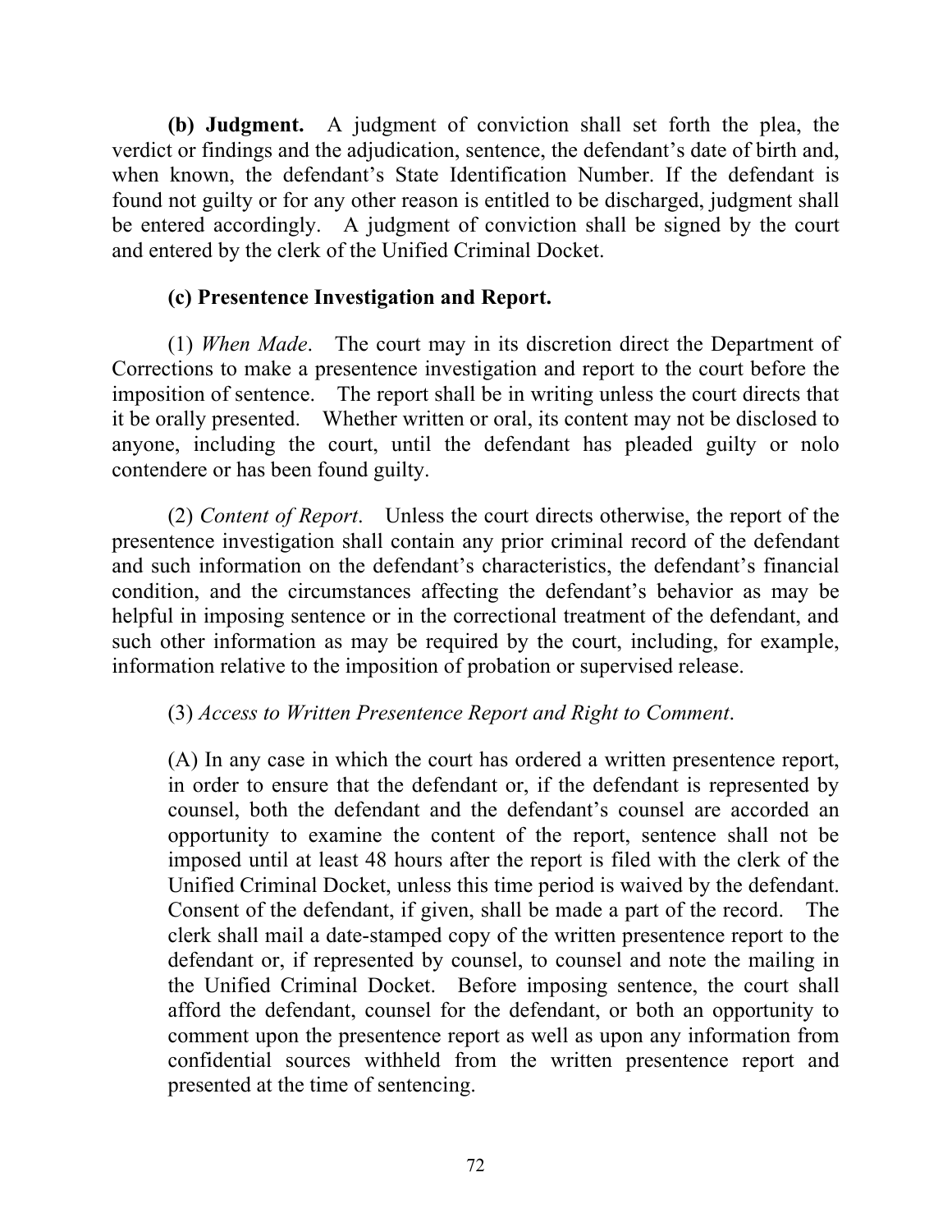**(b) Judgment.** A judgment of conviction shall set forth the plea, the verdict or findings and the adjudication, sentence, the defendant's date of birth and, when known, the defendant's State Identification Number. If the defendant is found not guilty or for any other reason is entitled to be discharged, judgment shall be entered accordingly. A judgment of conviction shall be signed by the court and entered by the clerk of the Unified Criminal Docket.

**(c) Presentence Investigation and Report.**

(1) *When Made*. The court may in its discretion direct the Department of Corrections to make a presentence investigation and report to the court before the imposition of sentence. The report shall be in writing unless the court directs that it be orally presented. Whether written or oral, its content may not be disclosed to anyone, including the court, until the defendant has pleaded guilty or nolo contendere or has been found guilty.

(2) *Content of Report*. Unless the court directs otherwise, the report of the presentence investigation shall contain any prior criminal record of the defendant and such information on the defendant's characteristics, the defendant's financial condition, and the circumstances affecting the defendant's behavior as may be helpful in imposing sentence or in the correctional treatment of the defendant, and such other information as may be required by the court, including, for example, information relative to the imposition of probation or supervised release.

(3) *Access to Written Presentence Report and Right to Comment*.

(A) In any case in which the court has ordered a written presentence report, in order to ensure that the defendant or, if the defendant is represented by counsel, both the defendant and the defendant's counsel are accorded an opportunity to examine the content of the report, sentence shall not be imposed until at least 48 hours after the report is filed with the clerk of the Unified Criminal Docket, unless this time period is waived by the defendant. Consent of the defendant, if given, shall be made a part of the record. The clerk shall mail a date-stamped copy of the written presentence report to the defendant or, if represented by counsel, to counsel and note the mailing in the Unified Criminal Docket. Before imposing sentence, the court shall afford the defendant, counsel for the defendant, or both an opportunity to comment upon the presentence report as well as upon any information from confidential sources withheld from the written presentence report and presented at the time of sentencing.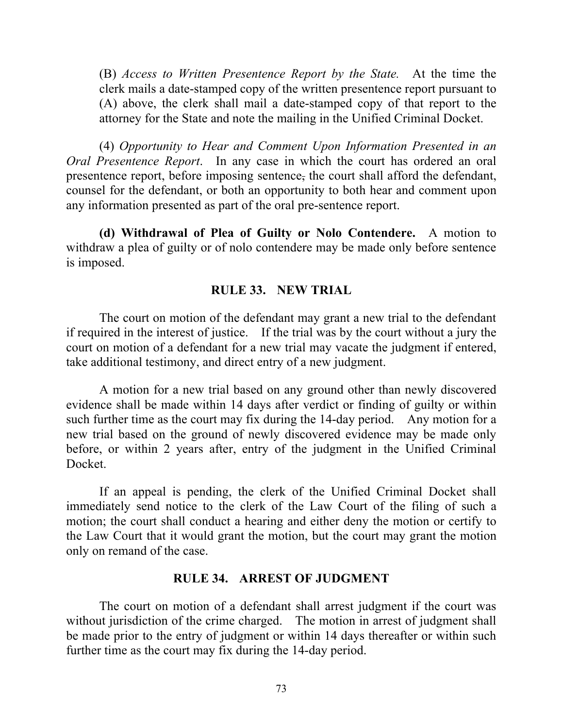(B) *Access to Written Presentence Report by the State.* At the time the clerk mails a date-stamped copy of the written presentence report pursuant to (A) above, the clerk shall mail a date-stamped copy of that report to the attorney for the State and note the mailing in the Unified Criminal Docket.

(4) *Opportunity to Hear and Comment Upon Information Presented in an Oral Presentence Report*. In any case in which the court has ordered an oral presentence report, before imposing sentence, the court shall afford the defendant, counsel for the defendant, or both an opportunity to both hear and comment upon any information presented as part of the oral pre-sentence report.

**(d) Withdrawal of Plea of Guilty or Nolo Contendere.** A motion to withdraw a plea of guilty or of nolo contendere may be made only before sentence is imposed.

## RULE 33. NEW TRIAL

The court on motion of the defendant may grant a new trial to the defendant if required in the interest of justice. If the trial was by the court without a jury the court on motion of a defendant for a new trial may vacate the judgment if entered, take additional testimony, and direct entry of a new judgment.

A motion for a new trial based on any ground other than newly discovered evidence shall be made within 14 days after verdict or finding of guilty or within such further time as the court may fix during the 14-day period. Any motion for a new trial based on the ground of newly discovered evidence may be made only before, or within 2 years after, entry of the judgment in the Unified Criminal Docket.

If an appeal is pending, the clerk of the Unified Criminal Docket shall immediately send notice to the clerk of the Law Court of the filing of such a motion; the court shall conduct a hearing and either deny the motion or certify to the Law Court that it would grant the motion, but the court may grant the motion only on remand of the case.

## RULE 34. ARREST OF JUDGMENT

The court on motion of a defendant shall arrest judgment if the court was without jurisdiction of the crime charged. The motion in arrest of judgment shall be made prior to the entry of judgment or within 14 days thereafter or within such further time as the court may fix during the 14-day period.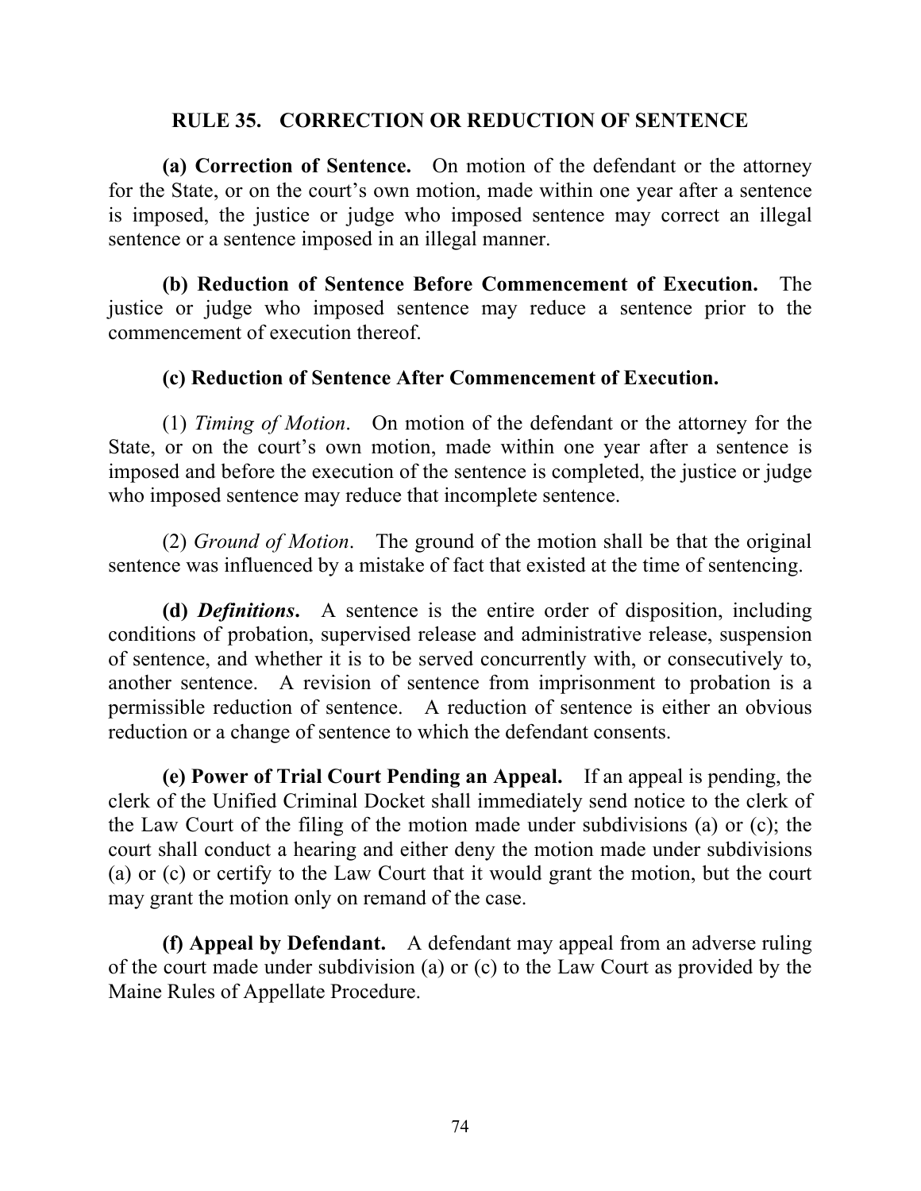## RULE 35. CORRECTION OR REDUCTION OF SENTENCE

**(a) Correction of Sentence.** On motion of the defendant or the attorney for the State, or on the court's own motion, made within one year after a sentence is imposed, the justice or judge who imposed sentence may correct an illegal sentence or a sentence imposed in an illegal manner.

**(b) Reduction of Sentence Before Commencement of Execution.** The justice or judge who imposed sentence may reduce a sentence prior to the commencement of execution thereof.

**(c) Reduction of Sentence After Commencement of Execution.**

(1) *Timing of Motion*. On motion of the defendant or the attorney for the State, or on the court's own motion, made within one year after a sentence is imposed and before the execution of the sentence is completed, the justice or judge who imposed sentence may reduce that incomplete sentence.

(2) *Ground of Motion*. The ground of the motion shall be that the original sentence was influenced by a mistake of fact that existed at the time of sentencing.

**(d) *Definitions*.** A sentence is the entire order of disposition, including conditions of probation, supervised release and administrative release, suspension of sentence, and whether it is to be served concurrently with, or consecutively to, another sentence. A revision of sentence from imprisonment to probation is a permissible reduction of sentence. A reduction of sentence is either an obvious reduction or a change of sentence to which the defendant consents.

**(e) Power of Trial Court Pending an Appeal.** If an appeal is pending, the clerk of the Unified Criminal Docket shall immediately send notice to the clerk of the Law Court of the filing of the motion made under subdivisions (a) or (c); the court shall conduct a hearing and either deny the motion made under subdivisions (a) or (c) or certify to the Law Court that it would grant the motion, but the court may grant the motion only on remand of the case.

**(f) Appeal by Defendant.** A defendant may appeal from an adverse ruling of the court made under subdivision (a) or (c) to the Law Court as provided by the Maine Rules of Appellate Procedure.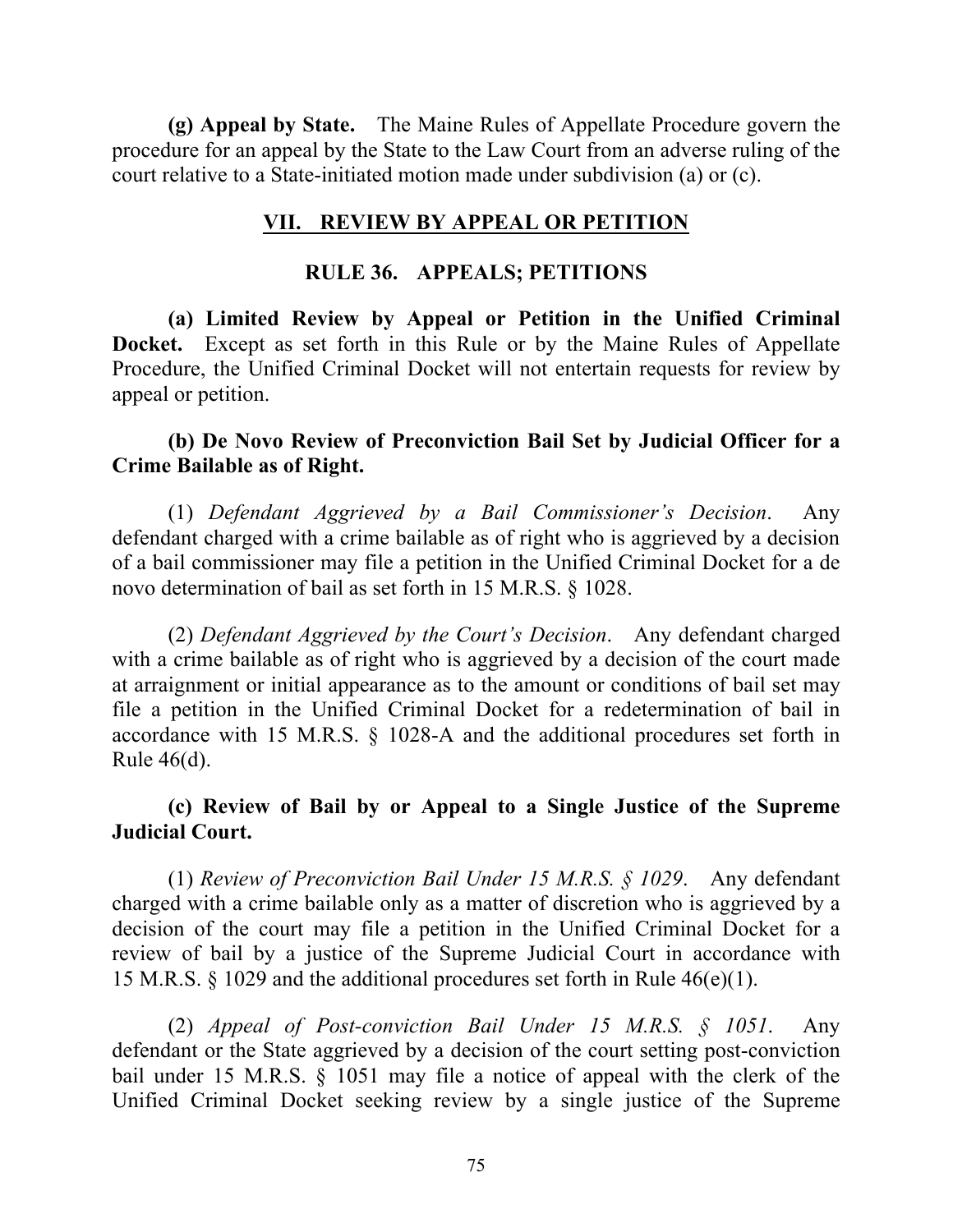**(g) Appeal by State.** The Maine Rules of Appellate Procedure govern the procedure for an appeal by the State to the Law Court from an adverse ruling of the court relative to a State-initiated motion made under subdivision (a) or (c).

## VII. REVIEW BY APPEAL OR PETITION

### RULE 36. APPEALS; PETITIONS

**(a) Limited Review by Appeal or Petition in the Unified Criminal Docket.** Except as set forth in this Rule or by the Maine Rules of Appellate Procedure, the Unified Criminal Docket will not entertain requests for review by appeal or petition.

**(b) De Novo Review of Preconviction Bail Set by Judicial Officer for a Crime Bailable as of Right.**

(1) *Defendant Aggrieved by a Bail Commissioner's Decision*. Any defendant charged with a crime bailable as of right who is aggrieved by a decision of a bail commissioner may file a petition in the Unified Criminal Docket for a de novo determination of bail as set forth in 15 M.R.S. § 1028.

(2) *Defendant Aggrieved by the Court's Decision*. Any defendant charged with a crime bailable as of right who is aggrieved by a decision of the court made at arraignment or initial appearance as to the amount or conditions of bail set may file a petition in the Unified Criminal Docket for a redetermination of bail in accordance with 15 M.R.S. § 1028-A and the additional procedures set forth in Rule 46(d).

**(c) Review of Bail by or Appeal to a Single Justice of the Supreme Judicial Court.**

(1) *Review of Preconviction Bail Under 15 M.R.S. § 1029*. Any defendant charged with a crime bailable only as a matter of discretion who is aggrieved by a decision of the court may file a petition in the Unified Criminal Docket for a review of bail by a justice of the Supreme Judicial Court in accordance with 15 M.R.S. § 1029 and the additional procedures set forth in Rule 46(e)(1).

(2) *Appeal of Post-conviction Bail Under 15 M.R.S. § 1051*. Any defendant or the State aggrieved by a decision of the court setting post-conviction bail under 15 M.R.S. § 1051 may file a notice of appeal with the clerk of the Unified Criminal Docket seeking review by a single justice of the Supreme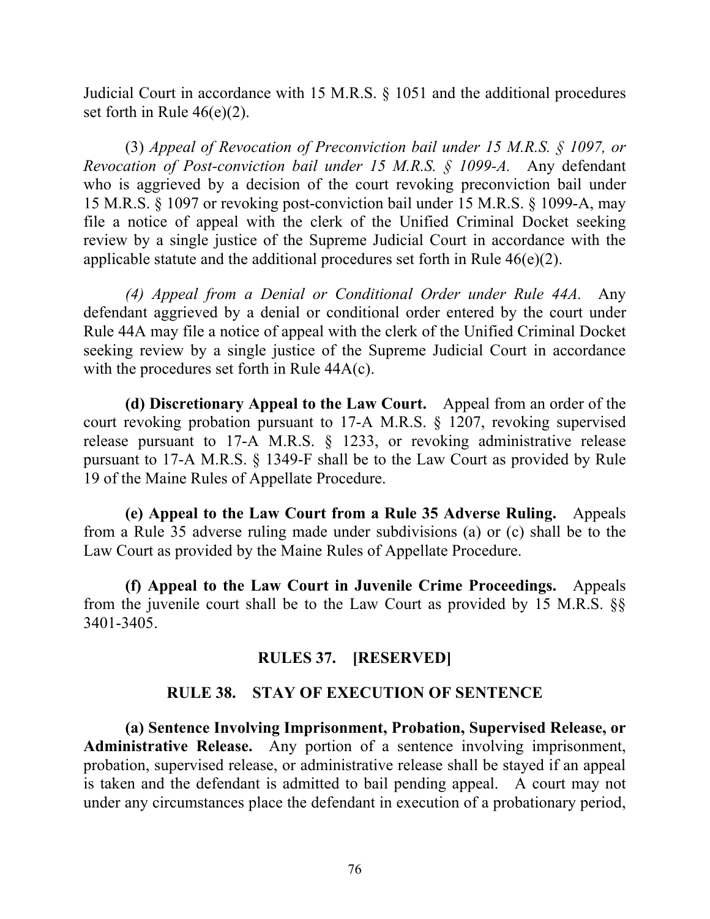Judicial Court in accordance with 15 M.R.S. § 1051 and the additional procedures set forth in Rule 46(e)(2).

(3) *Appeal of Revocation of Preconviction bail under 15 M.R.S. § 1097, or Revocation of Post-conviction bail under 15 M.R.S. § 1099-A.* Any defendant who is aggrieved by a decision of the court revoking preconviction bail under 15 M.R.S. § 1097 or revoking post-conviction bail under 15 M.R.S. § 1099-A, may file a notice of appeal with the clerk of the Unified Criminal Docket seeking review by a single justice of the Supreme Judicial Court in accordance with the applicable statute and the additional procedures set forth in Rule 46(e)(2).

*(4) Appeal from a Denial or Conditional Order under Rule 44A.* Any defendant aggrieved by a denial or conditional order entered by the court under Rule 44A may file a notice of appeal with the clerk of the Unified Criminal Docket seeking review by a single justice of the Supreme Judicial Court in accordance with the procedures set forth in Rule 44A(c).

**(d) Discretionary Appeal to the Law Court.** Appeal from an order of the court revoking probation pursuant to 17-A M.R.S. § 1207, revoking supervised release pursuant to 17-A M.R.S. § 1233, or revoking administrative release pursuant to 17-A M.R.S. § 1349-F shall be to the Law Court as provided by Rule 19 of the Maine Rules of Appellate Procedure.

**(e) Appeal to the Law Court from a Rule 35 Adverse Ruling.** Appeals from a Rule 35 adverse ruling made under subdivisions (a) or (c) shall be to the Law Court as provided by the Maine Rules of Appellate Procedure.

**(f) Appeal to the Law Court in Juvenile Crime Proceedings.** Appeals from the juvenile court shall be to the Law Court as provided by 15 M.R.S. §§ 3401-3405.

## RULES 37. [RESERVED]

## RULE 38. STAY OF EXECUTION OF SENTENCE

**(a) Sentence Involving Imprisonment, Probation, Supervised Release, or Administrative Release.** Any portion of a sentence involving imprisonment, probation, supervised release, or administrative release shall be stayed if an appeal is taken and the defendant is admitted to bail pending appeal. A court may not under any circumstances place the defendant in execution of a probationary period,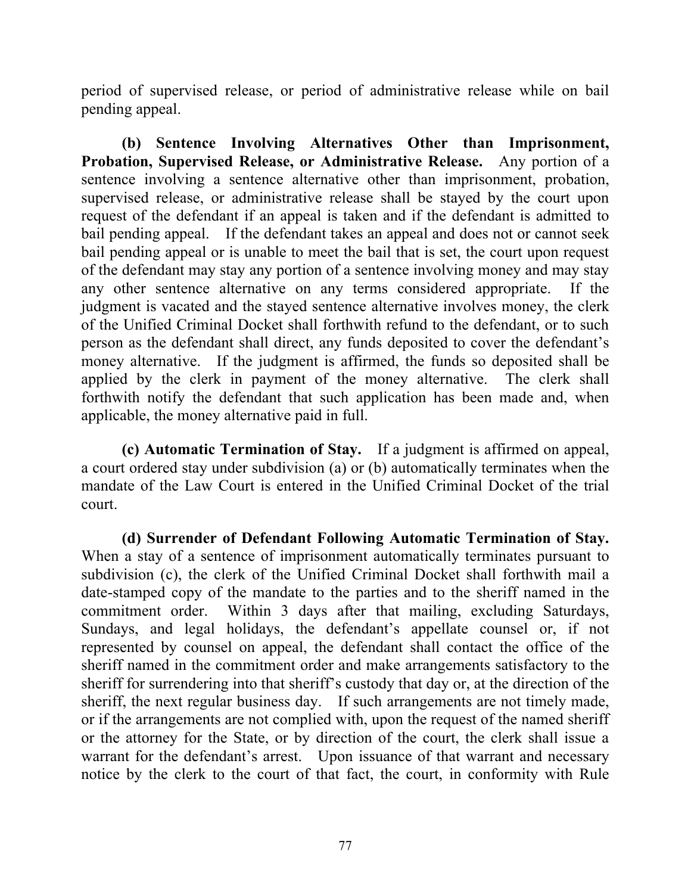period of supervised release, or period of administrative release while on bail pending appeal.

**(b) Sentence Involving Alternatives Other than Imprisonment, Probation, Supervised Release, or Administrative Release.** Any portion of a sentence involving a sentence alternative other than imprisonment, probation, supervised release, or administrative release shall be stayed by the court upon request of the defendant if an appeal is taken and if the defendant is admitted to bail pending appeal. If the defendant takes an appeal and does not or cannot seek bail pending appeal or is unable to meet the bail that is set, the court upon request of the defendant may stay any portion of a sentence involving money and may stay any other sentence alternative on any terms considered appropriate. If the judgment is vacated and the stayed sentence alternative involves money, the clerk of the Unified Criminal Docket shall forthwith refund to the defendant, or to such person as the defendant shall direct, any funds deposited to cover the defendant's money alternative. If the judgment is affirmed, the funds so deposited shall be applied by the clerk in payment of the money alternative. The clerk shall forthwith notify the defendant that such application has been made and, when applicable, the money alternative paid in full.

**(c) Automatic Termination of Stay.** If a judgment is affirmed on appeal, a court ordered stay under subdivision (a) or (b) automatically terminates when the mandate of the Law Court is entered in the Unified Criminal Docket of the trial court.

**(d) Surrender of Defendant Following Automatic Termination of Stay.** When a stay of a sentence of imprisonment automatically terminates pursuant to subdivision (c), the clerk of the Unified Criminal Docket shall forthwith mail a date-stamped copy of the mandate to the parties and to the sheriff named in the commitment order. Within 3 days after that mailing, excluding Saturdays, Sundays, and legal holidays, the defendant's appellate counsel or, if not represented by counsel on appeal, the defendant shall contact the office of the sheriff named in the commitment order and make arrangements satisfactory to the sheriff for surrendering into that sheriff's custody that day or, at the direction of the sheriff, the next regular business day. If such arrangements are not timely made, or if the arrangements are not complied with, upon the request of the named sheriff or the attorney for the State, or by direction of the court, the clerk shall issue a warrant for the defendant's arrest. Upon issuance of that warrant and necessary notice by the clerk to the court of that fact, the court, in conformity with Rule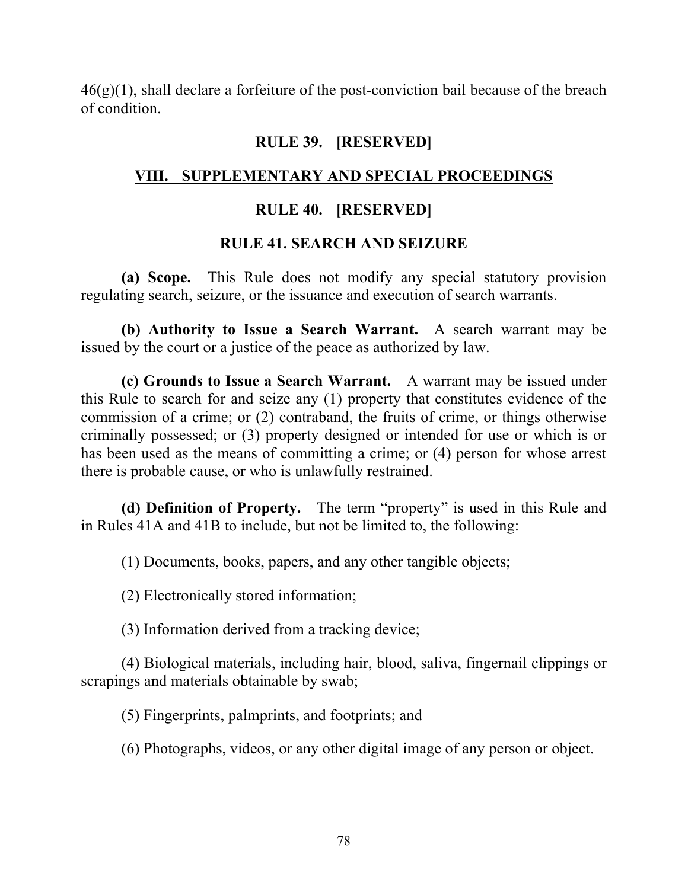46(g)(1), shall declare a forfeiture of the post-conviction bail because of the breach of condition.

## RULE 39. [RESERVED]

## VIII. SUPPLEMENTARY AND SPECIAL PROCEEDINGS

## RULE 40. [RESERVED]

## RULE 41. SEARCH AND SEIZURE

**(a) Scope.** This Rule does not modify any special statutory provision regulating search, seizure, or the issuance and execution of search warrants.

**(b) Authority to Issue a Search Warrant.** A search warrant may be issued by the court or a justice of the peace as authorized by law.

**(c) Grounds to Issue a Search Warrant.** A warrant may be issued under this Rule to search for and seize any (1) property that constitutes evidence of the commission of a crime; or (2) contraband, the fruits of crime, or things otherwise criminally possessed; or (3) property designed or intended for use or which is or has been used as the means of committing a crime; or (4) person for whose arrest there is probable cause, or who is unlawfully restrained.

**(d) Definition of Property.** The term "property" is used in this Rule and in Rules 41A and 41B to include, but not be limited to, the following:

(1) Documents, books, papers, and any other tangible objects;

(2) Electronically stored information;

(3) Information derived from a tracking device;

(4) Biological materials, including hair, blood, saliva, fingernail clippings or scrapings and materials obtainable by swab;

(5) Fingerprints, palmprints, and footprints; and

(6) Photographs, videos, or any other digital image of any person or object.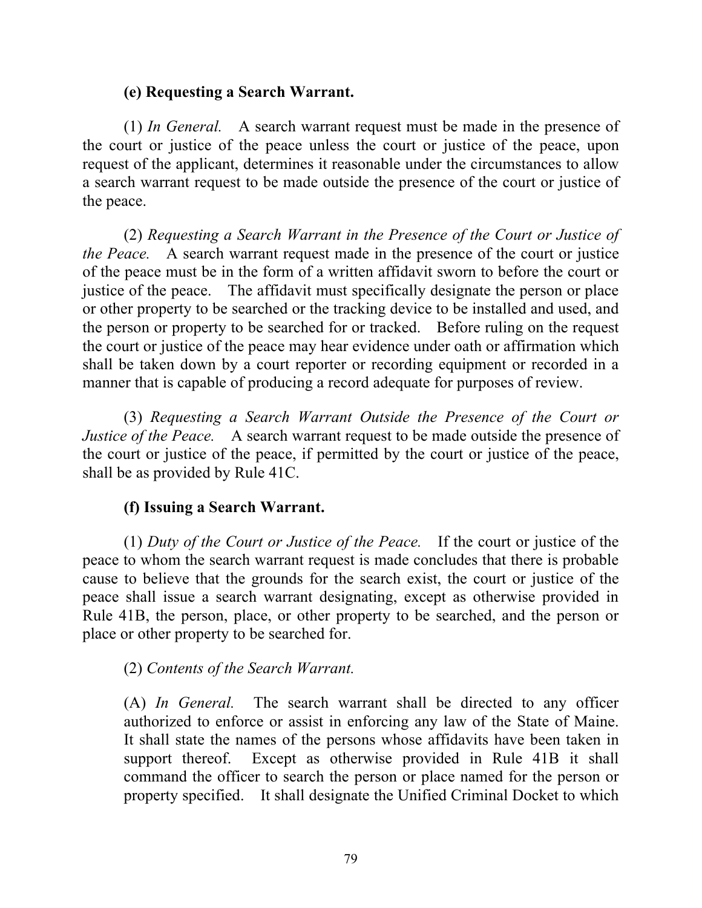**(e) Requesting a Search Warrant.**

(1) *In General.* A search warrant request must be made in the presence of the court or justice of the peace unless the court or justice of the peace, upon request of the applicant, determines it reasonable under the circumstances to allow a search warrant request to be made outside the presence of the court or justice of the peace.

(2) *Requesting a Search Warrant in the Presence of the Court or Justice of the Peace.* A search warrant request made in the presence of the court or justice of the peace must be in the form of a written affidavit sworn to before the court or justice of the peace. The affidavit must specifically designate the person or place or other property to be searched or the tracking device to be installed and used, and the person or property to be searched for or tracked. Before ruling on the request the court or justice of the peace may hear evidence under oath or affirmation which shall be taken down by a court reporter or recording equipment or recorded in a manner that is capable of producing a record adequate for purposes of review.

(3) *Requesting a Search Warrant Outside the Presence of the Court or Justice of the Peace.* A search warrant request to be made outside the presence of the court or justice of the peace, if permitted by the court or justice of the peace, shall be as provided by Rule 41C.

**(f) Issuing a Search Warrant.**

(1) *Duty of the Court or Justice of the Peace.* If the court or justice of the peace to whom the search warrant request is made concludes that there is probable cause to believe that the grounds for the search exist, the court or justice of the peace shall issue a search warrant designating, except as otherwise provided in Rule 41B, the person, place, or other property to be searched, and the person or place or other property to be searched for.

(2) *Contents of the Search Warrant.*

(A) *In General.* The search warrant shall be directed to any officer authorized to enforce or assist in enforcing any law of the State of Maine. It shall state the names of the persons whose affidavits have been taken in support thereof. Except as otherwise provided in Rule 41B it shall command the officer to search the person or place named for the person or property specified. It shall designate the Unified Criminal Docket to which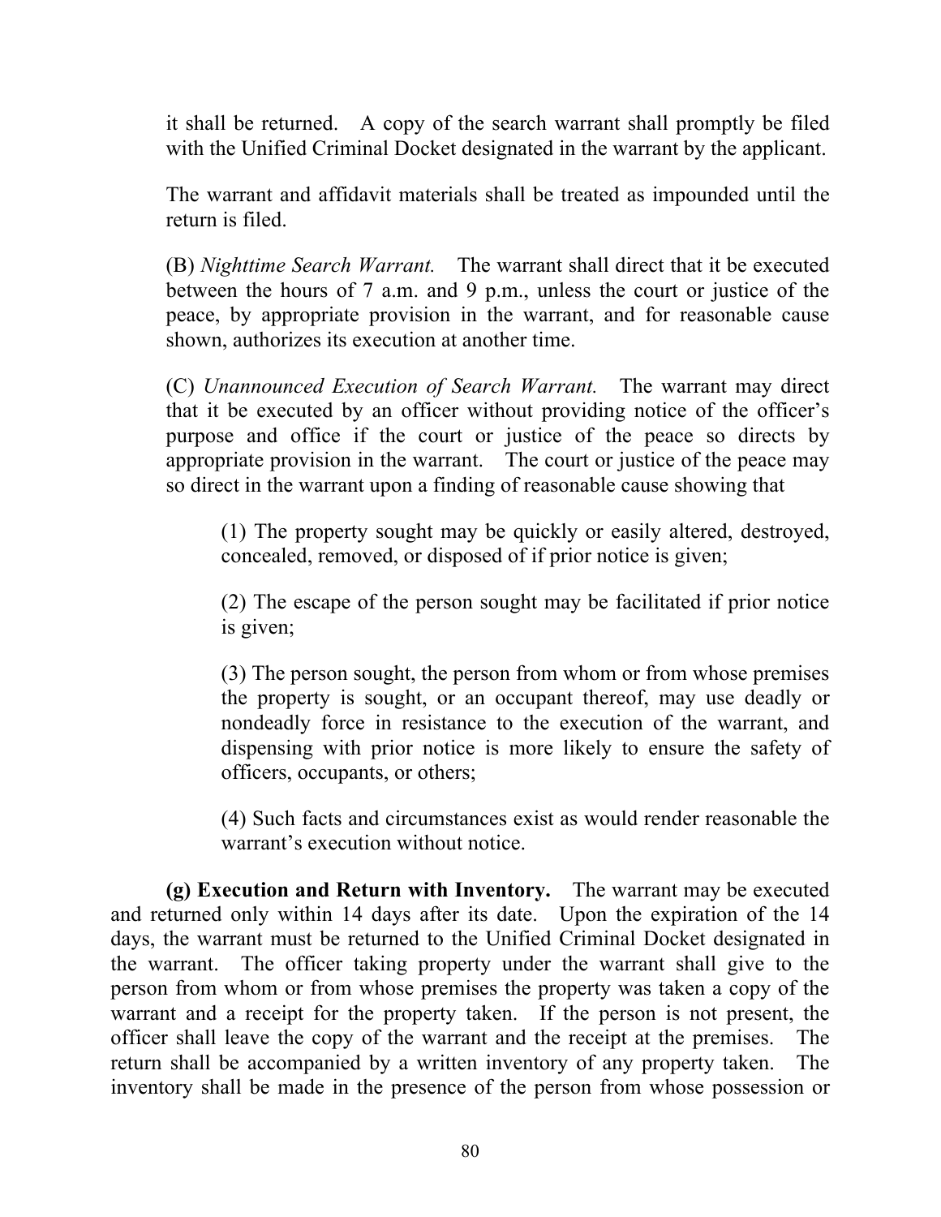it shall be returned. A copy of the search warrant shall promptly be filed with the Unified Criminal Docket designated in the warrant by the applicant.

The warrant and affidavit materials shall be treated as impounded until the return is filed.

(B) *Nighttime Search Warrant.* The warrant shall direct that it be executed between the hours of 7 a.m. and 9 p.m., unless the court or justice of the peace, by appropriate provision in the warrant, and for reasonable cause shown, authorizes its execution at another time.

(C) *Unannounced Execution of Search Warrant.* The warrant may direct that it be executed by an officer without providing notice of the officer's purpose and office if the court or justice of the peace so directs by appropriate provision in the warrant. The court or justice of the peace may so direct in the warrant upon a finding of reasonable cause showing that

(1) The property sought may be quickly or easily altered, destroyed, concealed, removed, or disposed of if prior notice is given;

(2) The escape of the person sought may be facilitated if prior notice is given;

(3) The person sought, the person from whom or from whose premises the property is sought, or an occupant thereof, may use deadly or nondeadly force in resistance to the execution of the warrant, and dispensing with prior notice is more likely to ensure the safety of officers, occupants, or others;

(4) Such facts and circumstances exist as would render reasonable the warrant's execution without notice.

**(g) Execution and Return with Inventory.** The warrant may be executed and returned only within 14 days after its date. Upon the expiration of the 14 days, the warrant must be returned to the Unified Criminal Docket designated in the warrant. The officer taking property under the warrant shall give to the person from whom or from whose premises the property was taken a copy of the warrant and a receipt for the property taken. If the person is not present, the officer shall leave the copy of the warrant and the receipt at the premises. The return shall be accompanied by a written inventory of any property taken. The inventory shall be made in the presence of the person from whose possession or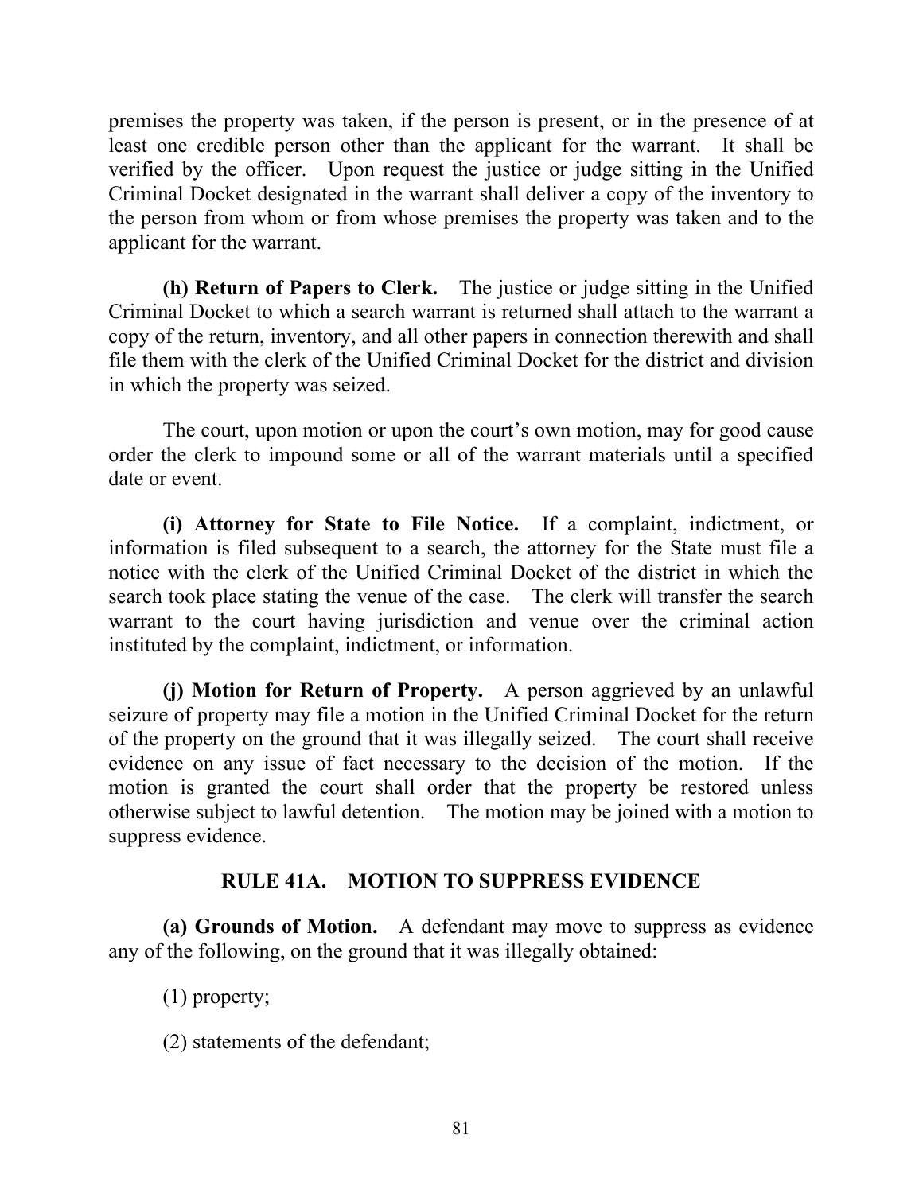premises the property was taken, if the person is present, or in the presence of at least one credible person other than the applicant for the warrant. It shall be verified by the officer. Upon request the justice or judge sitting in the Unified Criminal Docket designated in the warrant shall deliver a copy of the inventory to the person from whom or from whose premises the property was taken and to the applicant for the warrant.

**(h) Return of Papers to Clerk.** The justice or judge sitting in the Unified Criminal Docket to which a search warrant is returned shall attach to the warrant a copy of the return, inventory, and all other papers in connection therewith and shall file them with the clerk of the Unified Criminal Docket for the district and division in which the property was seized.

The court, upon motion or upon the court's own motion, may for good cause order the clerk to impound some or all of the warrant materials until a specified date or event.

**(i) Attorney for State to File Notice.** If a complaint, indictment, or information is filed subsequent to a search, the attorney for the State must file a notice with the clerk of the Unified Criminal Docket of the district in which the search took place stating the venue of the case. The clerk will transfer the search warrant to the court having jurisdiction and venue over the criminal action instituted by the complaint, indictment, or information.

**(j) Motion for Return of Property.** A person aggrieved by an unlawful seizure of property may file a motion in the Unified Criminal Docket for the return of the property on the ground that it was illegally seized. The court shall receive evidence on any issue of fact necessary to the decision of the motion. If the motion is granted the court shall order that the property be restored unless otherwise subject to lawful detention. The motion may be joined with a motion to suppress evidence.

## RULE 41A. MOTION TO SUPPRESS EVIDENCE

**(a) Grounds of Motion.** A defendant may move to suppress as evidence any of the following, on the ground that it was illegally obtained:

(1) property;

(2) statements of the defendant;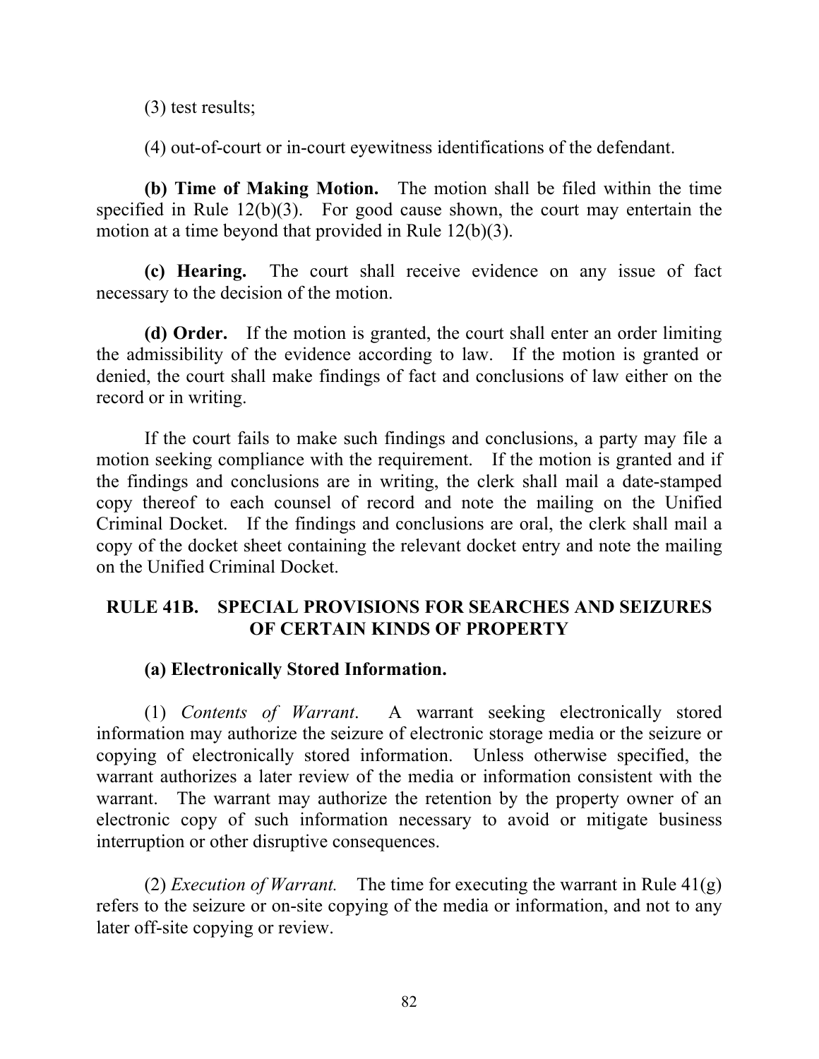(3) test results;

(4) out-of-court or in-court eyewitness identifications of the defendant.

**(b) Time of Making Motion.** The motion shall be filed within the time specified in Rule 12(b)(3). For good cause shown, the court may entertain the motion at a time beyond that provided in Rule 12(b)(3).

**(c) Hearing.** The court shall receive evidence on any issue of fact necessary to the decision of the motion.

**(d) Order.** If the motion is granted, the court shall enter an order limiting the admissibility of the evidence according to law. If the motion is granted or denied, the court shall make findings of fact and conclusions of law either on the record or in writing.

If the court fails to make such findings and conclusions, a party may file a motion seeking compliance with the requirement. If the motion is granted and if the findings and conclusions are in writing, the clerk shall mail a date-stamped copy thereof to each counsel of record and note the mailing on the Unified Criminal Docket. If the findings and conclusions are oral, the clerk shall mail a copy of the docket sheet containing the relevant docket entry and note the mailing on the Unified Criminal Docket.

## RULE 41B. SPECIAL PROVISIONS FOR SEARCHES AND SEIZURES OF CERTAIN KINDS OF PROPERTY

**(a) Electronically Stored Information.**

(1) *Contents of Warrant*. A warrant seeking electronically stored information may authorize the seizure of electronic storage media or the seizure or copying of electronically stored information. Unless otherwise specified, the warrant authorizes a later review of the media or information consistent with the warrant. The warrant may authorize the retention by the property owner of an electronic copy of such information necessary to avoid or mitigate business interruption or other disruptive consequences.

(2) *Execution of Warrant.* The time for executing the warrant in Rule 41(g) refers to the seizure or on-site copying of the media or information, and not to any later off-site copying or review.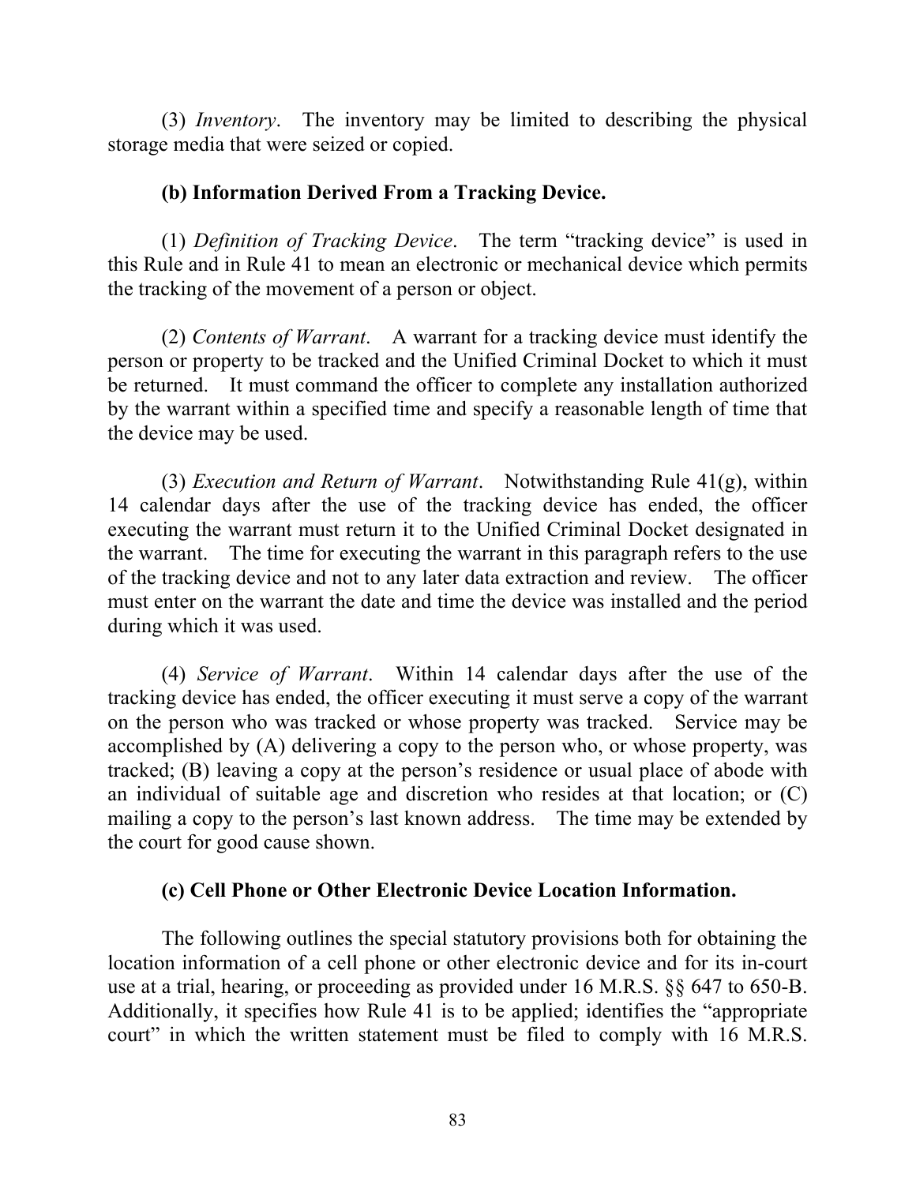(3) *Inventory*. The inventory may be limited to describing the physical storage media that were seized or copied.

**(b) Information Derived From a Tracking Device.**

(1) *Definition of Tracking Device*. The term "tracking device" is used in this Rule and in Rule 41 to mean an electronic or mechanical device which permits the tracking of the movement of a person or object.

(2) *Contents of Warrant*. A warrant for a tracking device must identify the person or property to be tracked and the Unified Criminal Docket to which it must be returned. It must command the officer to complete any installation authorized by the warrant within a specified time and specify a reasonable length of time that the device may be used.

(3) *Execution and Return of Warrant*. Notwithstanding Rule 41(g), within 14 calendar days after the use of the tracking device has ended, the officer executing the warrant must return it to the Unified Criminal Docket designated in the warrant. The time for executing the warrant in this paragraph refers to the use of the tracking device and not to any later data extraction and review. The officer must enter on the warrant the date and time the device was installed and the period during which it was used.

(4) *Service of Warrant*. Within 14 calendar days after the use of the tracking device has ended, the officer executing it must serve a copy of the warrant on the person who was tracked or whose property was tracked. Service may be accomplished by (A) delivering a copy to the person who, or whose property, was tracked; (B) leaving a copy at the person's residence or usual place of abode with an individual of suitable age and discretion who resides at that location; or (C) mailing a copy to the person's last known address. The time may be extended by the court for good cause shown.

**(c) Cell Phone or Other Electronic Device Location Information.**

The following outlines the special statutory provisions both for obtaining the location information of a cell phone or other electronic device and for its in-court use at a trial, hearing, or proceeding as provided under 16 M.R.S. §§ 647 to 650-B. Additionally, it specifies how Rule 41 is to be applied; identifies the "appropriate court" in which the written statement must be filed to comply with 16 M.R.S.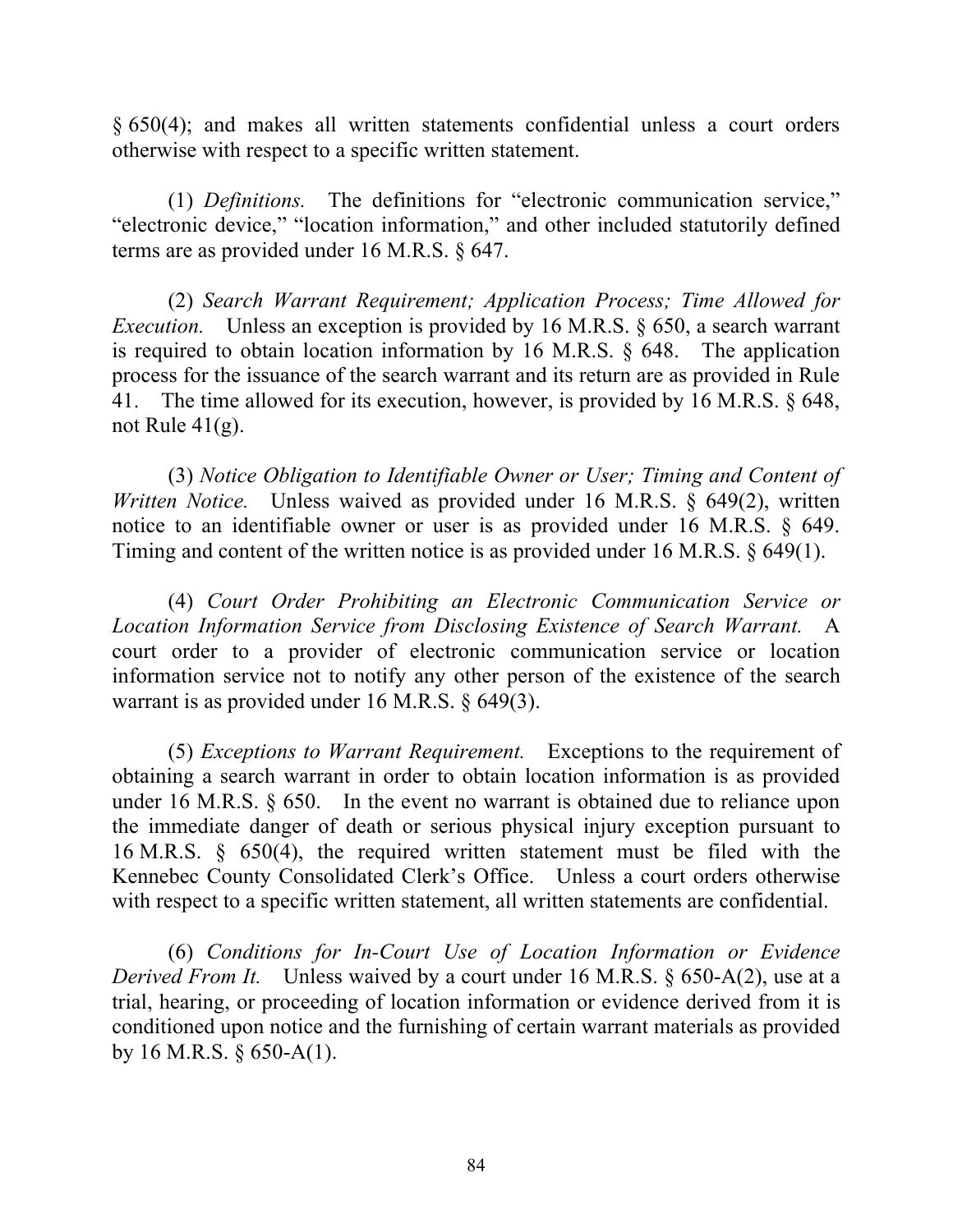§ 650(4); and makes all written statements confidential unless a court orders otherwise with respect to a specific written statement.

(1) *Definitions.* The definitions for "electronic communication service," "electronic device," "location information," and other included statutorily defined terms are as provided under 16 M.R.S. § 647.

(2) *Search Warrant Requirement; Application Process; Time Allowed for Execution.* Unless an exception is provided by 16 M.R.S. § 650, a search warrant is required to obtain location information by 16 M.R.S. § 648. The application process for the issuance of the search warrant and its return are as provided in Rule 41. The time allowed for its execution, however, is provided by 16 M.R.S. § 648, not Rule 41(g).

(3) *Notice Obligation to Identifiable Owner or User; Timing and Content of Written Notice.* Unless waived as provided under 16 M.R.S. § 649(2), written notice to an identifiable owner or user is as provided under 16 M.R.S. § 649. Timing and content of the written notice is as provided under 16 M.R.S. § 649(1).

(4) *Court Order Prohibiting an Electronic Communication Service or Location Information Service from Disclosing Existence of Search Warrant.* A court order to a provider of electronic communication service or location information service not to notify any other person of the existence of the search warrant is as provided under 16 M.R.S. § 649(3).

(5) *Exceptions to Warrant Requirement.* Exceptions to the requirement of obtaining a search warrant in order to obtain location information is as provided under 16 M.R.S. § 650. In the event no warrant is obtained due to reliance upon the immediate danger of death or serious physical injury exception pursuant to 16 M.R.S. § 650(4), the required written statement must be filed with the Kennebec County Consolidated Clerk's Office. Unless a court orders otherwise with respect to a specific written statement, all written statements are confidential.

(6) *Conditions for In-Court Use of Location Information or Evidence Derived From It.* Unless waived by a court under 16 M.R.S. § 650-A(2), use at a trial, hearing, or proceeding of location information or evidence derived from it is conditioned upon notice and the furnishing of certain warrant materials as provided by 16 M.R.S. § 650-A(1).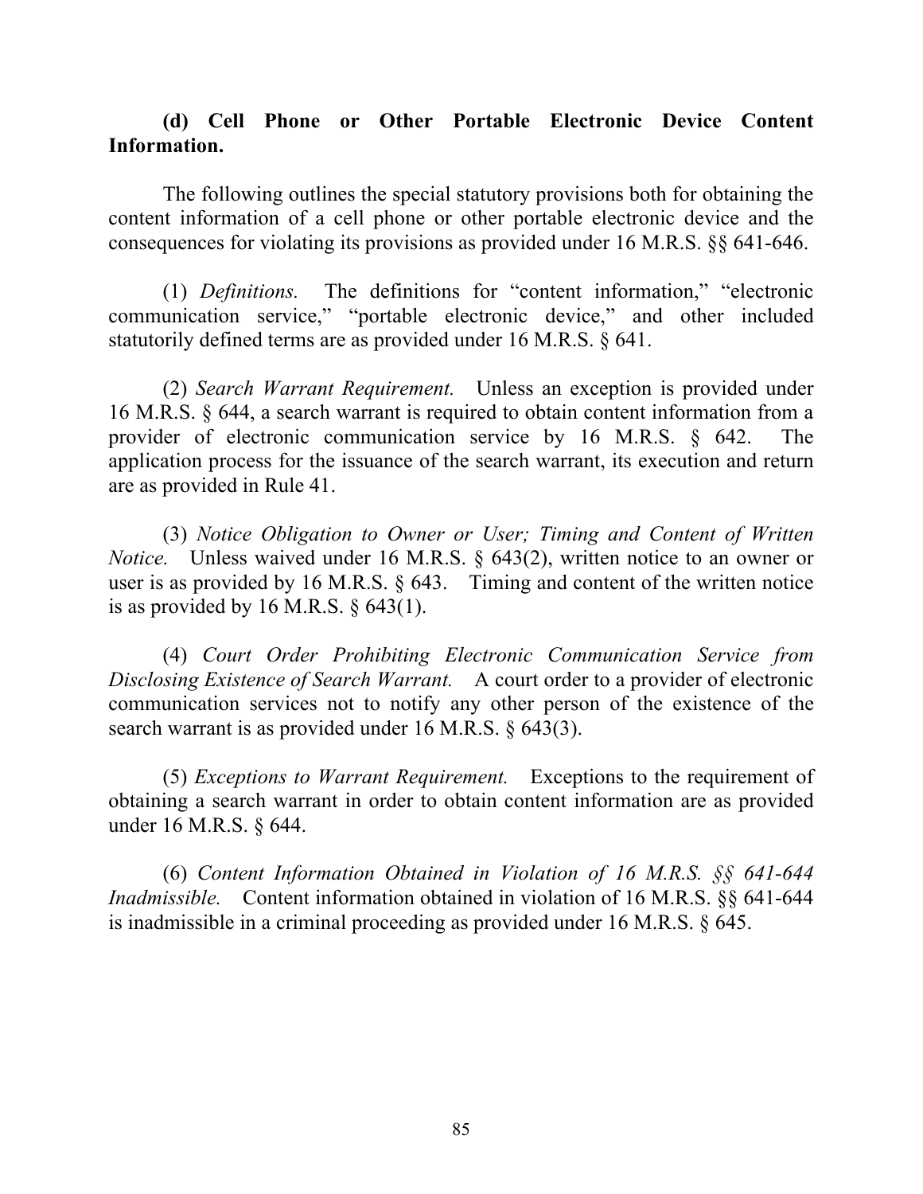**(d) Cell Phone or Other Portable Electronic Device Content Information.**

The following outlines the special statutory provisions both for obtaining the content information of a cell phone or other portable electronic device and the consequences for violating its provisions as provided under 16 M.R.S. §§ 641-646.

(1) *Definitions.* The definitions for "content information," "electronic communication service," "portable electronic device," and other included statutorily defined terms are as provided under 16 M.R.S. § 641.

(2) *Search Warrant Requirement.* Unless an exception is provided under 16 M.R.S. § 644, a search warrant is required to obtain content information from a provider of electronic communication service by 16 M.R.S. § 642. The application process for the issuance of the search warrant, its execution and return are as provided in Rule 41.

(3) *Notice Obligation to Owner or User; Timing and Content of Written Notice.* Unless waived under 16 M.R.S. § 643(2), written notice to an owner or user is as provided by 16 M.R.S. § 643. Timing and content of the written notice is as provided by 16 M.R.S. § 643(1).

(4) *Court Order Prohibiting Electronic Communication Service from Disclosing Existence of Search Warrant.* A court order to a provider of electronic communication services not to notify any other person of the existence of the search warrant is as provided under 16 M.R.S. § 643(3).

(5) *Exceptions to Warrant Requirement.* Exceptions to the requirement of obtaining a search warrant in order to obtain content information are as provided under 16 M.R.S. § 644.

(6) *Content Information Obtained in Violation of 16 M.R.S. §§ 641-644 Inadmissible.* Content information obtained in violation of 16 M.R.S. §§ 641-644 is inadmissible in a criminal proceeding as provided under 16 M.R.S. § 645.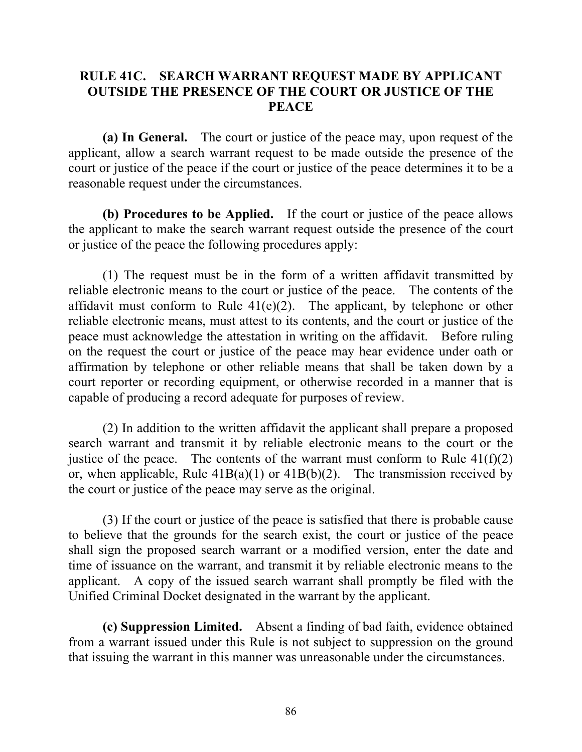## RULE 41C. SEARCH WARRANT REQUEST MADE BY APPLICANT OUTSIDE THE PRESENCE OF THE COURT OR JUSTICE OF THE PEACE

**(a) In General.** The court or justice of the peace may, upon request of the applicant, allow a search warrant request to be made outside the presence of the court or justice of the peace if the court or justice of the peace determines it to be a reasonable request under the circumstances.

**(b) Procedures to be Applied.** If the court or justice of the peace allows the applicant to make the search warrant request outside the presence of the court or justice of the peace the following procedures apply:

(1) The request must be in the form of a written affidavit transmitted by reliable electronic means to the court or justice of the peace. The contents of the affidavit must conform to Rule 41(e)(2). The applicant, by telephone or other reliable electronic means, must attest to its contents, and the court or justice of the peace must acknowledge the attestation in writing on the affidavit. Before ruling on the request the court or justice of the peace may hear evidence under oath or affirmation by telephone or other reliable means that shall be taken down by a court reporter or recording equipment, or otherwise recorded in a manner that is capable of producing a record adequate for purposes of review.

(2) In addition to the written affidavit the applicant shall prepare a proposed search warrant and transmit it by reliable electronic means to the court or the justice of the peace. The contents of the warrant must conform to Rule 41(f)(2) or, when applicable, Rule 41B(a)(1) or 41B(b)(2). The transmission received by the court or justice of the peace may serve as the original.

(3) If the court or justice of the peace is satisfied that there is probable cause to believe that the grounds for the search exist, the court or justice of the peace shall sign the proposed search warrant or a modified version, enter the date and time of issuance on the warrant, and transmit it by reliable electronic means to the applicant. A copy of the issued search warrant shall promptly be filed with the Unified Criminal Docket designated in the warrant by the applicant.

**(c) Suppression Limited.** Absent a finding of bad faith, evidence obtained from a warrant issued under this Rule is not subject to suppression on the ground that issuing the warrant in this manner was unreasonable under the circumstances.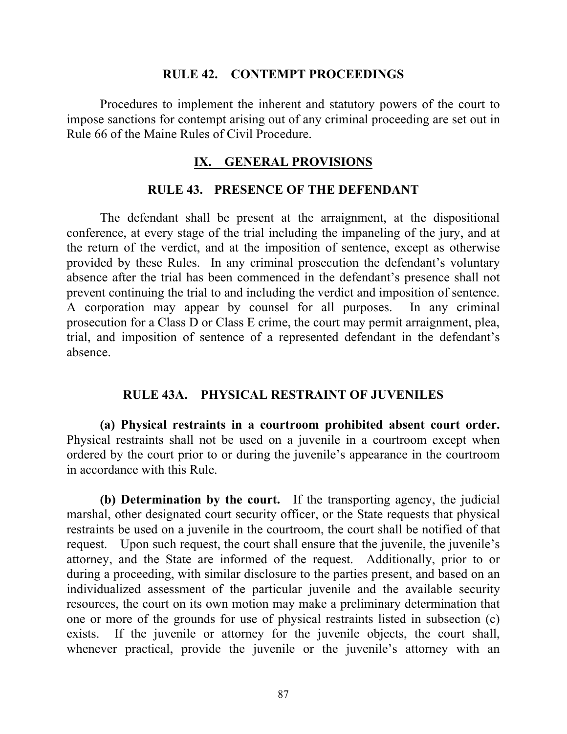## RULE 42. CONTEMPT PROCEEDINGS

Procedures to implement the inherent and statutory powers of the court to impose sanctions for contempt arising out of any criminal proceeding are set out in Rule 66 of the Maine Rules of Civil Procedure.

# IX. GENERAL PROVISIONS

## RULE 43. PRESENCE OF THE DEFENDANT

The defendant shall be present at the arraignment, at the dispositional conference, at every stage of the trial including the impaneling of the jury, and at the return of the verdict, and at the imposition of sentence, except as otherwise provided by these Rules. In any criminal prosecution the defendant's voluntary absence after the trial has been commenced in the defendant's presence shall not prevent continuing the trial to and including the verdict and imposition of sentence. A corporation may appear by counsel for all purposes. In any criminal prosecution for a Class D or Class E crime, the court may permit arraignment, plea, trial, and imposition of sentence of a represented defendant in the defendant's absence.

## RULE 43A. PHYSICAL RESTRAINT OF JUVENILES

**(a) Physical restraints in a courtroom prohibited absent court order.** Physical restraints shall not be used on a juvenile in a courtroom except when ordered by the court prior to or during the juvenile's appearance in the courtroom in accordance with this Rule.

**(b) Determination by the court.** If the transporting agency, the judicial marshal, other designated court security officer, or the State requests that physical restraints be used on a juvenile in the courtroom, the court shall be notified of that request. Upon such request, the court shall ensure that the juvenile, the juvenile's attorney, and the State are informed of the request. Additionally, prior to or during a proceeding, with similar disclosure to the parties present, and based on an individualized assessment of the particular juvenile and the available security resources, the court on its own motion may make a preliminary determination that one or more of the grounds for use of physical restraints listed in subsection (c) exists. If the juvenile or attorney for the juvenile objects, the court shall, whenever practical, provide the juvenile or the juvenile's attorney with an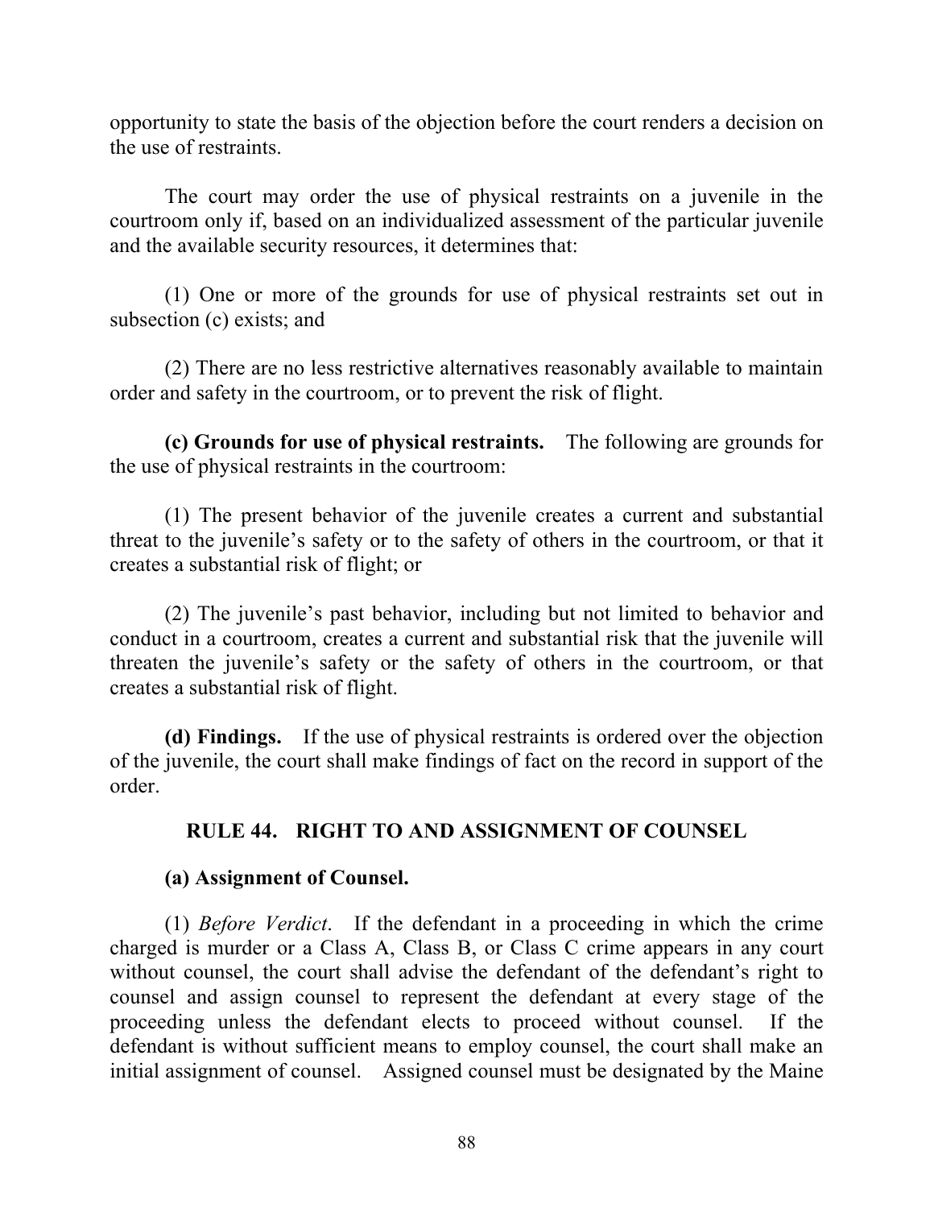opportunity to state the basis of the objection before the court renders a decision on the use of restraints.

The court may order the use of physical restraints on a juvenile in the courtroom only if, based on an individualized assessment of the particular juvenile and the available security resources, it determines that:

(1) One or more of the grounds for use of physical restraints set out in subsection (c) exists; and

(2) There are no less restrictive alternatives reasonably available to maintain order and safety in the courtroom, or to prevent the risk of flight.

**(c) Grounds for use of physical restraints.** The following are grounds for the use of physical restraints in the courtroom:

(1) The present behavior of the juvenile creates a current and substantial threat to the juvenile's safety or to the safety of others in the courtroom, or that it creates a substantial risk of flight; or

(2) The juvenile's past behavior, including but not limited to behavior and conduct in a courtroom, creates a current and substantial risk that the juvenile will threaten the juvenile's safety or the safety of others in the courtroom, or that creates a substantial risk of flight.

**(d) Findings.** If the use of physical restraints is ordered over the objection of the juvenile, the court shall make findings of fact on the record in support of the order.

## RULE 44. RIGHT TO AND ASSIGNMENT OF COUNSEL

**(a) Assignment of Counsel.**

(1) *Before Verdict*. If the defendant in a proceeding in which the crime charged is murder or a Class A, Class B, or Class C crime appears in any court without counsel, the court shall advise the defendant of the defendant's right to counsel and assign counsel to represent the defendant at every stage of the proceeding unless the defendant elects to proceed without counsel. If the defendant is without sufficient means to employ counsel, the court shall make an initial assignment of counsel. Assigned counsel must be designated by the Maine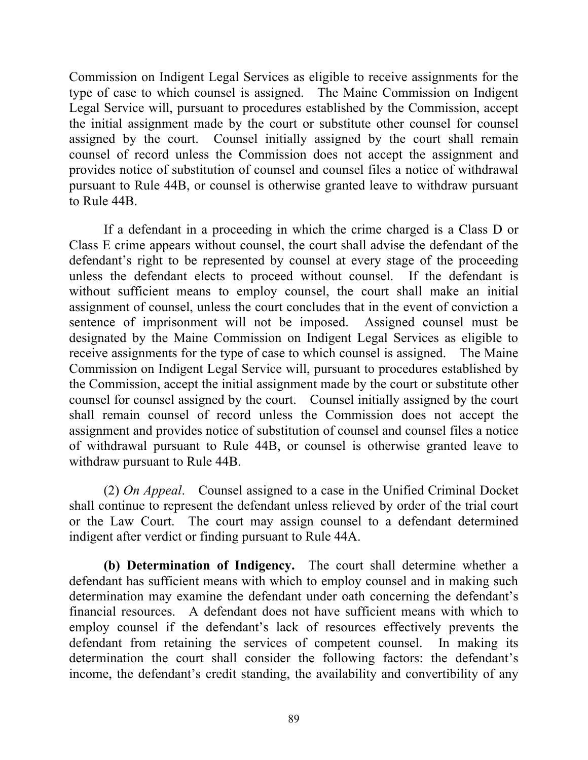Commission on Indigent Legal Services as eligible to receive assignments for the type of case to which counsel is assigned. The Maine Commission on Indigent Legal Service will, pursuant to procedures established by the Commission, accept the initial assignment made by the court or substitute other counsel for counsel assigned by the court. Counsel initially assigned by the court shall remain counsel of record unless the Commission does not accept the assignment and provides notice of substitution of counsel and counsel files a notice of withdrawal pursuant to Rule 44B, or counsel is otherwise granted leave to withdraw pursuant to Rule 44B.

If a defendant in a proceeding in which the crime charged is a Class D or Class E crime appears without counsel, the court shall advise the defendant of the defendant's right to be represented by counsel at every stage of the proceeding unless the defendant elects to proceed without counsel. If the defendant is without sufficient means to employ counsel, the court shall make an initial assignment of counsel, unless the court concludes that in the event of conviction a sentence of imprisonment will not be imposed. Assigned counsel must be designated by the Maine Commission on Indigent Legal Services as eligible to receive assignments for the type of case to which counsel is assigned. The Maine Commission on Indigent Legal Service will, pursuant to procedures established by the Commission, accept the initial assignment made by the court or substitute other counsel for counsel assigned by the court. Counsel initially assigned by the court shall remain counsel of record unless the Commission does not accept the assignment and provides notice of substitution of counsel and counsel files a notice of withdrawal pursuant to Rule 44B, or counsel is otherwise granted leave to withdraw pursuant to Rule 44B.

(2) *On Appeal*. Counsel assigned to a case in the Unified Criminal Docket shall continue to represent the defendant unless relieved by order of the trial court or the Law Court. The court may assign counsel to a defendant determined indigent after verdict or finding pursuant to Rule 44A.

**(b) Determination of Indigency.** The court shall determine whether a defendant has sufficient means with which to employ counsel and in making such determination may examine the defendant under oath concerning the defendant's financial resources. A defendant does not have sufficient means with which to employ counsel if the defendant's lack of resources effectively prevents the defendant from retaining the services of competent counsel. In making its determination the court shall consider the following factors: the defendant's income, the defendant's credit standing, the availability and convertibility of any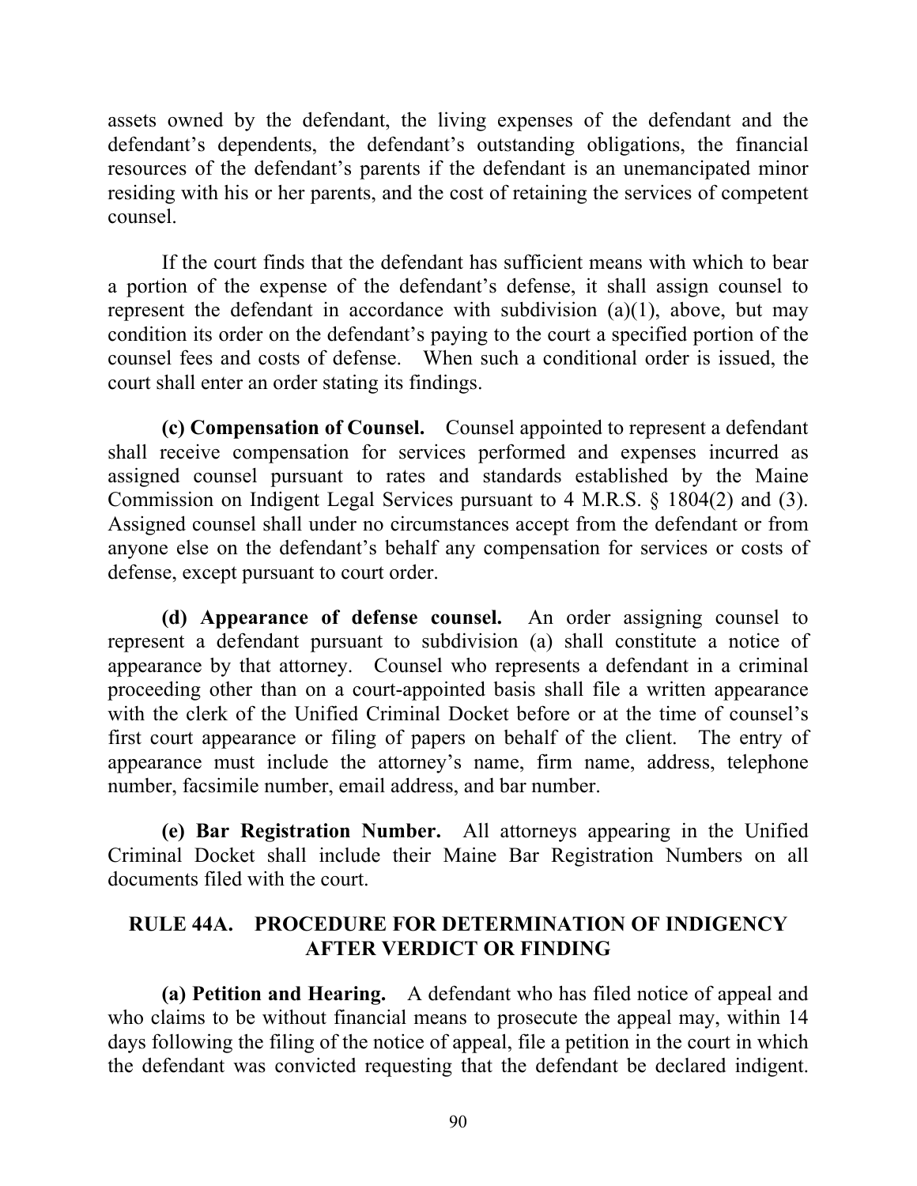assets owned by the defendant, the living expenses of the defendant and the defendant's dependents, the defendant's outstanding obligations, the financial resources of the defendant's parents if the defendant is an unemancipated minor residing with his or her parents, and the cost of retaining the services of competent counsel.

If the court finds that the defendant has sufficient means with which to bear a portion of the expense of the defendant's defense, it shall assign counsel to represent the defendant in accordance with subdivision (a)(1), above, but may condition its order on the defendant's paying to the court a specified portion of the counsel fees and costs of defense. When such a conditional order is issued, the court shall enter an order stating its findings.

**(c) Compensation of Counsel.** Counsel appointed to represent a defendant shall receive compensation for services performed and expenses incurred as assigned counsel pursuant to rates and standards established by the Maine Commission on Indigent Legal Services pursuant to 4 M.R.S. § 1804(2) and (3). Assigned counsel shall under no circumstances accept from the defendant or from anyone else on the defendant's behalf any compensation for services or costs of defense, except pursuant to court order.

**(d) Appearance of defense counsel.** An order assigning counsel to represent a defendant pursuant to subdivision (a) shall constitute a notice of appearance by that attorney. Counsel who represents a defendant in a criminal proceeding other than on a court-appointed basis shall file a written appearance with the clerk of the Unified Criminal Docket before or at the time of counsel's first court appearance or filing of papers on behalf of the client. The entry of appearance must include the attorney's name, firm name, address, telephone number, facsimile number, email address, and bar number.

**(e) Bar Registration Number.** All attorneys appearing in the Unified Criminal Docket shall include their Maine Bar Registration Numbers on all documents filed with the court.

## RULE 44A. PROCEDURE FOR DETERMINATION OF INDIGENCY AFTER VERDICT OR FINDING

**(a) Petition and Hearing.** A defendant who has filed notice of appeal and who claims to be without financial means to prosecute the appeal may, within 14 days following the filing of the notice of appeal, file a petition in the court in which the defendant was convicted requesting that the defendant be declared indigent.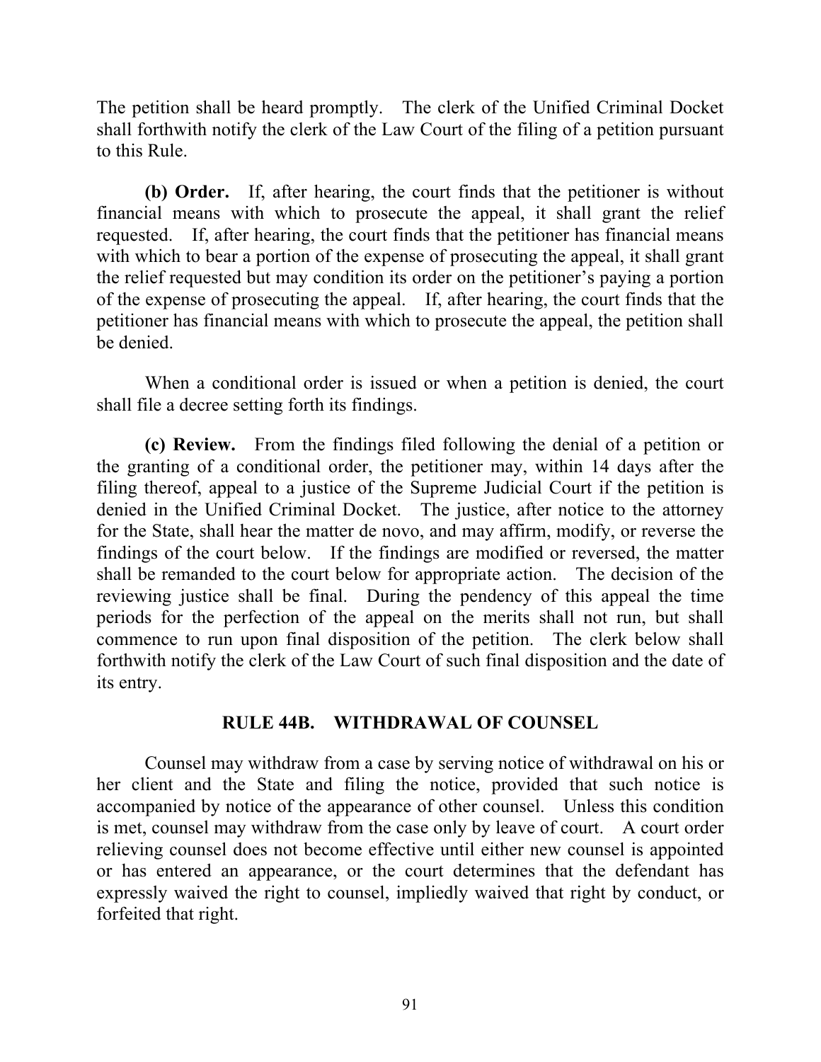The petition shall be heard promptly. The clerk of the Unified Criminal Docket shall forthwith notify the clerk of the Law Court of the filing of a petition pursuant to this Rule.

**(b) Order.** If, after hearing, the court finds that the petitioner is without financial means with which to prosecute the appeal, it shall grant the relief requested. If, after hearing, the court finds that the petitioner has financial means with which to bear a portion of the expense of prosecuting the appeal, it shall grant the relief requested but may condition its order on the petitioner's paying a portion of the expense of prosecuting the appeal. If, after hearing, the court finds that the petitioner has financial means with which to prosecute the appeal, the petition shall be denied.

When a conditional order is issued or when a petition is denied, the court shall file a decree setting forth its findings.

**(c) Review.** From the findings filed following the denial of a petition or the granting of a conditional order, the petitioner may, within 14 days after the filing thereof, appeal to a justice of the Supreme Judicial Court if the petition is denied in the Unified Criminal Docket. The justice, after notice to the attorney for the State, shall hear the matter de novo, and may affirm, modify, or reverse the findings of the court below. If the findings are modified or reversed, the matter shall be remanded to the court below for appropriate action. The decision of the reviewing justice shall be final. During the pendency of this appeal the time periods for the perfection of the appeal on the merits shall not run, but shall commence to run upon final disposition of the petition. The clerk below shall forthwith notify the clerk of the Law Court of such final disposition and the date of its entry.

## RULE 44B. WITHDRAWAL OF COUNSEL

Counsel may withdraw from a case by serving notice of withdrawal on his or her client and the State and filing the notice, provided that such notice is accompanied by notice of the appearance of other counsel. Unless this condition is met, counsel may withdraw from the case only by leave of court. A court order relieving counsel does not become effective until either new counsel is appointed or has entered an appearance, or the court determines that the defendant has expressly waived the right to counsel, impliedly waived that right by conduct, or forfeited that right.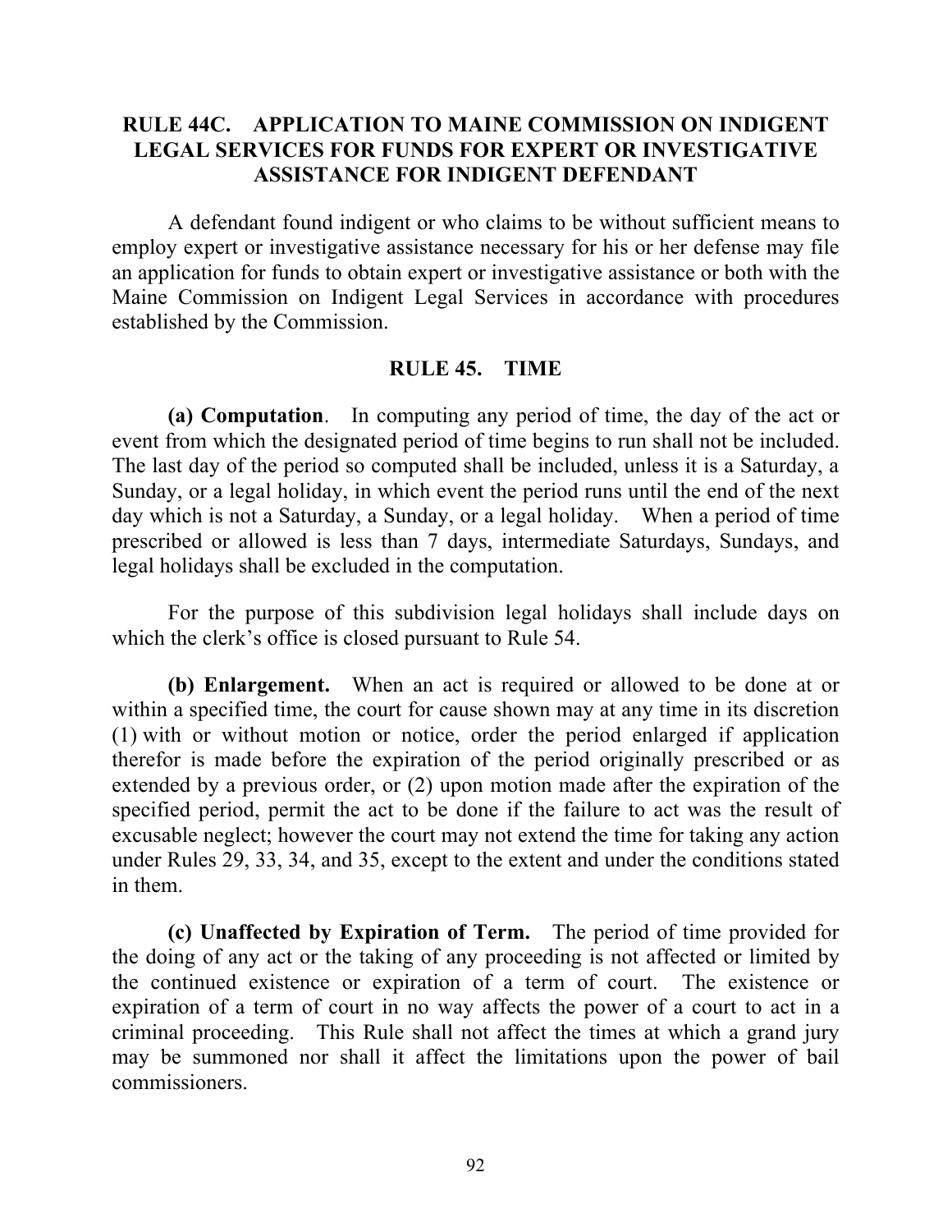## RULE 44C. APPLICATION TO MAINE COMMISSION ON INDIGENT LEGAL SERVICES FOR FUNDS FOR EXPERT OR INVESTIGATIVE ASSISTANCE FOR INDIGENT DEFENDANT

A defendant found indigent or who claims to be without sufficient means to employ expert or investigative assistance necessary for his or her defense may file an application for funds to obtain expert or investigative assistance or both with the Maine Commission on Indigent Legal Services in accordance with procedures established by the Commission.

## RULE 45. TIME

**(a) Computation**. In computing any period of time, the day of the act or event from which the designated period of time begins to run shall not be included. The last day of the period so computed shall be included, unless it is a Saturday, a Sunday, or a legal holiday, in which event the period runs until the end of the next day which is not a Saturday, a Sunday, or a legal holiday. When a period of time prescribed or allowed is less than 7 days, intermediate Saturdays, Sundays, and legal holidays shall be excluded in the computation.

For the purpose of this subdivision legal holidays shall include days on which the clerk's office is closed pursuant to Rule 54.

**(b) Enlargement.** When an act is required or allowed to be done at or within a specified time, the court for cause shown may at any time in its discretion (1) with or without motion or notice, order the period enlarged if application therefor is made before the expiration of the period originally prescribed or as extended by a previous order, or (2) upon motion made after the expiration of the specified period, permit the act to be done if the failure to act was the result of excusable neglect; however the court may not extend the time for taking any action under Rules 29, 33, 34, and 35, except to the extent and under the conditions stated in them.

**(c) Unaffected by Expiration of Term.** The period of time provided for the doing of any act or the taking of any proceeding is not affected or limited by the continued existence or expiration of a term of court. The existence or expiration of a term of court in no way affects the power of a court to act in a criminal proceeding. This Rule shall not affect the times at which a grand jury may be summoned nor shall it affect the limitations upon the power of bail commissioners.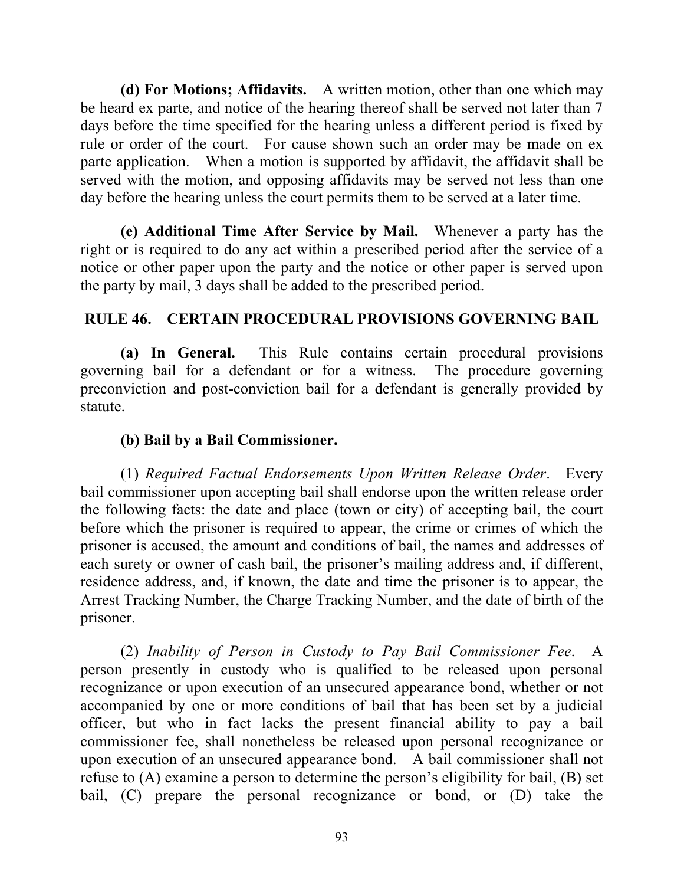**(d) For Motions; Affidavits.** A written motion, other than one which may be heard ex parte, and notice of the hearing thereof shall be served not later than 7 days before the time specified for the hearing unless a different period is fixed by rule or order of the court. For cause shown such an order may be made on ex parte application. When a motion is supported by affidavit, the affidavit shall be served with the motion, and opposing affidavits may be served not less than one day before the hearing unless the court permits them to be served at a later time.

**(e) Additional Time After Service by Mail.** Whenever a party has the right or is required to do any act within a prescribed period after the service of a notice or other paper upon the party and the notice or other paper is served upon the party by mail, 3 days shall be added to the prescribed period.

## RULE 46. CERTAIN PROCEDURAL PROVISIONS GOVERNING BAIL

**(a) In General.** This Rule contains certain procedural provisions governing bail for a defendant or for a witness. The procedure governing preconviction and post-conviction bail for a defendant is generally provided by statute.

**(b) Bail by a Bail Commissioner.**

(1) *Required Factual Endorsements Upon Written Release Order*. Every bail commissioner upon accepting bail shall endorse upon the written release order the following facts: the date and place (town or city) of accepting bail, the court before which the prisoner is required to appear, the crime or crimes of which the prisoner is accused, the amount and conditions of bail, the names and addresses of each surety or owner of cash bail, the prisoner's mailing address and, if different, residence address, and, if known, the date and time the prisoner is to appear, the Arrest Tracking Number, the Charge Tracking Number, and the date of birth of the prisoner.

(2) *Inability of Person in Custody to Pay Bail Commissioner Fee*. A person presently in custody who is qualified to be released upon personal recognizance or upon execution of an unsecured appearance bond, whether or not accompanied by one or more conditions of bail that has been set by a judicial officer, but who in fact lacks the present financial ability to pay a bail commissioner fee, shall nonetheless be released upon personal recognizance or upon execution of an unsecured appearance bond. A bail commissioner shall not refuse to (A) examine a person to determine the person's eligibility for bail, (B) set bail, (C) prepare the personal recognizance or bond, or (D) take the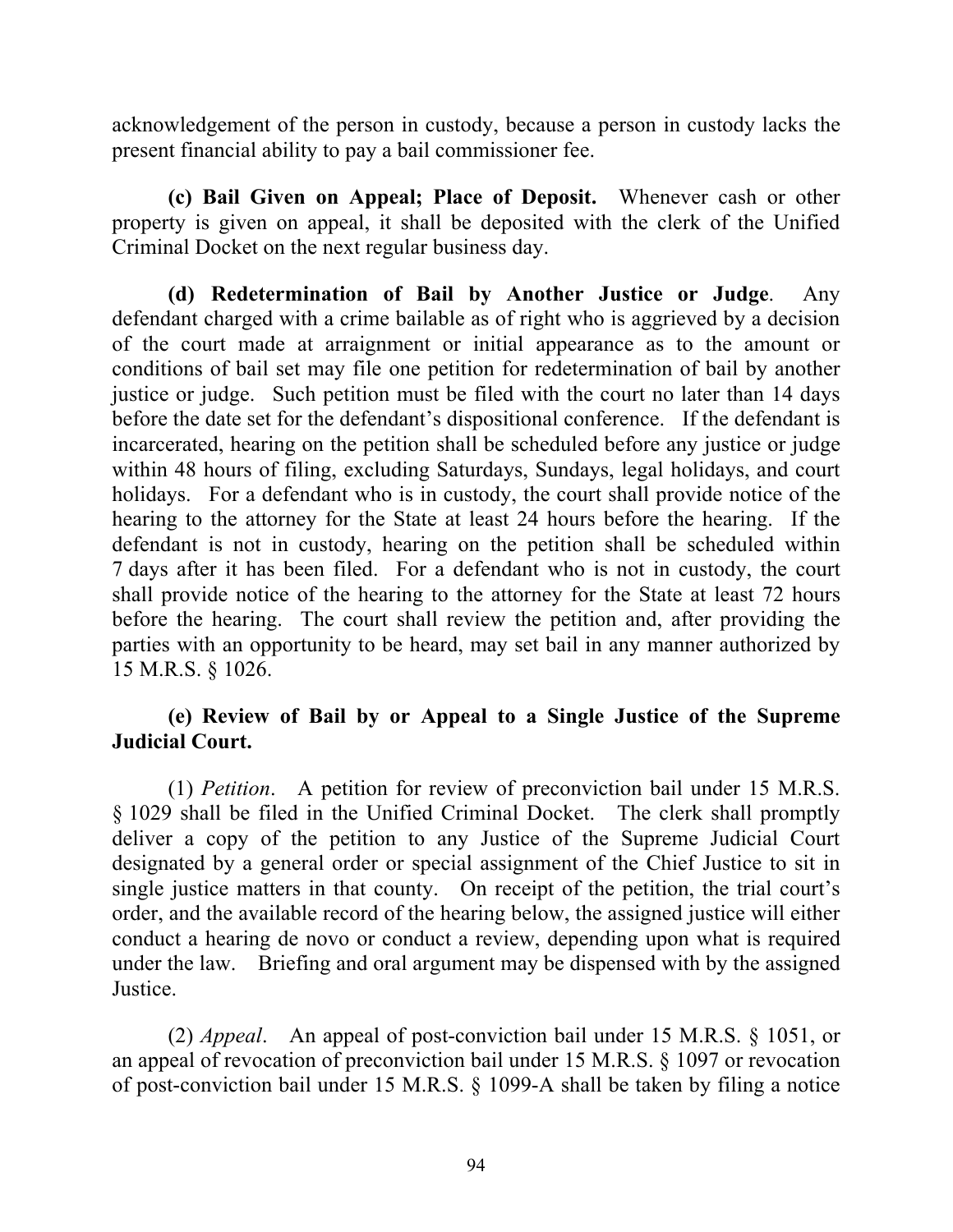acknowledgement of the person in custody, because a person in custody lacks the present financial ability to pay a bail commissioner fee.

**(c) Bail Given on Appeal; Place of Deposit.** Whenever cash or other property is given on appeal, it shall be deposited with the clerk of the Unified Criminal Docket on the next regular business day.

**(d) Redetermination of Bail by Another Justice or Judge**. Any defendant charged with a crime bailable as of right who is aggrieved by a decision of the court made at arraignment or initial appearance as to the amount or conditions of bail set may file one petition for redetermination of bail by another justice or judge. Such petition must be filed with the court no later than 14 days before the date set for the defendant's dispositional conference. If the defendant is incarcerated, hearing on the petition shall be scheduled before any justice or judge within 48 hours of filing, excluding Saturdays, Sundays, legal holidays, and court holidays. For a defendant who is in custody, the court shall provide notice of the hearing to the attorney for the State at least 24 hours before the hearing. If the defendant is not in custody, hearing on the petition shall be scheduled within 7 days after it has been filed. For a defendant who is not in custody, the court shall provide notice of the hearing to the attorney for the State at least 72 hours before the hearing. The court shall review the petition and, after providing the parties with an opportunity to be heard, may set bail in any manner authorized by 15 M.R.S. § 1026.

**(e) Review of Bail by or Appeal to a Single Justice of the Supreme Judicial Court.**

(1) *Petition*. A petition for review of preconviction bail under 15 M.R.S. § 1029 shall be filed in the Unified Criminal Docket. The clerk shall promptly deliver a copy of the petition to any Justice of the Supreme Judicial Court designated by a general order or special assignment of the Chief Justice to sit in single justice matters in that county. On receipt of the petition, the trial court's order, and the available record of the hearing below, the assigned justice will either conduct a hearing de novo or conduct a review, depending upon what is required under the law. Briefing and oral argument may be dispensed with by the assigned Justice.

(2) *Appeal*. An appeal of post-conviction bail under 15 M.R.S. § 1051, or an appeal of revocation of preconviction bail under 15 M.R.S. § 1097 or revocation of post-conviction bail under 15 M.R.S. § 1099-A shall be taken by filing a notice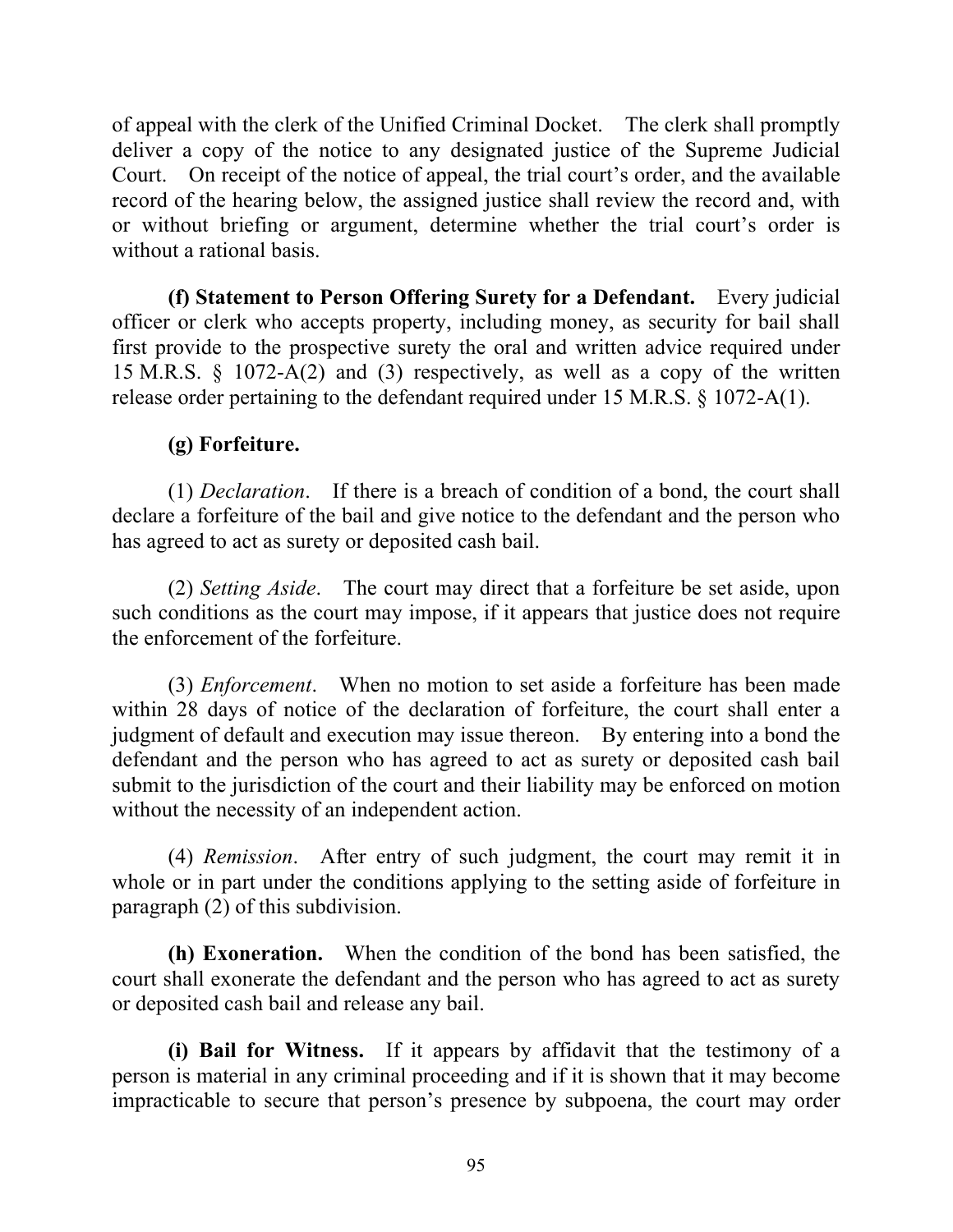of appeal with the clerk of the Unified Criminal Docket. The clerk shall promptly deliver a copy of the notice to any designated justice of the Supreme Judicial Court. On receipt of the notice of appeal, the trial court's order, and the available record of the hearing below, the assigned justice shall review the record and, with or without briefing or argument, determine whether the trial court's order is without a rational basis.

**(f) Statement to Person Offering Surety for a Defendant.** Every judicial officer or clerk who accepts property, including money, as security for bail shall first provide to the prospective surety the oral and written advice required under 15 M.R.S. § 1072-A(2) and (3) respectively, as well as a copy of the written release order pertaining to the defendant required under 15 M.R.S. § 1072-A(1).

**(g) Forfeiture.**

(1) *Declaration*. If there is a breach of condition of a bond, the court shall declare a forfeiture of the bail and give notice to the defendant and the person who has agreed to act as surety or deposited cash bail.

(2) *Setting Aside*. The court may direct that a forfeiture be set aside, upon such conditions as the court may impose, if it appears that justice does not require the enforcement of the forfeiture.

(3) *Enforcement*. When no motion to set aside a forfeiture has been made within 28 days of notice of the declaration of forfeiture, the court shall enter a judgment of default and execution may issue thereon. By entering into a bond the defendant and the person who has agreed to act as surety or deposited cash bail submit to the jurisdiction of the court and their liability may be enforced on motion without the necessity of an independent action.

(4) *Remission*. After entry of such judgment, the court may remit it in whole or in part under the conditions applying to the setting aside of forfeiture in paragraph (2) of this subdivision.

**(h) Exoneration.** When the condition of the bond has been satisfied, the court shall exonerate the defendant and the person who has agreed to act as surety or deposited cash bail and release any bail.

**(i) Bail for Witness.** If it appears by affidavit that the testimony of a person is material in any criminal proceeding and if it is shown that it may become impracticable to secure that person's presence by subpoena, the court may order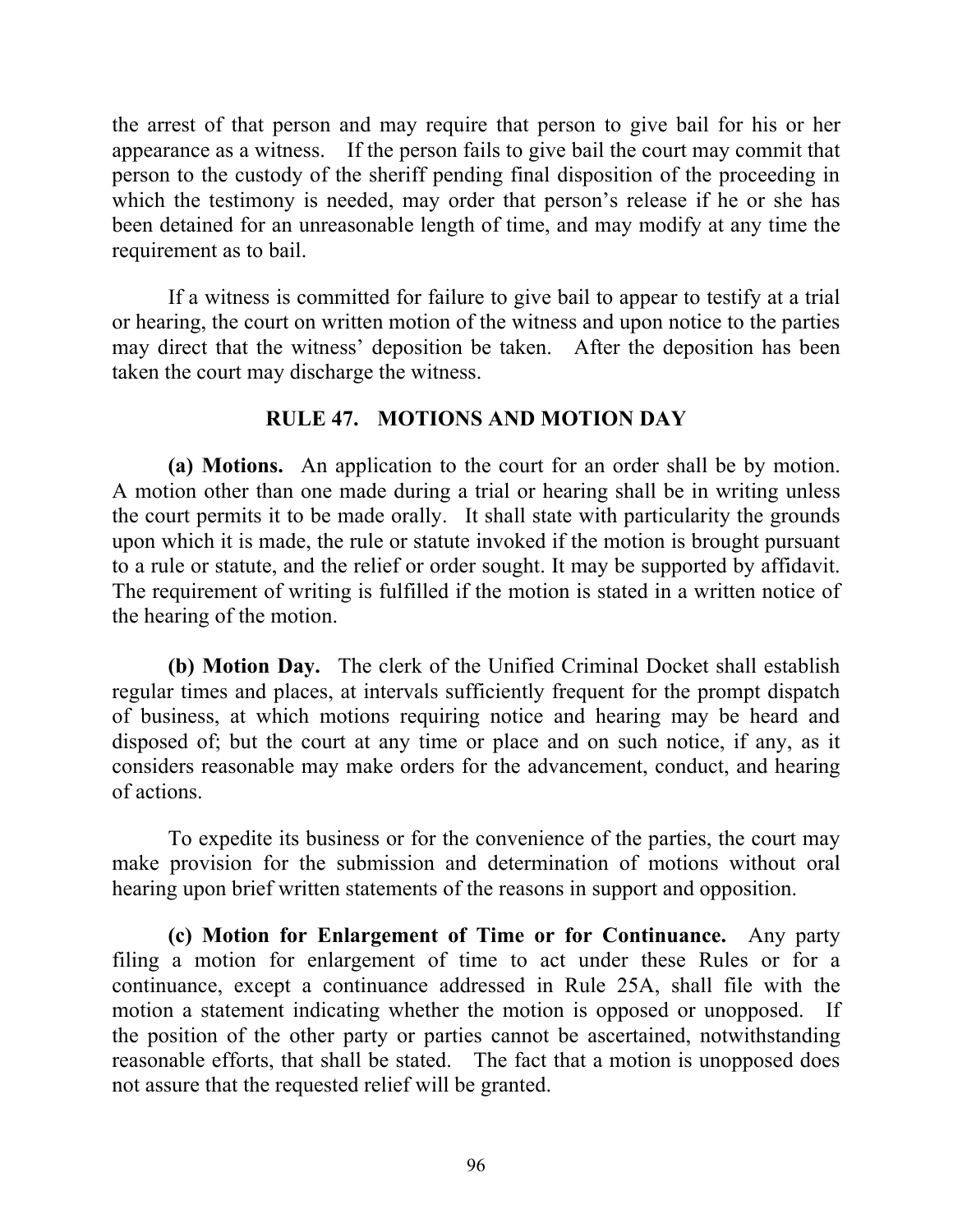the arrest of that person and may require that person to give bail for his or her appearance as a witness. If the person fails to give bail the court may commit that person to the custody of the sheriff pending final disposition of the proceeding in which the testimony is needed, may order that person's release if he or she has been detained for an unreasonable length of time, and may modify at any time the requirement as to bail.

If a witness is committed for failure to give bail to appear to testify at a trial or hearing, the court on written motion of the witness and upon notice to the parties may direct that the witness' deposition be taken. After the deposition has been taken the court may discharge the witness.

## RULE 47. MOTIONS AND MOTION DAY

**(a) Motions.** An application to the court for an order shall be by motion. A motion other than one made during a trial or hearing shall be in writing unless the court permits it to be made orally. It shall state with particularity the grounds upon which it is made, the rule or statute invoked if the motion is brought pursuant to a rule or statute, and the relief or order sought. It may be supported by affidavit. The requirement of writing is fulfilled if the motion is stated in a written notice of the hearing of the motion.

**(b) Motion Day.** The clerk of the Unified Criminal Docket shall establish regular times and places, at intervals sufficiently frequent for the prompt dispatch of business, at which motions requiring notice and hearing may be heard and disposed of; but the court at any time or place and on such notice, if any, as it considers reasonable may make orders for the advancement, conduct, and hearing of actions.

To expedite its business or for the convenience of the parties, the court may make provision for the submission and determination of motions without oral hearing upon brief written statements of the reasons in support and opposition.

**(c) Motion for Enlargement of Time or for Continuance.** Any party filing a motion for enlargement of time to act under these Rules or for a continuance, except a continuance addressed in Rule 25A, shall file with the motion a statement indicating whether the motion is opposed or unopposed. If the position of the other party or parties cannot be ascertained, notwithstanding reasonable efforts, that shall be stated. The fact that a motion is unopposed does not assure that the requested relief will be granted.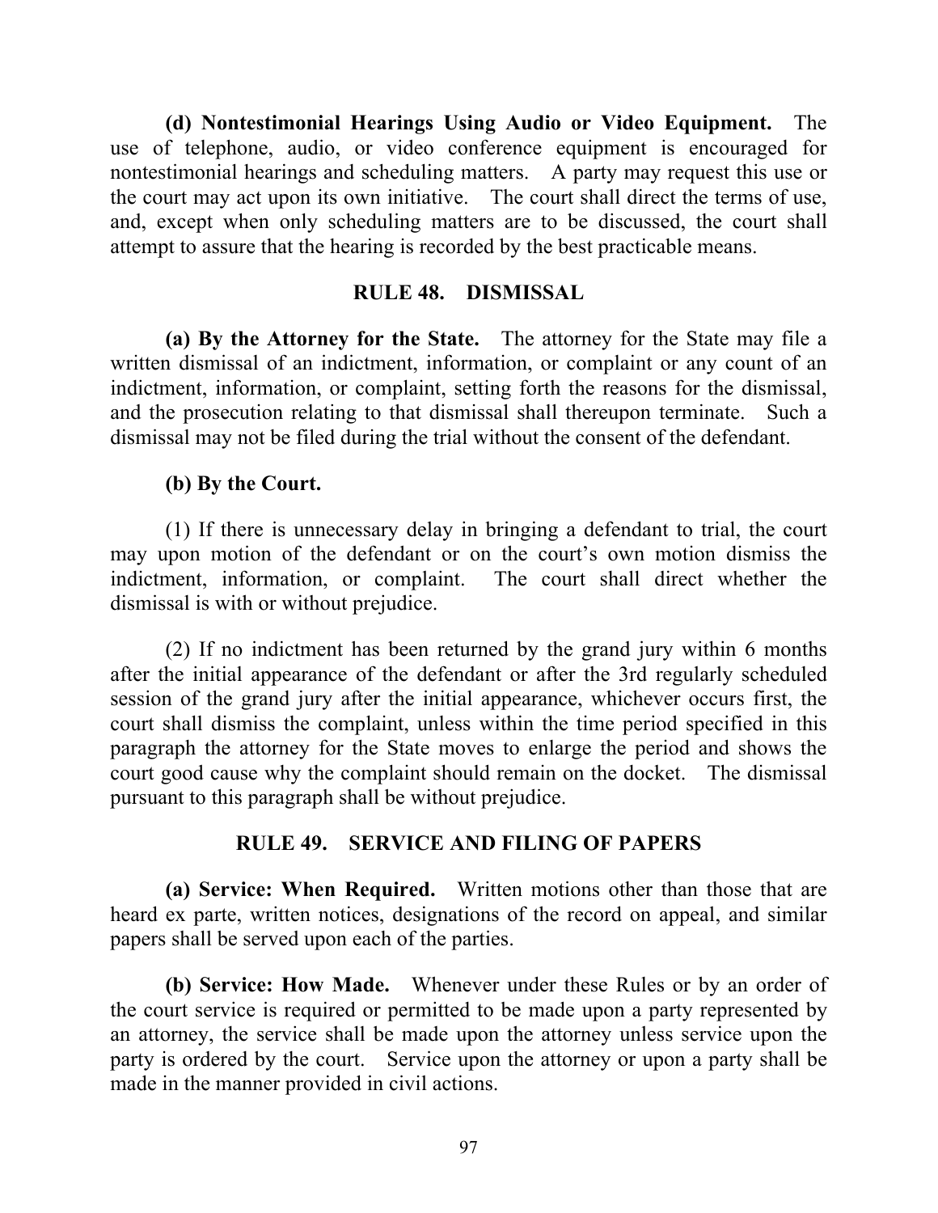**(d) Nontestimonial Hearings Using Audio or Video Equipment.** The use of telephone, audio, or video conference equipment is encouraged for nontestimonial hearings and scheduling matters. A party may request this use or the court may act upon its own initiative. The court shall direct the terms of use, and, except when only scheduling matters are to be discussed, the court shall attempt to assure that the hearing is recorded by the best practicable means.

## RULE 48. DISMISSAL

**(a) By the Attorney for the State.** The attorney for the State may file a written dismissal of an indictment, information, or complaint or any count of an indictment, information, or complaint, setting forth the reasons for the dismissal, and the prosecution relating to that dismissal shall thereupon terminate. Such a dismissal may not be filed during the trial without the consent of the defendant.

**(b) By the Court.**

(1) If there is unnecessary delay in bringing a defendant to trial, the court may upon motion of the defendant or on the court's own motion dismiss the indictment, information, or complaint. The court shall direct whether the dismissal is with or without prejudice.

(2) If no indictment has been returned by the grand jury within 6 months after the initial appearance of the defendant or after the 3rd regularly scheduled session of the grand jury after the initial appearance, whichever occurs first, the court shall dismiss the complaint, unless within the time period specified in this paragraph the attorney for the State moves to enlarge the period and shows the court good cause why the complaint should remain on the docket. The dismissal pursuant to this paragraph shall be without prejudice.

## RULE 49. SERVICE AND FILING OF PAPERS

**(a) Service: When Required.** Written motions other than those that are heard ex parte, written notices, designations of the record on appeal, and similar papers shall be served upon each of the parties.

**(b) Service: How Made.** Whenever under these Rules or by an order of the court service is required or permitted to be made upon a party represented by an attorney, the service shall be made upon the attorney unless service upon the party is ordered by the court. Service upon the attorney or upon a party shall be made in the manner provided in civil actions.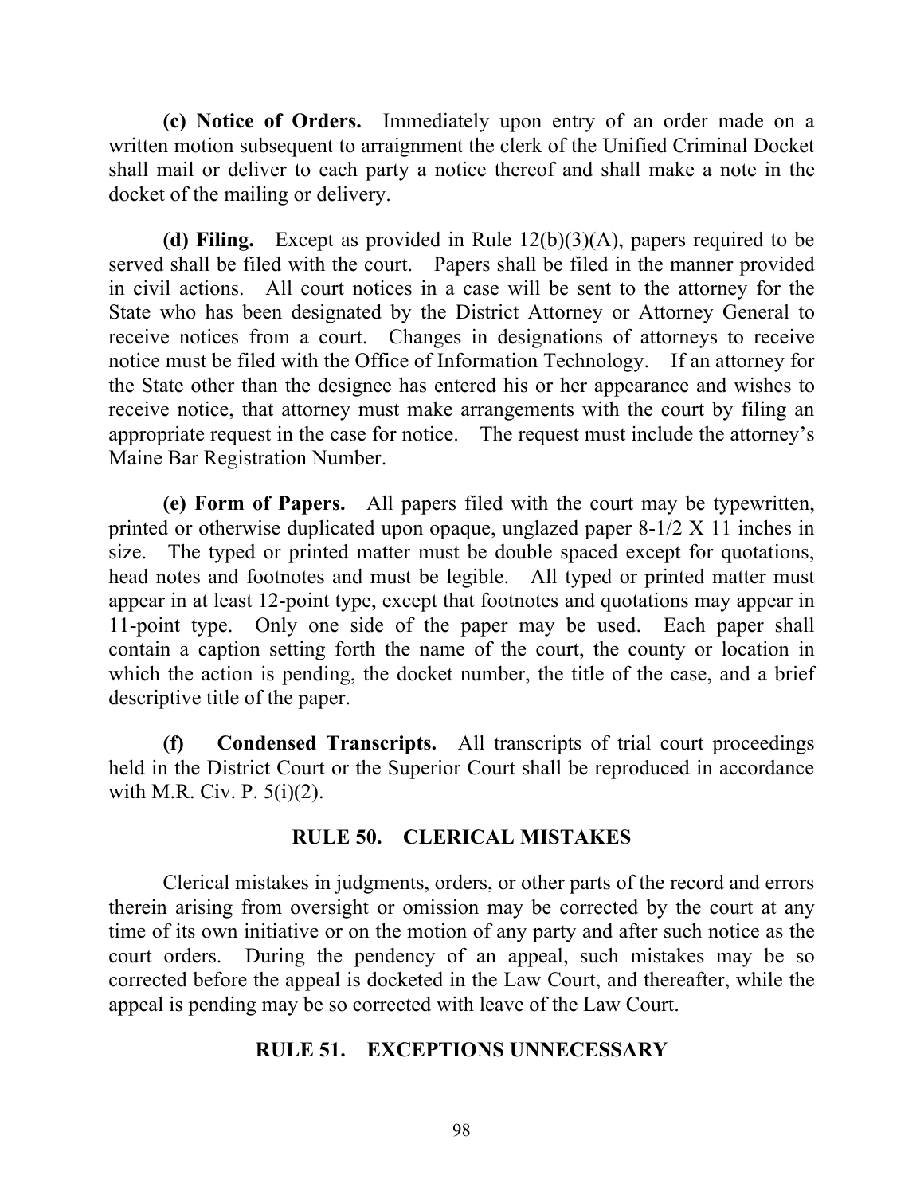**(c) Notice of Orders.** Immediately upon entry of an order made on a written motion subsequent to arraignment the clerk of the Unified Criminal Docket shall mail or deliver to each party a notice thereof and shall make a note in the docket of the mailing or delivery.

**(d) Filing.** Except as provided in Rule 12(b)(3)(A), papers required to be served shall be filed with the court. Papers shall be filed in the manner provided in civil actions. All court notices in a case will be sent to the attorney for the State who has been designated by the District Attorney or Attorney General to receive notices from a court. Changes in designations of attorneys to receive notice must be filed with the Office of Information Technology. If an attorney for the State other than the designee has entered his or her appearance and wishes to receive notice, that attorney must make arrangements with the court by filing an appropriate request in the case for notice. The request must include the attorney's Maine Bar Registration Number.

**(e) Form of Papers.** All papers filed with the court may be typewritten, printed or otherwise duplicated upon opaque, unglazed paper 8-1/2 X 11 inches in size. The typed or printed matter must be double spaced except for quotations, head notes and footnotes and must be legible. All typed or printed matter must appear in at least 12-point type, except that footnotes and quotations may appear in 11-point type. Only one side of the paper may be used. Each paper shall contain a caption setting forth the name of the court, the county or location in which the action is pending, the docket number, the title of the case, and a brief descriptive title of the paper.

**(f) Condensed Transcripts.** All transcripts of trial court proceedings held in the District Court or the Superior Court shall be reproduced in accordance with M.R. Civ. P. 5(i)(2).

## RULE 50. CLERICAL MISTAKES

Clerical mistakes in judgments, orders, or other parts of the record and errors therein arising from oversight or omission may be corrected by the court at any time of its own initiative or on the motion of any party and after such notice as the court orders. During the pendency of an appeal, such mistakes may be so corrected before the appeal is docketed in the Law Court, and thereafter, while the appeal is pending may be so corrected with leave of the Law Court.

## RULE 51. EXCEPTIONS UNNECESSARY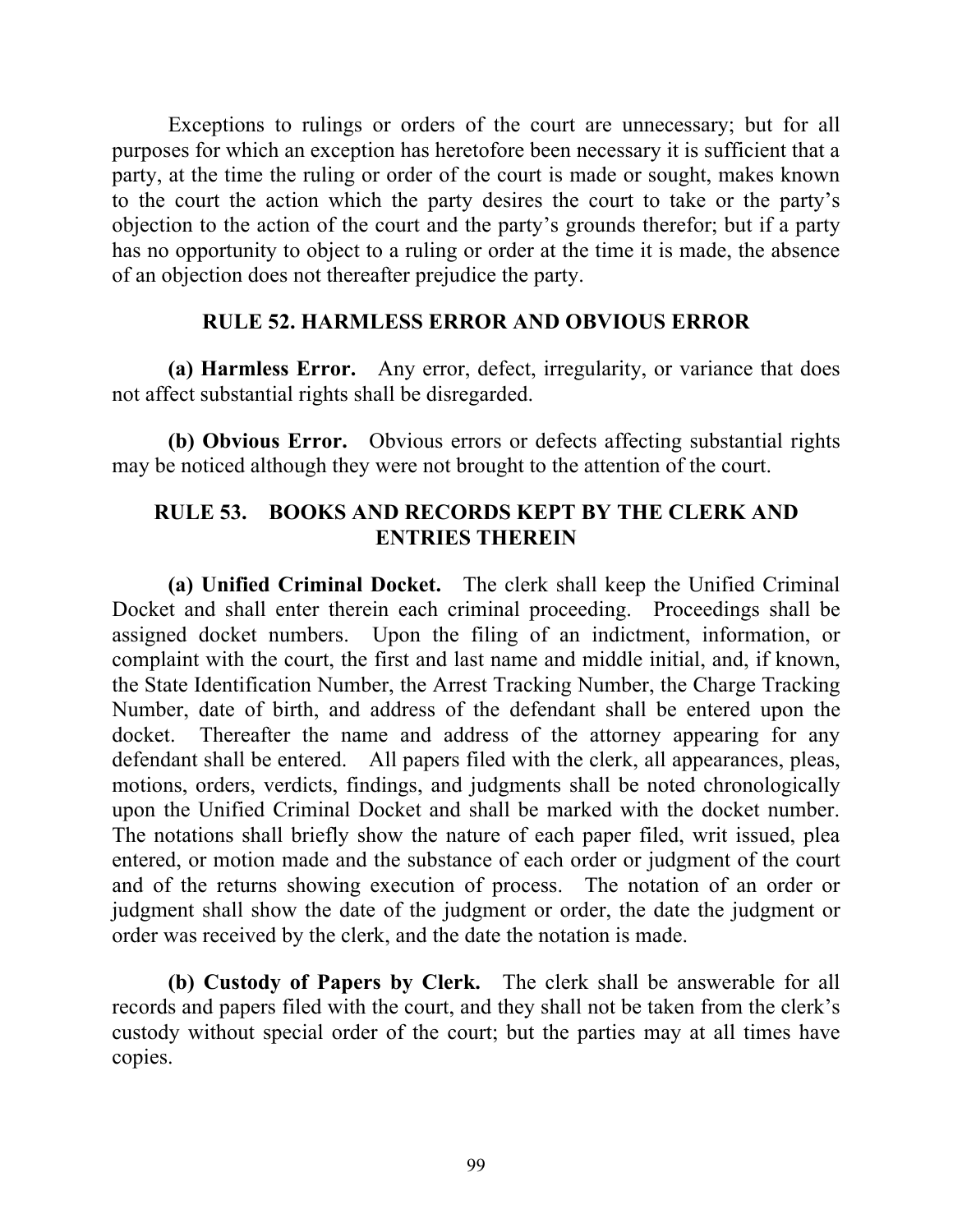Exceptions to rulings or orders of the court are unnecessary; but for all purposes for which an exception has heretofore been necessary it is sufficient that a party, at the time the ruling or order of the court is made or sought, makes known to the court the action which the party desires the court to take or the party's objection to the action of the court and the party's grounds therefor; but if a party has no opportunity to object to a ruling or order at the time it is made, the absence of an objection does not thereafter prejudice the party.

## RULE 52. HARMLESS ERROR AND OBVIOUS ERROR

**(a) Harmless Error.** Any error, defect, irregularity, or variance that does not affect substantial rights shall be disregarded.

**(b) Obvious Error.** Obvious errors or defects affecting substantial rights may be noticed although they were not brought to the attention of the court.

## RULE 53. BOOKS AND RECORDS KEPT BY THE CLERK AND ENTRIES THEREIN

**(a) Unified Criminal Docket.** The clerk shall keep the Unified Criminal Docket and shall enter therein each criminal proceeding. Proceedings shall be assigned docket numbers. Upon the filing of an indictment, information, or complaint with the court, the first and last name and middle initial, and, if known, the State Identification Number, the Arrest Tracking Number, the Charge Tracking Number, date of birth, and address of the defendant shall be entered upon the docket. Thereafter the name and address of the attorney appearing for any defendant shall be entered. All papers filed with the clerk, all appearances, pleas, motions, orders, verdicts, findings, and judgments shall be noted chronologically upon the Unified Criminal Docket and shall be marked with the docket number. The notations shall briefly show the nature of each paper filed, writ issued, plea entered, or motion made and the substance of each order or judgment of the court and of the returns showing execution of process. The notation of an order or judgment shall show the date of the judgment or order, the date the judgment or order was received by the clerk, and the date the notation is made.

**(b) Custody of Papers by Clerk.** The clerk shall be answerable for all records and papers filed with the court, and they shall not be taken from the clerk's custody without special order of the court; but the parties may at all times have copies.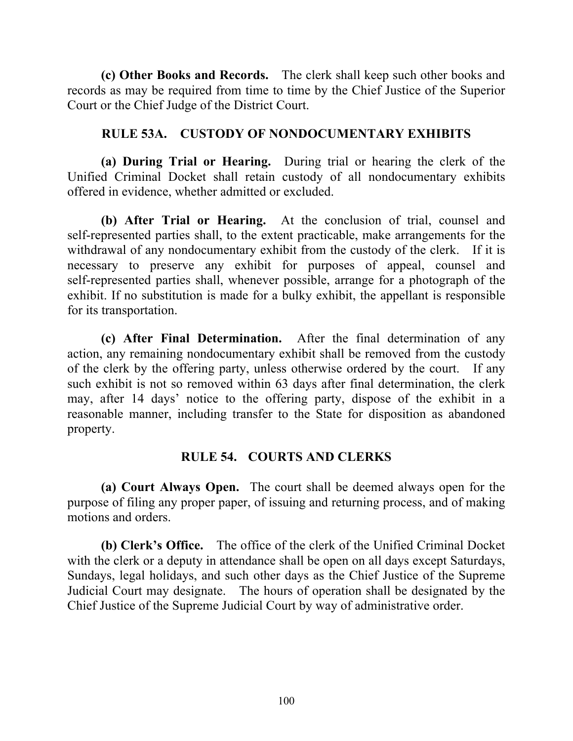**(c) Other Books and Records.** The clerk shall keep such other books and records as may be required from time to time by the Chief Justice of the Superior Court or the Chief Judge of the District Court.

## RULE 53A. CUSTODY OF NONDOCUMENTARY EXHIBITS

**(a) During Trial or Hearing.** During trial or hearing the clerk of the Unified Criminal Docket shall retain custody of all nondocumentary exhibits offered in evidence, whether admitted or excluded.

**(b) After Trial or Hearing.** At the conclusion of trial, counsel and self-represented parties shall, to the extent practicable, make arrangements for the withdrawal of any nondocumentary exhibit from the custody of the clerk. If it is necessary to preserve any exhibit for purposes of appeal, counsel and self-represented parties shall, whenever possible, arrange for a photograph of the exhibit. If no substitution is made for a bulky exhibit, the appellant is responsible for its transportation.

**(c) After Final Determination.** After the final determination of any action, any remaining nondocumentary exhibit shall be removed from the custody of the clerk by the offering party, unless otherwise ordered by the court. If any such exhibit is not so removed within 63 days after final determination, the clerk may, after 14 days' notice to the offering party, dispose of the exhibit in a reasonable manner, including transfer to the State for disposition as abandoned property.

## RULE 54. COURTS AND CLERKS

**(a) Court Always Open.** The court shall be deemed always open for the purpose of filing any proper paper, of issuing and returning process, and of making motions and orders.

**(b) Clerk's Office.** The office of the clerk of the Unified Criminal Docket with the clerk or a deputy in attendance shall be open on all days except Saturdays, Sundays, legal holidays, and such other days as the Chief Justice of the Supreme Judicial Court may designate. The hours of operation shall be designated by the Chief Justice of the Supreme Judicial Court by way of administrative order.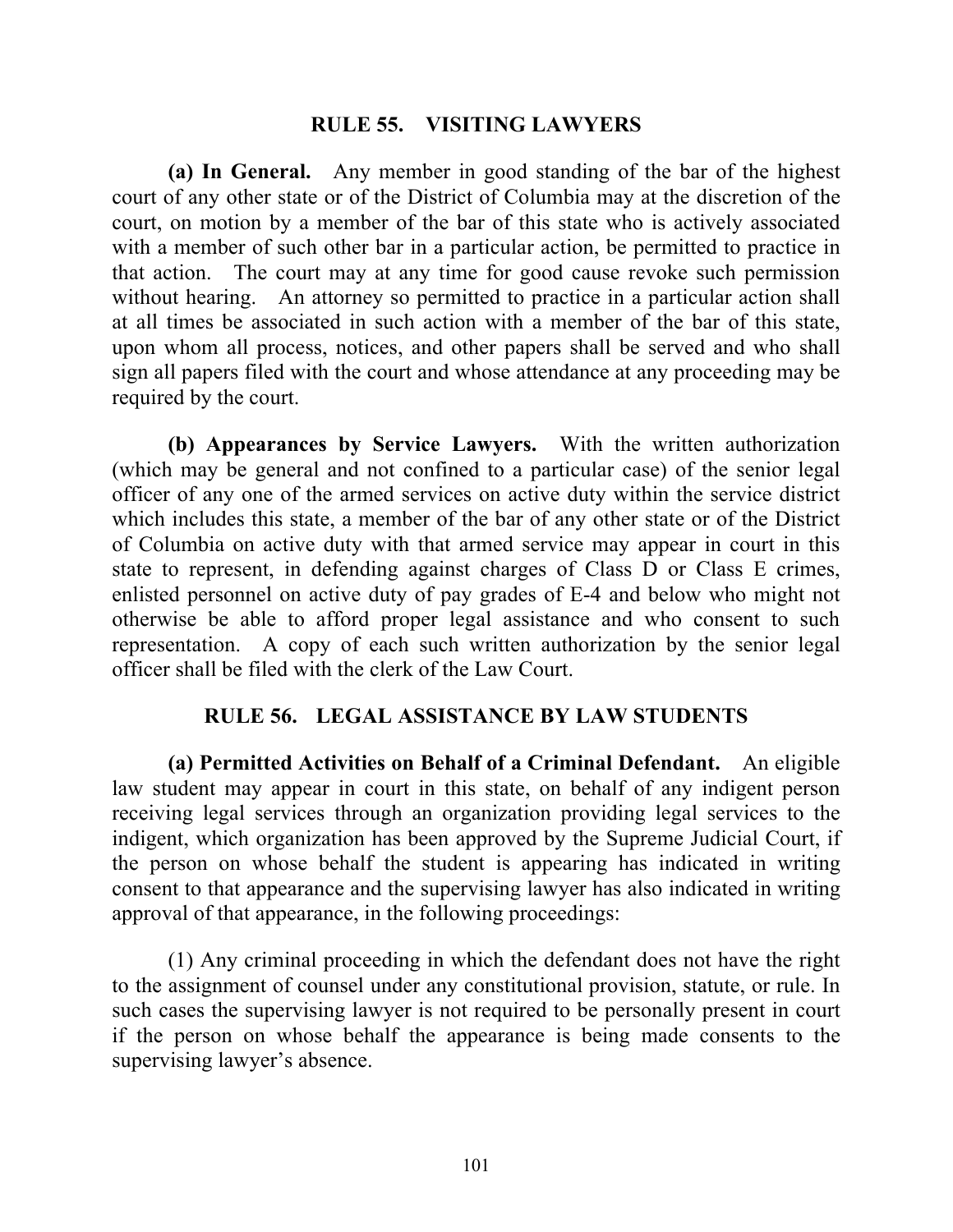## RULE 55. VISITING LAWYERS

**(a) In General.** Any member in good standing of the bar of the highest court of any other state or of the District of Columbia may at the discretion of the court, on motion by a member of the bar of this state who is actively associated with a member of such other bar in a particular action, be permitted to practice in that action. The court may at any time for good cause revoke such permission without hearing. An attorney so permitted to practice in a particular action shall at all times be associated in such action with a member of the bar of this state, upon whom all process, notices, and other papers shall be served and who shall sign all papers filed with the court and whose attendance at any proceeding may be required by the court.

**(b) Appearances by Service Lawyers.** With the written authorization (which may be general and not confined to a particular case) of the senior legal officer of any one of the armed services on active duty within the service district which includes this state, a member of the bar of any other state or of the District of Columbia on active duty with that armed service may appear in court in this state to represent, in defending against charges of Class D or Class E crimes, enlisted personnel on active duty of pay grades of E-4 and below who might not otherwise be able to afford proper legal assistance and who consent to such representation. A copy of each such written authorization by the senior legal officer shall be filed with the clerk of the Law Court.

## RULE 56. LEGAL ASSISTANCE BY LAW STUDENTS

**(a) Permitted Activities on Behalf of a Criminal Defendant.** An eligible law student may appear in court in this state, on behalf of any indigent person receiving legal services through an organization providing legal services to the indigent, which organization has been approved by the Supreme Judicial Court, if the person on whose behalf the student is appearing has indicated in writing consent to that appearance and the supervising lawyer has also indicated in writing approval of that appearance, in the following proceedings:

(1) Any criminal proceeding in which the defendant does not have the right to the assignment of counsel under any constitutional provision, statute, or rule. In such cases the supervising lawyer is not required to be personally present in court if the person on whose behalf the appearance is being made consents to the supervising lawyer's absence.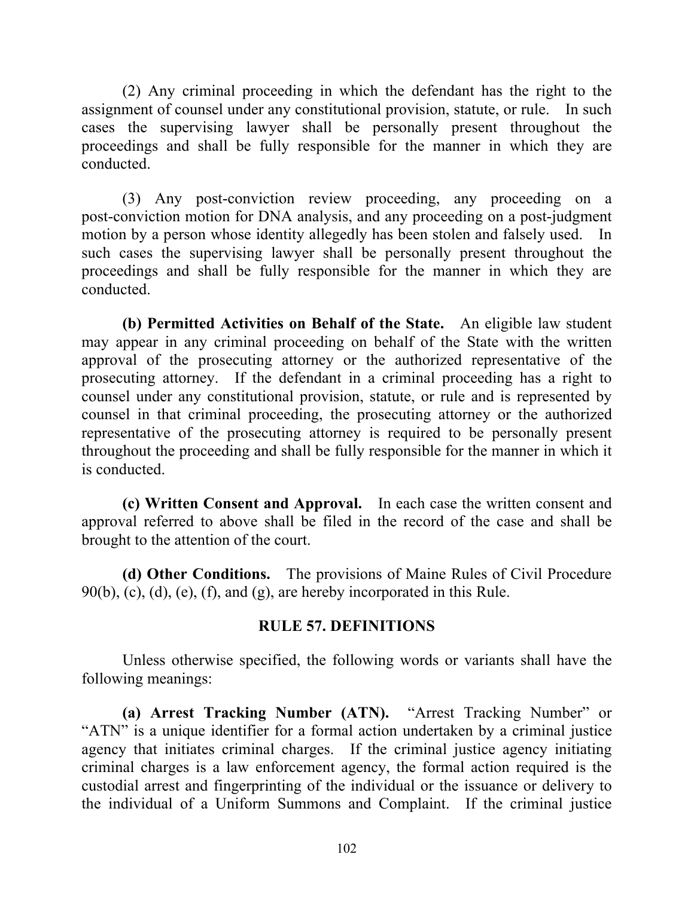(2) Any criminal proceeding in which the defendant has the right to the assignment of counsel under any constitutional provision, statute, or rule. In such cases the supervising lawyer shall be personally present throughout the proceedings and shall be fully responsible for the manner in which they are conducted.

(3) Any post-conviction review proceeding, any proceeding on a post-conviction motion for DNA analysis, and any proceeding on a post-judgment motion by a person whose identity allegedly has been stolen and falsely used. In such cases the supervising lawyer shall be personally present throughout the proceedings and shall be fully responsible for the manner in which they are conducted.

**(b) Permitted Activities on Behalf of the State.** An eligible law student may appear in any criminal proceeding on behalf of the State with the written approval of the prosecuting attorney or the authorized representative of the prosecuting attorney. If the defendant in a criminal proceeding has a right to counsel under any constitutional provision, statute, or rule and is represented by counsel in that criminal proceeding, the prosecuting attorney or the authorized representative of the prosecuting attorney is required to be personally present throughout the proceeding and shall be fully responsible for the manner in which it is conducted.

**(c) Written Consent and Approval.** In each case the written consent and approval referred to above shall be filed in the record of the case and shall be brought to the attention of the court.

**(d) Other Conditions.** The provisions of Maine Rules of Civil Procedure 90(b), (c), (d), (e), (f), and (g), are hereby incorporated in this Rule.

## RULE 57. DEFINITIONS

Unless otherwise specified, the following words or variants shall have the following meanings:

**(a) Arrest Tracking Number (ATN).** "Arrest Tracking Number" or "ATN" is a unique identifier for a formal action undertaken by a criminal justice agency that initiates criminal charges. If the criminal justice agency initiating criminal charges is a law enforcement agency, the formal action required is the custodial arrest and fingerprinting of the individual or the issuance or delivery to the individual of a Uniform Summons and Complaint. If the criminal justice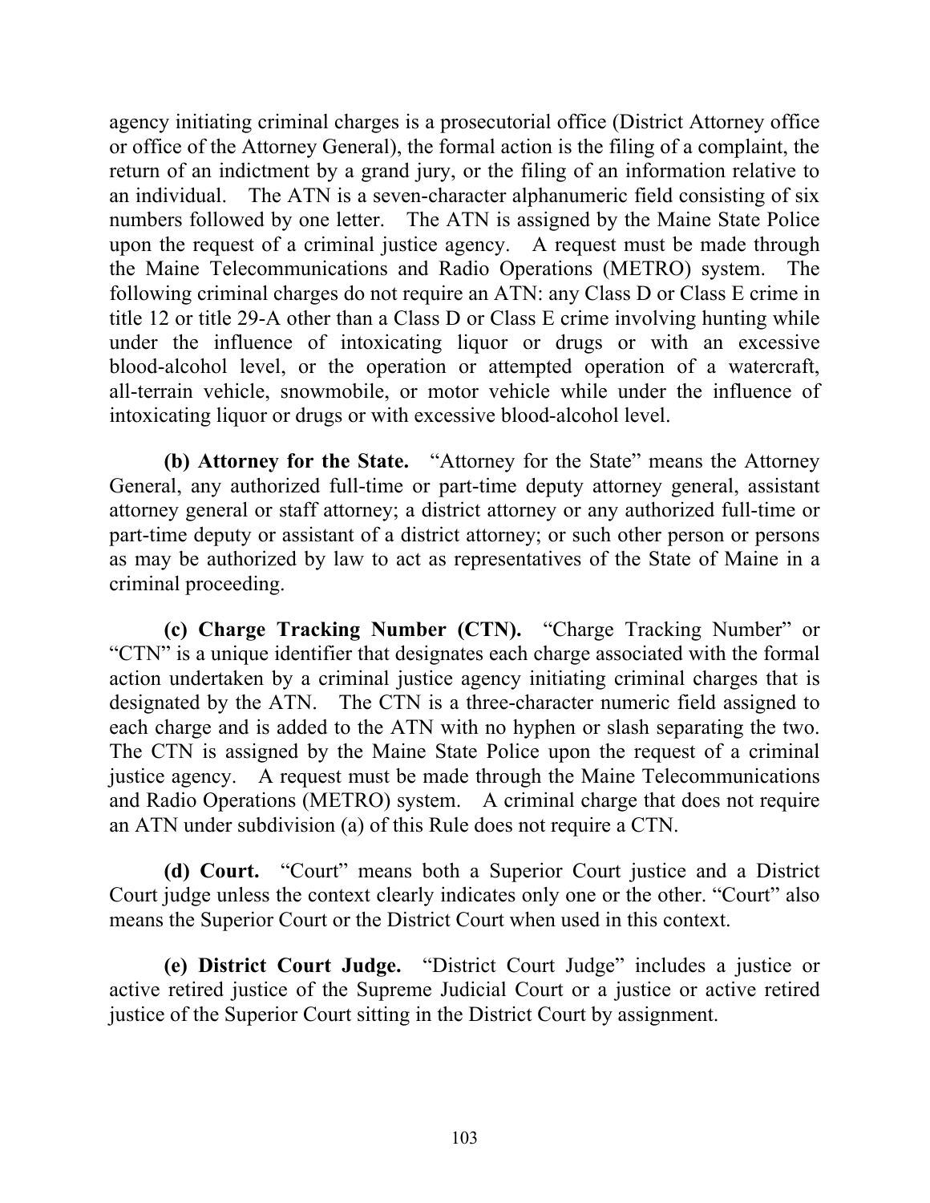agency initiating criminal charges is a prosecutorial office (District Attorney office or office of the Attorney General), the formal action is the filing of a complaint, the return of an indictment by a grand jury, or the filing of an information relative to an individual. The ATN is a seven-character alphanumeric field consisting of six numbers followed by one letter. The ATN is assigned by the Maine State Police upon the request of a criminal justice agency. A request must be made through the Maine Telecommunications and Radio Operations (METRO) system. The following criminal charges do not require an ATN: any Class D or Class E crime in title 12 or title 29-A other than a Class D or Class E crime involving hunting while under the influence of intoxicating liquor or drugs or with an excessive blood-alcohol level, or the operation or attempted operation of a watercraft, all-terrain vehicle, snowmobile, or motor vehicle while under the influence of intoxicating liquor or drugs or with excessive blood-alcohol level.

**(b) Attorney for the State.** "Attorney for the State" means the Attorney General, any authorized full-time or part-time deputy attorney general, assistant attorney general or staff attorney; a district attorney or any authorized full-time or part-time deputy or assistant of a district attorney; or such other person or persons as may be authorized by law to act as representatives of the State of Maine in a criminal proceeding.

**(c) Charge Tracking Number (CTN).** "Charge Tracking Number" or "CTN" is a unique identifier that designates each charge associated with the formal action undertaken by a criminal justice agency initiating criminal charges that is designated by the ATN. The CTN is a three-character numeric field assigned to each charge and is added to the ATN with no hyphen or slash separating the two. The CTN is assigned by the Maine State Police upon the request of a criminal justice agency. A request must be made through the Maine Telecommunications and Radio Operations (METRO) system. A criminal charge that does not require an ATN under subdivision (a) of this Rule does not require a CTN.

**(d) Court.** "Court" means both a Superior Court justice and a District Court judge unless the context clearly indicates only one or the other. "Court" also means the Superior Court or the District Court when used in this context.

**(e) District Court Judge.** "District Court Judge" includes a justice or active retired justice of the Supreme Judicial Court or a justice or active retired justice of the Superior Court sitting in the District Court by assignment.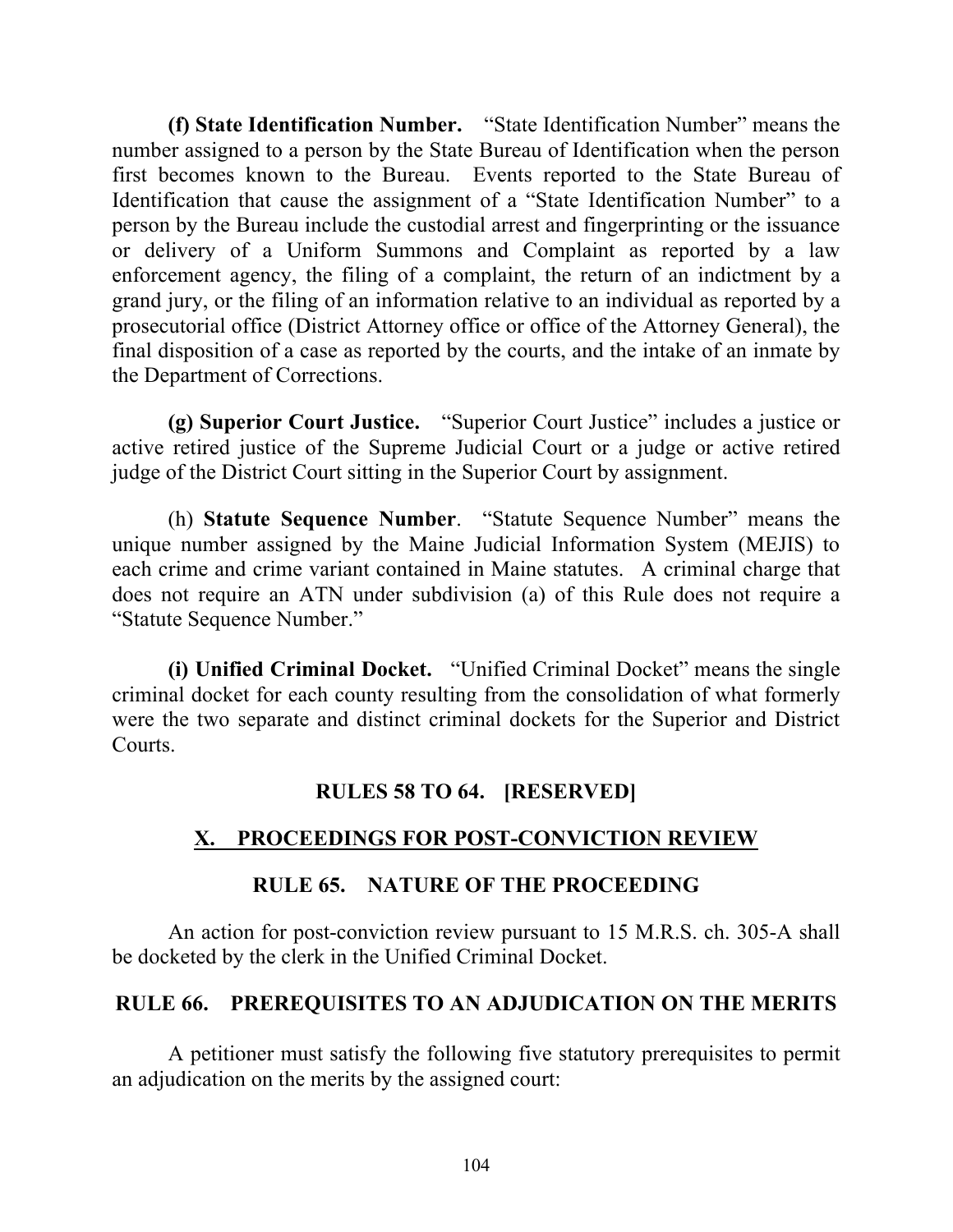**(f) State Identification Number.** "State Identification Number" means the number assigned to a person by the State Bureau of Identification when the person first becomes known to the Bureau. Events reported to the State Bureau of Identification that cause the assignment of a "State Identification Number" to a person by the Bureau include the custodial arrest and fingerprinting or the issuance or delivery of a Uniform Summons and Complaint as reported by a law enforcement agency, the filing of a complaint, the return of an indictment by a grand jury, or the filing of an information relative to an individual as reported by a prosecutorial office (District Attorney office or office of the Attorney General), the final disposition of a case as reported by the courts, and the intake of an inmate by the Department of Corrections.

**(g) Superior Court Justice.** "Superior Court Justice" includes a justice or active retired justice of the Supreme Judicial Court or a judge or active retired judge of the District Court sitting in the Superior Court by assignment.

(h) **Statute Sequence Number**. "Statute Sequence Number" means the unique number assigned by the Maine Judicial Information System (MEJIS) to each crime and crime variant contained in Maine statutes. A criminal charge that does not require an ATN under subdivision (a) of this Rule does not require a "Statute Sequence Number."

**(i) Unified Criminal Docket.** "Unified Criminal Docket" means the single criminal docket for each county resulting from the consolidation of what formerly were the two separate and distinct criminal dockets for the Superior and District Courts.

## RULES 58 TO 64. [RESERVED]

## X. PROCEEDINGS FOR POST-CONVICTION REVIEW

### RULE 65. NATURE OF THE PROCEEDING

An action for post-conviction review pursuant to 15 M.R.S. ch. 305-A shall be docketed by the clerk in the Unified Criminal Docket.

### RULE 66. PREREQUISITES TO AN ADJUDICATION ON THE MERITS

A petitioner must satisfy the following five statutory prerequisites to permit an adjudication on the merits by the assigned court: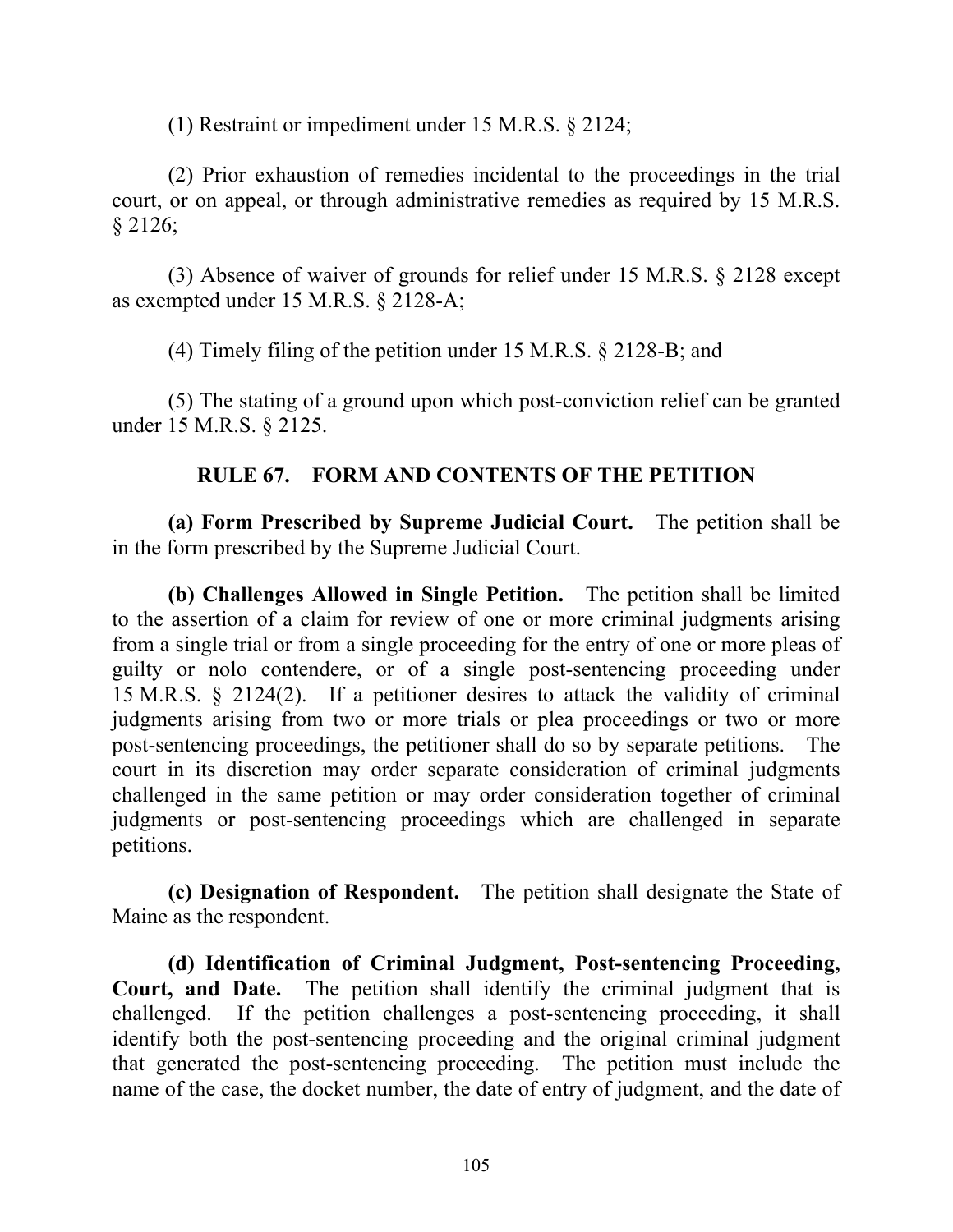(1) Restraint or impediment under 15 M.R.S. § 2124;

(2) Prior exhaustion of remedies incidental to the proceedings in the trial court, or on appeal, or through administrative remedies as required by 15 M.R.S. § 2126;

(3) Absence of waiver of grounds for relief under 15 M.R.S. § 2128 except as exempted under 15 M.R.S. § 2128-A;

(4) Timely filing of the petition under 15 M.R.S. § 2128-B; and

(5) The stating of a ground upon which post-conviction relief can be granted under 15 M.R.S. § 2125.

## RULE 67. FORM AND CONTENTS OF THE PETITION

**(a) Form Prescribed by Supreme Judicial Court.** The petition shall be in the form prescribed by the Supreme Judicial Court.

**(b) Challenges Allowed in Single Petition.** The petition shall be limited to the assertion of a claim for review of one or more criminal judgments arising from a single trial or from a single proceeding for the entry of one or more pleas of guilty or nolo contendere, or of a single post-sentencing proceeding under 15 M.R.S. § 2124(2). If a petitioner desires to attack the validity of criminal judgments arising from two or more trials or plea proceedings or two or more post-sentencing proceedings, the petitioner shall do so by separate petitions. The court in its discretion may order separate consideration of criminal judgments challenged in the same petition or may order consideration together of criminal judgments or post-sentencing proceedings which are challenged in separate petitions.

**(c) Designation of Respondent.** The petition shall designate the State of Maine as the respondent.

**(d) Identification of Criminal Judgment, Post-sentencing Proceeding, Court, and Date.** The petition shall identify the criminal judgment that is challenged. If the petition challenges a post-sentencing proceeding, it shall identify both the post-sentencing proceeding and the original criminal judgment that generated the post-sentencing proceeding. The petition must include the name of the case, the docket number, the date of entry of judgment, and the date of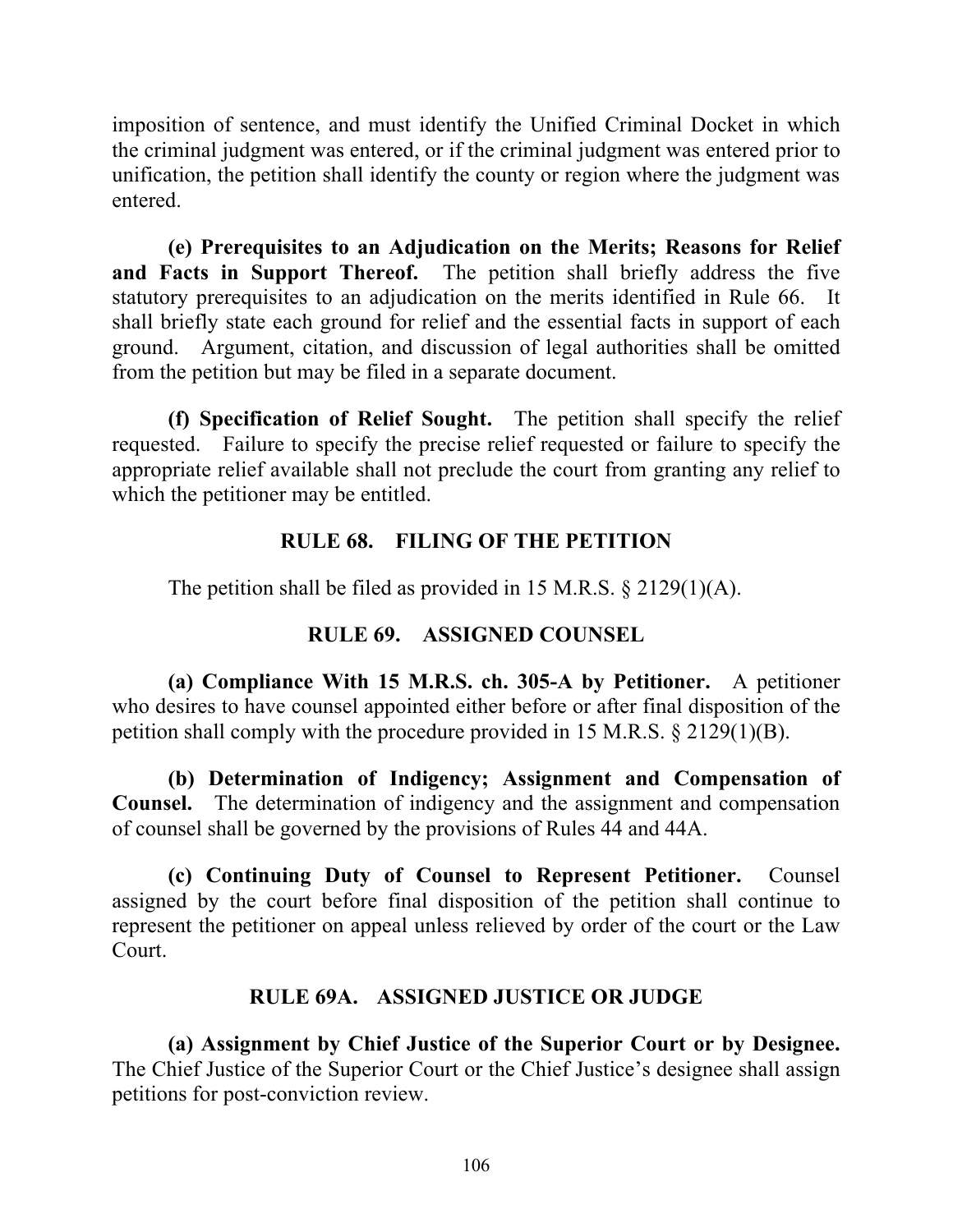imposition of sentence, and must identify the Unified Criminal Docket in which the criminal judgment was entered, or if the criminal judgment was entered prior to unification, the petition shall identify the county or region where the judgment was entered.

**(e) Prerequisites to an Adjudication on the Merits; Reasons for Relief and Facts in Support Thereof.** The petition shall briefly address the five statutory prerequisites to an adjudication on the merits identified in Rule 66. It shall briefly state each ground for relief and the essential facts in support of each ground. Argument, citation, and discussion of legal authorities shall be omitted from the petition but may be filed in a separate document.

**(f) Specification of Relief Sought.** The petition shall specify the relief requested. Failure to specify the precise relief requested or failure to specify the appropriate relief available shall not preclude the court from granting any relief to which the petitioner may be entitled.

## RULE 68. FILING OF THE PETITION

The petition shall be filed as provided in 15 M.R.S. § 2129(1)(A).

## RULE 69. ASSIGNED COUNSEL

**(a) Compliance With 15 M.R.S. ch. 305-A by Petitioner.** A petitioner who desires to have counsel appointed either before or after final disposition of the petition shall comply with the procedure provided in 15 M.R.S. § 2129(1)(B).

**(b) Determination of Indigency; Assignment and Compensation of Counsel.** The determination of indigency and the assignment and compensation of counsel shall be governed by the provisions of Rules 44 and 44A.

**(c) Continuing Duty of Counsel to Represent Petitioner.** Counsel assigned by the court before final disposition of the petition shall continue to represent the petitioner on appeal unless relieved by order of the court or the Law Court.

## RULE 69A. ASSIGNED JUSTICE OR JUDGE

**(a) Assignment by Chief Justice of the Superior Court or by Designee.** The Chief Justice of the Superior Court or the Chief Justice's designee shall assign petitions for post-conviction review.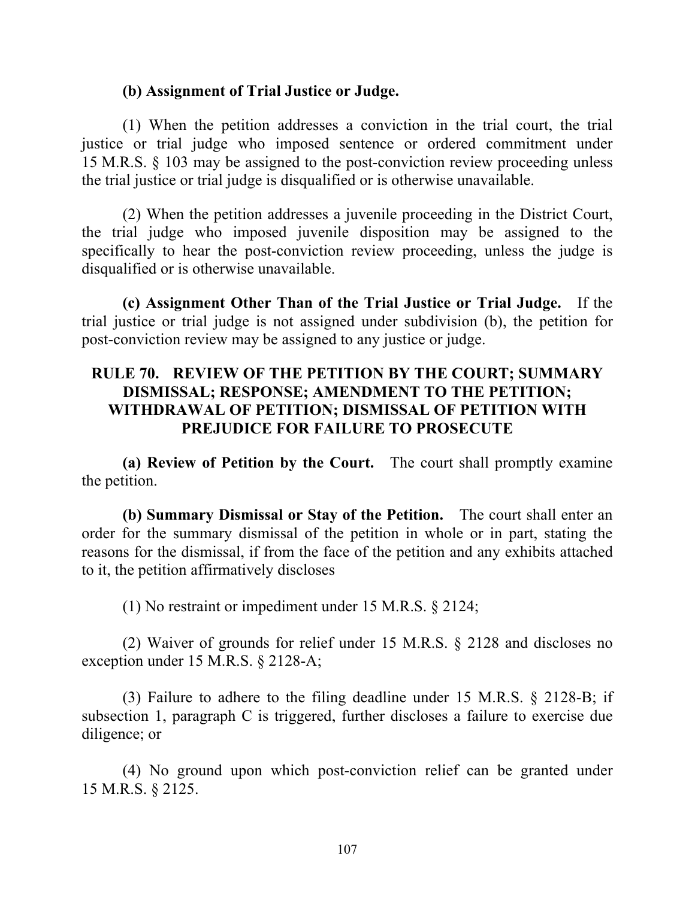**(b) Assignment of Trial Justice or Judge.**

(1) When the petition addresses a conviction in the trial court, the trial justice or trial judge who imposed sentence or ordered commitment under 15 M.R.S. § 103 may be assigned to the post-conviction review proceeding unless the trial justice or trial judge is disqualified or is otherwise unavailable.

(2) When the petition addresses a juvenile proceeding in the District Court, the trial judge who imposed juvenile disposition may be assigned to the specifically to hear the post-conviction review proceeding, unless the judge is disqualified or is otherwise unavailable.

**(c) Assignment Other Than of the Trial Justice or Trial Judge.** If the trial justice or trial judge is not assigned under subdivision (b), the petition for post-conviction review may be assigned to any justice or judge.

## RULE 70. REVIEW OF THE PETITION BY THE COURT; SUMMARY DISMISSAL; RESPONSE; AMENDMENT TO THE PETITION; WITHDRAWAL OF PETITION; DISMISSAL OF PETITION WITH PREJUDICE FOR FAILURE TO PROSECUTE

**(a) Review of Petition by the Court.** The court shall promptly examine the petition.

**(b) Summary Dismissal or Stay of the Petition.** The court shall enter an order for the summary dismissal of the petition in whole or in part, stating the reasons for the dismissal, if from the face of the petition and any exhibits attached to it, the petition affirmatively discloses

(1) No restraint or impediment under 15 M.R.S. § 2124;

(2) Waiver of grounds for relief under 15 M.R.S. § 2128 and discloses no exception under 15 M.R.S. § 2128-A;

(3) Failure to adhere to the filing deadline under 15 M.R.S. § 2128-B; if subsection 1, paragraph C is triggered, further discloses a failure to exercise due diligence; or

(4) No ground upon which post-conviction relief can be granted under 15 M.R.S. § 2125.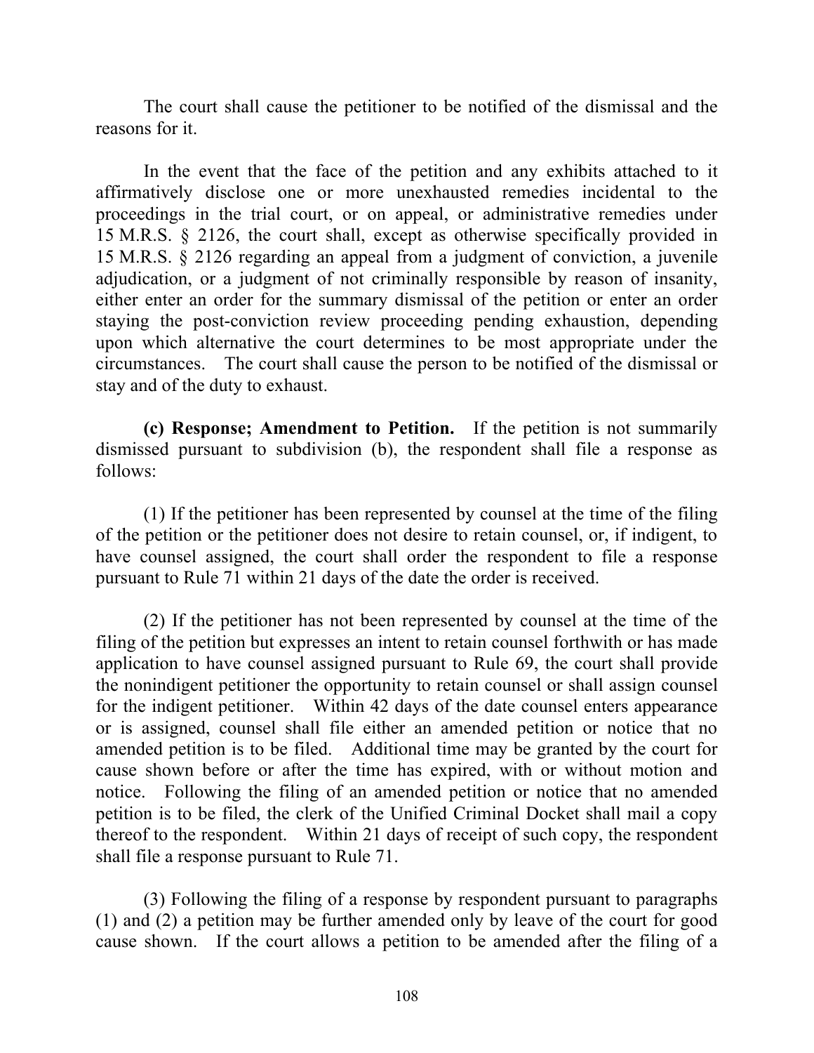The court shall cause the petitioner to be notified of the dismissal and the reasons for it.

In the event that the face of the petition and any exhibits attached to it affirmatively disclose one or more unexhausted remedies incidental to the proceedings in the trial court, or on appeal, or administrative remedies under 15 M.R.S. § 2126, the court shall, except as otherwise specifically provided in 15 M.R.S. § 2126 regarding an appeal from a judgment of conviction, a juvenile adjudication, or a judgment of not criminally responsible by reason of insanity, either enter an order for the summary dismissal of the petition or enter an order staying the post-conviction review proceeding pending exhaustion, depending upon which alternative the court determines to be most appropriate under the circumstances. The court shall cause the person to be notified of the dismissal or stay and of the duty to exhaust.

**(c) Response; Amendment to Petition.** If the petition is not summarily dismissed pursuant to subdivision (b), the respondent shall file a response as follows:

(1) If the petitioner has been represented by counsel at the time of the filing of the petition or the petitioner does not desire to retain counsel, or, if indigent, to have counsel assigned, the court shall order the respondent to file a response pursuant to Rule 71 within 21 days of the date the order is received.

(2) If the petitioner has not been represented by counsel at the time of the filing of the petition but expresses an intent to retain counsel forthwith or has made application to have counsel assigned pursuant to Rule 69, the court shall provide the nonindigent petitioner the opportunity to retain counsel or shall assign counsel for the indigent petitioner. Within 42 days of the date counsel enters appearance or is assigned, counsel shall file either an amended petition or notice that no amended petition is to be filed. Additional time may be granted by the court for cause shown before or after the time has expired, with or without motion and notice. Following the filing of an amended petition or notice that no amended petition is to be filed, the clerk of the Unified Criminal Docket shall mail a copy thereof to the respondent. Within 21 days of receipt of such copy, the respondent shall file a response pursuant to Rule 71.

(3) Following the filing of a response by respondent pursuant to paragraphs (1) and (2) a petition may be further amended only by leave of the court for good cause shown. If the court allows a petition to be amended after the filing of a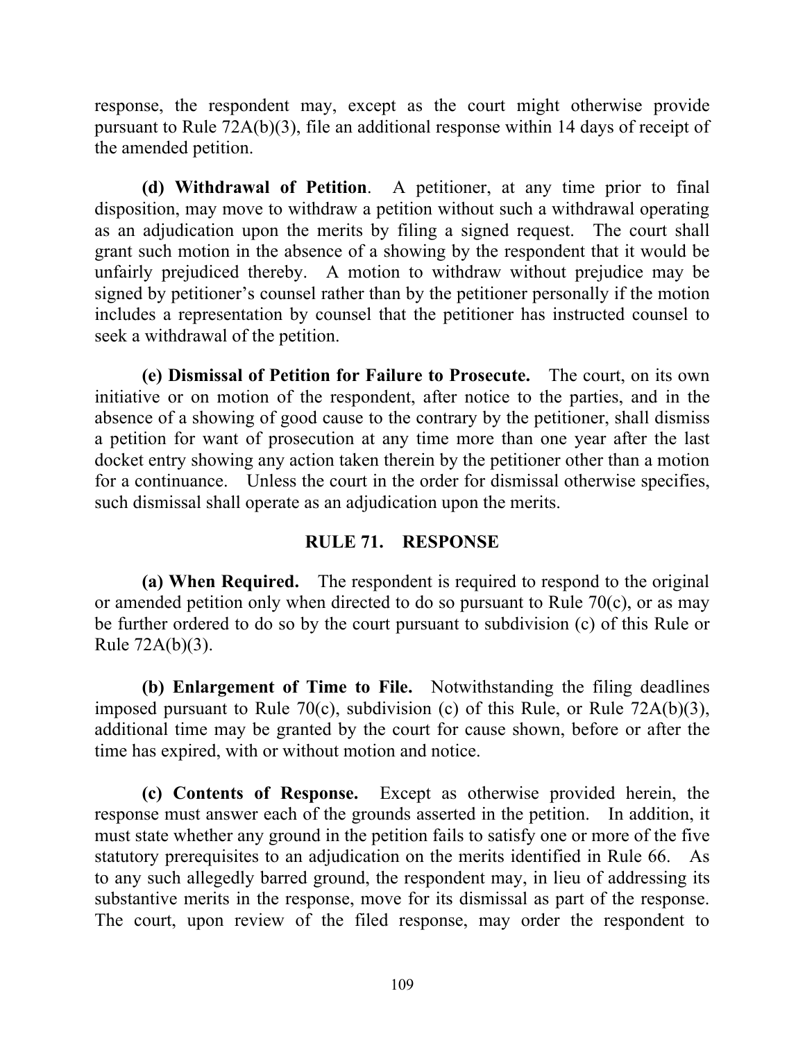response, the respondent may, except as the court might otherwise provide pursuant to Rule 72A(b)(3), file an additional response within 14 days of receipt of the amended petition.

**(d) Withdrawal of Petition**. A petitioner, at any time prior to final disposition, may move to withdraw a petition without such a withdrawal operating as an adjudication upon the merits by filing a signed request. The court shall grant such motion in the absence of a showing by the respondent that it would be unfairly prejudiced thereby. A motion to withdraw without prejudice may be signed by petitioner's counsel rather than by the petitioner personally if the motion includes a representation by counsel that the petitioner has instructed counsel to seek a withdrawal of the petition.

**(e) Dismissal of Petition for Failure to Prosecute.** The court, on its own initiative or on motion of the respondent, after notice to the parties, and in the absence of a showing of good cause to the contrary by the petitioner, shall dismiss a petition for want of prosecution at any time more than one year after the last docket entry showing any action taken therein by the petitioner other than a motion for a continuance. Unless the court in the order for dismissal otherwise specifies, such dismissal shall operate as an adjudication upon the merits.

## RULE 71. RESPONSE

**(a) When Required.** The respondent is required to respond to the original or amended petition only when directed to do so pursuant to Rule 70(c), or as may be further ordered to do so by the court pursuant to subdivision (c) of this Rule or Rule 72A(b)(3).

**(b) Enlargement of Time to File.** Notwithstanding the filing deadlines imposed pursuant to Rule 70(c), subdivision (c) of this Rule, or Rule 72A(b)(3), additional time may be granted by the court for cause shown, before or after the time has expired, with or without motion and notice.

**(c) Contents of Response.** Except as otherwise provided herein, the response must answer each of the grounds asserted in the petition. In addition, it must state whether any ground in the petition fails to satisfy one or more of the five statutory prerequisites to an adjudication on the merits identified in Rule 66. As to any such allegedly barred ground, the respondent may, in lieu of addressing its substantive merits in the response, move for its dismissal as part of the response. The court, upon review of the filed response, may order the respondent to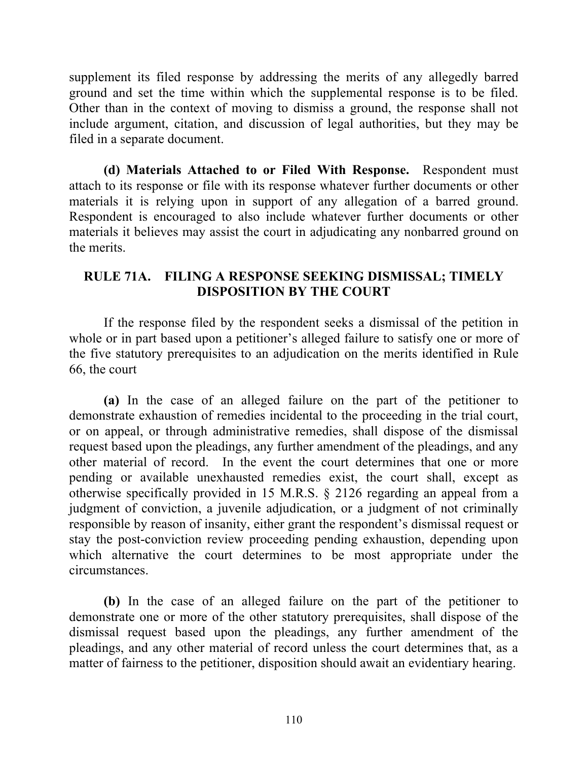supplement its filed response by addressing the merits of any allegedly barred ground and set the time within which the supplemental response is to be filed. Other than in the context of moving to dismiss a ground, the response shall not include argument, citation, and discussion of legal authorities, but they may be filed in a separate document.

**(d) Materials Attached to or Filed With Response.** Respondent must attach to its response or file with its response whatever further documents or other materials it is relying upon in support of any allegation of a barred ground. Respondent is encouraged to also include whatever further documents or other materials it believes may assist the court in adjudicating any nonbarred ground on the merits.

## RULE 71A. FILING A RESPONSE SEEKING DISMISSAL; TIMELY DISPOSITION BY THE COURT

If the response filed by the respondent seeks a dismissal of the petition in whole or in part based upon a petitioner's alleged failure to satisfy one or more of the five statutory prerequisites to an adjudication on the merits identified in Rule 66, the court

**(a)** In the case of an alleged failure on the part of the petitioner to demonstrate exhaustion of remedies incidental to the proceeding in the trial court, or on appeal, or through administrative remedies, shall dispose of the dismissal request based upon the pleadings, any further amendment of the pleadings, and any other material of record. In the event the court determines that one or more pending or available unexhausted remedies exist, the court shall, except as otherwise specifically provided in 15 M.R.S. § 2126 regarding an appeal from a judgment of conviction, a juvenile adjudication, or a judgment of not criminally responsible by reason of insanity, either grant the respondent's dismissal request or stay the post-conviction review proceeding pending exhaustion, depending upon which alternative the court determines to be most appropriate under the circumstances.

**(b)** In the case of an alleged failure on the part of the petitioner to demonstrate one or more of the other statutory prerequisites, shall dispose of the dismissal request based upon the pleadings, any further amendment of the pleadings, and any other material of record unless the court determines that, as a matter of fairness to the petitioner, disposition should await an evidentiary hearing.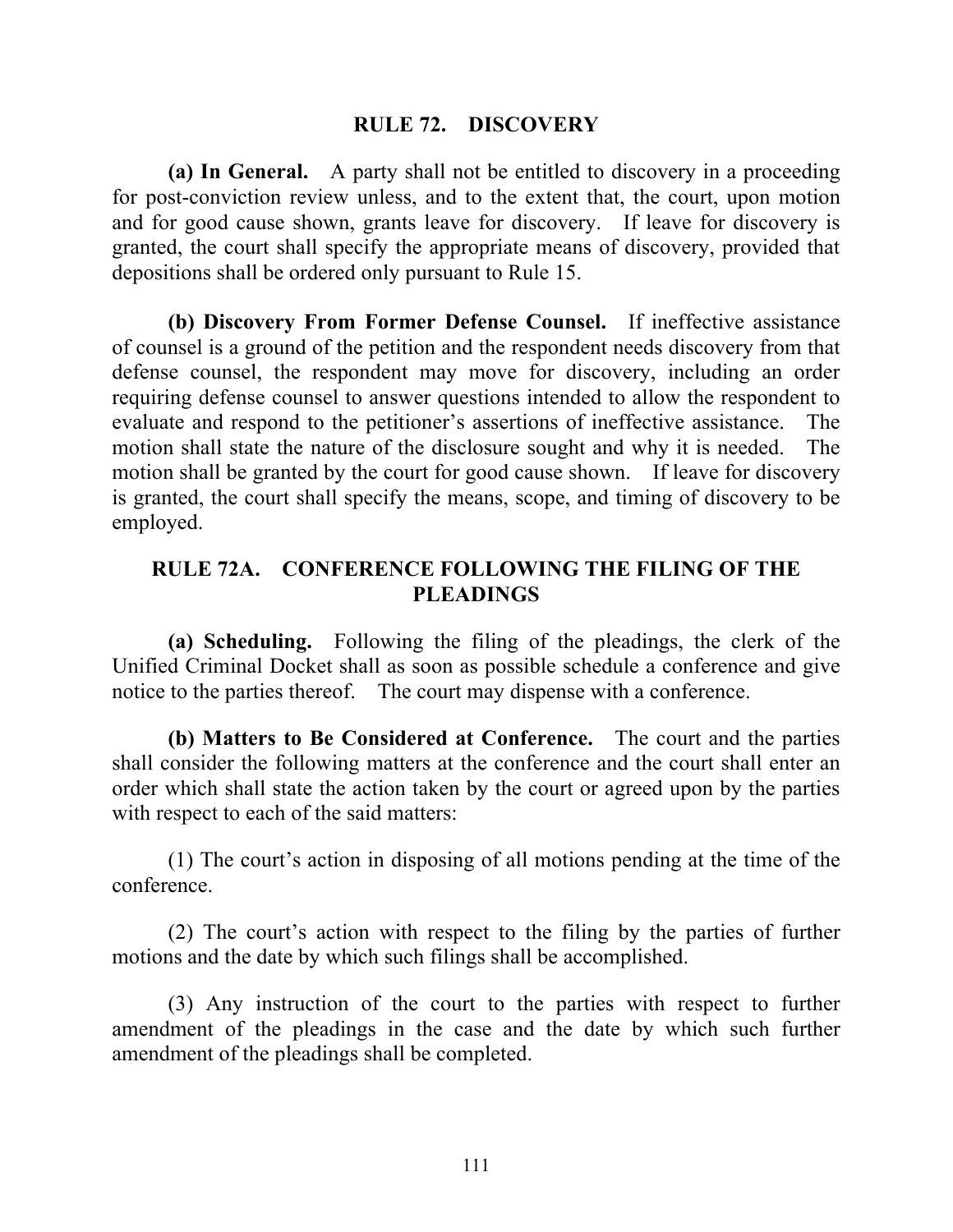## RULE 72. DISCOVERY

**(a) In General.** A party shall not be entitled to discovery in a proceeding for post-conviction review unless, and to the extent that, the court, upon motion and for good cause shown, grants leave for discovery. If leave for discovery is granted, the court shall specify the appropriate means of discovery, provided that depositions shall be ordered only pursuant to Rule 15.

**(b) Discovery From Former Defense Counsel.** If ineffective assistance of counsel is a ground of the petition and the respondent needs discovery from that defense counsel, the respondent may move for discovery, including an order requiring defense counsel to answer questions intended to allow the respondent to evaluate and respond to the petitioner's assertions of ineffective assistance. The motion shall state the nature of the disclosure sought and why it is needed. The motion shall be granted by the court for good cause shown. If leave for discovery is granted, the court shall specify the means, scope, and timing of discovery to be employed.

## RULE 72A. CONFERENCE FOLLOWING THE FILING OF THE PLEADINGS

**(a) Scheduling.** Following the filing of the pleadings, the clerk of the Unified Criminal Docket shall as soon as possible schedule a conference and give notice to the parties thereof. The court may dispense with a conference.

**(b) Matters to Be Considered at Conference.** The court and the parties shall consider the following matters at the conference and the court shall enter an order which shall state the action taken by the court or agreed upon by the parties with respect to each of the said matters:

(1) The court's action in disposing of all motions pending at the time of the conference.

(2) The court's action with respect to the filing by the parties of further motions and the date by which such filings shall be accomplished.

(3) Any instruction of the court to the parties with respect to further amendment of the pleadings in the case and the date by which such further amendment of the pleadings shall be completed.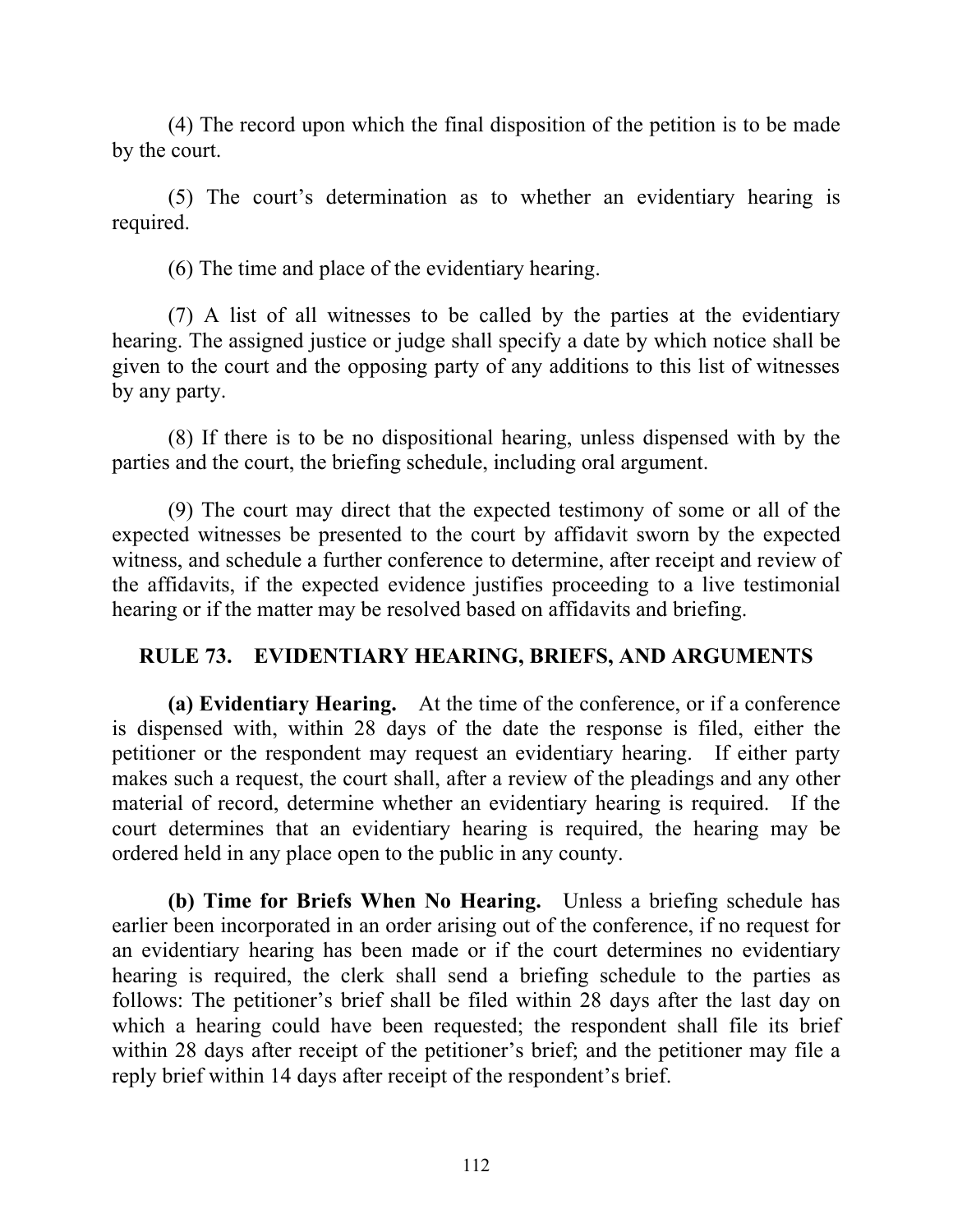(4) The record upon which the final disposition of the petition is to be made by the court.

(5) The court's determination as to whether an evidentiary hearing is required.

(6) The time and place of the evidentiary hearing.

(7) A list of all witnesses to be called by the parties at the evidentiary hearing. The assigned justice or judge shall specify a date by which notice shall be given to the court and the opposing party of any additions to this list of witnesses by any party.

(8) If there is to be no dispositional hearing, unless dispensed with by the parties and the court, the briefing schedule, including oral argument.

(9) The court may direct that the expected testimony of some or all of the expected witnesses be presented to the court by affidavit sworn by the expected witness, and schedule a further conference to determine, after receipt and review of the affidavits, if the expected evidence justifies proceeding to a live testimonial hearing or if the matter may be resolved based on affidavits and briefing.

## RULE 73. EVIDENTIARY HEARING, BRIEFS, AND ARGUMENTS

**(a) Evidentiary Hearing.** At the time of the conference, or if a conference is dispensed with, within 28 days of the date the response is filed, either the petitioner or the respondent may request an evidentiary hearing. If either party makes such a request, the court shall, after a review of the pleadings and any other material of record, determine whether an evidentiary hearing is required. If the court determines that an evidentiary hearing is required, the hearing may be ordered held in any place open to the public in any county.

**(b) Time for Briefs When No Hearing.** Unless a briefing schedule has earlier been incorporated in an order arising out of the conference, if no request for an evidentiary hearing has been made or if the court determines no evidentiary hearing is required, the clerk shall send a briefing schedule to the parties as follows: The petitioner's brief shall be filed within 28 days after the last day on which a hearing could have been requested; the respondent shall file its brief within 28 days after receipt of the petitioner's brief; and the petitioner may file a reply brief within 14 days after receipt of the respondent's brief.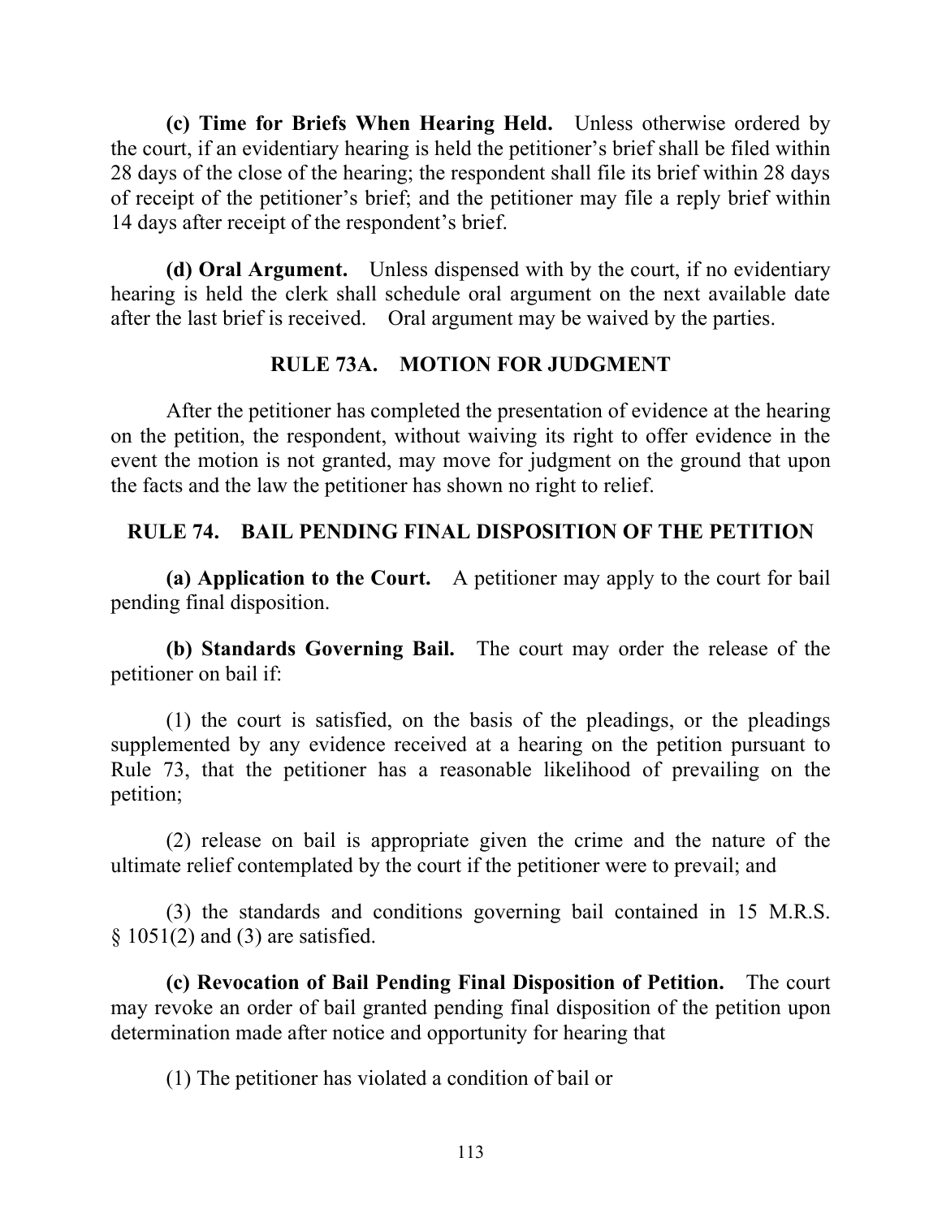**(c) Time for Briefs When Hearing Held.** Unless otherwise ordered by the court, if an evidentiary hearing is held the petitioner's brief shall be filed within 28 days of the close of the hearing; the respondent shall file its brief within 28 days of receipt of the petitioner's brief; and the petitioner may file a reply brief within 14 days after receipt of the respondent's brief.

**(d) Oral Argument.** Unless dispensed with by the court, if no evidentiary hearing is held the clerk shall schedule oral argument on the next available date after the last brief is received. Oral argument may be waived by the parties.

## RULE 73A. MOTION FOR JUDGMENT

After the petitioner has completed the presentation of evidence at the hearing on the petition, the respondent, without waiving its right to offer evidence in the event the motion is not granted, may move for judgment on the ground that upon the facts and the law the petitioner has shown no right to relief.

## RULE 74. BAIL PENDING FINAL DISPOSITION OF THE PETITION

**(a) Application to the Court.** A petitioner may apply to the court for bail pending final disposition.

**(b) Standards Governing Bail.** The court may order the release of the petitioner on bail if:

(1) the court is satisfied, on the basis of the pleadings, or the pleadings supplemented by any evidence received at a hearing on the petition pursuant to Rule 73, that the petitioner has a reasonable likelihood of prevailing on the petition;

(2) release on bail is appropriate given the crime and the nature of the ultimate relief contemplated by the court if the petitioner were to prevail; and

(3) the standards and conditions governing bail contained in 15 M.R.S. § 1051(2) and (3) are satisfied.

**(c) Revocation of Bail Pending Final Disposition of Petition.** The court may revoke an order of bail granted pending final disposition of the petition upon determination made after notice and opportunity for hearing that

(1) The petitioner has violated a condition of bail or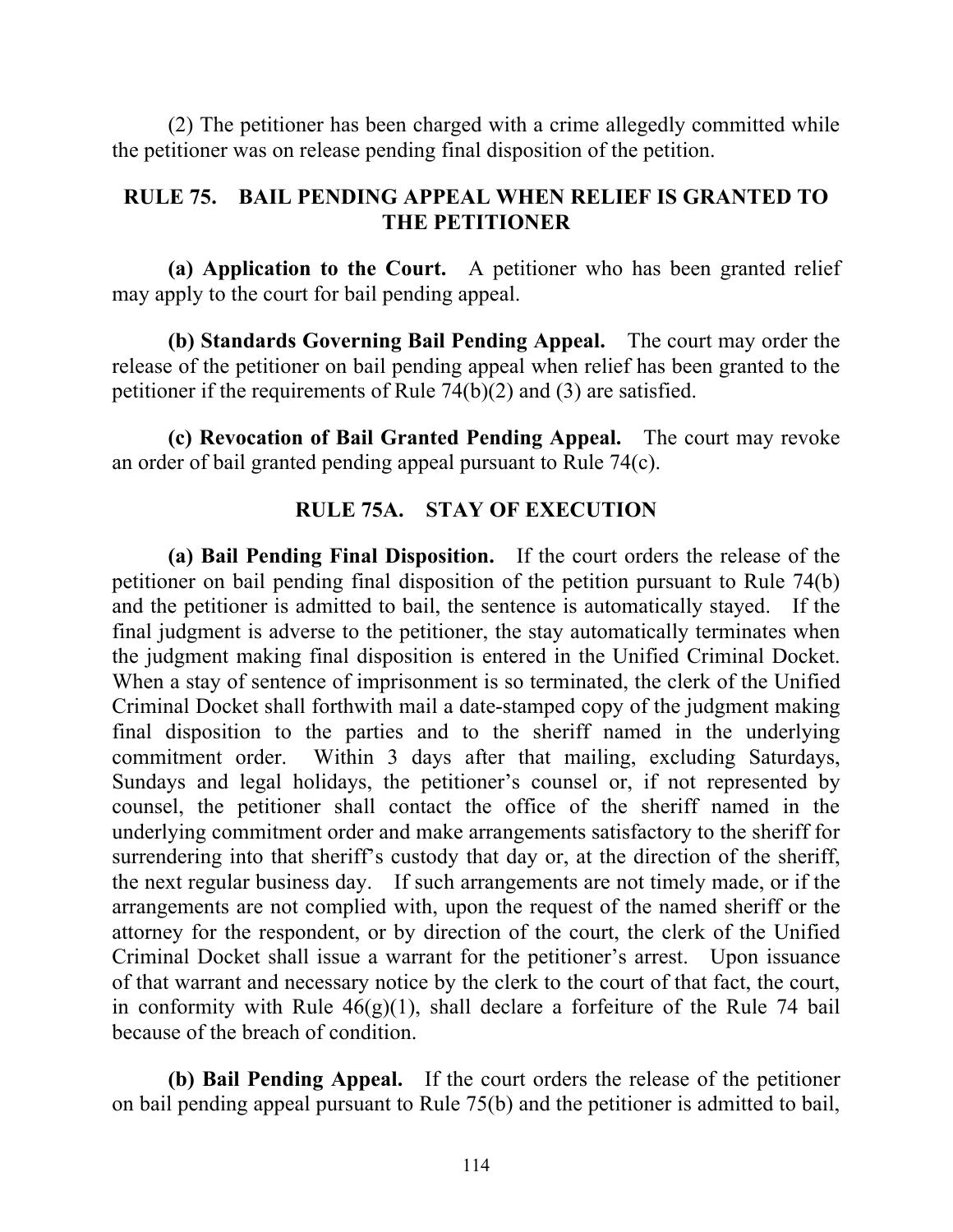(2) The petitioner has been charged with a crime allegedly committed while the petitioner was on release pending final disposition of the petition.

## RULE 75. BAIL PENDING APPEAL WHEN RELIEF IS GRANTED TO THE PETITIONER

**(a) Application to the Court.** A petitioner who has been granted relief may apply to the court for bail pending appeal.

**(b) Standards Governing Bail Pending Appeal.** The court may order the release of the petitioner on bail pending appeal when relief has been granted to the petitioner if the requirements of Rule 74(b)(2) and (3) are satisfied.

**(c) Revocation of Bail Granted Pending Appeal.** The court may revoke an order of bail granted pending appeal pursuant to Rule 74(c).

## RULE 75A. STAY OF EXECUTION

**(a) Bail Pending Final Disposition.** If the court orders the release of the petitioner on bail pending final disposition of the petition pursuant to Rule 74(b) and the petitioner is admitted to bail, the sentence is automatically stayed. If the final judgment is adverse to the petitioner, the stay automatically terminates when the judgment making final disposition is entered in the Unified Criminal Docket. When a stay of sentence of imprisonment is so terminated, the clerk of the Unified Criminal Docket shall forthwith mail a date-stamped copy of the judgment making final disposition to the parties and to the sheriff named in the underlying commitment order. Within 3 days after that mailing, excluding Saturdays, Sundays and legal holidays, the petitioner's counsel or, if not represented by counsel, the petitioner shall contact the office of the sheriff named in the underlying commitment order and make arrangements satisfactory to the sheriff for surrendering into that sheriff's custody that day or, at the direction of the sheriff, the next regular business day. If such arrangements are not timely made, or if the arrangements are not complied with, upon the request of the named sheriff or the attorney for the respondent, or by direction of the court, the clerk of the Unified Criminal Docket shall issue a warrant for the petitioner's arrest. Upon issuance of that warrant and necessary notice by the clerk to the court of that fact, the court, in conformity with Rule 46(g)(1), shall declare a forfeiture of the Rule 74 bail because of the breach of condition.

**(b) Bail Pending Appeal.** If the court orders the release of the petitioner on bail pending appeal pursuant to Rule 75(b) and the petitioner is admitted to bail,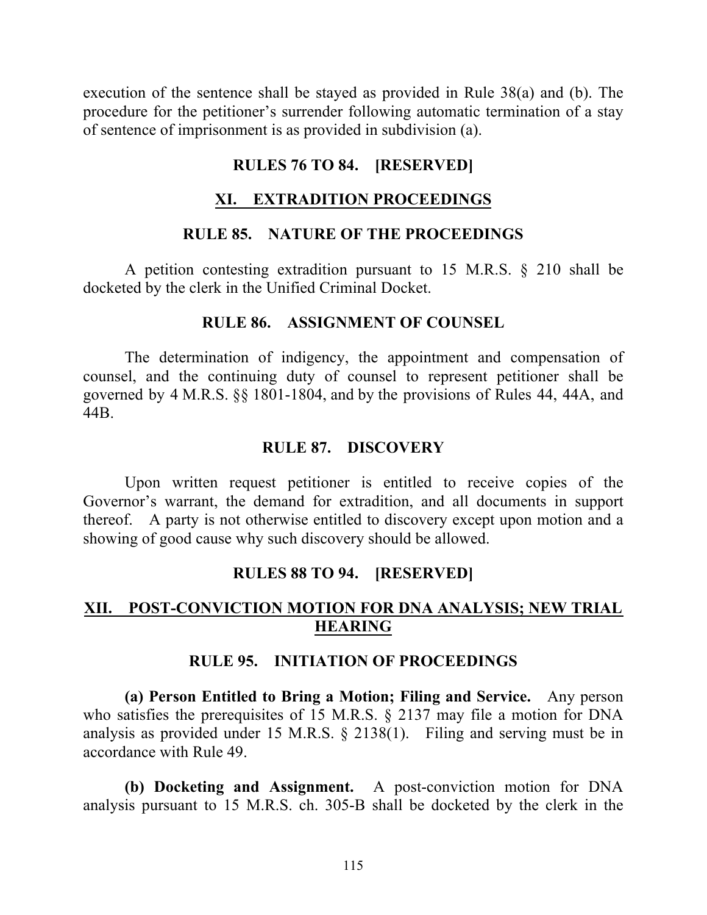execution of the sentence shall be stayed as provided in Rule 38(a) and (b). The procedure for the petitioner's surrender following automatic termination of a stay of sentence of imprisonment is as provided in subdivision (a).

### RULES 76 TO 84. [RESERVED]

## XI. EXTRADITION PROCEEDINGS

### RULE 85. NATURE OF THE PROCEEDINGS

A petition contesting extradition pursuant to 15 M.R.S. § 210 shall be docketed by the clerk in the Unified Criminal Docket.

### RULE 86. ASSIGNMENT OF COUNSEL

The determination of indigency, the appointment and compensation of counsel, and the continuing duty of counsel to represent petitioner shall be governed by 4 M.R.S. §§ 1801-1804, and by the provisions of Rules 44, 44A, and 44B.

### RULE 87. DISCOVERY

Upon written request petitioner is entitled to receive copies of the Governor's warrant, the demand for extradition, and all documents in support thereof. A party is not otherwise entitled to discovery except upon motion and a showing of good cause why such discovery should be allowed.

### RULES 88 TO 94. [RESERVED]

## XII. POST-CONVICTION MOTION FOR DNA ANALYSIS; NEW TRIAL HEARING

### RULE 95. INITIATION OF PROCEEDINGS

**(a) Person Entitled to Bring a Motion; Filing and Service.** Any person who satisfies the prerequisites of 15 M.R.S. § 2137 may file a motion for DNA analysis as provided under 15 M.R.S. § 2138(1). Filing and serving must be in accordance with Rule 49.

**(b) Docketing and Assignment.** A post-conviction motion for DNA analysis pursuant to 15 M.R.S. ch. 305-B shall be docketed by the clerk in the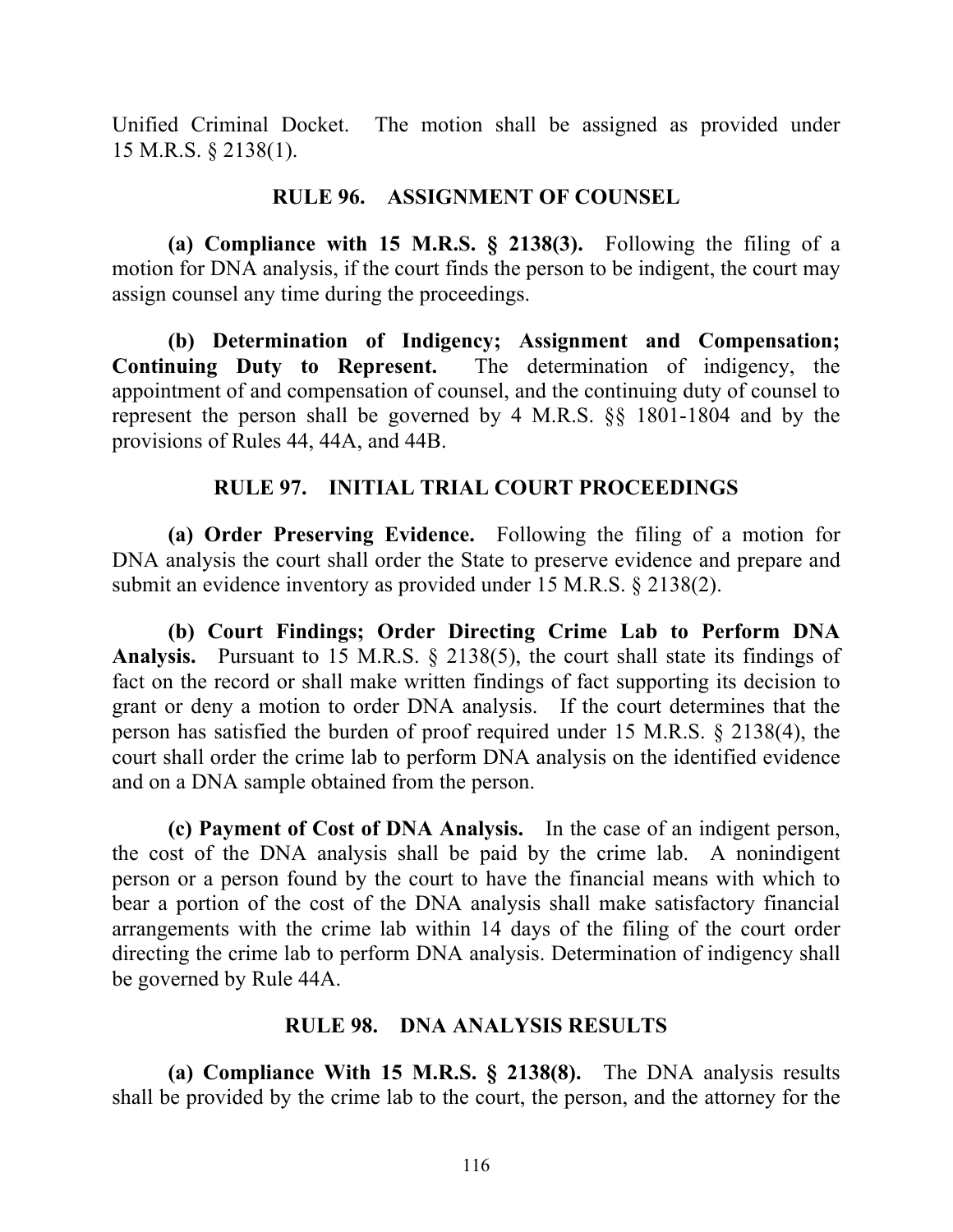Unified Criminal Docket. The motion shall be assigned as provided under 15 M.R.S. § 2138(1).

## RULE 96. ASSIGNMENT OF COUNSEL

**(a) Compliance with 15 M.R.S. § 2138(3).** Following the filing of a motion for DNA analysis, if the court finds the person to be indigent, the court may assign counsel any time during the proceedings.

**(b) Determination of Indigency; Assignment and Compensation; Continuing Duty to Represent.** The determination of indigency, the appointment of and compensation of counsel, and the continuing duty of counsel to represent the person shall be governed by 4 M.R.S. §§ 1801-1804 and by the provisions of Rules 44, 44A, and 44B.

## RULE 97. INITIAL TRIAL COURT PROCEEDINGS

**(a) Order Preserving Evidence.** Following the filing of a motion for DNA analysis the court shall order the State to preserve evidence and prepare and submit an evidence inventory as provided under 15 M.R.S. § 2138(2).

**(b) Court Findings; Order Directing Crime Lab to Perform DNA Analysis.** Pursuant to 15 M.R.S. § 2138(5), the court shall state its findings of fact on the record or shall make written findings of fact supporting its decision to grant or deny a motion to order DNA analysis. If the court determines that the person has satisfied the burden of proof required under 15 M.R.S. § 2138(4), the court shall order the crime lab to perform DNA analysis on the identified evidence and on a DNA sample obtained from the person.

**(c) Payment of Cost of DNA Analysis.** In the case of an indigent person, the cost of the DNA analysis shall be paid by the crime lab. A nonindigent person or a person found by the court to have the financial means with which to bear a portion of the cost of the DNA analysis shall make satisfactory financial arrangements with the crime lab within 14 days of the filing of the court order directing the crime lab to perform DNA analysis. Determination of indigency shall be governed by Rule 44A.

## RULE 98. DNA ANALYSIS RESULTS

**(a) Compliance With 15 M.R.S. § 2138(8).** The DNA analysis results shall be provided by the crime lab to the court, the person, and the attorney for the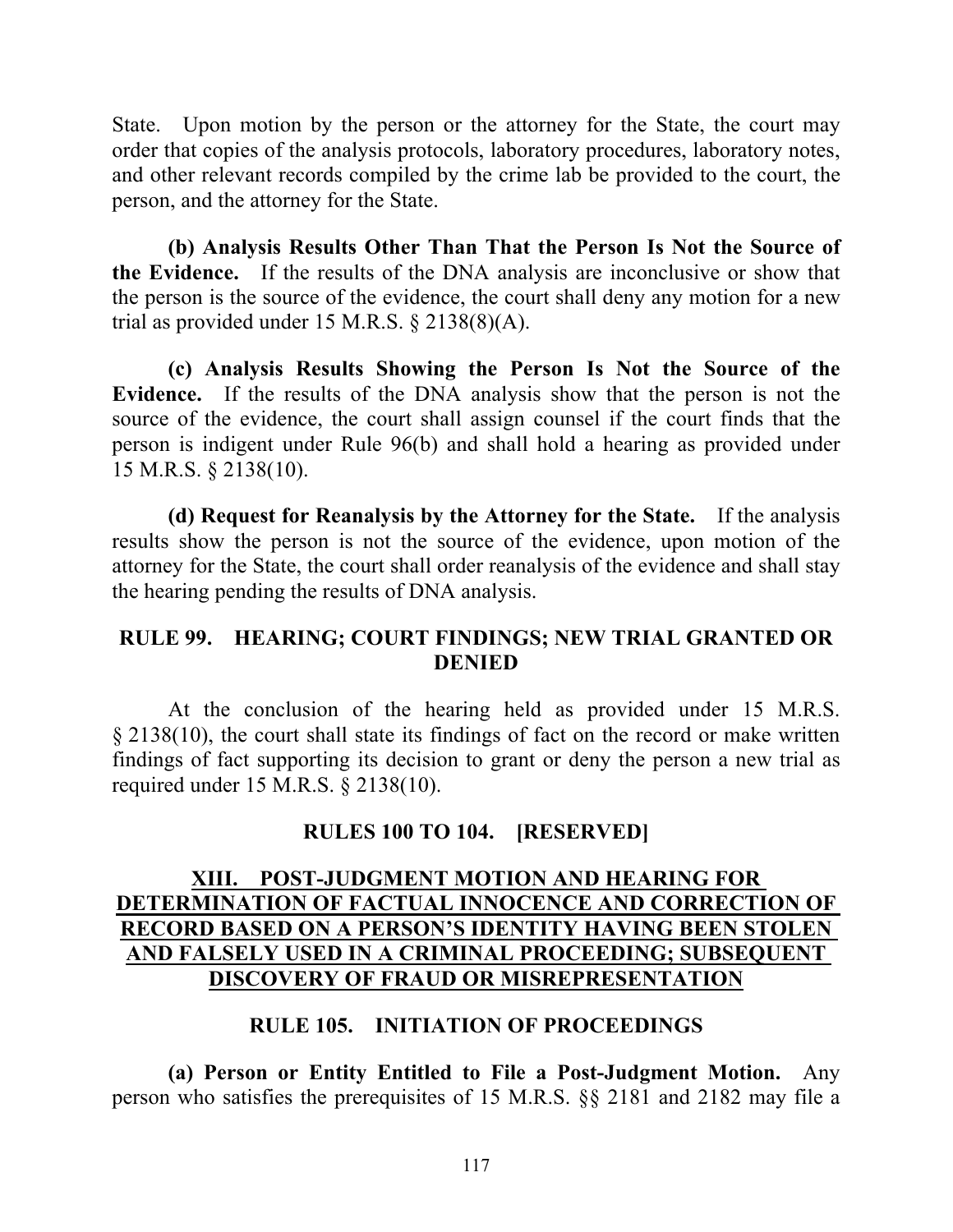State. Upon motion by the person or the attorney for the State, the court may order that copies of the analysis protocols, laboratory procedures, laboratory notes, and other relevant records compiled by the crime lab be provided to the court, the person, and the attorney for the State.

**(b) Analysis Results Other Than That the Person Is Not the Source of the Evidence.** If the results of the DNA analysis are inconclusive or show that the person is the source of the evidence, the court shall deny any motion for a new trial as provided under 15 M.R.S. § 2138(8)(A).

**(c) Analysis Results Showing the Person Is Not the Source of the Evidence.** If the results of the DNA analysis show that the person is not the source of the evidence, the court shall assign counsel if the court finds that the person is indigent under Rule 96(b) and shall hold a hearing as provided under 15 M.R.S. § 2138(10).

**(d) Request for Reanalysis by the Attorney for the State.** If the analysis results show the person is not the source of the evidence, upon motion of the attorney for the State, the court shall order reanalysis of the evidence and shall stay the hearing pending the results of DNA analysis.

## RULE 99. HEARING; COURT FINDINGS; NEW TRIAL GRANTED OR DENIED

At the conclusion of the hearing held as provided under 15 M.R.S. § 2138(10), the court shall state its findings of fact on the record or make written findings of fact supporting its decision to grant or deny the person a new trial as required under 15 M.R.S. § 2138(10).

## RULES 100 TO 104. [RESERVED]

## XIII. POST-JUDGMENT MOTION AND HEARING FOR DETERMINATION OF FACTUAL INNOCENCE AND CORRECTION OF RECORD BASED ON A PERSON'S IDENTITY HAVING BEEN STOLEN AND FALSELY USED IN A CRIMINAL PROCEEDING; SUBSEQUENT DISCOVERY OF FRAUD OR MISREPRESENTATION

## RULE 105. INITIATION OF PROCEEDINGS

**(a) Person or Entity Entitled to File a Post-Judgment Motion.** Any person who satisfies the prerequisites of 15 M.R.S. §§ 2181 and 2182 may file a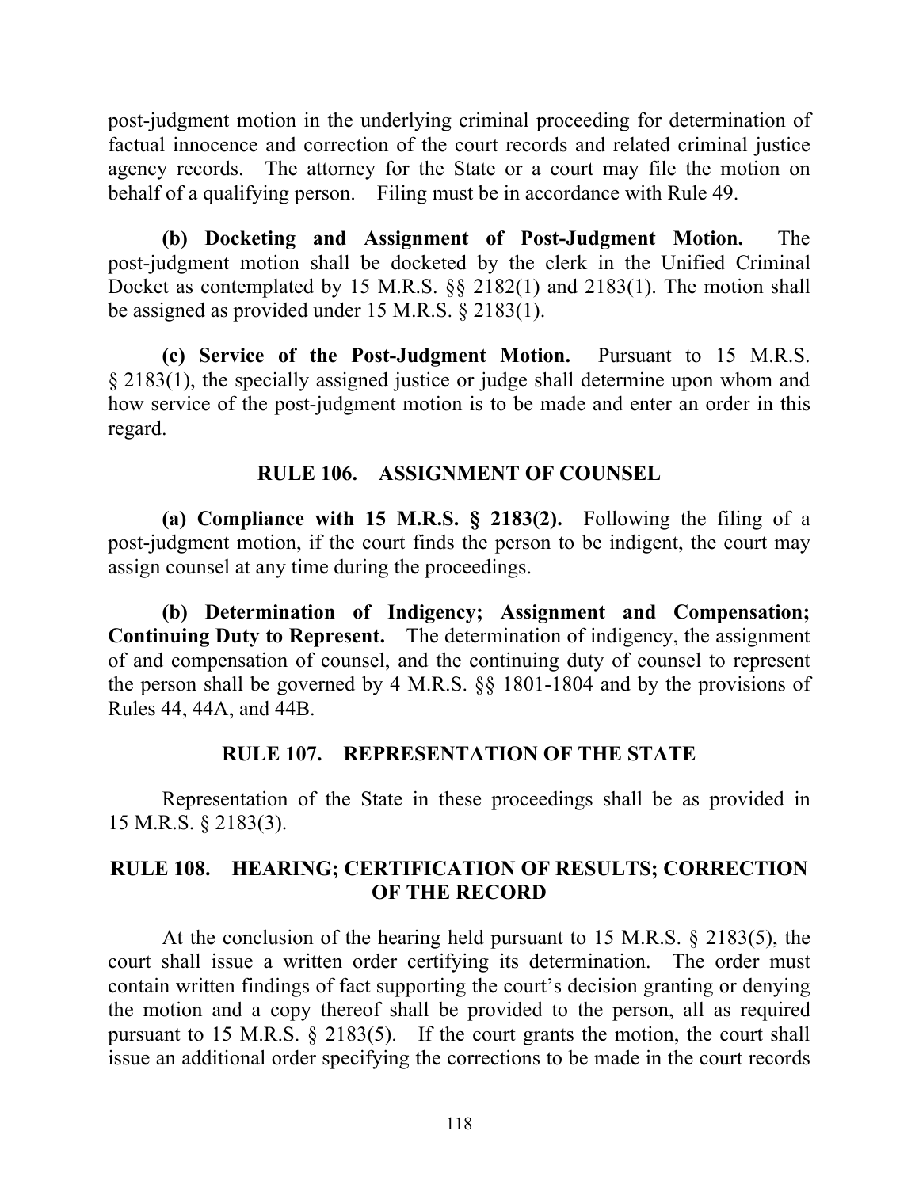post-judgment motion in the underlying criminal proceeding for determination of factual innocence and correction of the court records and related criminal justice agency records. The attorney for the State or a court may file the motion on behalf of a qualifying person. Filing must be in accordance with Rule 49.

**(b) Docketing and Assignment of Post-Judgment Motion.** The post-judgment motion shall be docketed by the clerk in the Unified Criminal Docket as contemplated by 15 M.R.S. §§ 2182(1) and 2183(1). The motion shall be assigned as provided under 15 M.R.S. § 2183(1).

**(c) Service of the Post-Judgment Motion.** Pursuant to 15 M.R.S. § 2183(1), the specially assigned justice or judge shall determine upon whom and how service of the post-judgment motion is to be made and enter an order in this regard.

## RULE 106. ASSIGNMENT OF COUNSEL

**(a) Compliance with 15 M.R.S. § 2183(2).** Following the filing of a post-judgment motion, if the court finds the person to be indigent, the court may assign counsel at any time during the proceedings.

**(b) Determination of Indigency; Assignment and Compensation; Continuing Duty to Represent.** The determination of indigency, the assignment of and compensation of counsel, and the continuing duty of counsel to represent the person shall be governed by 4 M.R.S. §§ 1801-1804 and by the provisions of Rules 44, 44A, and 44B.

## RULE 107. REPRESENTATION OF THE STATE

Representation of the State in these proceedings shall be as provided in 15 M.R.S. § 2183(3).

## RULE 108. HEARING; CERTIFICATION OF RESULTS; CORRECTION OF THE RECORD

At the conclusion of the hearing held pursuant to 15 M.R.S. § 2183(5), the court shall issue a written order certifying its determination. The order must contain written findings of fact supporting the court's decision granting or denying the motion and a copy thereof shall be provided to the person, all as required pursuant to 15 M.R.S. § 2183(5). If the court grants the motion, the court shall issue an additional order specifying the corrections to be made in the court records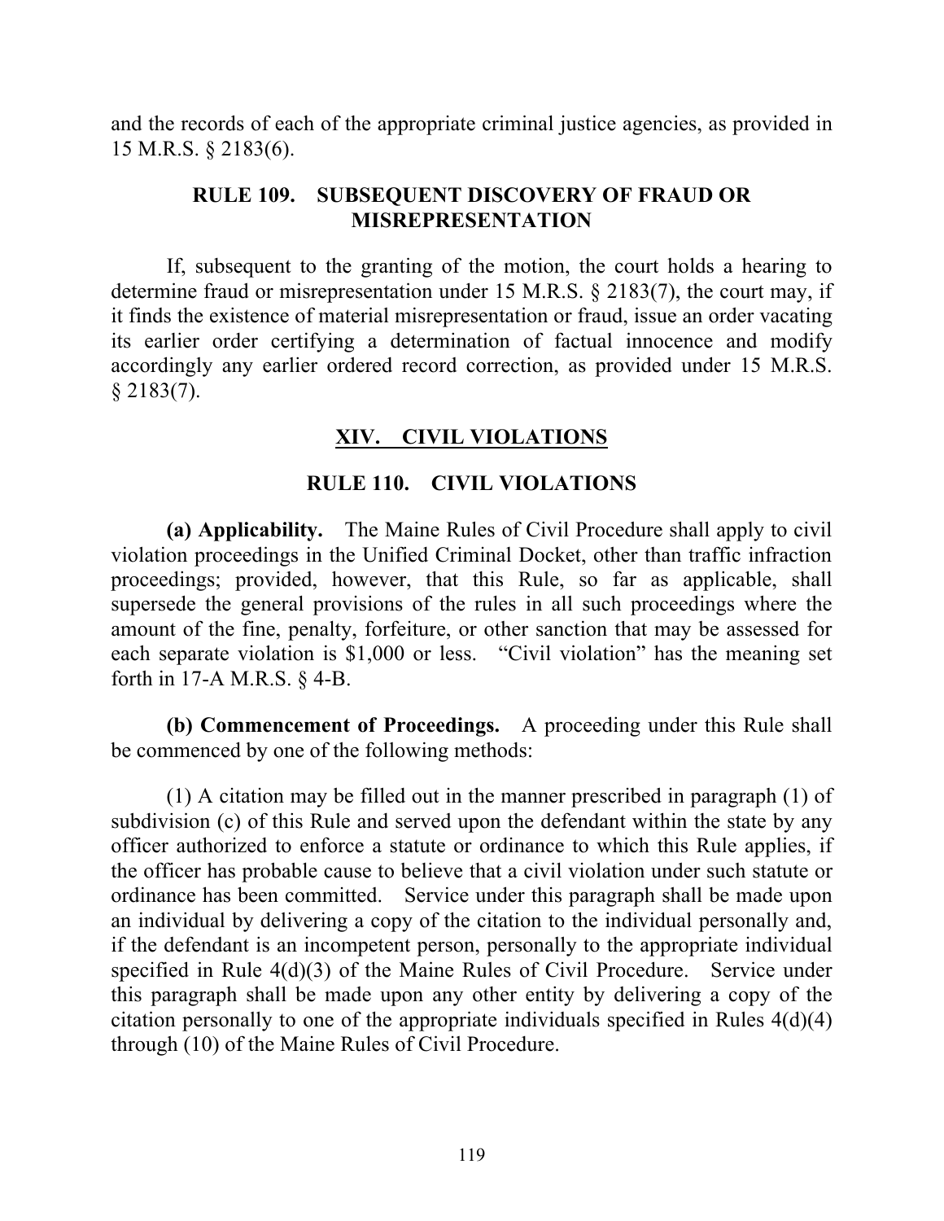and the records of each of the appropriate criminal justice agencies, as provided in 15 M.R.S. § 2183(6).

### RULE 109. SUBSEQUENT DISCOVERY OF FRAUD OR MISREPRESENTATION

If, subsequent to the granting of the motion, the court holds a hearing to determine fraud or misrepresentation under 15 M.R.S. § 2183(7), the court may, if it finds the existence of material misrepresentation or fraud, issue an order vacating its earlier order certifying a determination of factual innocence and modify accordingly any earlier ordered record correction, as provided under 15 M.R.S. § 2183(7).

## XIV. CIVIL VIOLATIONS

### RULE 110. CIVIL VIOLATIONS

**(a) Applicability.** The Maine Rules of Civil Procedure shall apply to civil violation proceedings in the Unified Criminal Docket, other than traffic infraction proceedings; provided, however, that this Rule, so far as applicable, shall supersede the general provisions of the rules in all such proceedings where the amount of the fine, penalty, forfeiture, or other sanction that may be assessed for each separate violation is $1,000 or less. "Civil violation" has the meaning set forth in 17-A M.R.S. § 4-B.

**(b) Commencement of Proceedings.** A proceeding under this Rule shall be commenced by one of the following methods:

(1) A citation may be filled out in the manner prescribed in paragraph (1) of subdivision (c) of this Rule and served upon the defendant within the state by any officer authorized to enforce a statute or ordinance to which this Rule applies, if the officer has probable cause to believe that a civil violation under such statute or ordinance has been committed. Service under this paragraph shall be made upon an individual by delivering a copy of the citation to the individual personally and, if the defendant is an incompetent person, personally to the appropriate individual specified in Rule 4(d)(3) of the Maine Rules of Civil Procedure. Service under this paragraph shall be made upon any other entity by delivering a copy of the citation personally to one of the appropriate individuals specified in Rules 4(d)(4) through (10) of the Maine Rules of Civil Procedure.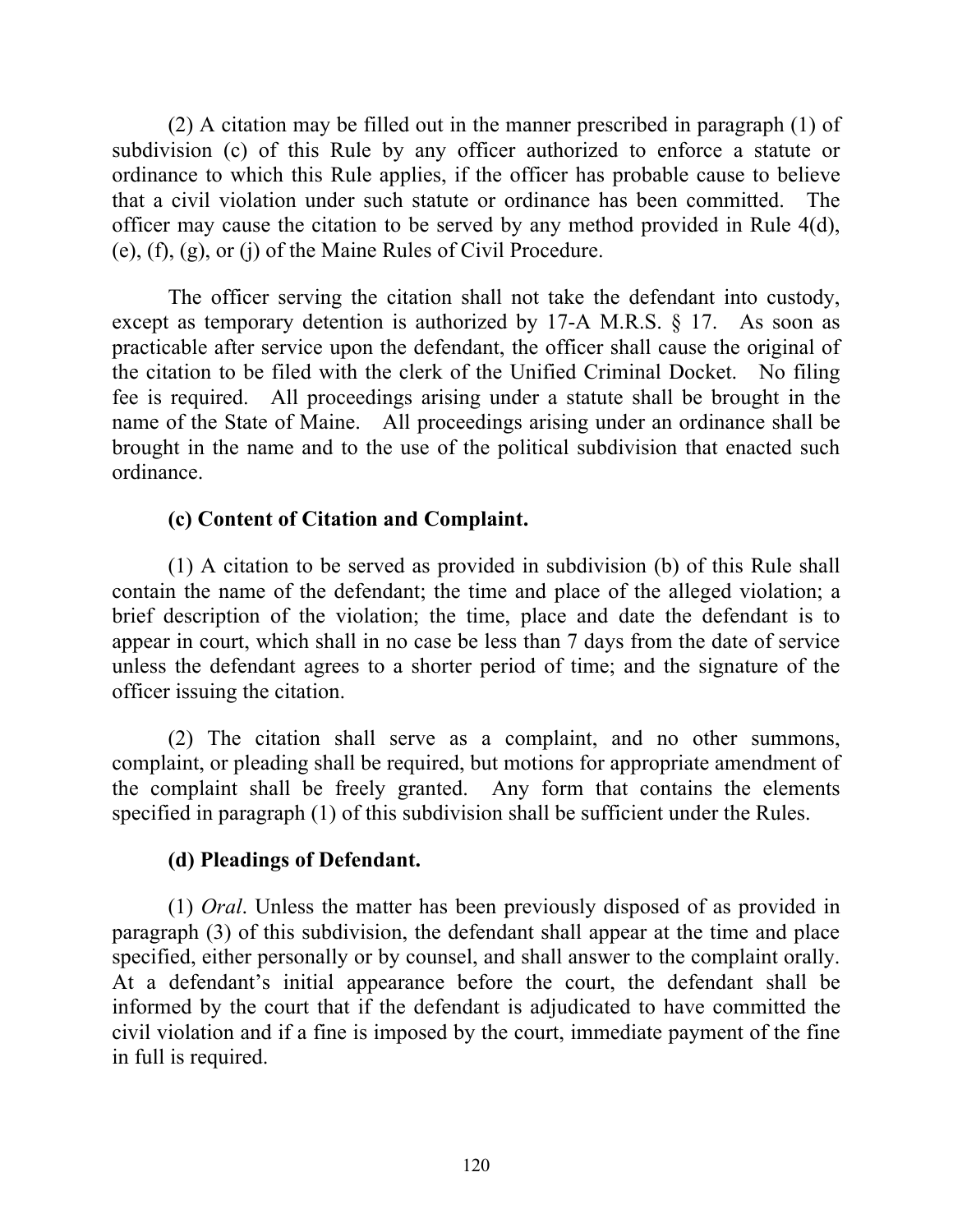(2) A citation may be filled out in the manner prescribed in paragraph (1) of subdivision (c) of this Rule by any officer authorized to enforce a statute or ordinance to which this Rule applies, if the officer has probable cause to believe that a civil violation under such statute or ordinance has been committed. The officer may cause the citation to be served by any method provided in Rule 4(d), (e), (f), (g), or (j) of the Maine Rules of Civil Procedure.

The officer serving the citation shall not take the defendant into custody, except as temporary detention is authorized by 17-A M.R.S. § 17. As soon as practicable after service upon the defendant, the officer shall cause the original of the citation to be filed with the clerk of the Unified Criminal Docket. No filing fee is required. All proceedings arising under a statute shall be brought in the name of the State of Maine. All proceedings arising under an ordinance shall be brought in the name and to the use of the political subdivision that enacted such ordinance.

**(c) Content of Citation and Complaint.**

(1) A citation to be served as provided in subdivision (b) of this Rule shall contain the name of the defendant; the time and place of the alleged violation; a brief description of the violation; the time, place and date the defendant is to appear in court, which shall in no case be less than 7 days from the date of service unless the defendant agrees to a shorter period of time; and the signature of the officer issuing the citation.

(2) The citation shall serve as a complaint, and no other summons, complaint, or pleading shall be required, but motions for appropriate amendment of the complaint shall be freely granted. Any form that contains the elements specified in paragraph (1) of this subdivision shall be sufficient under the Rules.

**(d) Pleadings of Defendant.**

(1) *Oral*. Unless the matter has been previously disposed of as provided in paragraph (3) of this subdivision, the defendant shall appear at the time and place specified, either personally or by counsel, and shall answer to the complaint orally. At a defendant's initial appearance before the court, the defendant shall be informed by the court that if the defendant is adjudicated to have committed the civil violation and if a fine is imposed by the court, immediate payment of the fine in full is required.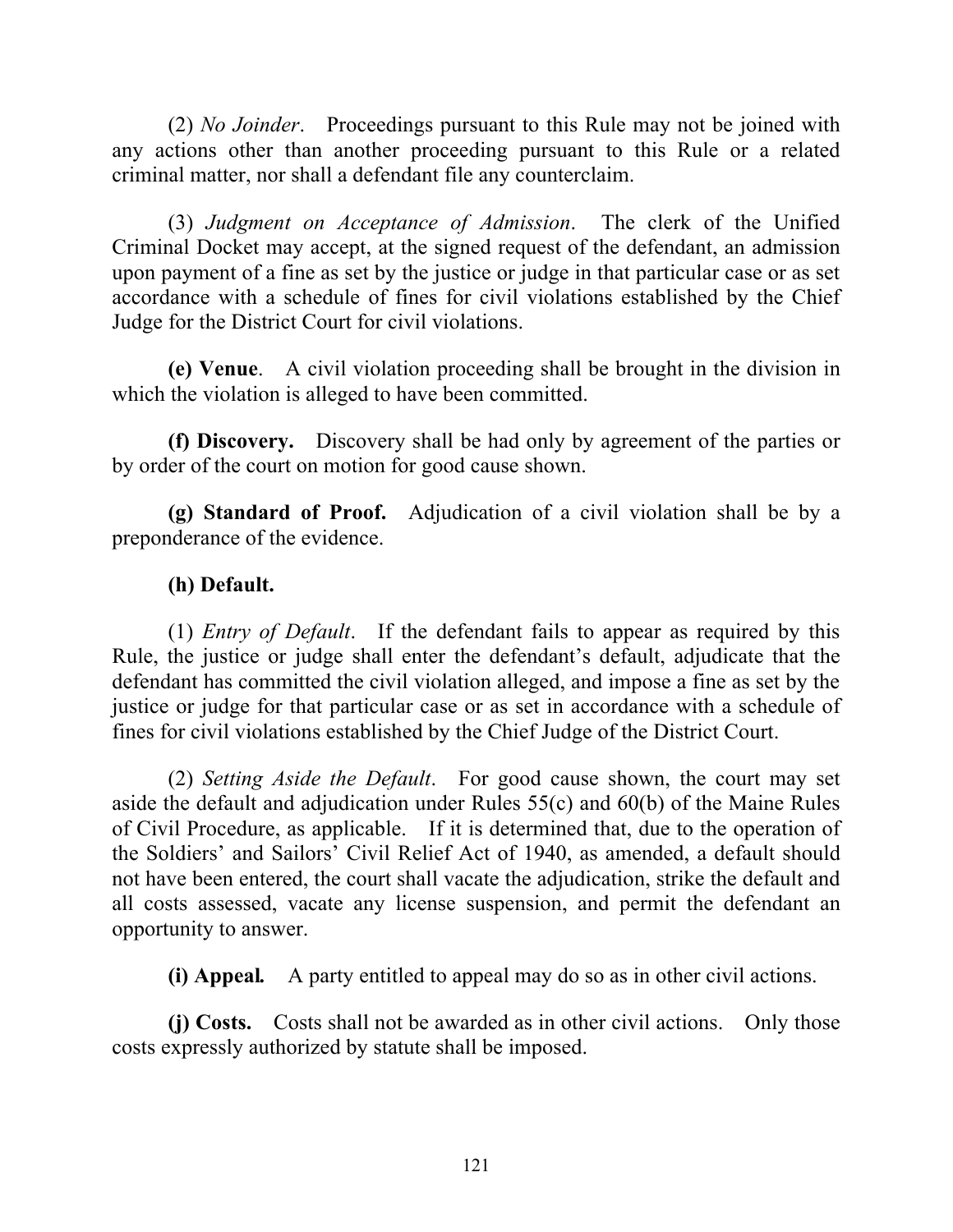(2) *No Joinder*. Proceedings pursuant to this Rule may not be joined with any actions other than another proceeding pursuant to this Rule or a related criminal matter, nor shall a defendant file any counterclaim.

(3) *Judgment on Acceptance of Admission*. The clerk of the Unified Criminal Docket may accept, at the signed request of the defendant, an admission upon payment of a fine as set by the justice or judge in that particular case or as set accordance with a schedule of fines for civil violations established by the Chief Judge for the District Court for civil violations.

**(e) Venue**. A civil violation proceeding shall be brought in the division in which the violation is alleged to have been committed.

**(f) Discovery.** Discovery shall be had only by agreement of the parties or by order of the court on motion for good cause shown.

**(g) Standard of Proof.** Adjudication of a civil violation shall be by a preponderance of the evidence.

**(h) Default.**

(1) *Entry of Default*. If the defendant fails to appear as required by this Rule, the justice or judge shall enter the defendant's default, adjudicate that the defendant has committed the civil violation alleged, and impose a fine as set by the justice or judge for that particular case or as set in accordance with a schedule of fines for civil violations established by the Chief Judge of the District Court.

(2) *Setting Aside the Default*. For good cause shown, the court may set aside the default and adjudication under Rules 55(c) and 60(b) of the Maine Rules of Civil Procedure, as applicable. If it is determined that, due to the operation of the Soldiers' and Sailors' Civil Relief Act of 1940, as amended, a default should not have been entered, the court shall vacate the adjudication, strike the default and all costs assessed, vacate any license suspension, and permit the defendant an opportunity to answer.

**(i) Appeal.** A party entitled to appeal may do so as in other civil actions.

**(j) Costs.** Costs shall not be awarded as in other civil actions. Only those costs expressly authorized by statute shall be imposed.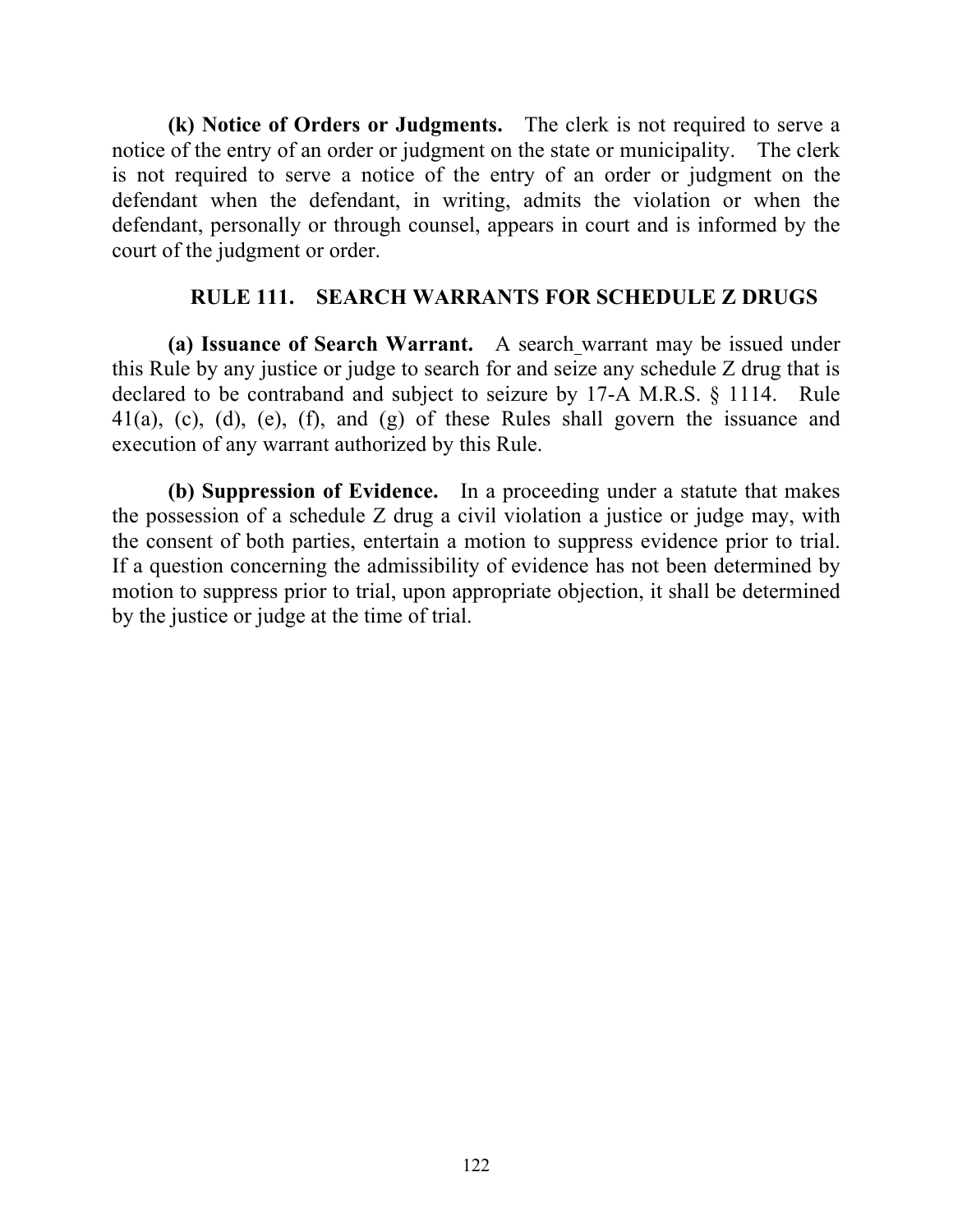**(k) Notice of Orders or Judgments.** The clerk is not required to serve a notice of the entry of an order or judgment on the state or municipality. The clerk is not required to serve a notice of the entry of an order or judgment on the defendant when the defendant, in writing, admits the violation or when the defendant, personally or through counsel, appears in court and is informed by the court of the judgment or order.

## RULE 111. SEARCH WARRANTS FOR SCHEDULE Z DRUGS

**(a) Issuance of Search Warrant.** A search warrant may be issued under this Rule by any justice or judge to search for and seize any schedule Z drug that is declared to be contraband and subject to seizure by 17-A M.R.S. § 1114. Rule 41(a), (c), (d), (e), (f), and (g) of these Rules shall govern the issuance and execution of any warrant authorized by this Rule.

**(b) Suppression of Evidence.** In a proceeding under a statute that makes the possession of a schedule Z drug a civil violation a justice or judge may, with the consent of both parties, entertain a motion to suppress evidence prior to trial. If a question concerning the admissibility of evidence has not been determined by motion to suppress prior to trial, upon appropriate objection, it shall be determined by the justice or judge at the time of trial.